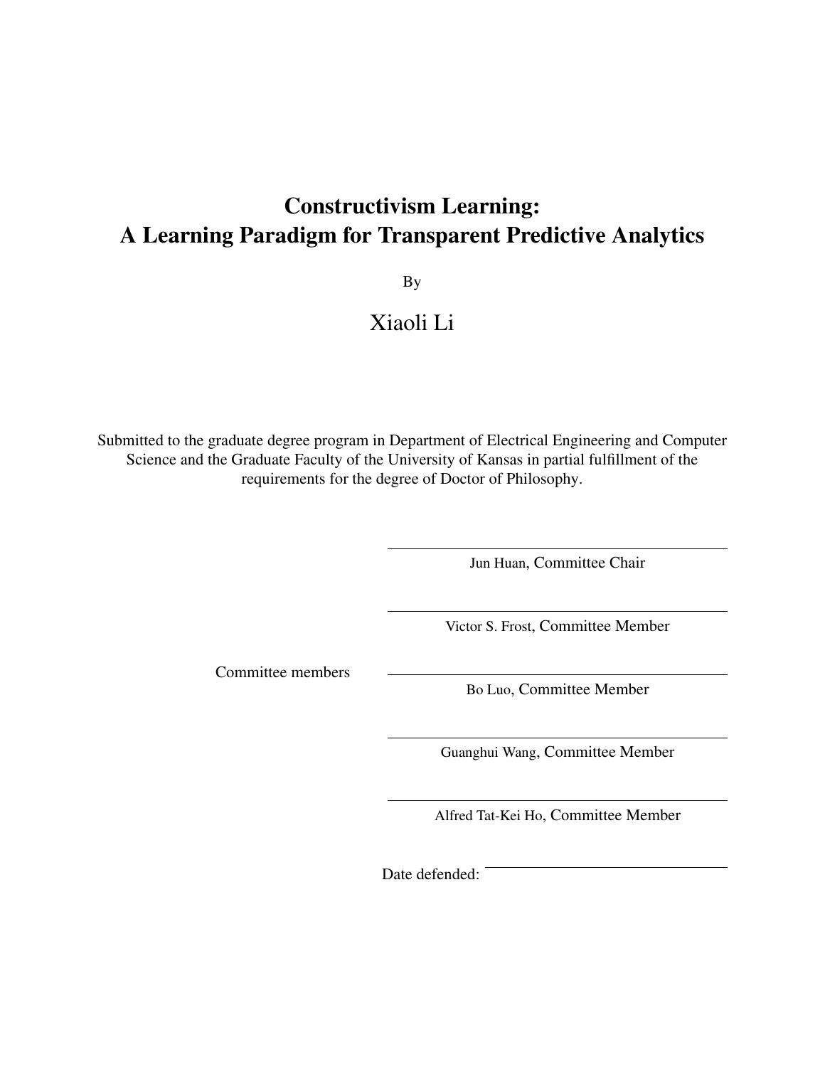# Constructivism Learning:
# A Learning Paradigm for Transparent Predictive Analytics

By

Xiaoli Li

Submitted to the graduate degree program in Department of Electrical Engineering and Computer Science and the Graduate Faculty of the University of Kansas in partial fulfillment of the requirements for the degree of Doctor of Philosophy.

Committee members

Jun Huan, Committee Chair

Victor S. Frost, Committee Member

Bo Luo, Committee Member

Guanghui Wang, Committee Member

Alfred Tat-Kei Ho, Committee Member

Date defended: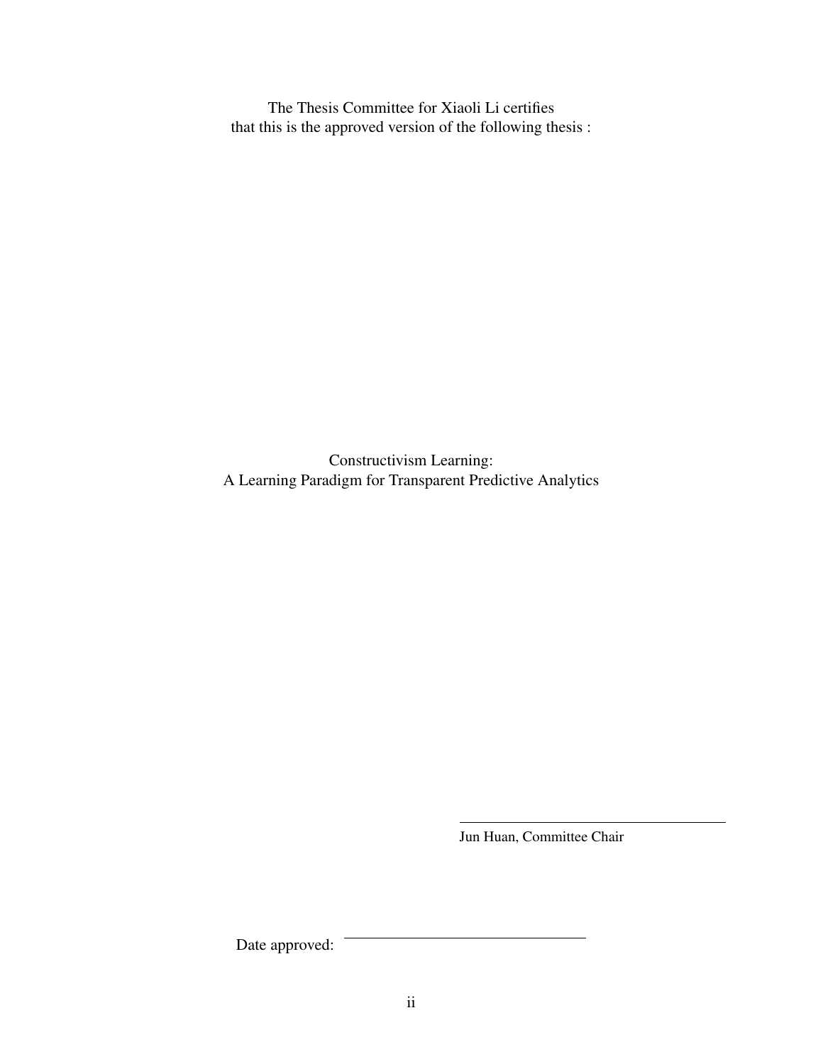The Thesis Committee for Xiaoli Li certifies
that this is the approved version of the following thesis :

Constructivism Learning:
A Learning Paradigm for Transparent Predictive Analytics

______________________________
Jun Huan, Committee Chair

Date approved: ______________________________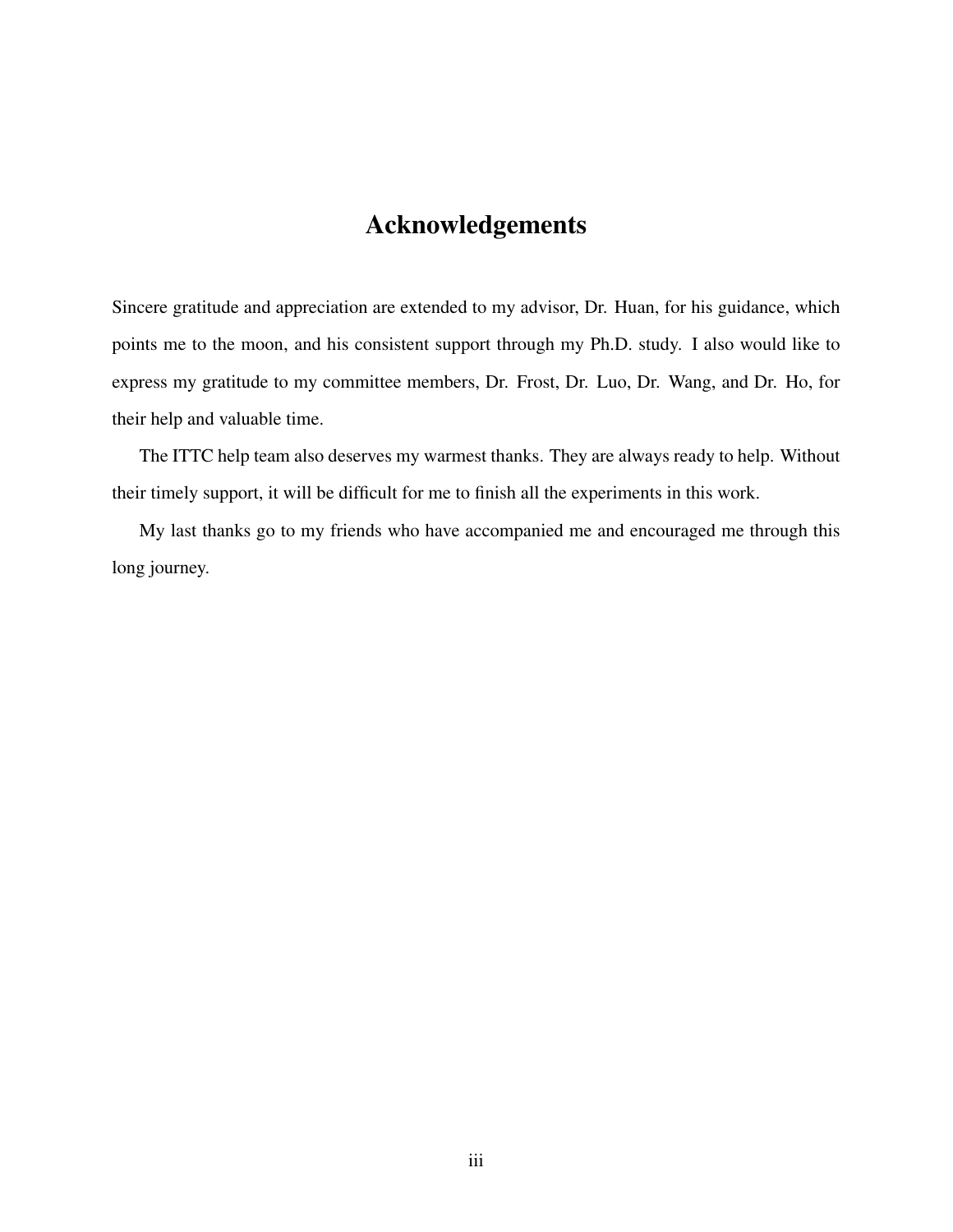# Acknowledgements

Sincere gratitude and appreciation are extended to my advisor, Dr. Huan, for his guidance, which points me to the moon, and his consistent support through my Ph.D. study. I also would like to express my gratitude to my committee members, Dr. Frost, Dr. Luo, Dr. Wang, and Dr. Ho, for their help and valuable time.

The ITTC help team also deserves my warmest thanks. They are always ready to help. Without their timely support, it will be difficult for me to finish all the experiments in this work.

My last thanks go to my friends who have accompanied me and encouraged me through this long journey.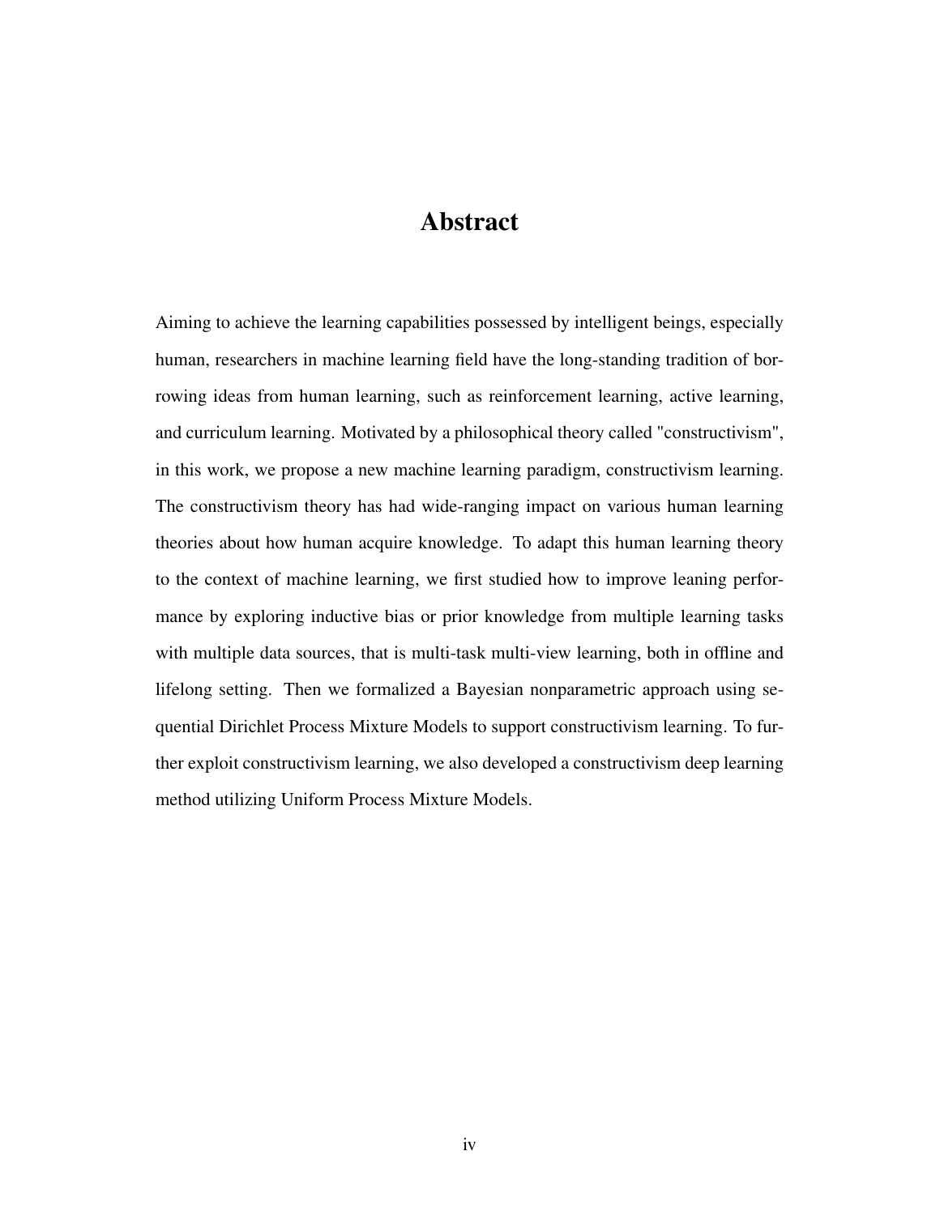# Abstract

Aiming to achieve the learning capabilities possessed by intelligent beings, especially human, researchers in machine learning field have the long-standing tradition of borrowing ideas from human learning, such as reinforcement learning, active learning, and curriculum learning. Motivated by a philosophical theory called "constructivism", in this work, we propose a new machine learning paradigm, constructivism learning. The constructivism theory has had wide-ranging impact on various human learning theories about how human acquire knowledge. To adapt this human learning theory to the context of machine learning, we first studied how to improve leaning performance by exploring inductive bias or prior knowledge from multiple learning tasks with multiple data sources, that is multi-task multi-view learning, both in offline and lifelong setting. Then we formalized a Bayesian nonparametric approach using sequential Dirichlet Process Mixture Models to support constructivism learning. To further exploit constructivism learning, we also developed a constructivism deep learning method utilizing Uniform Process Mixture Models.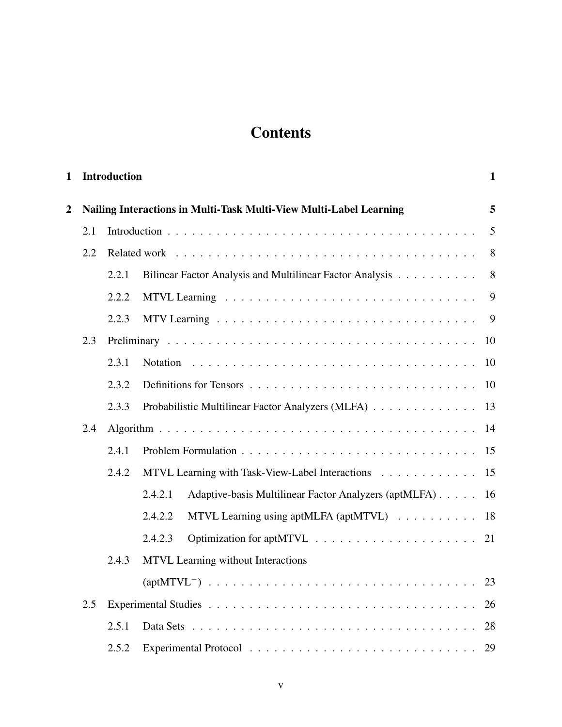# Contents

**1 Introduction** **1**

**2 Nailing Interactions in Multi-Task Multi-View Multi-Label Learning** **5**

- 2.1 Introduction . . . . . . . . . . 5
- 2.2 Related work . . . . . . . . . . 8
  - 2.2.1 Bilinear Factor Analysis and Multilinear Factor Analysis . . . . . . . . . . 8
  - 2.2.2 MTVL Learning . . . . . . . . . . 9
  - 2.2.3 MTV Learning . . . . . . . . . . 9
- 2.3 Preliminary . . . . . . . . . . 10
  - 2.3.1 Notation . . . . . . . . . . 10
  - 2.3.2 Definitions for Tensors . . . . . . . . . . 10
  - 2.3.3 Probabilistic Multilinear Factor Analyzers (MLFA) . . . . . . . . . . 13
- 2.4 Algorithm . . . . . . . . . . 14
  - 2.4.1 Problem Formulation . . . . . . . . . . 15
  - 2.4.2 MTVL Learning with Task-View-Label Interactions . . . . . . . . . . 15
    - 2.4.2.1 Adaptive-basis Multilinear Factor Analyzers (aptMLFA) . . . . . 16
    - 2.4.2.2 MTVL Learning using aptMLFA (aptMTVL) . . . . . . . . . . 18
    - 2.4.2.3 Optimization for aptMTVL . . . . . . . . . . 21
  - 2.4.3 MTVL Learning without Interactions (aptMTVL$^{-}$) . . . . . . . . . . 23
- 2.5 Experimental Studies . . . . . . . . . . 26
  - 2.5.1 Data Sets . . . . . . . . . . 28
  - 2.5.2 Experimental Protocol . . . . . . . . . . 29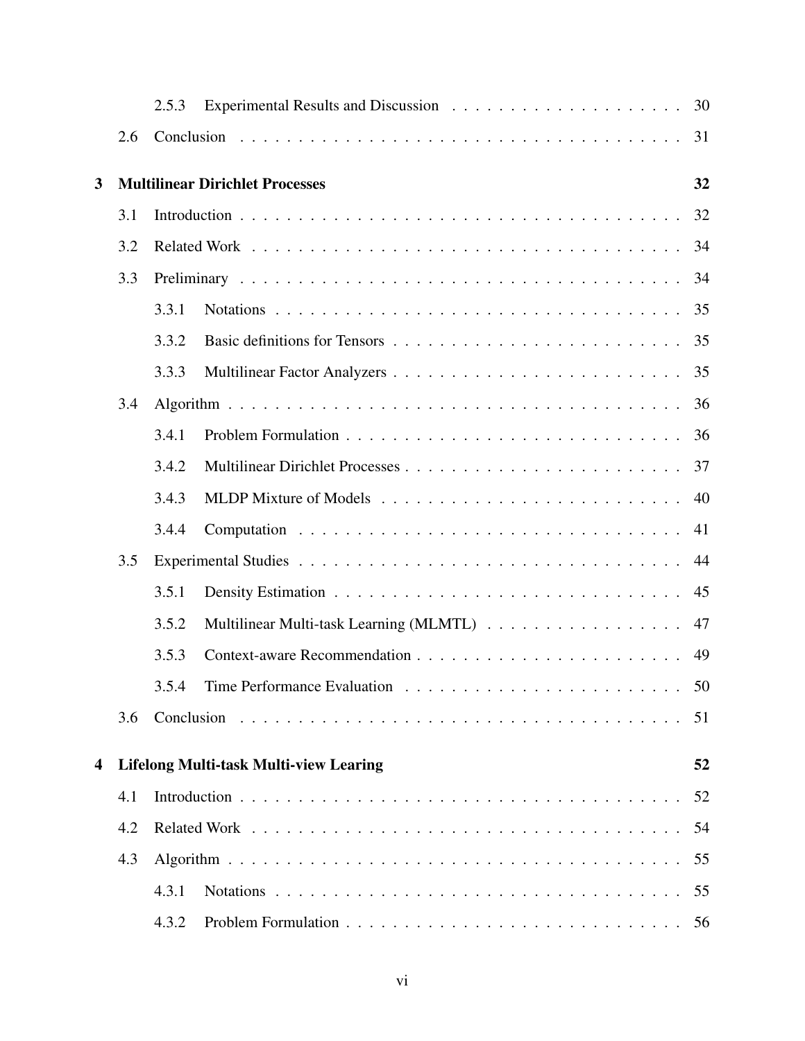| | | | |
|---|---|---|---|
| | 2.5.3 | Experimental Results and Discussion | 30 |
| 2.6 | | Conclusion | 31 |
| **3** | | **Multilinear Dirichlet Processes** | **32** |
| 3.1 | | Introduction | 32 |
| 3.2 | | Related Work | 34 |
| 3.3 | | Preliminary | 34 |
| | 3.3.1 | Notations | 35 |
| | 3.3.2 | Basic definitions for Tensors | 35 |
| | 3.3.3 | Multilinear Factor Analyzers | 35 |
| 3.4 | | Algorithm | 36 |
| | 3.4.1 | Problem Formulation | 36 |
| | 3.4.2 | Multilinear Dirichlet Processes | 37 |
| | 3.4.3 | MLDP Mixture of Models | 40 |
| | 3.4.4 | Computation | 41 |
| 3.5 | | Experimental Studies | 44 |
| | 3.5.1 | Density Estimation | 45 |
| | 3.5.2 | Multilinear Multi-task Learning (MLMTL) | 47 |
| | 3.5.3 | Context-aware Recommendation | 49 |
| | 3.5.4 | Time Performance Evaluation | 50 |
| 3.6 | | Conclusion | 51 |
| **4** | | **Lifelong Multi-task Multi-view Learing** | **52** |
| 4.1 | | Introduction | 52 |
| 4.2 | | Related Work | 54 |
| 4.3 | | Algorithm | 55 |
| | 4.3.1 | Notations | 55 |
| | 4.3.2 | Problem Formulation | 56 |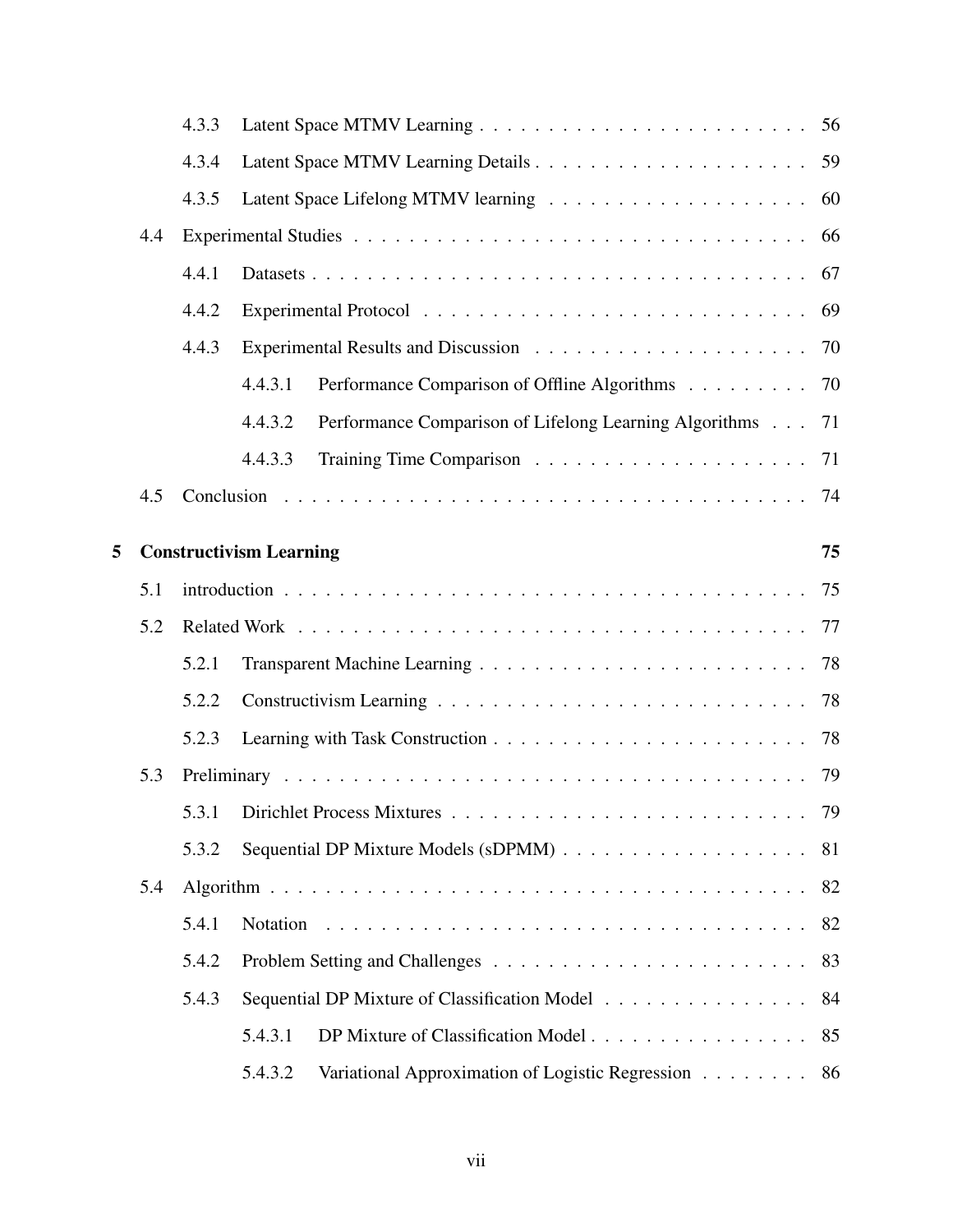4.3.3 Latent Space MTMV Learning . . . . . . . . . . . . . . . . . . . . . . . 56

4.3.4 Latent Space MTMV Learning Details . . . . . . . . . . . . . . . . . . . 59

4.3.5 Latent Space Lifelong MTMV learning . . . . . . . . . . . . . . . . . . 60

4.4 Experimental Studies . . . . . . . . . . . . . . . . . . . . . . . . . . . . . . . . 66

4.4.1 Datasets . . . . . . . . . . . . . . . . . . . . . . . . . . . . . . . . . . 67

4.4.2 Experimental Protocol . . . . . . . . . . . . . . . . . . . . . . . . . . . 69

4.4.3 Experimental Results and Discussion . . . . . . . . . . . . . . . . . . . 70

4.4.3.1 Performance Comparison of Offline Algorithms . . . . . . . . . 70

4.4.3.2 Performance Comparison of Lifelong Learning Algorithms . . . 71

4.4.3.3 Training Time Comparison . . . . . . . . . . . . . . . . . . . . 71

4.5 Conclusion . . . . . . . . . . . . . . . . . . . . . . . . . . . . . . . . . . . . . . 74

**5 Constructivism Learning** **75**

5.1 introduction . . . . . . . . . . . . . . . . . . . . . . . . . . . . . . . . . . . . . 75

5.2 Related Work . . . . . . . . . . . . . . . . . . . . . . . . . . . . . . . . . . . . 77

5.2.1 Transparent Machine Learning . . . . . . . . . . . . . . . . . . . . . . . 78

5.2.2 Constructivism Learning . . . . . . . . . . . . . . . . . . . . . . . . . . 78

5.2.3 Learning with Task Construction . . . . . . . . . . . . . . . . . . . . . . 78

5.3 Preliminary . . . . . . . . . . . . . . . . . . . . . . . . . . . . . . . . . . . . . 79

5.3.1 Dirichlet Process Mixtures . . . . . . . . . . . . . . . . . . . . . . . . . 79

5.3.2 Sequential DP Mixture Models (sDPMM) . . . . . . . . . . . . . . . . . 81

5.4 Algorithm . . . . . . . . . . . . . . . . . . . . . . . . . . . . . . . . . . . . . . 82

5.4.1 Notation . . . . . . . . . . . . . . . . . . . . . . . . . . . . . . . . . . 82

5.4.2 Problem Setting and Challenges . . . . . . . . . . . . . . . . . . . . . . 83

5.4.3 Sequential DP Mixture of Classification Model . . . . . . . . . . . . . . 84

5.4.3.1 DP Mixture of Classification Model . . . . . . . . . . . . . . . . 85

5.4.3.2 Variational Approximation of Logistic Regression . . . . . . . . 86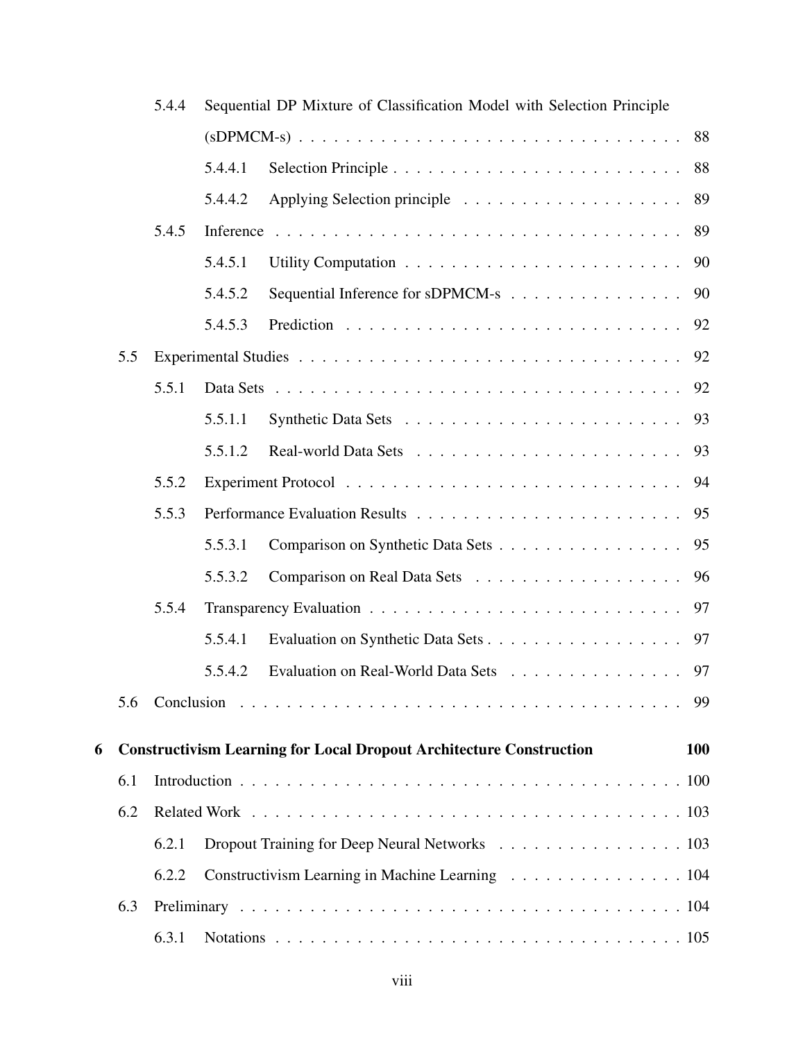- 5.4.4 Sequential DP Mixture of Classification Model with Selection Principle (sDPMCM-s) . . . 88
  - 5.4.4.1 Selection Principle . . . 88
  - 5.4.4.2 Applying Selection principle . . . 89
- 5.4.5 Inference . . . 89
  - 5.4.5.1 Utility Computation . . . 90
  - 5.4.5.2 Sequential Inference for sDPMCM-s . . . 90
  - 5.4.5.3 Prediction . . . 92

5.5 Experimental Studies . . . 92

- 5.5.1 Data Sets . . . 92
  - 5.5.1.1 Synthetic Data Sets . . . 93
  - 5.5.1.2 Real-world Data Sets . . . 93
- 5.5.2 Experiment Protocol . . . 94
- 5.5.3 Performance Evaluation Results . . . 95
  - 5.5.3.1 Comparison on Synthetic Data Sets . . . 95
  - 5.5.3.2 Comparison on Real Data Sets . . . 96
- 5.5.4 Transparency Evaluation . . . 97
  - 5.5.4.1 Evaluation on Synthetic Data Sets . . . 97
  - 5.5.4.2 Evaluation on Real-World Data Sets . . . 97

5.6 Conclusion . . . 99

**6 Constructivism Learning for Local Dropout Architecture Construction . . . 100**

6.1 Introduction . . . 100

6.2 Related Work . . . 103

- 6.2.1 Dropout Training for Deep Neural Networks . . . 103
- 6.2.2 Constructivism Learning in Machine Learning . . . 104

6.3 Preliminary . . . 104

- 6.3.1 Notations . . . 105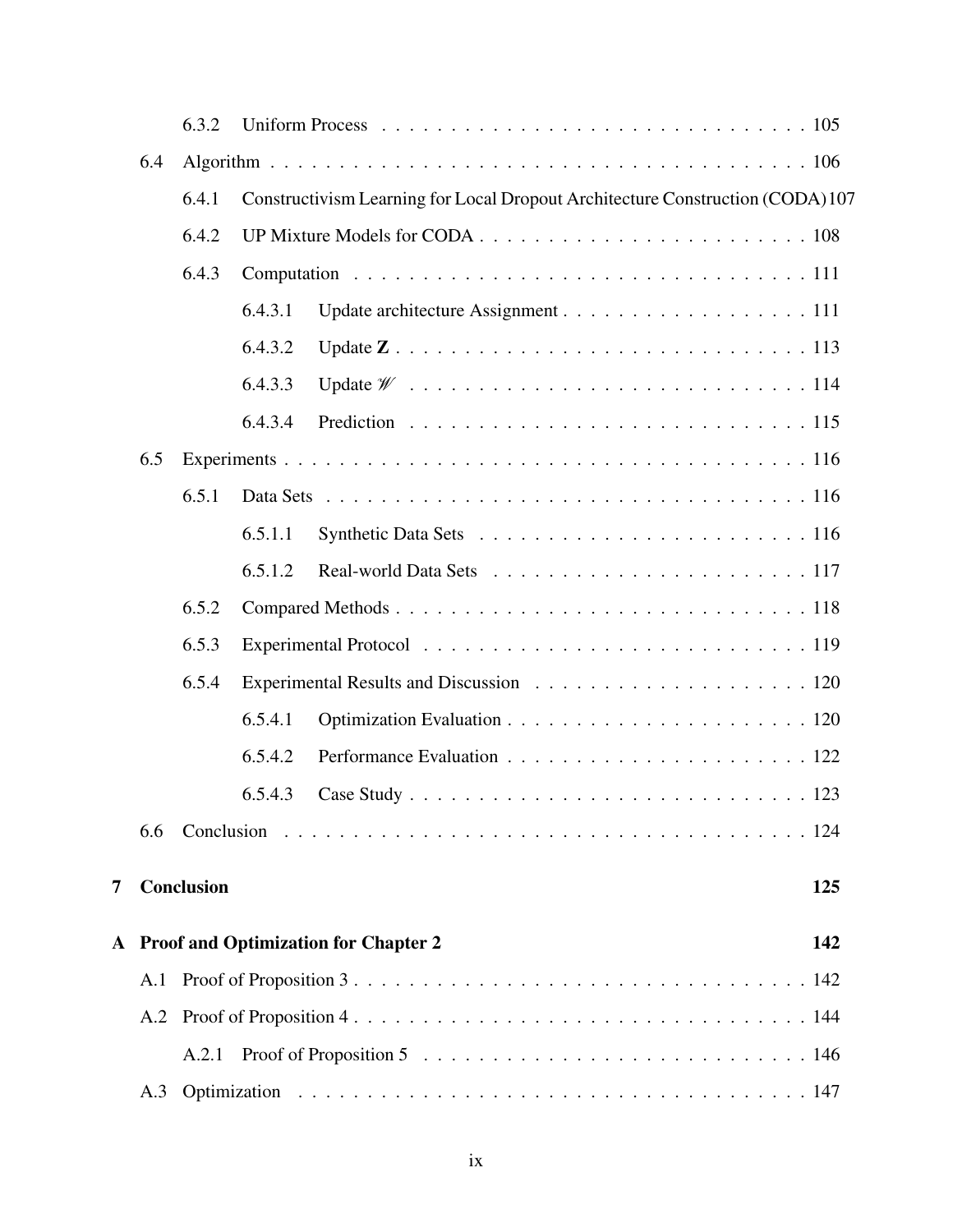6.3.2 Uniform Process . . . . . . . . . . . . . . . . . . . . . . . . . . . . . . . 105

6.4 Algorithm . . . . . . . . . . . . . . . . . . . . . . . . . . . . . . . . . . . . . . . 106

6.4.1 Constructivism Learning for Local Dropout Architecture Construction (CODA) 107

6.4.2 UP Mixture Models for CODA . . . . . . . . . . . . . . . . . . . . . . . . 108

6.4.3 Computation . . . . . . . . . . . . . . . . . . . . . . . . . . . . . . . . . . 111

6.4.3.1 Update architecture Assignment . . . . . . . . . . . . . . . . . . 111

6.4.3.2 Update $\mathbf{Z}$ . . . . . . . . . . . . . . . . . . . . . . . . . . . . . . 113

6.4.3.3 Update $\mathscr{W}$ . . . . . . . . . . . . . . . . . . . . . . . . . . . . . 114

6.4.3.4 Prediction . . . . . . . . . . . . . . . . . . . . . . . . . . . . . . 115

6.5 Experiments . . . . . . . . . . . . . . . . . . . . . . . . . . . . . . . . . . . . . 116

6.5.1 Data Sets . . . . . . . . . . . . . . . . . . . . . . . . . . . . . . . . . . . 116

6.5.1.1 Synthetic Data Sets . . . . . . . . . . . . . . . . . . . . . . . . . 116

6.5.1.2 Real-world Data Sets . . . . . . . . . . . . . . . . . . . . . . . . 117

6.5.2 Compared Methods . . . . . . . . . . . . . . . . . . . . . . . . . . . . . . 118

6.5.3 Experimental Protocol . . . . . . . . . . . . . . . . . . . . . . . . . . . . 119

6.5.4 Experimental Results and Discussion . . . . . . . . . . . . . . . . . . . . 120

6.5.4.1 Optimization Evaluation . . . . . . . . . . . . . . . . . . . . . . 120

6.5.4.2 Performance Evaluation . . . . . . . . . . . . . . . . . . . . . . . 122

6.5.4.3 Case Study . . . . . . . . . . . . . . . . . . . . . . . . . . . . . . 123

6.6 Conclusion . . . . . . . . . . . . . . . . . . . . . . . . . . . . . . . . . . . . . 124

**7 Conclusion** **125**

**A Proof and Optimization for Chapter 2** **142**

A.1 Proof of Proposition 3 . . . . . . . . . . . . . . . . . . . . . . . . . . . . . . . . 142

A.2 Proof of Proposition 4 . . . . . . . . . . . . . . . . . . . . . . . . . . . . . . . . 144

A.2.1 Proof of Proposition 5 . . . . . . . . . . . . . . . . . . . . . . . . . . . . 146

A.3 Optimization . . . . . . . . . . . . . . . . . . . . . . . . . . . . . . . . . . . . . 147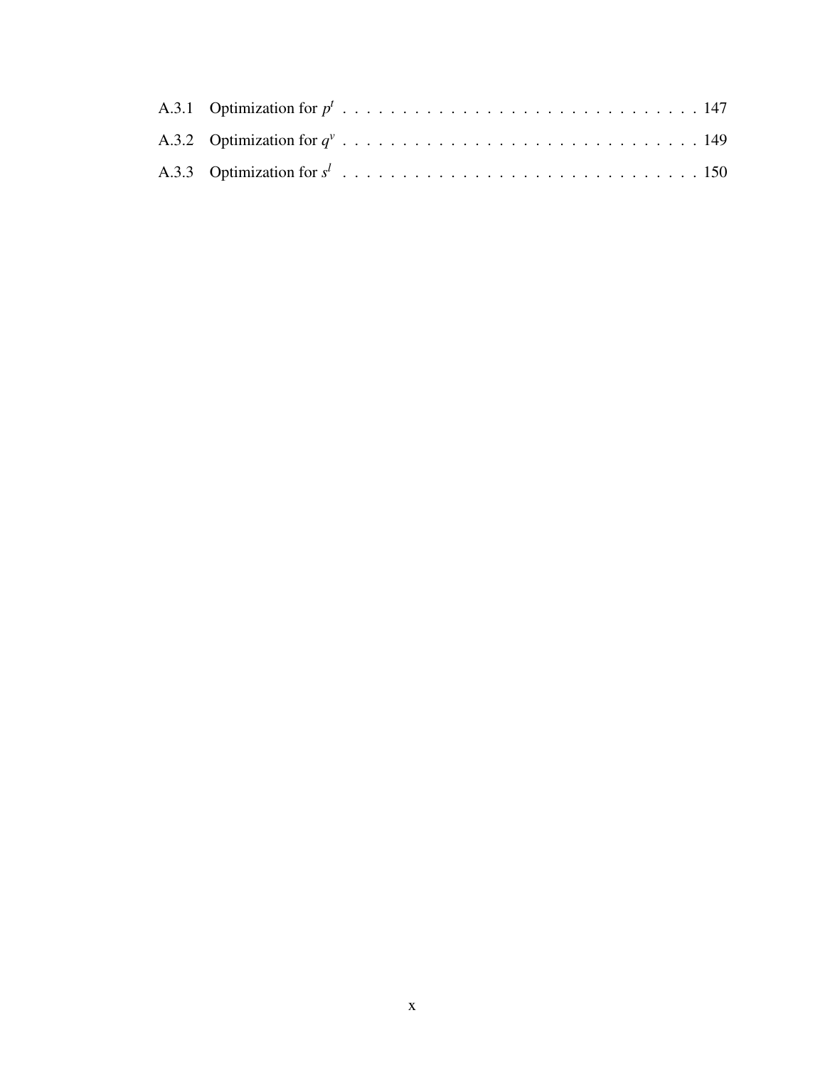A.3.1 Optimization for $p^t$ . . . . . . . . . . . . . . . . . . . . . . . . . . . . . . 147

A.3.2 Optimization for $q^v$ . . . . . . . . . . . . . . . . . . . . . . . . . . . . . . 149

A.3.3 Optimization for $s^l$ . . . . . . . . . . . . . . . . . . . . . . . . . . . . . . 150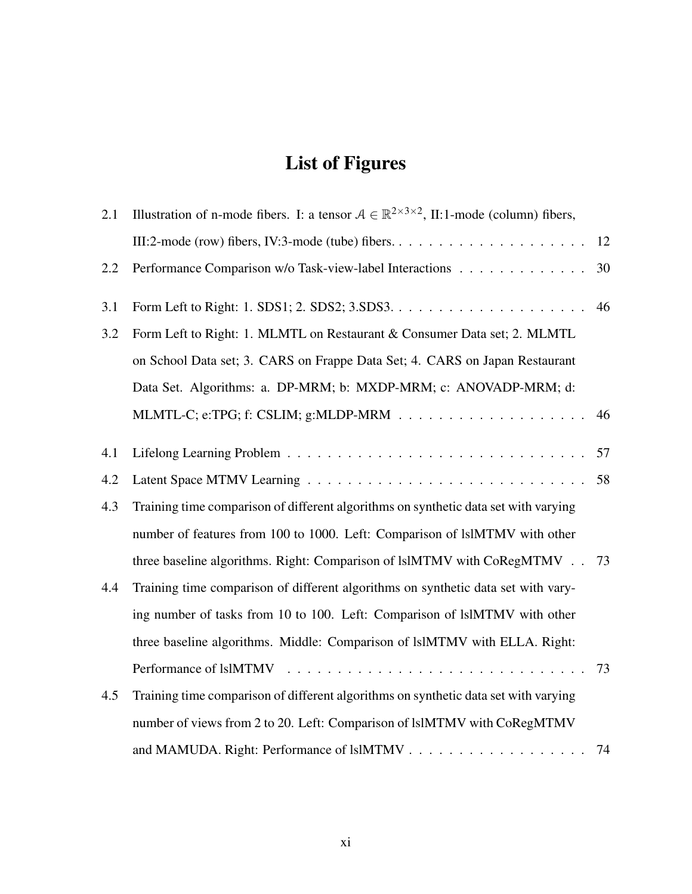# List of Figures

| | | |
|---|---|---|
| 2.1 | Illustration of n-mode fibers. I: a tensor $\mathcal{A} \in \mathbb{R}^{2\times3\times2}$, II:1-mode (column) fibers, III:2-mode (row) fibers, IV:3-mode (tube) fibers. | 12 |
| 2.2 | Performance Comparison w/o Task-view-label Interactions | 30 |
| 3.1 | Form Left to Right: 1. SDS1; 2. SDS2; 3.SDS3. | 46 |
| 3.2 | Form Left to Right: 1. MLMTL on Restaurant & Consumer Data set; 2. MLMTL on School Data set; 3. CARS on Frappe Data Set; 4. CARS on Japan Restaurant Data Set. Algorithms: a. DP-MRM; b: MXDP-MRM; c: ANOVADP-MRM; d: MLMTL-C; e:TPG; f: CSLIM; g:MLDP-MRM | 46 |
| 4.1 | Lifelong Learning Problem | 57 |
| 4.2 | Latent Space MTMV Learning | 58 |
| 4.3 | Training time comparison of different algorithms on synthetic data set with varying number of features from 100 to 1000. Left: Comparison of lslMTMV with other three baseline algorithms. Right: Comparison of lslMTMV with CoRegMTMV | 73 |
| 4.4 | Training time comparison of different algorithms on synthetic data set with varying number of tasks from 10 to 100. Left: Comparison of lslMTMV with other three baseline algorithms. Middle: Comparison of lslMTMV with ELLA. Right: Performance of lslMTMV | 73 |
| 4.5 | Training time comparison of different algorithms on synthetic data set with varying number of views from 2 to 20. Left: Comparison of lslMTMV with CoRegMTMV and MAMUDA. Right: Performance of lslMTMV | 74 |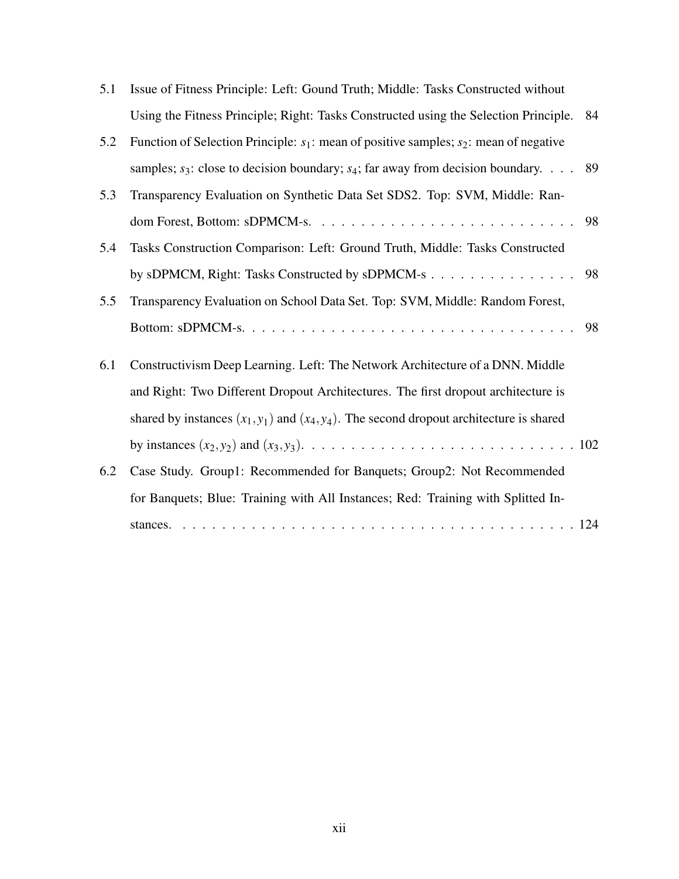5.1 Issue of Fitness Principle: Left: Gound Truth; Middle: Tasks Constructed without Using the Fitness Principle; Right: Tasks Constructed using the Selection Principle. 84

5.2 Function of Selection Principle: $s_1$: mean of positive samples; $s_2$: mean of negative samples; $s_3$: close to decision boundary; $s_4$; far away from decision boundary. . . . 89

5.3 Transparency Evaluation on Synthetic Data Set SDS2. Top: SVM, Middle: Random Forest, Bottom: sDPMCM-s. . . . . . . . . . . . . . . . . . . . . . . . . . . 98

5.4 Tasks Construction Comparison: Left: Ground Truth, Middle: Tasks Constructed by sDPMCM, Right: Tasks Constructed by sDPMCM-s . . . . . . . . . . . . . . . 98

5.5 Transparency Evaluation on School Data Set. Top: SVM, Middle: Random Forest, Bottom: sDPMCM-s. . . . . . . . . . . . . . . . . . . . . . . . . . . . . . . . . . 98

6.1 Constructivism Deep Learning. Left: The Network Architecture of a DNN. Middle and Right: Two Different Dropout Architectures. The first dropout architecture is shared by instances $(x_1, y_1)$ and $(x_4, y_4)$. The second dropout architecture is shared by instances $(x_2, y_2)$ and $(x_3, y_3)$. . . . . . . . . . . . . . . . . . . . . . . . . . . . 102

6.2 Case Study. Group1: Recommended for Banquets; Group2: Not Recommended for Banquets; Blue: Training with All Instances; Red: Training with Splitted Instances. . . . . . . . . . . . . . . . . . . . . . . . . . . . . . . . . . . . . . . . . 124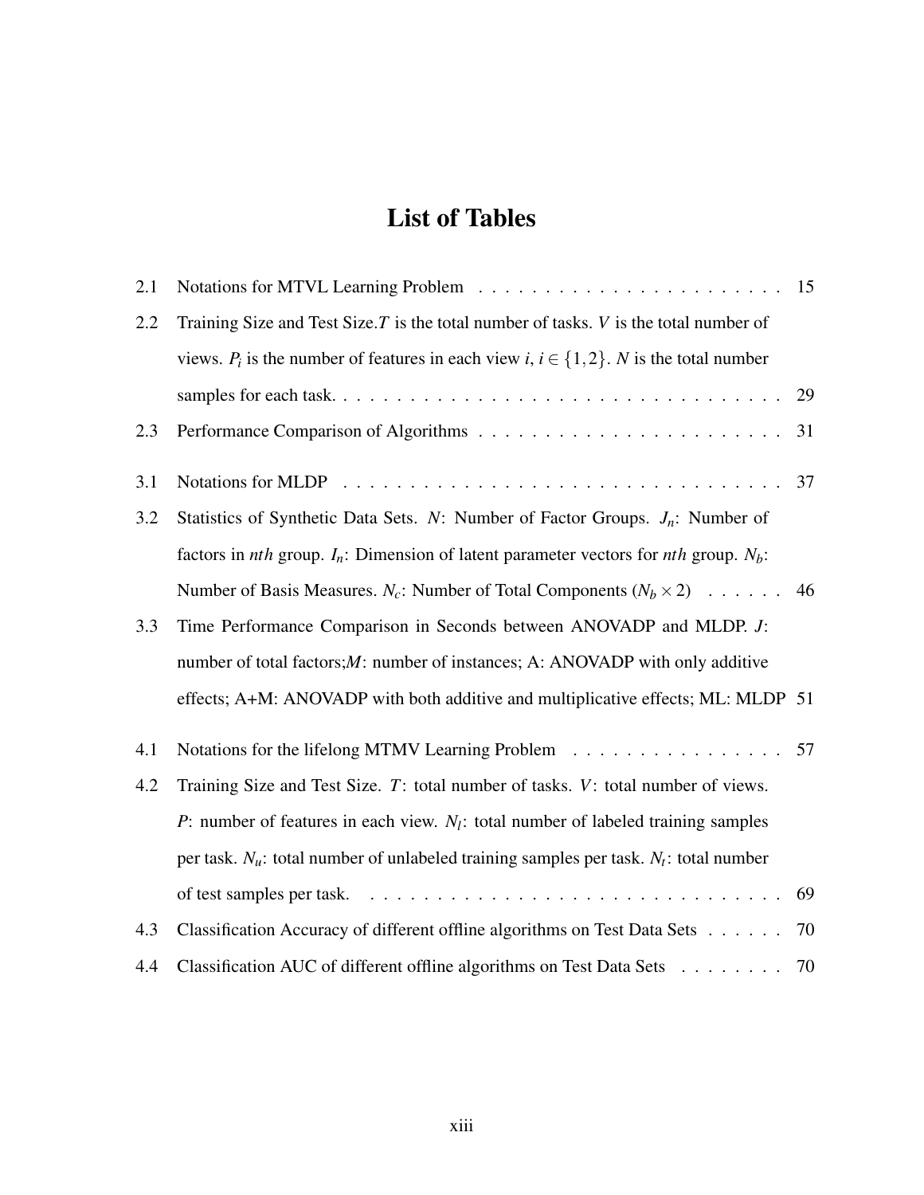# List of Tables

2.1 Notations for MTVL Learning Problem . . . . . . . . . . . . . . . . . . . . . . . 15

2.2 Training Size and Test Size.$T$ is the total number of tasks. $V$ is the total number of views. $P_i$ is the number of features in each view $i$, $i \in \{1,2\}$. $N$ is the total number samples for each task. . . . . . . . . . . . . . . . . . . . . . . . . . . . . . . . 29

2.3 Performance Comparison of Algorithms . . . . . . . . . . . . . . . . . . . . . . . 31

3.1 Notations for MLDP . . . . . . . . . . . . . . . . . . . . . . . . . . . . . . . . 37

3.2 Statistics of Synthetic Data Sets. $N$: Number of Factor Groups. $J_n$: Number of factors in $nth$ group. $I_n$: Dimension of latent parameter vectors for $nth$ group. $N_b$: Number of Basis Measures. $N_c$: Number of Total Components ($N_b \times 2$) . . . . . . 46

3.3 Time Performance Comparison in Seconds between ANOVADP and MLDP. $J$: number of total factors;$M$: number of instances; A: ANOVADP with only additive effects; A+M: ANOVADP with both additive and multiplicative effects; ML: MLDP 51

4.1 Notations for the lifelong MTMV Learning Problem . . . . . . . . . . . . . . . 57

4.2 Training Size and Test Size. $T$: total number of tasks. $V$: total number of views. $P$: number of features in each view. $N_l$: total number of labeled training samples per task. $N_u$: total number of unlabeled training samples per task. $N_t$: total number of test samples per task. . . . . . . . . . . . . . . . . . . . . . . . . . . . . . 69

4.3 Classification Accuracy of different offline algorithms on Test Data Sets . . . . . . 70

4.4 Classification AUC of different offline algorithms on Test Data Sets . . . . . . . . 70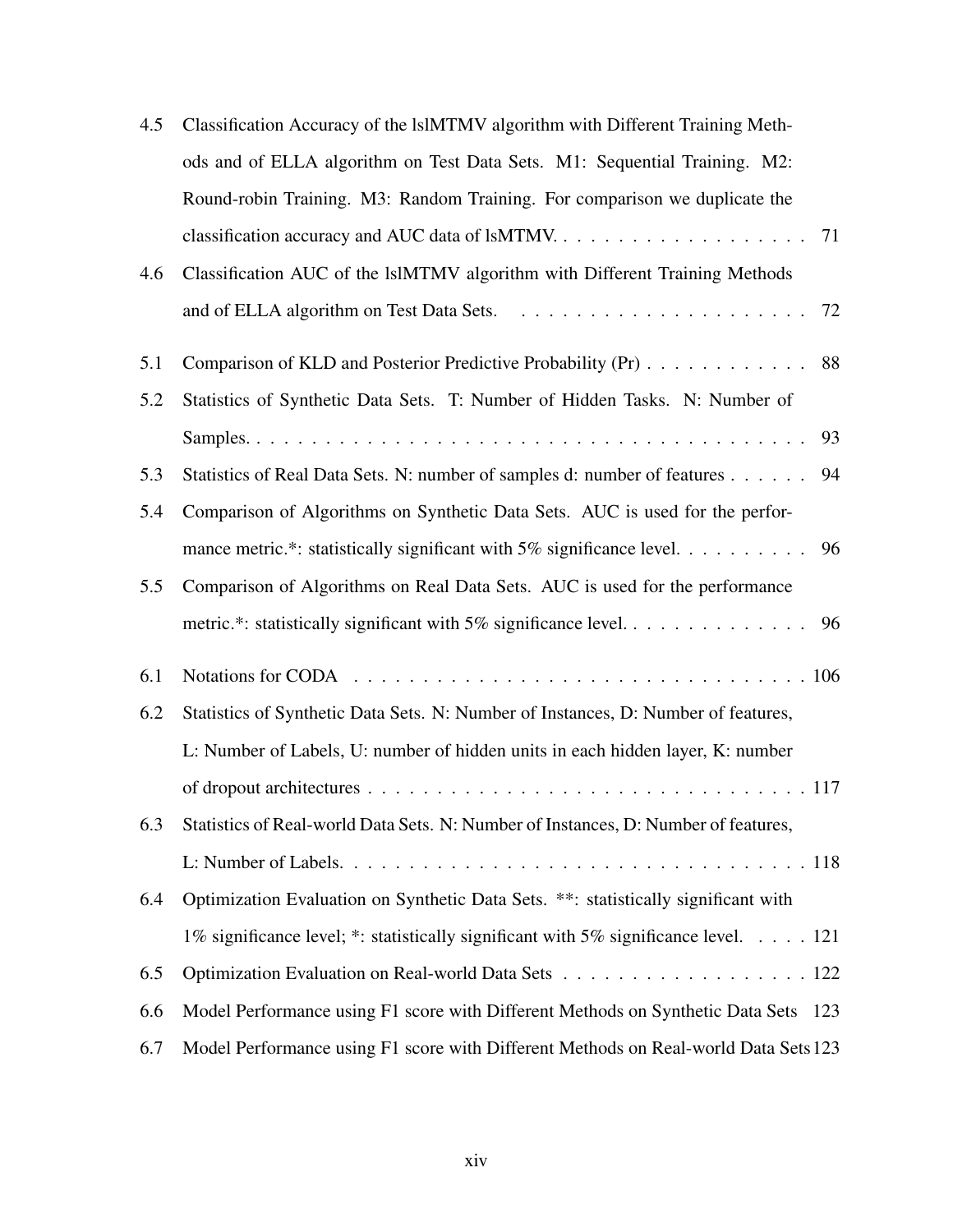4.5 Classification Accuracy of the lslMTMV algorithm with Different Training Methods and of ELLA algorithm on Test Data Sets. M1: Sequential Training. M2: Round-robin Training. M3: Random Training. For comparison we duplicate the classification accuracy and AUC data of lsMTMV. . . . . . . . . . . . . . . . . . . 71

4.6 Classification AUC of the lslMTMV algorithm with Different Training Methods and of ELLA algorithm on Test Data Sets. . . . . . . . . . . . . . . . . . . . . 72

5.1 Comparison of KLD and Posterior Predictive Probability (Pr) . . . . . . . . . . . . 88

5.2 Statistics of Synthetic Data Sets. T: Number of Hidden Tasks. N: Number of Samples. . . . . . . . . . . . . . . . . . . . . . . . . . . . . . . . . . . . . . . . . 93

5.3 Statistics of Real Data Sets. N: number of samples d: number of features . . . . . . 94

5.4 Comparison of Algorithms on Synthetic Data Sets. AUC is used for the performance metric.*: statistically significant with 5% significance level. . . . . . . . . . 96

5.5 Comparison of Algorithms on Real Data Sets. AUC is used for the performance metric.*: statistically significant with 5% significance level. . . . . . . . . . . . . 96

6.1 Notations for CODA . . . . . . . . . . . . . . . . . . . . . . . . . . . . . . . . . 106

6.2 Statistics of Synthetic Data Sets. N: Number of Instances, D: Number of features, L: Number of Labels, U: number of hidden units in each hidden layer, K: number of dropout architectures . . . . . . . . . . . . . . . . . . . . . . . . . . . . . . . . 117

6.3 Statistics of Real-world Data Sets. N: Number of Instances, D: Number of features, L: Number of Labels. . . . . . . . . . . . . . . . . . . . . . . . . . . . . . . . . 118

6.4 Optimization Evaluation on Synthetic Data Sets. **: statistically significant with 1% significance level; *: statistically significant with 5% significance level. . . . . 121

6.5 Optimization Evaluation on Real-world Data Sets . . . . . . . . . . . . . . . . . . 122

6.6 Model Performance using F1 score with Different Methods on Synthetic Data Sets 123

6.7 Model Performance using F1 score with Different Methods on Real-world Data Sets 123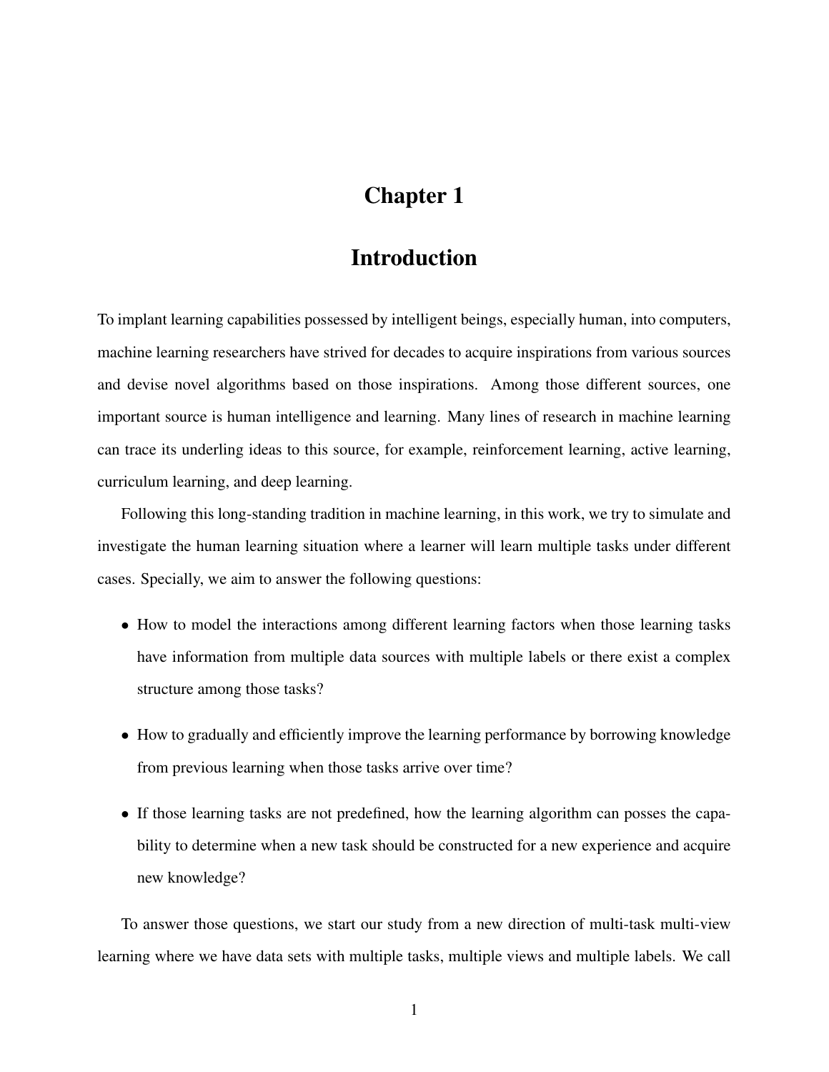# Chapter 1

# Introduction

To implant learning capabilities possessed by intelligent beings, especially human, into computers, machine learning researchers have strived for decades to acquire inspirations from various sources and devise novel algorithms based on those inspirations. Among those different sources, one important source is human intelligence and learning. Many lines of research in machine learning can trace its underling ideas to this source, for example, reinforcement learning, active learning, curriculum learning, and deep learning.

Following this long-standing tradition in machine learning, in this work, we try to simulate and investigate the human learning situation where a learner will learn multiple tasks under different cases. Specially, we aim to answer the following questions:

- How to model the interactions among different learning factors when those learning tasks have information from multiple data sources with multiple labels or there exist a complex structure among those tasks?
- How to gradually and efficiently improve the learning performance by borrowing knowledge from previous learning when those tasks arrive over time?
- If those learning tasks are not predefined, how the learning algorithm can posses the capability to determine when a new task should be constructed for a new experience and acquire new knowledge?

To answer those questions, we start our study from a new direction of multi-task multi-view learning where we have data sets with multiple tasks, multiple views and multiple labels. We call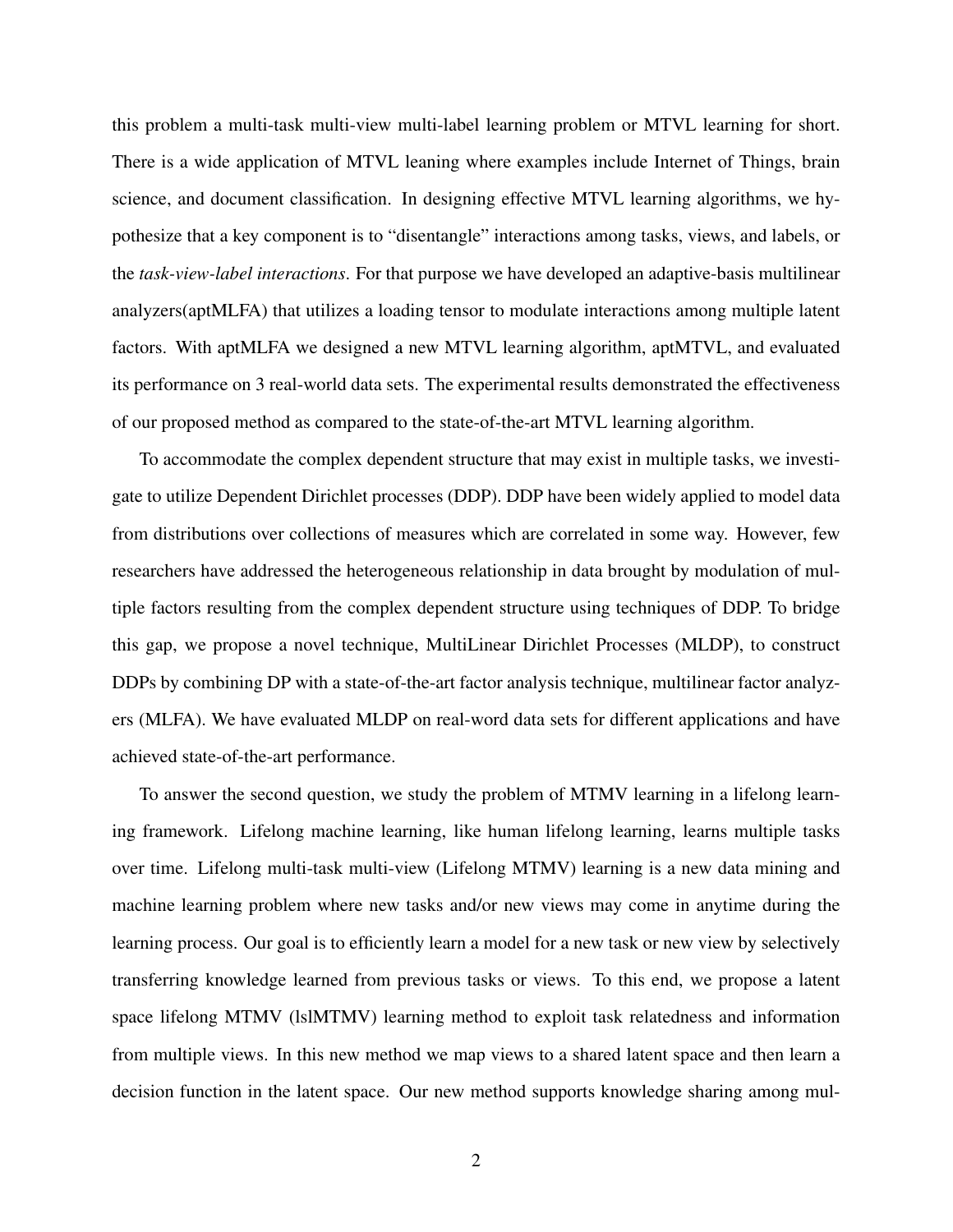this problem a multi-task multi-view multi-label learning problem or MTVL learning for short. There is a wide application of MTVL leaning where examples include Internet of Things, brain science, and document classification. In designing effective MTVL learning algorithms, we hypothesize that a key component is to "disentangle" interactions among tasks, views, and labels, or the *task-view-label interactions*. For that purpose we have developed an adaptive-basis multilinear analyzers(aptMLFA) that utilizes a loading tensor to modulate interactions among multiple latent factors. With aptMLFA we designed a new MTVL learning algorithm, aptMTVL, and evaluated its performance on 3 real-world data sets. The experimental results demonstrated the effectiveness of our proposed method as compared to the state-of-the-art MTVL learning algorithm.

To accommodate the complex dependent structure that may exist in multiple tasks, we investigate to utilize Dependent Dirichlet processes (DDP). DDP have been widely applied to model data from distributions over collections of measures which are correlated in some way. However, few researchers have addressed the heterogeneous relationship in data brought by modulation of multiple factors resulting from the complex dependent structure using techniques of DDP. To bridge this gap, we propose a novel technique, MultiLinear Dirichlet Processes (MLDP), to construct DDPs by combining DP with a state-of-the-art factor analysis technique, multilinear factor analyzers (MLFA). We have evaluated MLDP on real-word data sets for different applications and have achieved state-of-the-art performance.

To answer the second question, we study the problem of MTMV learning in a lifelong learning framework. Lifelong machine learning, like human lifelong learning, learns multiple tasks over time. Lifelong multi-task multi-view (Lifelong MTMV) learning is a new data mining and machine learning problem where new tasks and/or new views may come in anytime during the learning process. Our goal is to efficiently learn a model for a new task or new view by selectively transferring knowledge learned from previous tasks or views. To this end, we propose a latent space lifelong MTMV (lslMTMV) learning method to exploit task relatedness and information from multiple views. In this new method we map views to a shared latent space and then learn a decision function in the latent space. Our new method supports knowledge sharing among mul-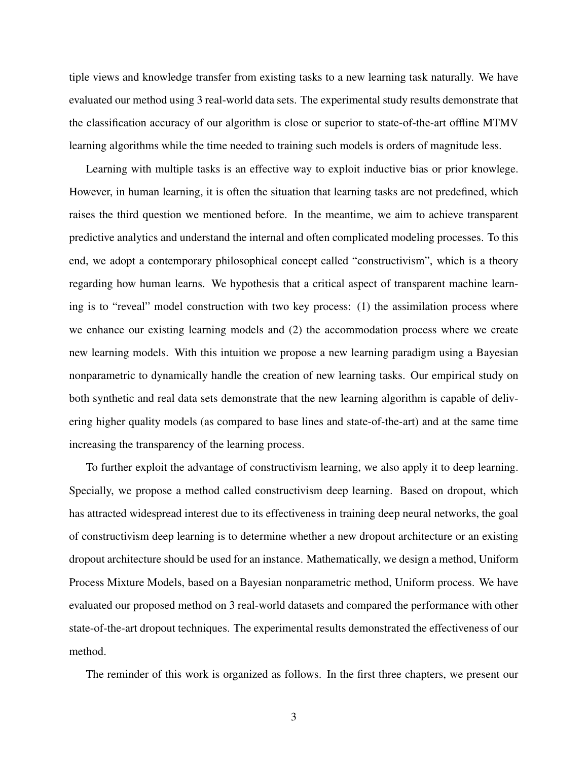tiple views and knowledge transfer from existing tasks to a new learning task naturally. We have evaluated our method using 3 real-world data sets. The experimental study results demonstrate that the classification accuracy of our algorithm is close or superior to state-of-the-art offline MTMV learning algorithms while the time needed to training such models is orders of magnitude less.

Learning with multiple tasks is an effective way to exploit inductive bias or prior knowlege. However, in human learning, it is often the situation that learning tasks are not predefined, which raises the third question we mentioned before. In the meantime, we aim to achieve transparent predictive analytics and understand the internal and often complicated modeling processes. To this end, we adopt a contemporary philosophical concept called "constructivism", which is a theory regarding how human learns. We hypothesis that a critical aspect of transparent machine learning is to "reveal" model construction with two key process: (1) the assimilation process where we enhance our existing learning models and (2) the accommodation process where we create new learning models. With this intuition we propose a new learning paradigm using a Bayesian nonparametric to dynamically handle the creation of new learning tasks. Our empirical study on both synthetic and real data sets demonstrate that the new learning algorithm is capable of delivering higher quality models (as compared to base lines and state-of-the-art) and at the same time increasing the transparency of the learning process.

To further exploit the advantage of constructivism learning, we also apply it to deep learning. Specially, we propose a method called constructivism deep learning. Based on dropout, which has attracted widespread interest due to its effectiveness in training deep neural networks, the goal of constructivism deep learning is to determine whether a new dropout architecture or an existing dropout architecture should be used for an instance. Mathematically, we design a method, Uniform Process Mixture Models, based on a Bayesian nonparametric method, Uniform process. We have evaluated our proposed method on 3 real-world datasets and compared the performance with other state-of-the-art dropout techniques. The experimental results demonstrated the effectiveness of our method.

The reminder of this work is organized as follows. In the first three chapters, we present our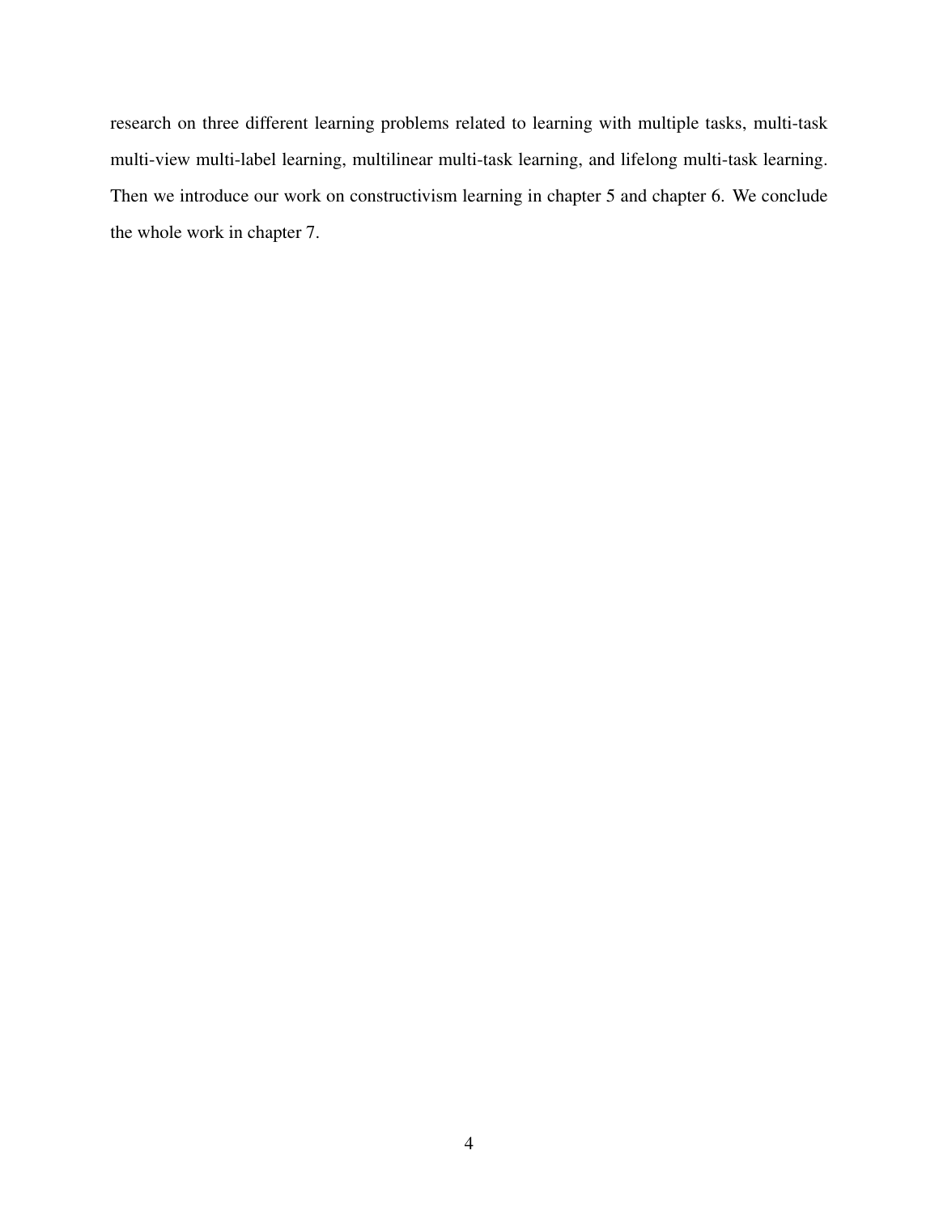research on three different learning problems related to learning with multiple tasks, multi-task multi-view multi-label learning, multilinear multi-task learning, and lifelong multi-task learning. Then we introduce our work on constructivism learning in chapter 5 and chapter 6. We conclude the whole work in chapter 7.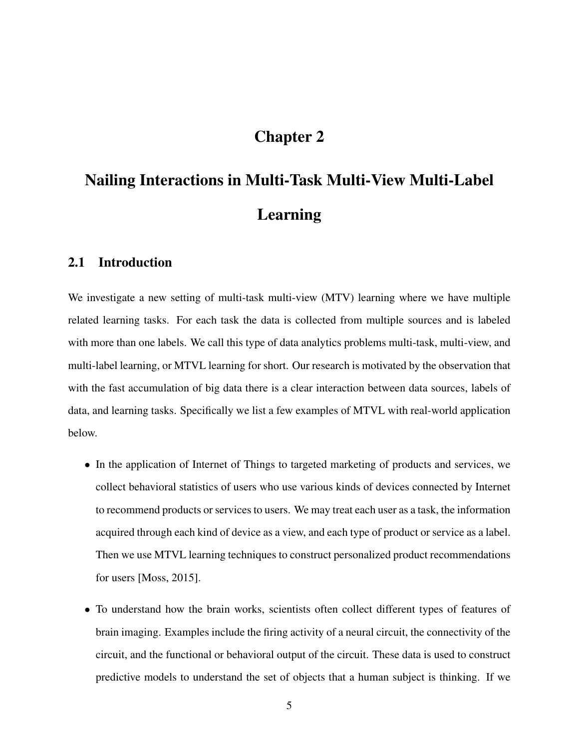# Chapter 2

# Nailing Interactions in Multi-Task Multi-View Multi-Label Learning

## 2.1 Introduction

We investigate a new setting of multi-task multi-view (MTV) learning where we have multiple related learning tasks. For each task the data is collected from multiple sources and is labeled with more than one labels. We call this type of data analytics problems multi-task, multi-view, and multi-label learning, or MTVL learning for short. Our research is motivated by the observation that with the fast accumulation of big data there is a clear interaction between data sources, labels of data, and learning tasks. Specifically we list a few examples of MTVL with real-world application below.

- In the application of Internet of Things to targeted marketing of products and services, we collect behavioral statistics of users who use various kinds of devices connected by Internet to recommend products or services to users. We may treat each user as a task, the information acquired through each kind of device as a view, and each type of product or service as a label. Then we use MTVL learning techniques to construct personalized product recommendations for users [Moss, 2015].

- To understand how the brain works, scientists often collect different types of features of brain imaging. Examples include the firing activity of a neural circuit, the connectivity of the circuit, and the functional or behavioral output of the circuit. These data is used to construct predictive models to understand the set of objects that a human subject is thinking. If we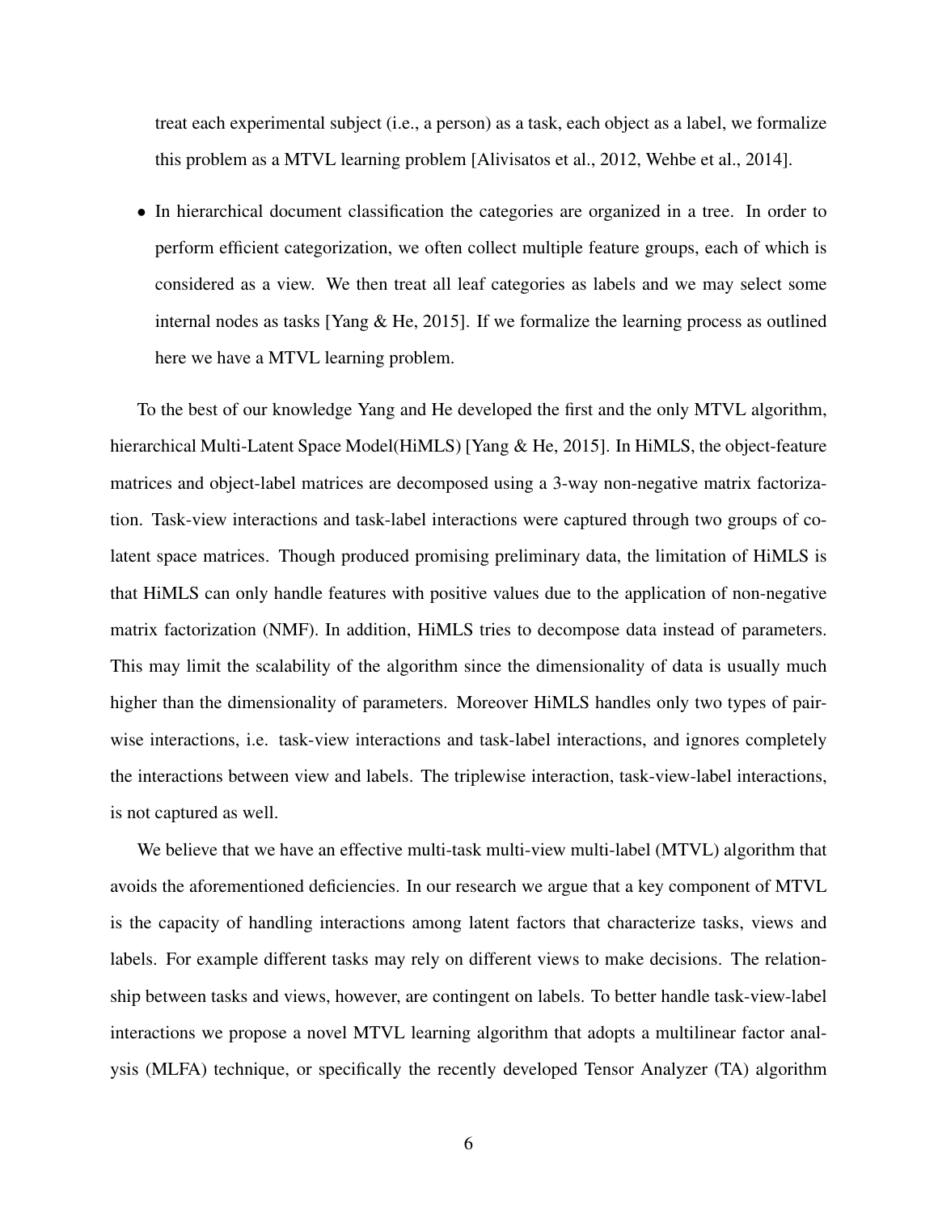treat each experimental subject (i.e., a person) as a task, each object as a label, we formalize this problem as a MTVL learning problem [Alivisatos et al., 2012, Wehbe et al., 2014].

- In hierarchical document classification the categories are organized in a tree. In order to perform efficient categorization, we often collect multiple feature groups, each of which is considered as a view. We then treat all leaf categories as labels and we may select some internal nodes as tasks [Yang & He, 2015]. If we formalize the learning process as outlined here we have a MTVL learning problem.

To the best of our knowledge Yang and He developed the first and the only MTVL algorithm, hierarchical Multi-Latent Space Model(HiMLS) [Yang & He, 2015]. In HiMLS, the object-feature matrices and object-label matrices are decomposed using a 3-way non-negative matrix factorization. Task-view interactions and task-label interactions were captured through two groups of co-latent space matrices. Though produced promising preliminary data, the limitation of HiMLS is that HiMLS can only handle features with positive values due to the application of non-negative matrix factorization (NMF). In addition, HiMLS tries to decompose data instead of parameters. This may limit the scalability of the algorithm since the dimensionality of data is usually much higher than the dimensionality of parameters. Moreover HiMLS handles only two types of pairwise interactions, i.e. task-view interactions and task-label interactions, and ignores completely the interactions between view and labels. The triplewise interaction, task-view-label interactions, is not captured as well.

We believe that we have an effective multi-task multi-view multi-label (MTVL) algorithm that avoids the aforementioned deficiencies. In our research we argue that a key component of MTVL is the capacity of handling interactions among latent factors that characterize tasks, views and labels. For example different tasks may rely on different views to make decisions. The relationship between tasks and views, however, are contingent on labels. To better handle task-view-label interactions we propose a novel MTVL learning algorithm that adopts a multilinear factor analysis (MLFA) technique, or specifically the recently developed Tensor Analyzer (TA) algorithm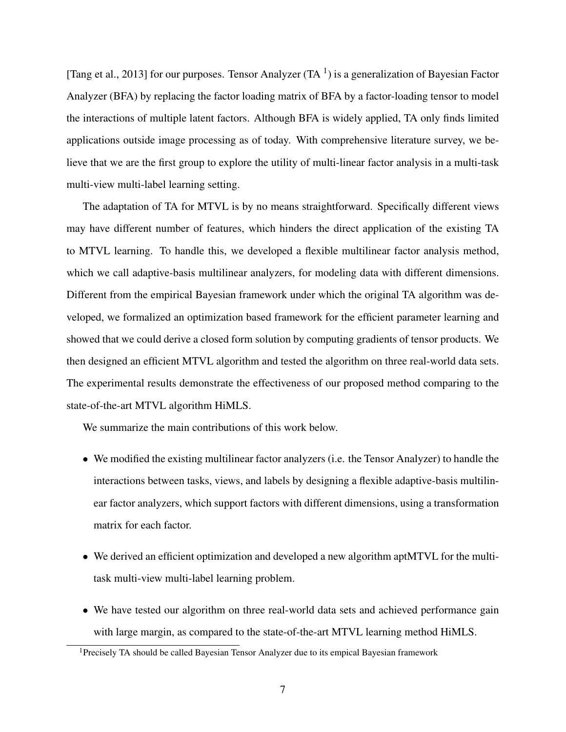[Tang et al., 2013] for our purposes. Tensor Analyzer (TA [1]) is a generalization of Bayesian Factor Analyzer (BFA) by replacing the factor loading matrix of BFA by a factor-loading tensor to model the interactions of multiple latent factors. Although BFA is widely applied, TA only finds limited applications outside image processing as of today. With comprehensive literature survey, we believe that we are the first group to explore the utility of multi-linear factor analysis in a multi-task multi-view multi-label learning setting.

The adaptation of TA for MTVL is by no means straightforward. Specifically different views may have different number of features, which hinders the direct application of the existing TA to MTVL learning. To handle this, we developed a flexible multilinear factor analysis method, which we call adaptive-basis multilinear analyzers, for modeling data with different dimensions. Different from the empirical Bayesian framework under which the original TA algorithm was developed, we formalized an optimization based framework for the efficient parameter learning and showed that we could derive a closed form solution by computing gradients of tensor products. We then designed an efficient MTVL algorithm and tested the algorithm on three real-world data sets. The experimental results demonstrate the effectiveness of our proposed method comparing to the state-of-the-art MTVL algorithm HiMLS.

We summarize the main contributions of this work below.

- We modified the existing multilinear factor analyzers (i.e. the Tensor Analyzer) to handle the interactions between tasks, views, and labels by designing a flexible adaptive-basis multilinear factor analyzers, which support factors with different dimensions, using a transformation matrix for each factor.
- We derived an efficient optimization and developed a new algorithm aptMTVL for the multi-task multi-view multi-label learning problem.
- We have tested our algorithm on three real-world data sets and achieved performance gain with large margin, as compared to the state-of-the-art MTVL learning method HiMLS.

[1] Precisely TA should be called Bayesian Tensor Analyzer due to its empical Bayesian framework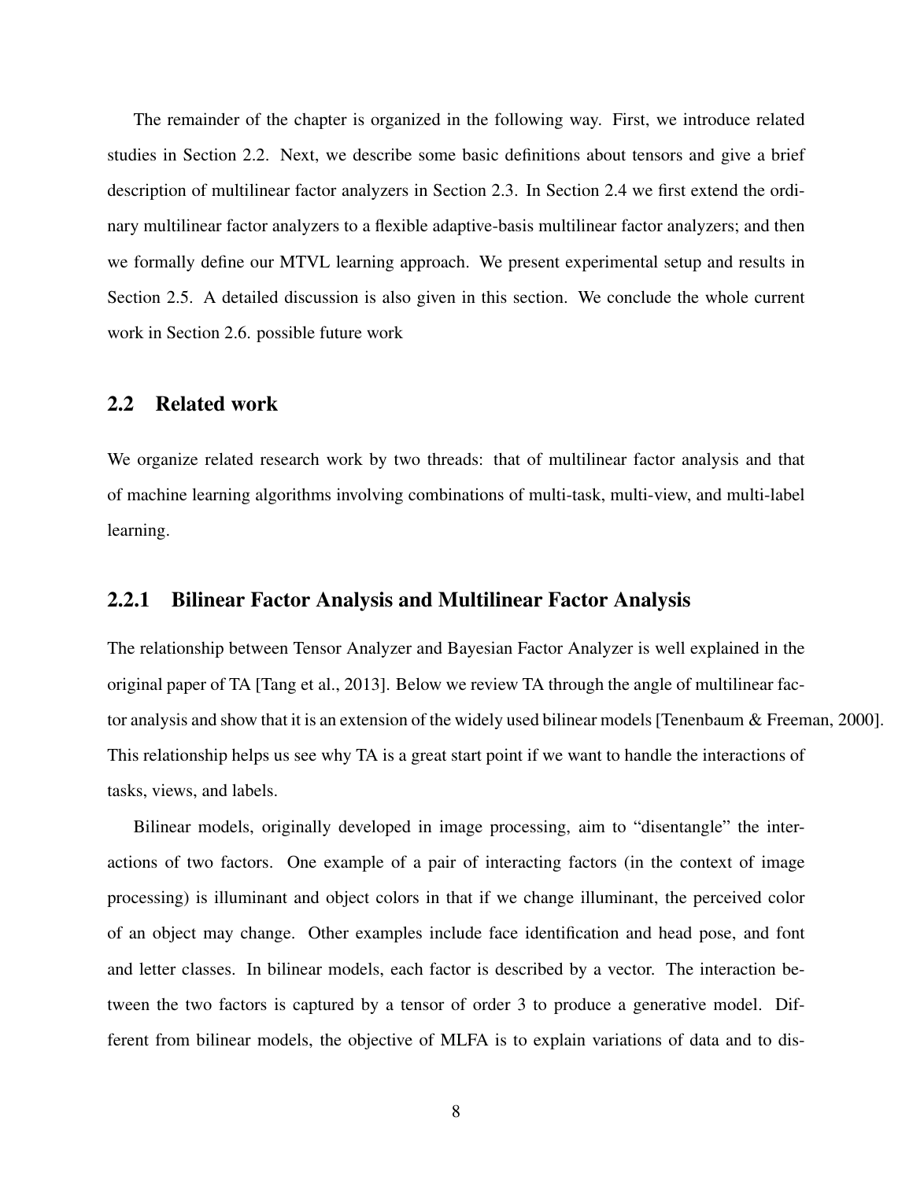The remainder of the chapter is organized in the following way. First, we introduce related studies in Section 2.2. Next, we describe some basic definitions about tensors and give a brief description of multilinear factor analyzers in Section 2.3. In Section 2.4 we first extend the ordinary multilinear factor analyzers to a flexible adaptive-basis multilinear factor analyzers; and then we formally define our MTVL learning approach. We present experimental setup and results in Section 2.5. A detailed discussion is also given in this section. We conclude the whole current work in Section 2.6. possible future work

## 2.2 Related work

We organize related research work by two threads: that of multilinear factor analysis and that of machine learning algorithms involving combinations of multi-task, multi-view, and multi-label learning.

### 2.2.1 Bilinear Factor Analysis and Multilinear Factor Analysis

The relationship between Tensor Analyzer and Bayesian Factor Analyzer is well explained in the original paper of TA [Tang et al., 2013]. Below we review TA through the angle of multilinear factor analysis and show that it is an extension of the widely used bilinear models [Tenenbaum & Freeman, 2000]. This relationship helps us see why TA is a great start point if we want to handle the interactions of tasks, views, and labels.

Bilinear models, originally developed in image processing, aim to "disentangle" the interactions of two factors. One example of a pair of interacting factors (in the context of image processing) is illuminant and object colors in that if we change illuminant, the perceived color of an object may change. Other examples include face identification and head pose, and font and letter classes. In bilinear models, each factor is described by a vector. The interaction between the two factors is captured by a tensor of order 3 to produce a generative model. Different from bilinear models, the objective of MLFA is to explain variations of data and to dis-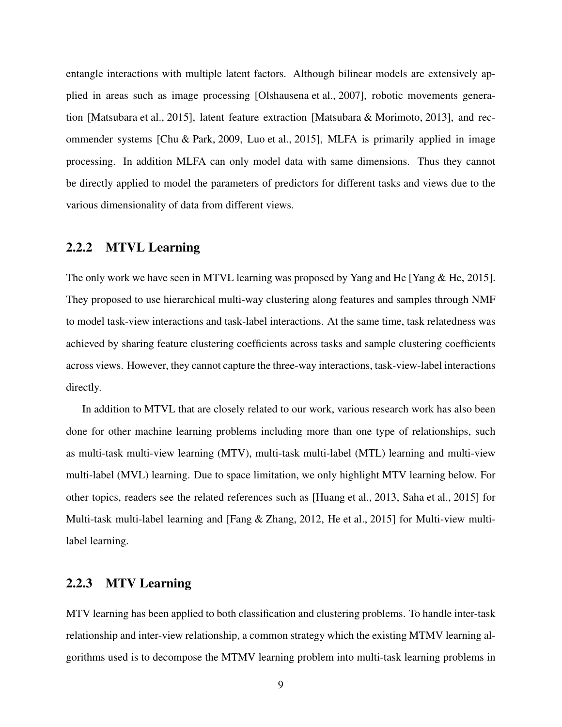entangle interactions with multiple latent factors. Although bilinear models are extensively applied in areas such as image processing [Olshausena et al., 2007], robotic movements generation [Matsubara et al., 2015], latent feature extraction [Matsubara & Morimoto, 2013], and recommender systems [Chu & Park, 2009, Luo et al., 2015], MLFA is primarily applied in image processing. In addition MLFA can only model data with same dimensions. Thus they cannot be directly applied to model the parameters of predictors for different tasks and views due to the various dimensionality of data from different views.

### 2.2.2 MTVL Learning

The only work we have seen in MTVL learning was proposed by Yang and He [Yang & He, 2015]. They proposed to use hierarchical multi-way clustering along features and samples through NMF to model task-view interactions and task-label interactions. At the same time, task relatedness was achieved by sharing feature clustering coefficients across tasks and sample clustering coefficients across views. However, they cannot capture the three-way interactions, task-view-label interactions directly.

In addition to MTVL that are closely related to our work, various research work has also been done for other machine learning problems including more than one type of relationships, such as multi-task multi-view learning (MTV), multi-task multi-label (MTL) learning and multi-view multi-label (MVL) learning. Due to space limitation, we only highlight MTV learning below. For other topics, readers see the related references such as [Huang et al., 2013, Saha et al., 2015] for Multi-task multi-label learning and [Fang & Zhang, 2012, He et al., 2015] for Multi-view multi-label learning.

### 2.2.3 MTV Learning

MTV learning has been applied to both classification and clustering problems. To handle inter-task relationship and inter-view relationship, a common strategy which the existing MTMV learning algorithms used is to decompose the MTMV learning problem into multi-task learning problems in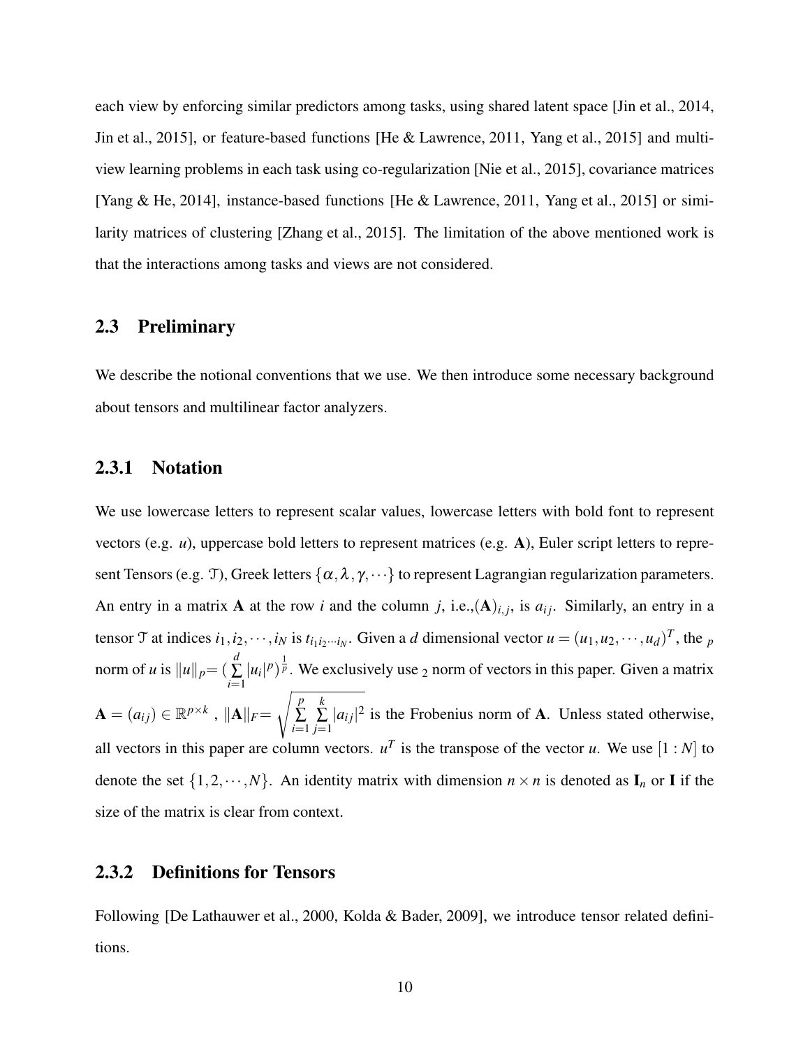each view by enforcing similar predictors among tasks, using shared latent space [Jin et al., 2014, Jin et al., 2015], or feature-based functions [He & Lawrence, 2011, Yang et al., 2015] and multi-view learning problems in each task using co-regularization [Nie et al., 2015], covariance matrices [Yang & He, 2014], instance-based functions [He & Lawrence, 2011, Yang et al., 2015] or similarity matrices of clustering [Zhang et al., 2015]. The limitation of the above mentioned work is that the interactions among tasks and views are not considered.

## 2.3 Preliminary

We describe the notional conventions that we use. We then introduce some necessary background about tensors and multilinear factor analyzers.

### 2.3.1 Notation

We use lowercase letters to represent scalar values, lowercase letters with bold font to represent vectors (e.g. $u$), uppercase bold letters to represent matrices (e.g. $\mathbf{A}$), Euler script letters to represent Tensors (e.g. $\mathcal{T}$), Greek letters $\{\alpha, \lambda, \gamma, \cdots\}$ to represent Lagrangian regularization parameters. An entry in a matrix $\mathbf{A}$ at the row $i$ and the column $j$, i.e.,$(\mathbf{A})_{i,j}$, is $a_{ij}$. Similarly, an entry in a tensor $\mathcal{T}$ at indices $i_1, i_2, \cdots, i_N$ is $t_{i_1 i_2 \cdots i_N}$. Given a $d$ dimensional vector $u = (u_1, u_2, \cdots, u_d)^T$, the $_p$ norm of $u$ is $\|u\|_p = (\sum_{i=1}^{d} |u_i|^p)^{\frac{1}{p}}$. We exclusively use $_2$ norm of vectors in this paper. Given a matrix $\mathbf{A} = (a_{ij}) \in \mathbb{R}^{p \times k}$ , $\|\mathbf{A}\|_F = \sqrt{\sum_{i=1}^{p} \sum_{j=1}^{k} |a_{ij}|^2}$ is the Frobenius norm of $\mathbf{A}$. Unless stated otherwise, all vectors in this paper are column vectors. $u^T$ is the transpose of the vector $u$. We use $[1:N]$ to denote the set $\{1, 2, \cdots, N\}$. An identity matrix with dimension $n \times n$ is denoted as $\mathbf{I}_n$ or $\mathbf{I}$ if the size of the matrix is clear from context.

### 2.3.2 Definitions for Tensors

Following [De Lathauwer et al., 2000, Kolda & Bader, 2009], we introduce tensor related definitions.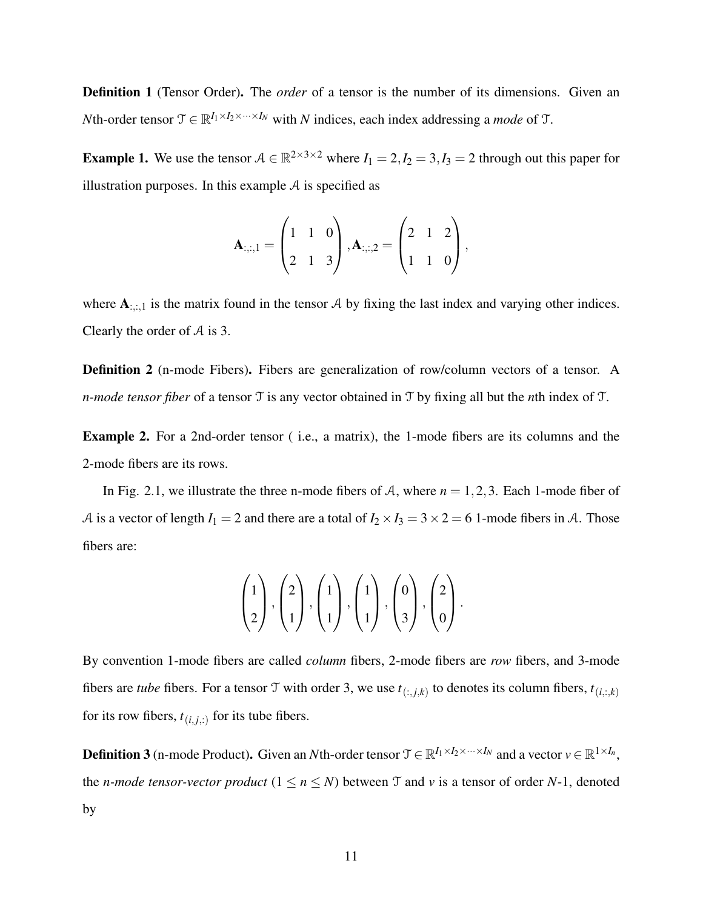**Definition 1** (Tensor Order)**.** The *order* of a tensor is the number of its dimensions. Given an $N$th-order tensor $\mathcal{T} \in \mathbb{R}^{I_1 \times I_2 \times \cdots \times I_N}$ with $N$ indices, each index addressing a *mode* of $\mathcal{T}$.

**Example 1.** We use the tensor $\mathcal{A} \in \mathbb{R}^{2\times 3\times 2}$ where $I_1 = 2, I_2 = 3, I_3 = 2$ through out this paper for illustration purposes. In this example $\mathcal{A}$ is specified as

$$\mathbf{A}_{:,:,1} = \begin{pmatrix} 1 & 1 & 0 \\ 2 & 1 & 3 \end{pmatrix}, \mathbf{A}_{:,:,2} = \begin{pmatrix} 2 & 1 & 2 \\ 1 & 1 & 0 \end{pmatrix},$$

where $\mathbf{A}_{:,:,1}$ is the matrix found in the tensor $\mathcal{A}$ by fixing the last index and varying other indices. Clearly the order of $\mathcal{A}$ is 3.

**Definition 2** (n-mode Fibers)**.** Fibers are generalization of row/column vectors of a tensor. A *n-mode tensor fiber* of a tensor $\mathcal{T}$ is any vector obtained in $\mathcal{T}$ by fixing all but the $n$th index of $\mathcal{T}$.

**Example 2.** For a 2nd-order tensor ( i.e., a matrix), the 1-mode fibers are its columns and the 2-mode fibers are its rows.

In Fig. 2.1, we illustrate the three n-mode fibers of $\mathcal{A}$, where $n = 1, 2, 3$. Each 1-mode fiber of $\mathcal{A}$ is a vector of length $I_1 = 2$ and there are a total of $I_2 \times I_3 = 3 \times 2 = 6$ 1-mode fibers in $\mathcal{A}$. Those fibers are:

$$\begin{pmatrix} 1 \\ 2 \end{pmatrix}, \begin{pmatrix} 2 \\ 1 \end{pmatrix}, \begin{pmatrix} 1 \\ 1 \end{pmatrix}, \begin{pmatrix} 1 \\ 1 \end{pmatrix}, \begin{pmatrix} 0 \\ 3 \end{pmatrix}, \begin{pmatrix} 2 \\ 0 \end{pmatrix}.$$

By convention 1-mode fibers are called *column* fibers, 2-mode fibers are *row* fibers, and 3-mode fibers are *tube* fibers. For a tensor $\mathcal{T}$ with order 3, we use $t_{(:,j,k)}$ to denotes its column fibers, $t_{(i,:,k)}$ for its row fibers, $t_{(i,j,:)}$ for its tube fibers.

**Definition 3** (n-mode Product)**.** Given an $N$th-order tensor $\mathcal{T} \in \mathbb{R}^{I_1 \times I_2 \times \cdots \times I_N}$ and a vector $v \in \mathbb{R}^{1\times I_n}$, the *n-mode tensor-vector product* ($1 \leq n \leq N$) between $\mathcal{T}$ and $v$ is a tensor of order $N$-1, denoted by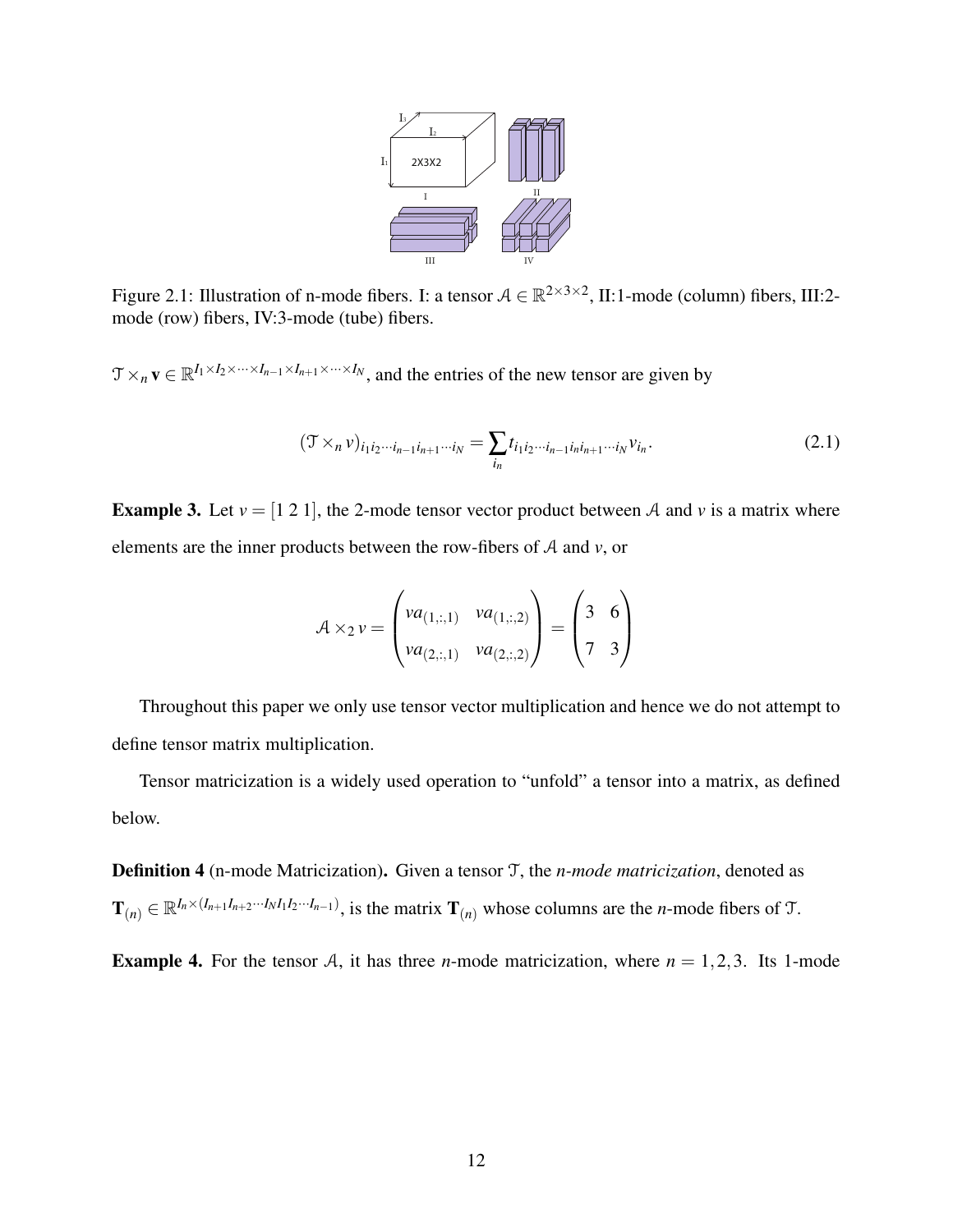Figure 2.1: Illustration of n-mode fibers. I: a tensor $\mathcal{A} \in \mathbb{R}^{2\times 3\times 2}$, II:1-mode (column) fibers, III:2-mode (row) fibers, IV:3-mode (tube) fibers.

$\mathcal{T} \times_n \mathbf{v} \in \mathbb{R}^{I_1 \times I_2 \times \cdots \times I_{n-1} \times I_{n+1} \times \cdots \times I_N}$, and the entries of the new tensor are given by

$$(\mathcal{T} \times_n v)_{i_1 i_2 \cdots i_{n-1} i_{n+1} \cdots i_N} = \sum_{i_n} t_{i_1 i_2 \cdots i_{n-1} i_n i_{n+1} \cdots i_N} v_{i_n}. \tag{2.1}$$

**Example 3.** Let $v = [1\ 2\ 1]$, the 2-mode tensor vector product between $\mathcal{A}$ and $v$ is a matrix where elements are the inner products between the row-fibers of $\mathcal{A}$ and $v$, or

$$\mathcal{A} \times_2 v = \begin{pmatrix} va_{(1,:,1)} & va_{(1,:,2)} \\ va_{(2,:,1)} & va_{(2,:,2)} \end{pmatrix} = \begin{pmatrix} 3 & 6 \\ 7 & 3 \end{pmatrix}$$

Throughout this paper we only use tensor vector multiplication and hence we do not attempt to define tensor matrix multiplication.

Tensor matricization is a widely used operation to "unfold" a tensor into a matrix, as defined below.

**Definition 4** (n-mode Matricization)**.** Given a tensor $\mathcal{T}$, the *n-mode matricization*, denoted as $\mathbf{T}_{(n)} \in \mathbb{R}^{I_n \times (I_{n+1} I_{n+2} \cdots I_N I_1 I_2 \cdots I_{n-1})}$, is the matrix $\mathbf{T}_{(n)}$ whose columns are the $n$-mode fibers of $\mathcal{T}$.

**Example 4.** For the tensor $\mathcal{A}$, it has three $n$-mode matricization, where $n = 1, 2, 3$. Its 1-mode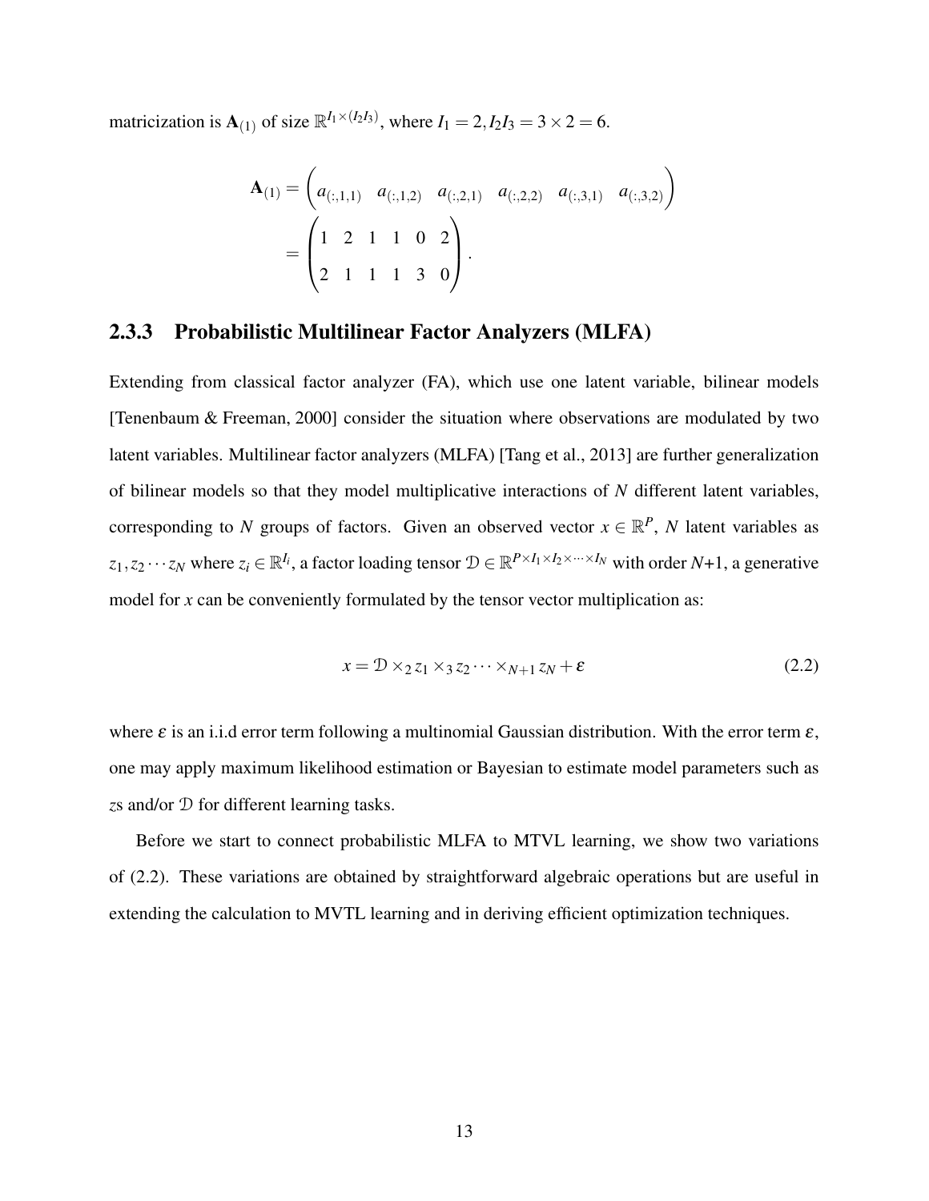matricization is $\mathbf{A}_{(1)}$ of size $\mathbb{R}^{I_1 \times (I_2 I_3)}$, where $I_1 = 2, I_2 I_3 = 3 \times 2 = 6$.

$$
\begin{aligned}
\mathbf{A}_{(1)} &= \begin{pmatrix} a_{(:,1,1)} & a_{(:,1,2)} & a_{(:,2,1)} & a_{(:,2,2)} & a_{(:,3,1)} & a_{(:,3,2)} \end{pmatrix} \\
&= \begin{pmatrix} 1 & 2 & 1 & 1 & 0 & 2 \\ 2 & 1 & 1 & 1 & 3 & 0 \end{pmatrix}.
\end{aligned}
$$

### 2.3.3 Probabilistic Multilinear Factor Analyzers (MLFA)

Extending from classical factor analyzer (FA), which use one latent variable, bilinear models [Tenenbaum & Freeman, 2000] consider the situation where observations are modulated by two latent variables. Multilinear factor analyzers (MLFA) [Tang et al., 2013] are further generalization of bilinear models so that they model multiplicative interactions of $N$ different latent variables, corresponding to $N$ groups of factors. Given an observed vector $x \in \mathbb{R}^P$, $N$ latent variables as $z_1, z_2 \cdots z_N$ where $z_i \in \mathbb{R}^{I_i}$, a factor loading tensor $\mathcal{D} \in \mathbb{R}^{P \times I_1 \times I_2 \times \cdots \times I_N}$ with order $N$+1, a generative model for $x$ can be conveniently formulated by the tensor vector multiplication as:

$$
x = \mathcal{D} \times_2 z_1 \times_3 z_2 \cdots \times_{N+1} z_N + \varepsilon \tag{2.2}
$$

where $\varepsilon$ is an i.i.d error term following a multinomial Gaussian distribution. With the error term $\varepsilon$, one may apply maximum likelihood estimation or Bayesian to estimate model parameters such as $z$s and/or $\mathcal{D}$ for different learning tasks.

Before we start to connect probabilistic MLFA to MTVL learning, we show two variations of (2.2). These variations are obtained by straightforward algebraic operations but are useful in extending the calculation to MVTL learning and in deriving efficient optimization techniques.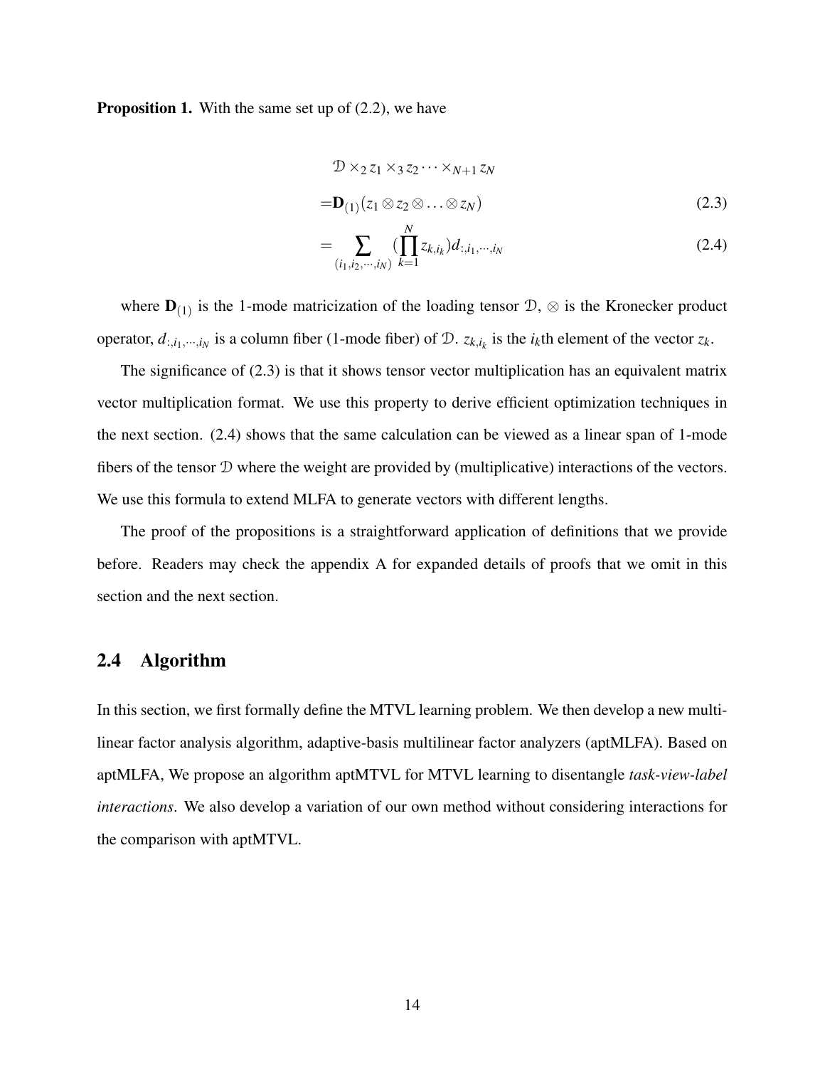**Proposition 1.** With the same set up of (2.2), we have

$$
\begin{aligned}
&\mathcal{D} \times_2 z_1 \times_3 z_2 \cdots \times_{N+1} z_N \\
=&\mathbf{D}_{(1)}(z_1 \otimes z_2 \otimes \ldots \otimes z_N) && (2.3)\\
=&\sum_{(i_1,i_2,\cdots,i_N)} (\prod_{k=1}^{N} z_{k,i_k}) d_{:,i_1,\cdots,i_N} && (2.4)
\end{aligned}
$$

where $\mathbf{D}_{(1)}$ is the 1-mode matricization of the loading tensor $\mathcal{D}$, $\otimes$ is the Kronecker product operator, $d_{:,i_1,\cdots,i_N}$ is a column fiber (1-mode fiber) of $\mathcal{D}$. $z_{k,i_k}$ is the $i_k$th element of the vector $z_k$.

The significance of (2.3) is that it shows tensor vector multiplication has an equivalent matrix vector multiplication format. We use this property to derive efficient optimization techniques in the next section. (2.4) shows that the same calculation can be viewed as a linear span of 1-mode fibers of the tensor $\mathcal{D}$ where the weight are provided by (multiplicative) interactions of the vectors. We use this formula to extend MLFA to generate vectors with different lengths.

The proof of the propositions is a straightforward application of definitions that we provide before. Readers may check the appendix A for expanded details of proofs that we omit in this section and the next section.

## 2.4 Algorithm

In this section, we first formally define the MTVL learning problem. We then develop a new multilinear factor analysis algorithm, adaptive-basis multilinear factor analyzers (aptMLFA). Based on aptMLFA, We propose an algorithm aptMTVL for MTVL learning to disentangle *task-view-label interactions*. We also develop a variation of our own method without considering interactions for the comparison with aptMTVL.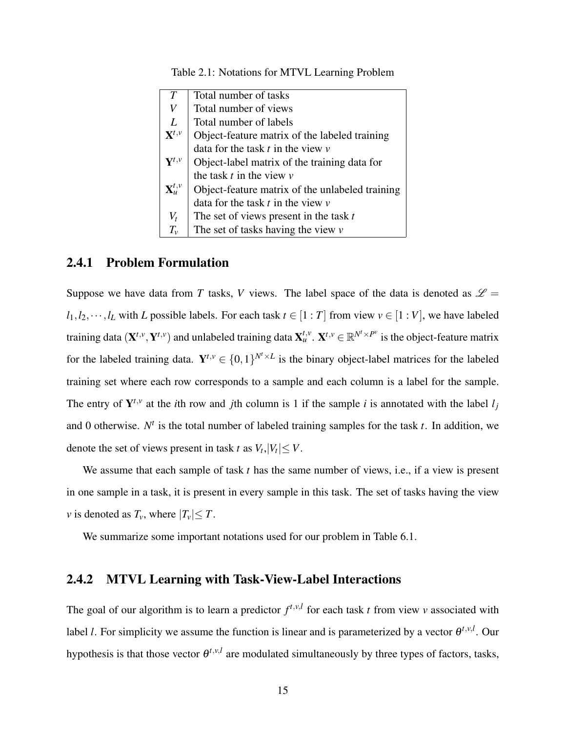Table 2.1: Notations for MTVL Learning Problem

| | |
|---|---|
| $T$ | Total number of tasks |
| $V$ | Total number of views |
| $L$ | Total number of labels |
| $\mathbf{X}^{t,v}$ | Object-feature matrix of the labeled training data for the task $t$ in the view $v$ |
| $\mathbf{Y}^{t,v}$ | Object-label matrix of the training data for the task $t$ in the view $v$ |
| $\mathbf{X}_u^{t,v}$ | Object-feature matrix of the unlabeled training data for the task $t$ in the view $v$ |
| $V_t$ | The set of views present in the task $t$ |
| $T_v$ | The set of tasks having the view $v$ |

### 2.4.1 Problem Formulation

Suppose we have data from $T$ tasks, $V$ views. The label space of the data is denoted as $\mathscr{L} = l_1, l_2, \cdots, l_L$ with $L$ possible labels. For each task $t \in [1:T]$ from view $v \in [1:V]$, we have labeled training data $(\mathbf{X}^{t,v}, \mathbf{Y}^{t,v})$ and unlabeled training data $\mathbf{X}_u^{t,v}$. $\mathbf{X}^{t,v} \in \mathbb{R}^{N^t \times P^v}$ is the object-feature matrix for the labeled training data. $\mathbf{Y}^{t,v} \in \{0,1\}^{N^t \times L}$ is the binary object-label matrices for the labeled training set where each row corresponds to a sample and each column is a label for the sample. The entry of $\mathbf{Y}^{t,v}$ at the $i$th row and $j$th column is 1 if the sample $i$ is annotated with the label $l_j$ and 0 otherwise. $N^t$ is the total number of labeled training samples for the task $t$. In addition, we denote the set of views present in task $t$ as $V_t, |V_t| \leq V$.

We assume that each sample of task $t$ has the same number of views, i.e., if a view is present in one sample in a task, it is present in every sample in this task. The set of tasks having the view $v$ is denoted as $T_v$, where $|T_v| \leq T$.

We summarize some important notations used for our problem in Table 6.1.

### 2.4.2 MTVL Learning with Task-View-Label Interactions

The goal of our algorithm is to learn a predictor $f^{t,v,l}$ for each task $t$ from view $v$ associated with label $l$. For simplicity we assume the function is linear and is parameterized by a vector $\theta^{t,v,l}$. Our hypothesis is that those vector $\theta^{t,v,l}$ are modulated simultaneously by three types of factors, tasks,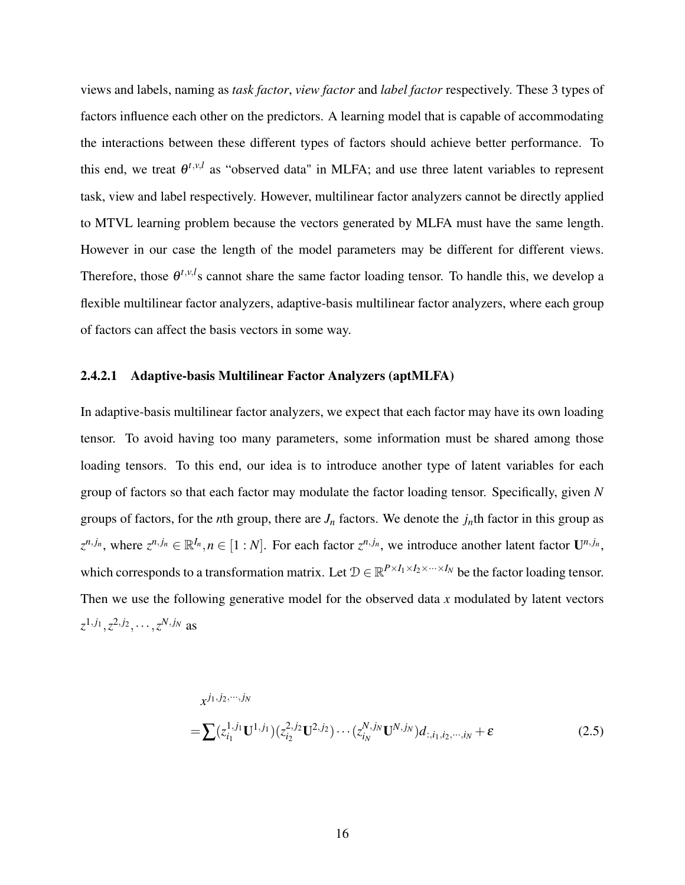views and labels, naming as *task factor*, *view factor* and *label factor* respectively. These 3 types of factors influence each other on the predictors. A learning model that is capable of accommodating the interactions between these different types of factors should achieve better performance. To this end, we treat $\theta^{t,v,l}$ as "observed data" in MLFA; and use three latent variables to represent task, view and label respectively. However, multilinear factor analyzers cannot be directly applied to MTVL learning problem because the vectors generated by MLFA must have the same length. However in our case the length of the model parameters may be different for different views. Therefore, those $\theta^{t,v,l}$s cannot share the same factor loading tensor. To handle this, we develop a flexible multilinear factor analyzers, adaptive-basis multilinear factor analyzers, where each group of factors can affect the basis vectors in some way.

#### 2.4.2.1 Adaptive-basis Multilinear Factor Analyzers (aptMLFA)

In adaptive-basis multilinear factor analyzers, we expect that each factor may have its own loading tensor. To avoid having too many parameters, some information must be shared among those loading tensors. To this end, our idea is to introduce another type of latent variables for each group of factors so that each factor may modulate the factor loading tensor. Specifically, given $N$ groups of factors, for the $n$th group, there are $J_n$ factors. We denote the $j_n$th factor in this group as $z^{n,j_n}$, where $z^{n,j_n} \in \mathbb{R}^{I_n}, n \in [1:N]$. For each factor $z^{n,j_n}$, we introduce another latent factor $\mathbf{U}^{n,j_n}$, which corresponds to a transformation matrix. Let $\mathcal{D} \in \mathbb{R}^{P \times I_1 \times I_2 \times \cdots \times I_N}$ be the factor loading tensor. Then we use the following generative model for the observed data $x$ modulated by latent vectors $z^{1,j_1}, z^{2,j_2}, \cdots, z^{N,j_N}$ as

$$
\begin{aligned}
& x^{j_1,j_2,\cdots,j_N} \\
=& \sum (z_{i_1}^{1,j_1}\mathbf{U}^{1,j_1})(z_{i_2}^{2,j_2}\mathbf{U}^{2,j_2}) \cdots (z_{i_N}^{N,j_N}\mathbf{U}^{N,j_N}) d_{:,i_1,i_2,\cdots,i_N} + \varepsilon
\end{aligned}
\tag{2.5}
$$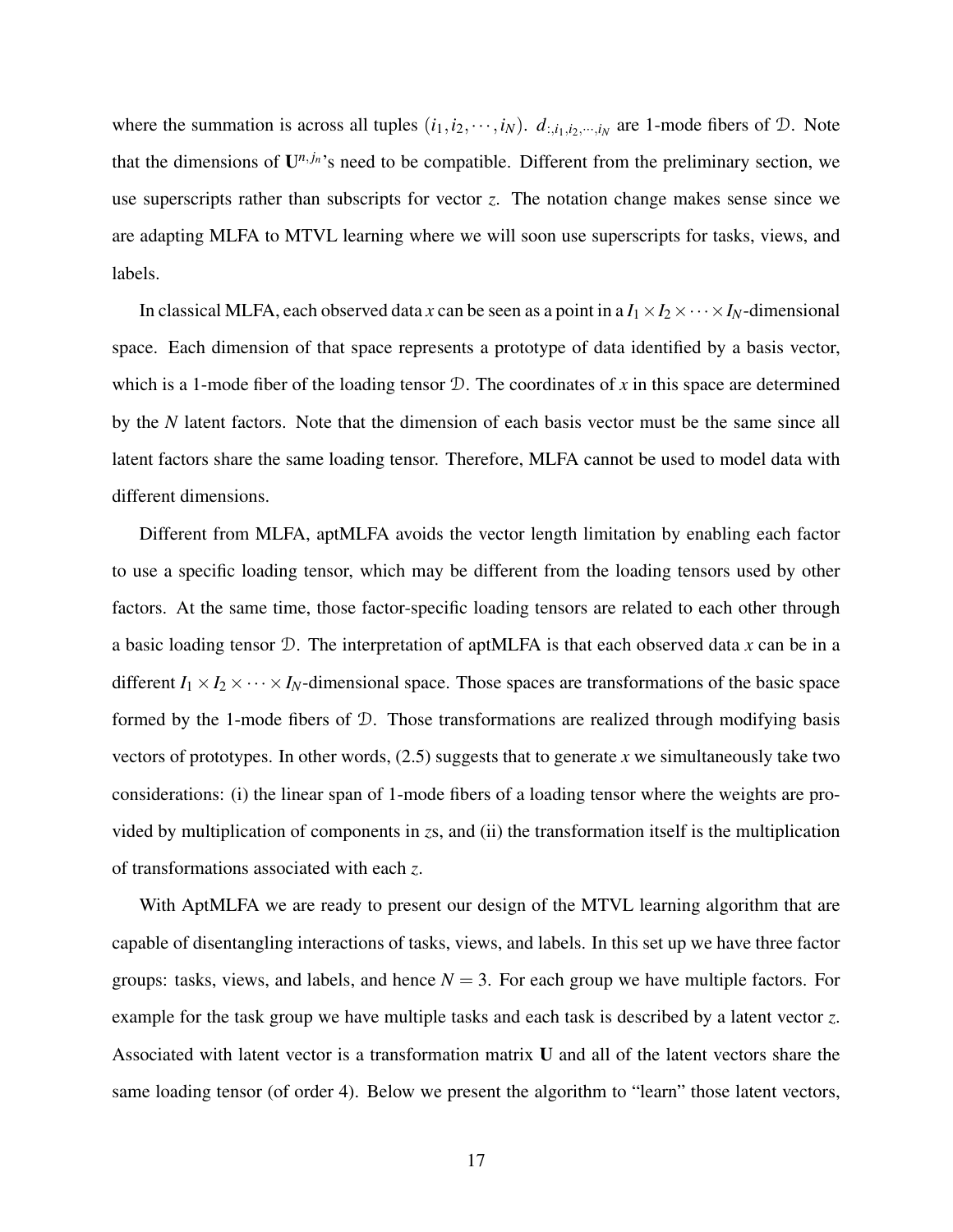where the summation is across all tuples $(i_1, i_2, \cdots, i_N)$. $d_{:,i_1,i_2,\cdots,i_N}$ are 1-mode fibers of $\mathcal{D}$. Note that the dimensions of $\mathbf{U}^{n,j_n}$'s need to be compatible. Different from the preliminary section, we use superscripts rather than subscripts for vector $z$. The notation change makes sense since we are adapting MLFA to MTVL learning where we will soon use superscripts for tasks, views, and labels.

In classical MLFA, each observed data $x$ can be seen as a point in a $I_1 \times I_2 \times \cdots \times I_N$-dimensional space. Each dimension of that space represents a prototype of data identified by a basis vector, which is a 1-mode fiber of the loading tensor $\mathcal{D}$. The coordinates of $x$ in this space are determined by the $N$ latent factors. Note that the dimension of each basis vector must be the same since all latent factors share the same loading tensor. Therefore, MLFA cannot be used to model data with different dimensions.

Different from MLFA, aptMLFA avoids the vector length limitation by enabling each factor to use a specific loading tensor, which may be different from the loading tensors used by other factors. At the same time, those factor-specific loading tensors are related to each other through a basic loading tensor $\mathcal{D}$. The interpretation of aptMLFA is that each observed data $x$ can be in a different $I_1 \times I_2 \times \cdots \times I_N$-dimensional space. Those spaces are transformations of the basic space formed by the 1-mode fibers of $\mathcal{D}$. Those transformations are realized through modifying basis vectors of prototypes. In other words, (2.5) suggests that to generate $x$ we simultaneously take two considerations: (i) the linear span of 1-mode fibers of a loading tensor where the weights are provided by multiplication of components in $z$s, and (ii) the transformation itself is the multiplication of transformations associated with each $z$.

With AptMLFA we are ready to present our design of the MTVL learning algorithm that are capable of disentangling interactions of tasks, views, and labels. In this set up we have three factor groups: tasks, views, and labels, and hence $N = 3$. For each group we have multiple factors. For example for the task group we have multiple tasks and each task is described by a latent vector $z$. Associated with latent vector is a transformation matrix $\mathbf{U}$ and all of the latent vectors share the same loading tensor (of order 4). Below we present the algorithm to "learn" those latent vectors,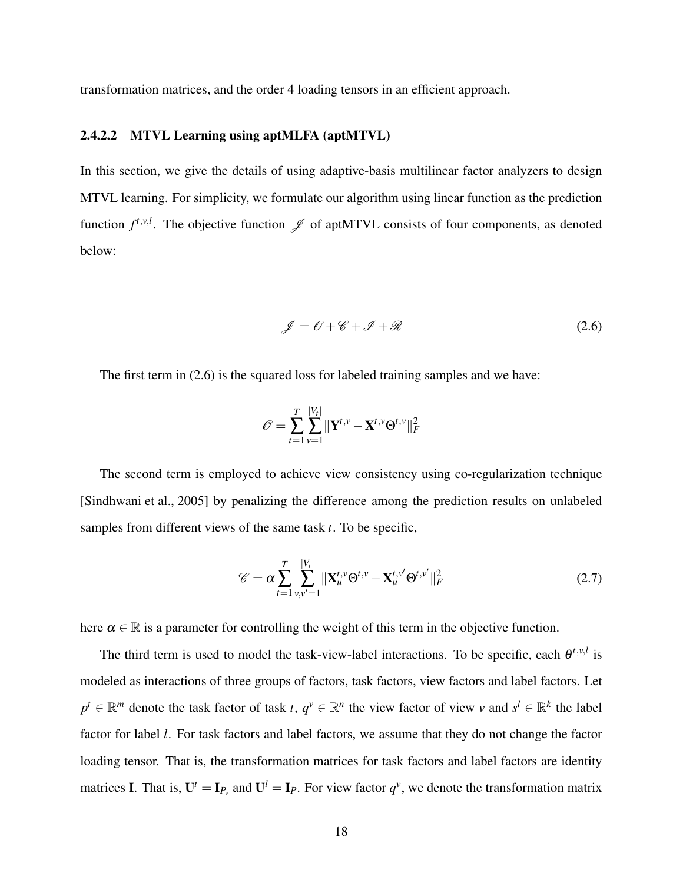transformation matrices, and the order 4 loading tensors in an efficient approach.

#### 2.4.2.2 MTVL Learning using aptMLFA (aptMTVL)

In this section, we give the details of using adaptive-basis multilinear factor analyzers to design MTVL learning. For simplicity, we formulate our algorithm using linear function as the prediction function $f^{t,v,l}$. The objective function $\mathscr{J}$ of aptMTVL consists of four components, as denoted below:

$$\mathscr{J} = \mathscr{O} + \mathscr{C} + \mathscr{I} + \mathscr{R} \tag{2.6}$$

The first term in (2.6) is the squared loss for labeled training samples and we have:

$$\mathscr{O} = \sum_{t=1}^{T} \sum_{v=1}^{|V_t|} \|\mathbf{Y}^{t,v} - \mathbf{X}^{t,v}\Theta^{t,v}\|_F^2$$

The second term is employed to achieve view consistency using co-regularization technique [Sindhwani et al., 2005] by penalizing the difference among the prediction results on unlabeled samples from different views of the same task $t$. To be specific,

$$\mathscr{C} = \alpha \sum_{t=1}^{T} \sum_{v,v'=1}^{|V_t|} \|\mathbf{X}_u^{t,v}\Theta^{t,v} - \mathbf{X}_u^{t,v'}\Theta^{t,v'}\|_F^2 \tag{2.7}$$

here $\alpha \in \mathbb{R}$ is a parameter for controlling the weight of this term in the objective function.

The third term is used to model the task-view-label interactions. To be specific, each $\theta^{t,v,l}$ is modeled as interactions of three groups of factors, task factors, view factors and label factors. Let $p^t \in \mathbb{R}^m$ denote the task factor of task $t$, $q^v \in \mathbb{R}^n$ the view factor of view $v$ and $s^l \in \mathbb{R}^k$ the label factor for label $l$. For task factors and label factors, we assume that they do not change the factor loading tensor. That is, the transformation matrices for task factors and label factors are identity matrices $\mathbf{I}$. That is, $\mathbf{U}^t = \mathbf{I}_{P_v}$ and $\mathbf{U}^l = \mathbf{I}_P$. For view factor $q^v$, we denote the transformation matrix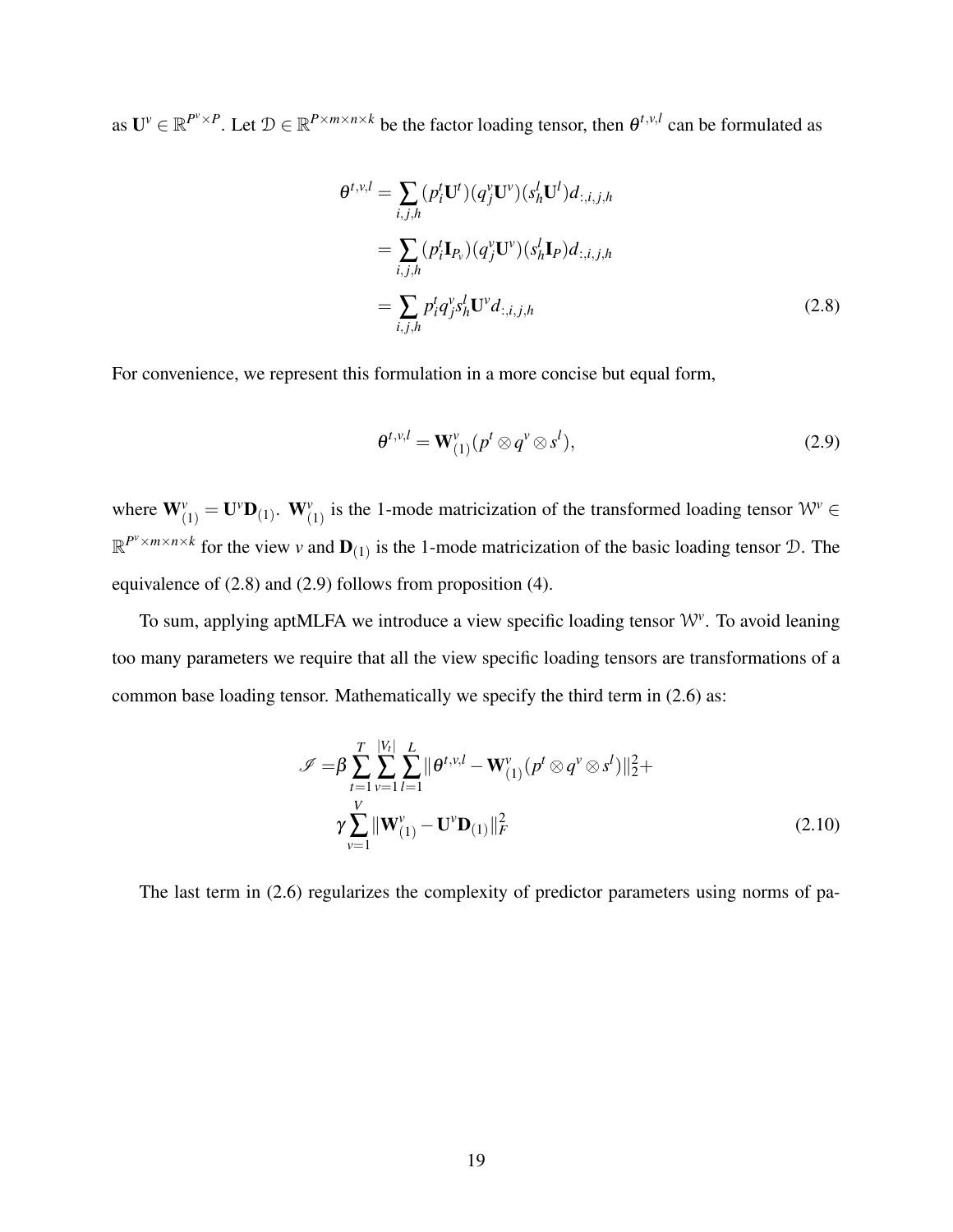as $\mathbf{U}^v \in \mathbb{R}^{P^v \times P}$. Let $\mathcal{D} \in \mathbb{R}^{P \times m \times n \times k}$ be the factor loading tensor, then $\theta^{t,v,l}$ can be formulated as

$$
\begin{aligned}
\theta^{t,v,l} &= \sum_{i,j,h} (p_i^t \mathbf{U}^t)(q_j^v \mathbf{U}^v)(s_h^l \mathbf{U}^l) d_{:,i,j,h} \\
&= \sum_{i,j,h} (p_i^t \mathbf{I}_{P_v})(q_j^v \mathbf{U}^v)(s_h^l \mathbf{I}_P) d_{:,i,j,h} \\
&= \sum_{i,j,h} p_i^t q_j^v s_h^l \mathbf{U}^v d_{:,i,j,h}
\end{aligned} \tag{2.8}
$$

For convenience, we represent this formulation in a more concise but equal form,

$$
\theta^{t,v,l} = \mathbf{W}^v_{(1)}(p^t \otimes q^v \otimes s^l), \tag{2.9}
$$

where $\mathbf{W}^v_{(1)} = \mathbf{U}^v \mathbf{D}_{(1)}$. $\mathbf{W}^v_{(1)}$ is the 1-mode matricization of the transformed loading tensor $\mathcal{W}^v \in \mathbb{R}^{P^v \times m \times n \times k}$ for the view $v$ and $\mathbf{D}_{(1)}$ is the 1-mode matricization of the basic loading tensor $\mathcal{D}$. The equivalence of (2.8) and (2.9) follows from proposition (4).

To sum, applying aptMLFA we introduce a view specific loading tensor $\mathcal{W}^v$. To avoid leaning too many parameters we require that all the view specific loading tensors are transformations of a common base loading tensor. Mathematically we specify the third term in (2.6) as:

$$
\begin{aligned}
\mathscr{I} =& \beta \sum_{t=1}^{T} \sum_{v=1}^{|V_t|} \sum_{l=1}^{L} \| \theta^{t,v,l} - \mathbf{W}^v_{(1)}(p^t \otimes q^v \otimes s^l) \|_2^2 + \\
& \gamma \sum_{v=1}^{V} \| \mathbf{W}^v_{(1)} - \mathbf{U}^v \mathbf{D}_{(1)} \|_F^2
\end{aligned} \tag{2.10}
$$

The last term in (2.6) regularizes the complexity of predictor parameters using norms of pa-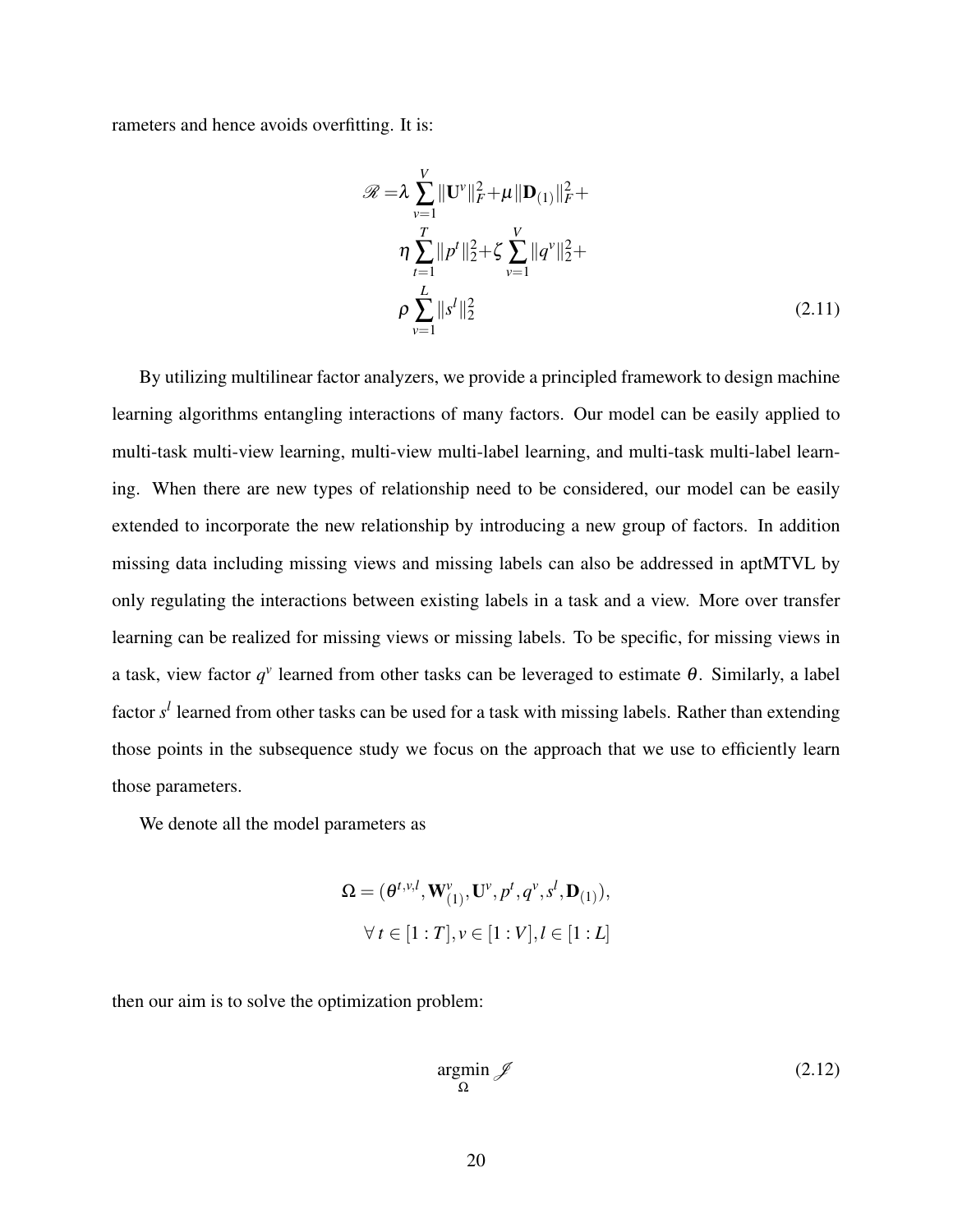rameters and hence avoids overfitting. It is:

$$
\begin{aligned}
\mathscr{R} =& \lambda \sum_{v=1}^{V} \|\mathbf{U}^v\|_F^2 + \mu \|\mathbf{D}_{(1)}\|_F^2 + \\
& \eta \sum_{t=1}^{T} \|p^t\|_2^2 + \zeta \sum_{v=1}^{V} \|q^v\|_2^2 + \\
& \rho \sum_{v=1}^{L} \|s^l\|_2^2
\end{aligned}
\tag{2.11}
$$

By utilizing multilinear factor analyzers, we provide a principled framework to design machine learning algorithms entangling interactions of many factors. Our model can be easily applied to multi-task multi-view learning, multi-view multi-label learning, and multi-task multi-label learning. When there are new types of relationship need to be considered, our model can be easily extended to incorporate the new relationship by introducing a new group of factors. In addition missing data including missing views and missing labels can also be addressed in aptMTVL by only regulating the interactions between existing labels in a task and a view. More over transfer learning can be realized for missing views or missing labels. To be specific, for missing views in a task, view factor $q^v$ learned from other tasks can be leveraged to estimate $\theta$. Similarly, a label factor $s^l$ learned from other tasks can be used for a task with missing labels. Rather than extending those points in the subsequence study we focus on the approach that we use to efficiently learn those parameters.

We denote all the model parameters as

$$
\begin{aligned}
\Omega = (\theta^{t,v,l}, \mathbf{W}^v_{(1)}, \mathbf{U}^v, p^t, q^v, s^l, \mathbf{D}_{(1)}), \\
\forall\, t \in [1:T], v \in [1:V], l \in [1:L]
\end{aligned}
$$

then our aim is to solve the optimization problem:

$$
\underset{\Omega}{\operatorname{argmin}} \, \mathscr{J} \tag{2.12}
$$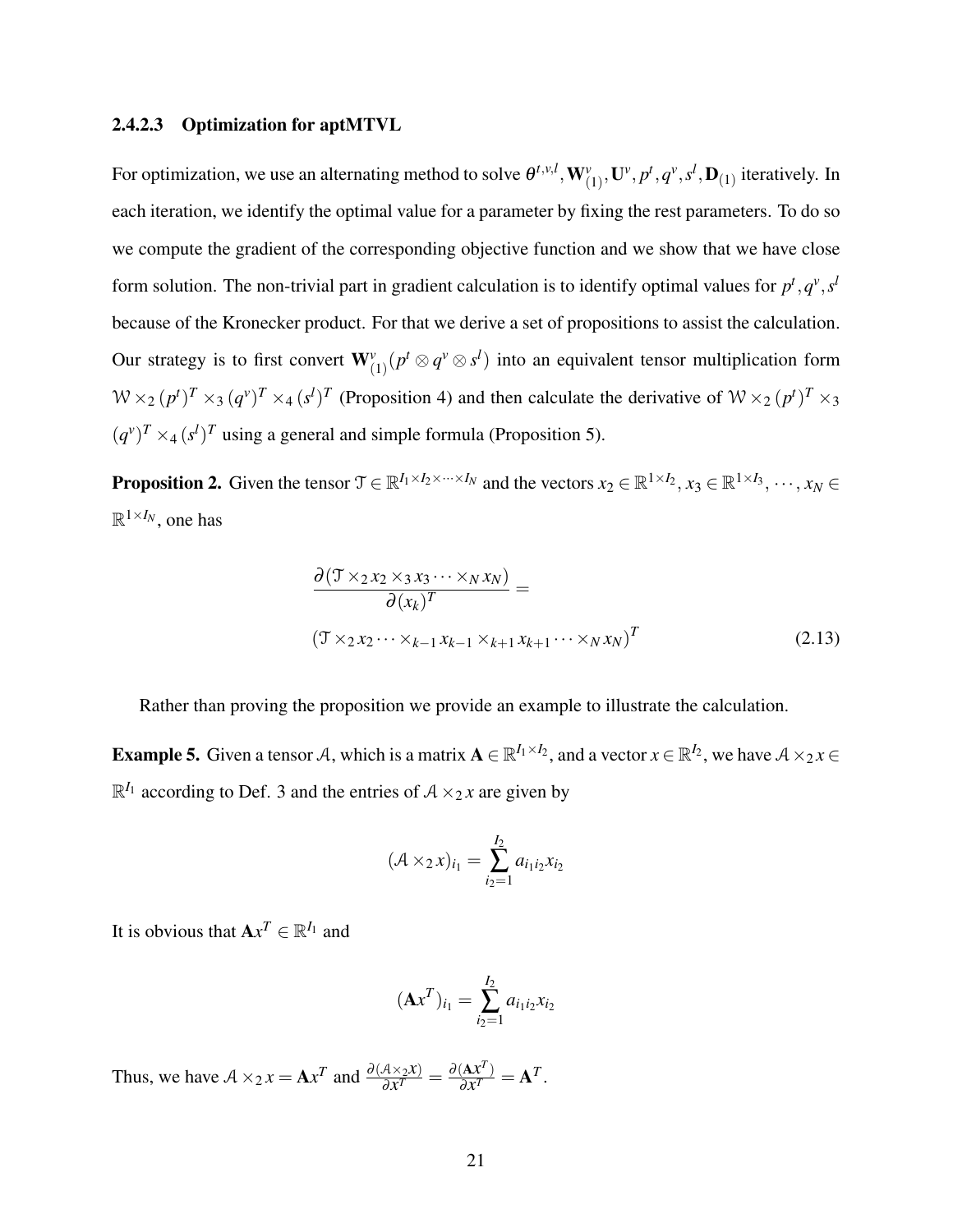#### 2.4.2.3 Optimization for aptMTVL

For optimization, we use an alternating method to solve $\theta^{t,v,l}, \mathbf{W}_{(1)}^{v}, \mathbf{U}^{v}, p^{t}, q^{v}, s^{l}, \mathbf{D}_{(1)}$ iteratively. In each iteration, we identify the optimal value for a parameter by fixing the rest parameters. To do so we compute the gradient of the corresponding objective function and we show that we have close form solution. The non-trivial part in gradient calculation is to identify optimal values for $p^t, q^v, s^l$ because of the Kronecker product. For that we derive a set of propositions to assist the calculation. Our strategy is to first convert $\mathbf{W}_{(1)}^{v}(p^t \otimes q^v \otimes s^l)$ into an equivalent tensor multiplication form $\mathcal{W} \times_2 (p^t)^T \times_3 (q^v)^T \times_4 (s^l)^T$ (Proposition 4) and then calculate the derivative of $\mathcal{W} \times_2 (p^t)^T \times_3 (q^v)^T \times_4 (s^l)^T$ using a general and simple formula (Proposition 5).

**Proposition 2.** Given the tensor $\mathcal{T} \in \mathbb{R}^{I_1 \times I_2 \times \cdots \times I_N}$ and the vectors $x_2 \in \mathbb{R}^{1 \times I_2}, x_3 \in \mathbb{R}^{1 \times I_3}, \cdots, x_N \in \mathbb{R}^{1 \times I_N}$, one has

$$\frac{\partial(\mathcal{T} \times_2 x_2 \times_3 x_3 \cdots \times_N x_N)}{\partial(x_k)^T} = (\mathcal{T} \times_2 x_2 \cdots \times_{k-1} x_{k-1} \times_{k+1} x_{k+1} \cdots \times_N x_N)^T \tag{2.13}$$

Rather than proving the proposition we provide an example to illustrate the calculation.

**Example 5.** Given a tensor $\mathcal{A}$, which is a matrix $\mathbf{A} \in \mathbb{R}^{I_1 \times I_2}$, and a vector $x \in \mathbb{R}^{I_2}$, we have $\mathcal{A} \times_2 x \in \mathbb{R}^{I_1}$ according to Def. 3 and the entries of $\mathcal{A} \times_2 x$ are given by

$$(\mathcal{A} \times_2 x)_{i_1} = \sum_{i_2=1}^{I_2} a_{i_1 i_2} x_{i_2}$$

It is obvious that $\mathbf{A}x^T \in \mathbb{R}^{I_1}$ and

$$(\mathbf{A}x^T)_{i_1} = \sum_{i_2=1}^{I_2} a_{i_1 i_2} x_{i_2}$$

Thus, we have $\mathcal{A} \times_2 x = \mathbf{A}x^T$ and $\frac{\partial(\mathcal{A} \times_2 x)}{\partial x^T} = \frac{\partial(\mathbf{A}x^T)}{\partial x^T} = \mathbf{A}^T$.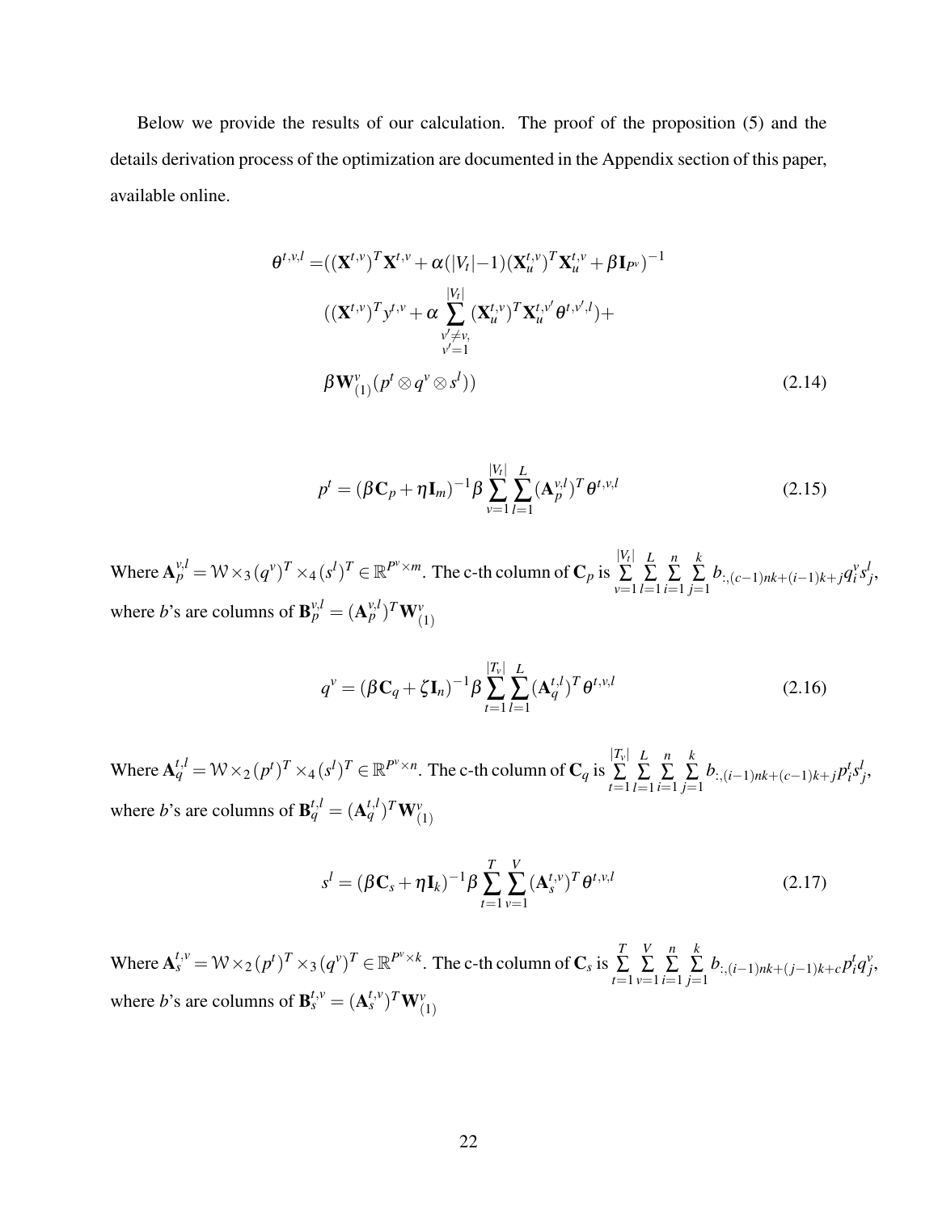Below we provide the results of our calculation. The proof of the proposition (5) and the details derivation process of the optimization are documented in the Appendix section of this paper, available online.

$$
\begin{aligned}
\theta^{t,v,l} =& ((\mathbf{X}^{t,v})^T \mathbf{X}^{t,v} + \alpha(|V_t|-1)(\mathbf{X}_u^{t,v})^T \mathbf{X}_u^{t,v} + \beta \mathbf{I}_{P^v})^{-1} \\
& ((\mathbf{X}^{t,v})^T y^{t,v} + \alpha \sum_{\substack{v' \neq v, \\ v'=1}}^{|V_t|} (\mathbf{X}_u^{t,v})^T \mathbf{X}_u^{t,v'} \theta^{t,v',l}) + \\
& \beta \mathbf{W}_{(1)}^{v} (p^t \otimes q^v \otimes s^l))
\end{aligned} \tag{2.14}
$$

$$
p^t = (\beta \mathbf{C}_p + \eta \mathbf{I}_m)^{-1} \beta \sum_{v=1}^{|V_t|} \sum_{l=1}^{L} (\mathbf{A}_p^{v,l})^T \theta^{t,v,l} \tag{2.15}
$$

Where $\mathbf{A}_p^{v,l} = \mathcal{W} \times_3 (q^v)^T \times_4 (s^l)^T \in \mathbb{R}^{P^v \times m}$. The c-th column of $\mathbf{C}_p$ is $\sum_{v=1}^{|V_t|} \sum_{l=1}^{L} \sum_{i=1}^{n} \sum_{j=1}^{k} b_{:,(c-1)nk+(i-1)k+j} q_i^v s_j^l$, where $b$'s are columns of $\mathbf{B}_p^{v,l} = (\mathbf{A}_p^{v,l})^T \mathbf{W}_{(1)}^{v}$

$$
q^v = (\beta \mathbf{C}_q + \zeta \mathbf{I}_n)^{-1} \beta \sum_{t=1}^{|T_v|} \sum_{l=1}^{L} (\mathbf{A}_q^{t,l})^T \theta^{t,v,l} \tag{2.16}
$$

Where $\mathbf{A}_q^{t,l} = \mathcal{W} \times_2 (p^t)^T \times_4 (s^l)^T \in \mathbb{R}^{P^v \times n}$. The c-th column of $\mathbf{C}_q$ is $\sum_{t=1}^{|T_v|} \sum_{l=1}^{L} \sum_{i=1}^{n} \sum_{j=1}^{k} b_{:,(i-1)nk+(c-1)k+j} p_i^t s_j^l$, where $b$'s are columns of $\mathbf{B}_q^{t,l} = (\mathbf{A}_q^{t,l})^T \mathbf{W}_{(1)}^{v}$

$$
s^l = (\beta \mathbf{C}_s + \eta \mathbf{I}_k)^{-1} \beta \sum_{t=1}^{T} \sum_{v=1}^{V} (\mathbf{A}_s^{t,v})^T \theta^{t,v,l} \tag{2.17}
$$

Where $\mathbf{A}_s^{t,v} = \mathcal{W} \times_2 (p^t)^T \times_3 (q^v)^T \in \mathbb{R}^{P^v \times k}$. The c-th column of $\mathbf{C}_s$ is $\sum_{t=1}^{T} \sum_{v=1}^{V} \sum_{i=1}^{n} \sum_{j=1}^{k} b_{:,(i-1)nk+(j-1)k+c} p_i^t q_j^v$, where $b$'s are columns of $\mathbf{B}_s^{t,v} = (\mathbf{A}_s^{t,v})^T \mathbf{W}_{(1)}^{v}$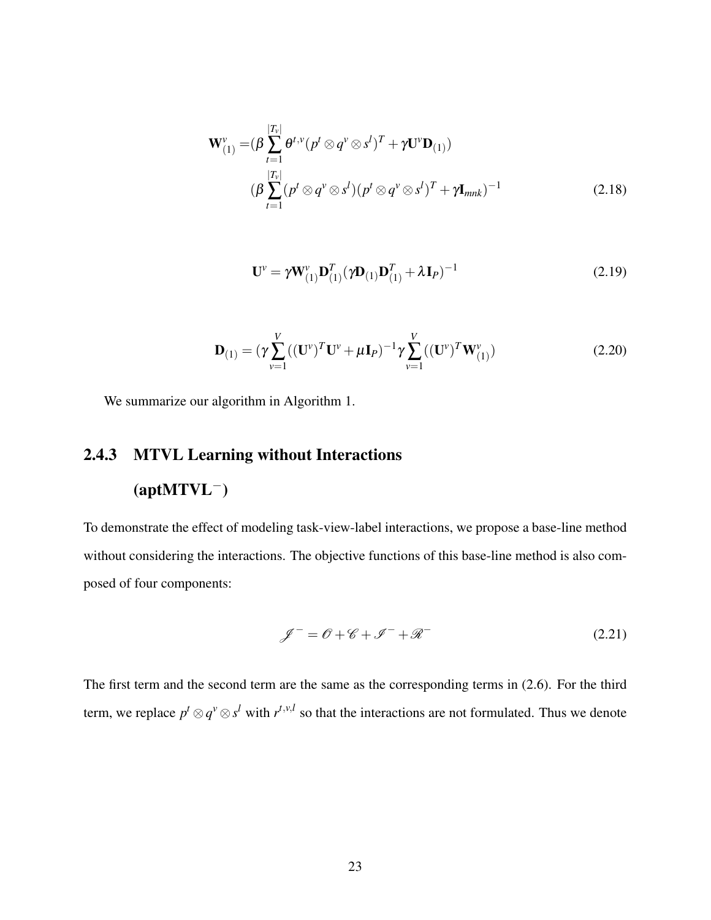$$
\begin{aligned}
\mathbf{W}^v_{(1)} =&(\beta \sum_{t=1}^{|T_v|} \theta^{t,v} (p^t \otimes q^v \otimes s^l)^T + \gamma \mathbf{U}^v \mathbf{D}_{(1)}) \\
&(\beta \sum_{t=1}^{|T_v|} (p^t \otimes q^v \otimes s^l)(p^t \otimes q^v \otimes s^l)^T + \gamma \mathbf{I}_{mnk})^{-1}
\end{aligned} \tag{2.18}
$$

$$
\mathbf{U}^v = \gamma \mathbf{W}^v_{(1)} \mathbf{D}^T_{(1)} (\gamma \mathbf{D}_{(1)} \mathbf{D}^T_{(1)} + \lambda \mathbf{I}_P)^{-1} \tag{2.19}
$$

$$
\mathbf{D}_{(1)} = (\gamma \sum_{v=1}^{V} ((\mathbf{U}^v)^T \mathbf{U}^v + \mu \mathbf{I}_P)^{-1} \gamma \sum_{v=1}^{V} ((\mathbf{U}^v)^T \mathbf{W}^v_{(1)}) \tag{2.20}
$$

We summarize our algorithm in Algorithm 1.

### 2.4.3 MTVL Learning without Interactions (aptMTVL$^-$)

To demonstrate the effect of modeling task-view-label interactions, we propose a base-line method without considering the interactions. The objective functions of this base-line method is also composed of four components:

$$
\mathscr{J}^- = \mathscr{O} + \mathscr{C} + \mathscr{I}^- + \mathscr{R}^- \tag{2.21}
$$

The first term and the second term are the same as the corresponding terms in (2.6). For the third term, we replace $p^t \otimes q^v \otimes s^l$ with $r^{t,v,l}$ so that the interactions are not formulated. Thus we denote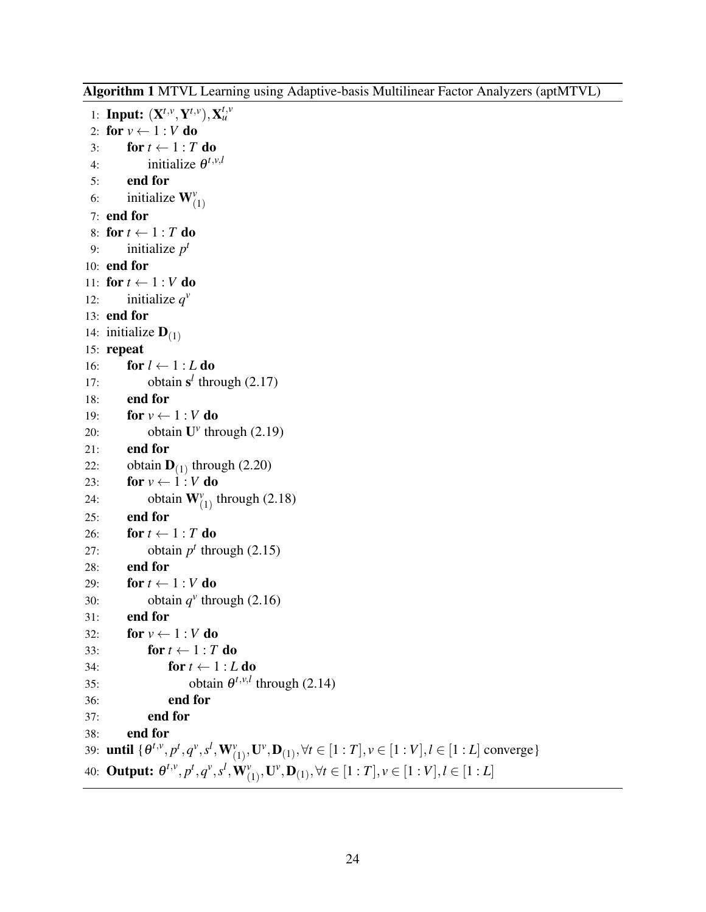**Algorithm 1** MTVL Learning using Adaptive-basis Multilinear Factor Analyzers (aptMTVL)

```
1:  Input: (X^{t,v}, Y^{t,v}), X_u^{t,v}
2:  for v ← 1 : V do
3:      for t ← 1 : T do
4:          initialize θ^{t,v,l}
5:      end for
6:      initialize W^v_(1)
7:  end for
8:  for t ← 1 : T do
9:      initialize p^t
10: end for
11: for t ← 1 : V do
12:     initialize q^v
13: end for
14: initialize D_(1)
15: repeat
16:     for l ← 1 : L do
17:         obtain s^l through (2.17)
18:     end for
19:     for v ← 1 : V do
20:         obtain U^v through (2.19)
21:     end for
22:     obtain D_(1) through (2.20)
23:     for v ← 1 : V do
24:         obtain W^v_(1) through (2.18)
25:     end for
26:     for t ← 1 : T do
27:         obtain p^t through (2.15)
28:     end for
29:     for t ← 1 : V do
30:         obtain q^v through (2.16)
31:     end for
32:     for v ← 1 : V do
33:         for t ← 1 : T do
34:             for t ← 1 : L do
35:                 obtain θ^{t,v,l} through (2.14)
36:             end for
37:         end for
38:     end for
39: until {θ^{t,v}, p^t, q^v, s^l, W^v_(1), U^v, D_(1), ∀t ∈ [1 : T], v ∈ [1 : V], l ∈ [1 : L] converge}
40: Output: θ^{t,v}, p^t, q^v, s^l, W^v_(1), U^v, D_(1), ∀t ∈ [1 : T], v ∈ [1 : V], l ∈ [1 : L]
```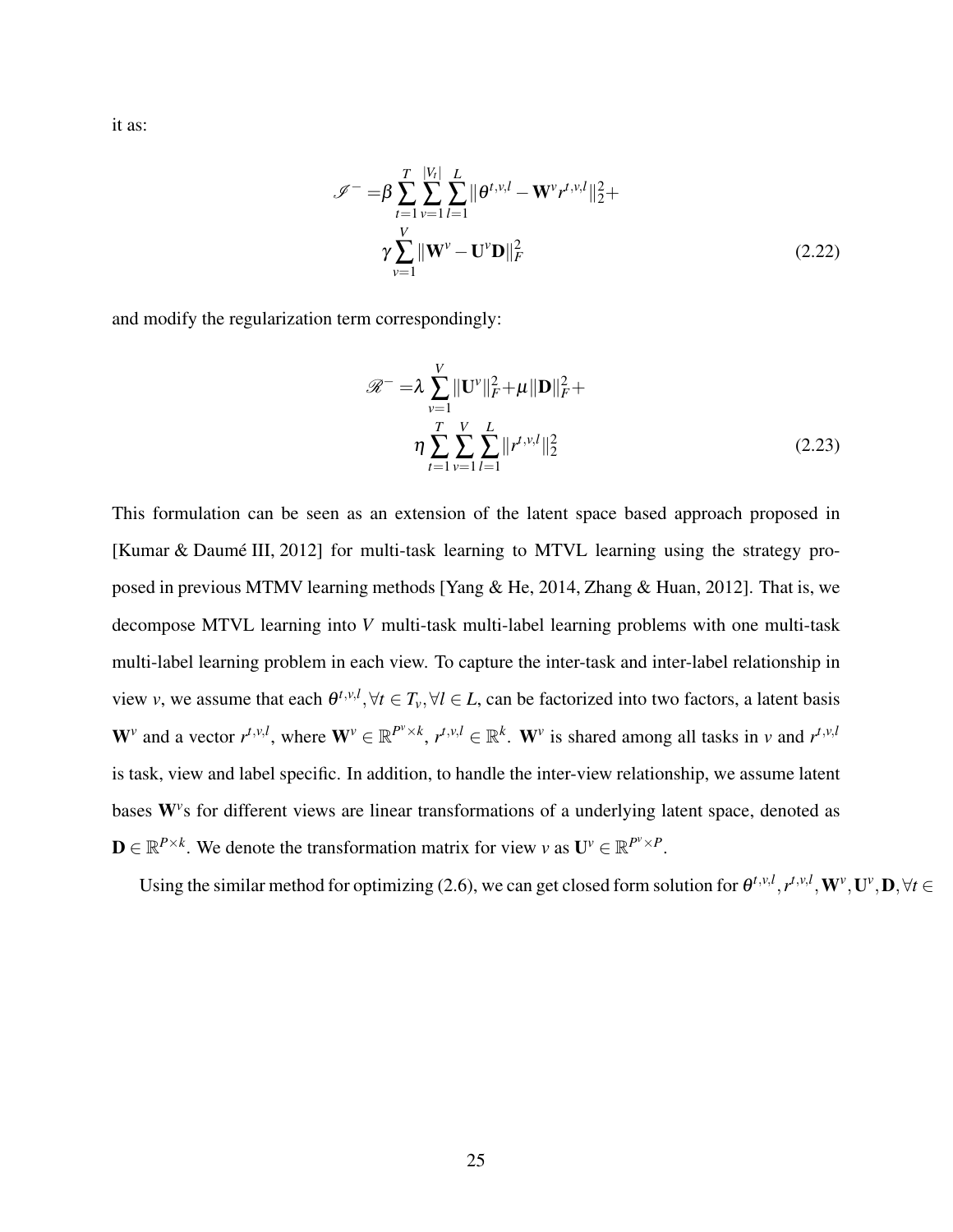it as:

$$
\begin{aligned}
\mathscr{I}^{-} = & \beta \sum_{t=1}^{T} \sum_{v=1}^{|V_t|} \sum_{l=1}^{L} \|\theta^{t,v,l} - \mathbf{W}^v r^{t,v,l}\|_2^2 + \\
& \gamma \sum_{v=1}^{V} \|\mathbf{W}^v - \mathbf{U}^v \mathbf{D}\|_F^2
\end{aligned}
\tag{2.22}
$$

and modify the regularization term correspondingly:

$$
\begin{aligned}
\mathscr{R}^{-} = & \lambda \sum_{v=1}^{V} \|\mathbf{U}^v\|_F^2 + \mu \|\mathbf{D}\|_F^2 + \\
& \eta \sum_{t=1}^{T} \sum_{v=1}^{V} \sum_{l=1}^{L} \|r^{t,v,l}\|_2^2
\end{aligned}
\tag{2.23}
$$

This formulation can be seen as an extension of the latent space based approach proposed in [Kumar & Daumé III, 2012] for multi-task learning to MTVL learning using the strategy proposed in previous MTMV learning methods [Yang & He, 2014, Zhang & Huan, 2012]. That is, we decompose MTVL learning into $V$ multi-task multi-label learning problems with one multi-task multi-label learning problem in each view. To capture the inter-task and inter-label relationship in view $v$, we assume that each $\theta^{t,v,l}, \forall t \in T_v, \forall l \in L$, can be factorized into two factors, a latent basis $\mathbf{W}^v$ and a vector $r^{t,v,l}$, where $\mathbf{W}^v \in \mathbb{R}^{P^v \times k}$, $r^{t,v,l} \in \mathbb{R}^k$. $\mathbf{W}^v$ is shared among all tasks in $v$ and $r^{t,v,l}$ is task, view and label specific. In addition, to handle the inter-view relationship, we assume latent bases $\mathbf{W}^v$s for different views are linear transformations of a underlying latent space, denoted as $\mathbf{D} \in \mathbb{R}^{P \times k}$. We denote the transformation matrix for view $v$ as $\mathbf{U}^v \in \mathbb{R}^{P^v \times P}$.

Using the similar method for optimizing (2.6), we can get closed form solution for $\theta^{t,v,l}, r^{t,v,l}, \mathbf{W}^v, \mathbf{U}^v, \mathbf{D}, \forall t \in$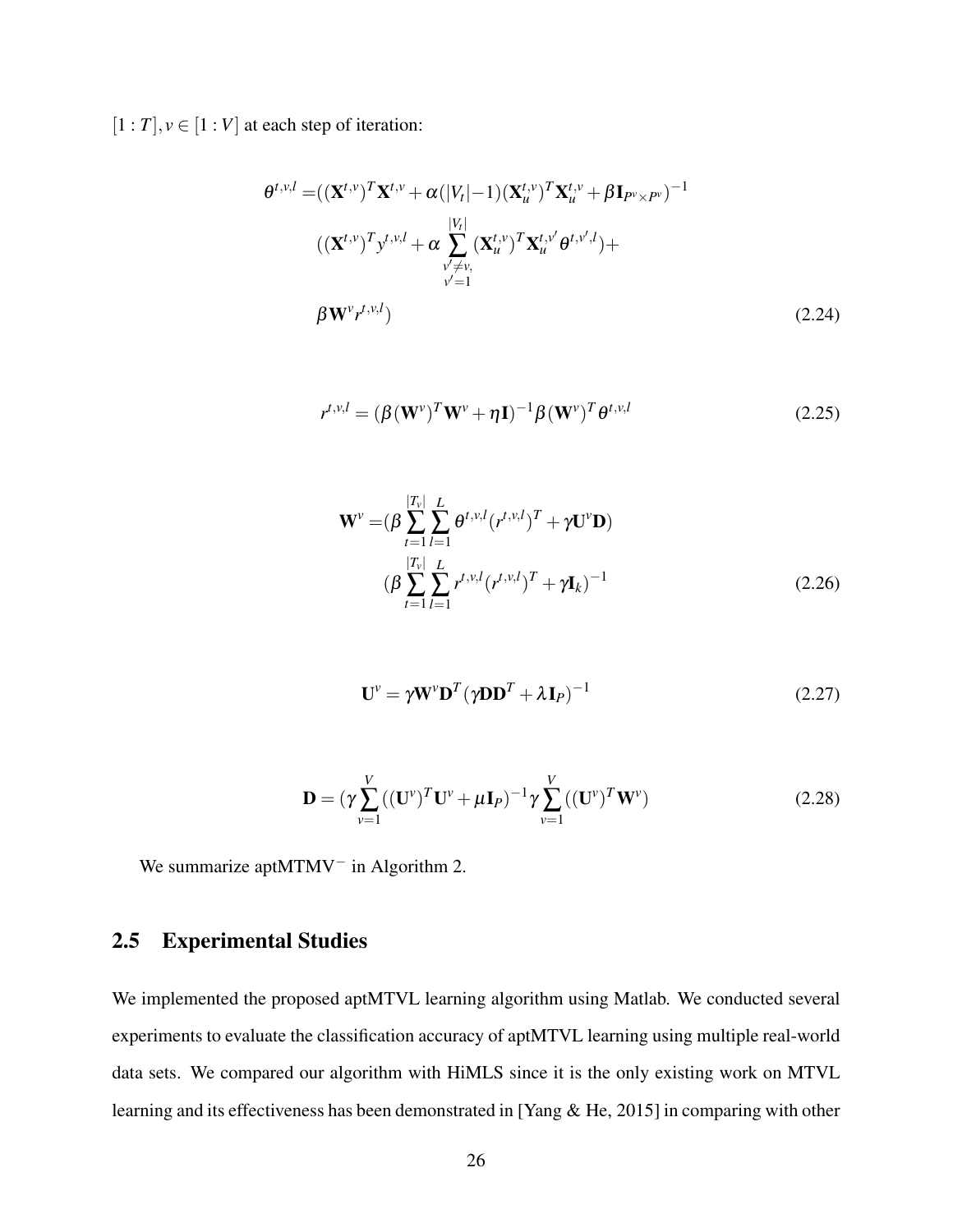$[1:T], v \in [1:V]$ at each step of iteration:

$$\begin{aligned}
\theta^{t,v,l} =& ((\mathbf{X}^{t,v})^T \mathbf{X}^{t,v} + \alpha(|V_t|-1)(\mathbf{X}_u^{t,v})^T \mathbf{X}_u^{t,v} + \beta \mathbf{I}_{P^v \times P^v})^{-1} \\
& ((\mathbf{X}^{t,v})^T y^{t,v,l} + \alpha \sum_{\substack{v' \neq v, \\ v'=1}}^{|V_t|} (\mathbf{X}_u^{t,v})^T \mathbf{X}_u^{t,v'} \theta^{t,v',l}) + \\
& \beta \mathbf{W}^v r^{t,v,l})
\end{aligned} \tag{2.24}$$

$$r^{t,v,l} = (\beta (\mathbf{W}^v)^T \mathbf{W}^v + \eta \mathbf{I})^{-1} \beta (\mathbf{W}^v)^T \theta^{t,v,l} \tag{2.25}$$

$$\begin{aligned}
\mathbf{W}^v =& (\beta \sum_{t=1}^{|T_v|} \sum_{l=1}^{L} \theta^{t,v,l} (r^{t,v,l})^T + \gamma \mathbf{U}^v \mathbf{D}) \\
& (\beta \sum_{t=1}^{|T_v|} \sum_{l=1}^{L} r^{t,v,l} (r^{t,v,l})^T + \gamma \mathbf{I}_k)^{-1}
\end{aligned} \tag{2.26}$$

$$\mathbf{U}^v = \gamma \mathbf{W}^v \mathbf{D}^T (\gamma \mathbf{D} \mathbf{D}^T + \lambda \mathbf{I}_P)^{-1} \tag{2.27}$$

$$\mathbf{D} = (\gamma \sum_{v=1}^{V} ((\mathbf{U}^v)^T \mathbf{U}^v + \mu \mathbf{I}_P)^{-1} \gamma \sum_{v=1}^{V} ((\mathbf{U}^v)^T \mathbf{W}^v) \tag{2.28}$$

We summarize aptMTMV$^-$ in Algorithm 2.

## 2.5 Experimental Studies

We implemented the proposed aptMTVL learning algorithm using Matlab. We conducted several experiments to evaluate the classification accuracy of aptMTVL learning using multiple real-world data sets. We compared our algorithm with HiMLS since it is the only existing work on MTVL learning and its effectiveness has been demonstrated in [Yang & He, 2015] in comparing with other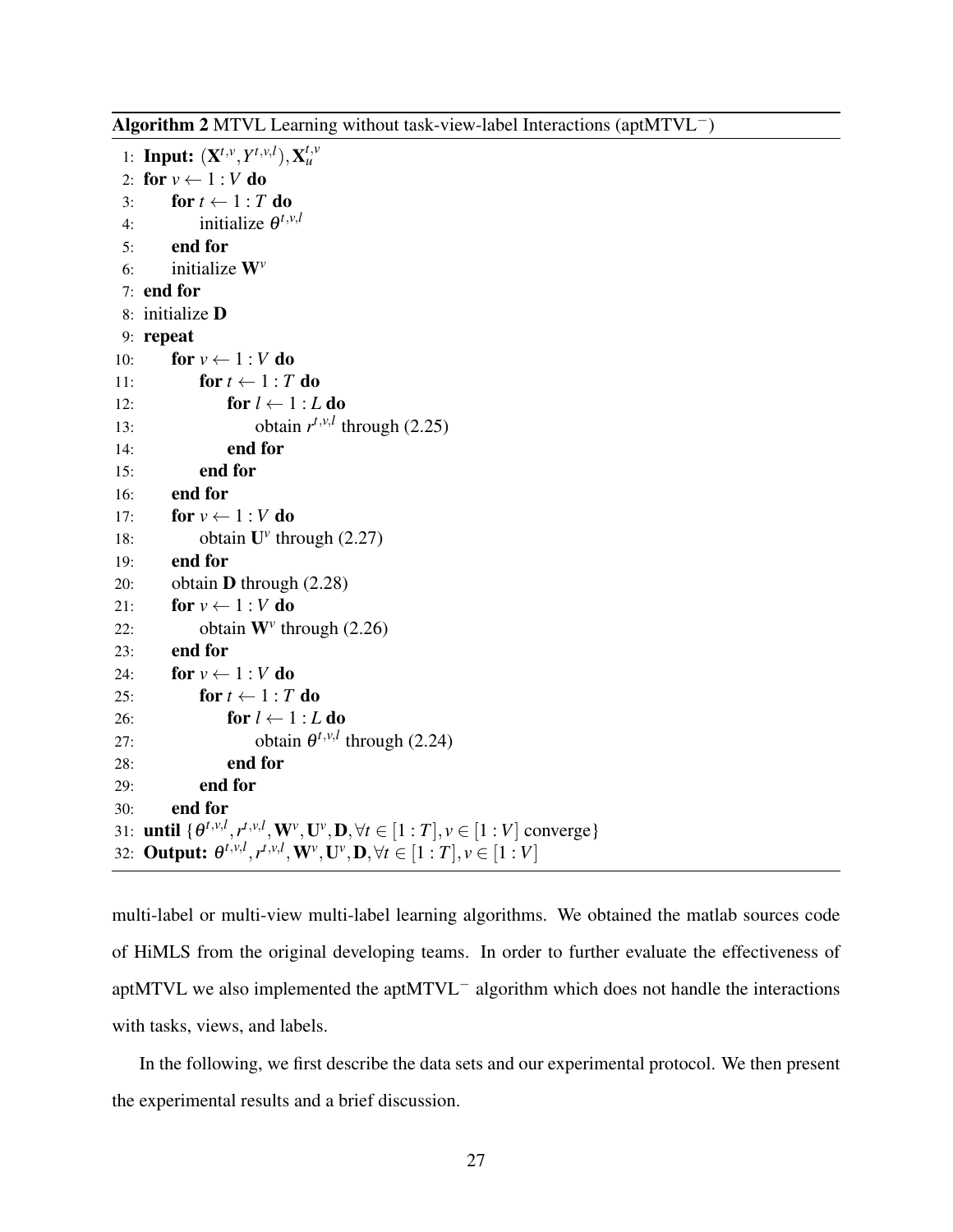**Algorithm 2** MTVL Learning without task-view-label Interactions (aptMTVL$^-$)

```
1: Input: (X^{t,v}, Y^{t,v,l}), X_u^{t,v}
2: for v ← 1 : V do
3:     for t ← 1 : T do
4:         initialize θ^{t,v,l}
5:     end for
6:     initialize W^v
7: end for
8: initialize D
9: repeat
10:    for v ← 1 : V do
11:        for t ← 1 : T do
12:            for l ← 1 : L do
13:                obtain r^{t,v,l} through (2.25)
14:            end for
15:        end for
16:    end for
17:    for v ← 1 : V do
18:        obtain U^v through (2.27)
19:    end for
20:    obtain D through (2.28)
21:    for v ← 1 : V do
22:        obtain W^v through (2.26)
23:    end for
24:    for v ← 1 : V do
25:        for t ← 1 : T do
26:            for l ← 1 : L do
27:                obtain θ^{t,v,l} through (2.24)
28:            end for
29:        end for
30:    end for
31: until {θ^{t,v,l}, r^{t,v,l}, W^v, U^v, D, ∀t ∈ [1 : T], v ∈ [1 : V] converge}
32: Output: θ^{t,v,l}, r^{t,v,l}, W^v, U^v, D, ∀t ∈ [1 : T], v ∈ [1 : V]
```

multi-label or multi-view multi-label learning algorithms. We obtained the matlab sources code of HiMLS from the original developing teams. In order to further evaluate the effectiveness of aptMTVL we also implemented the aptMTVL$^-$ algorithm which does not handle the interactions with tasks, views, and labels.

In the following, we first describe the data sets and our experimental protocol. We then present the experimental results and a brief discussion.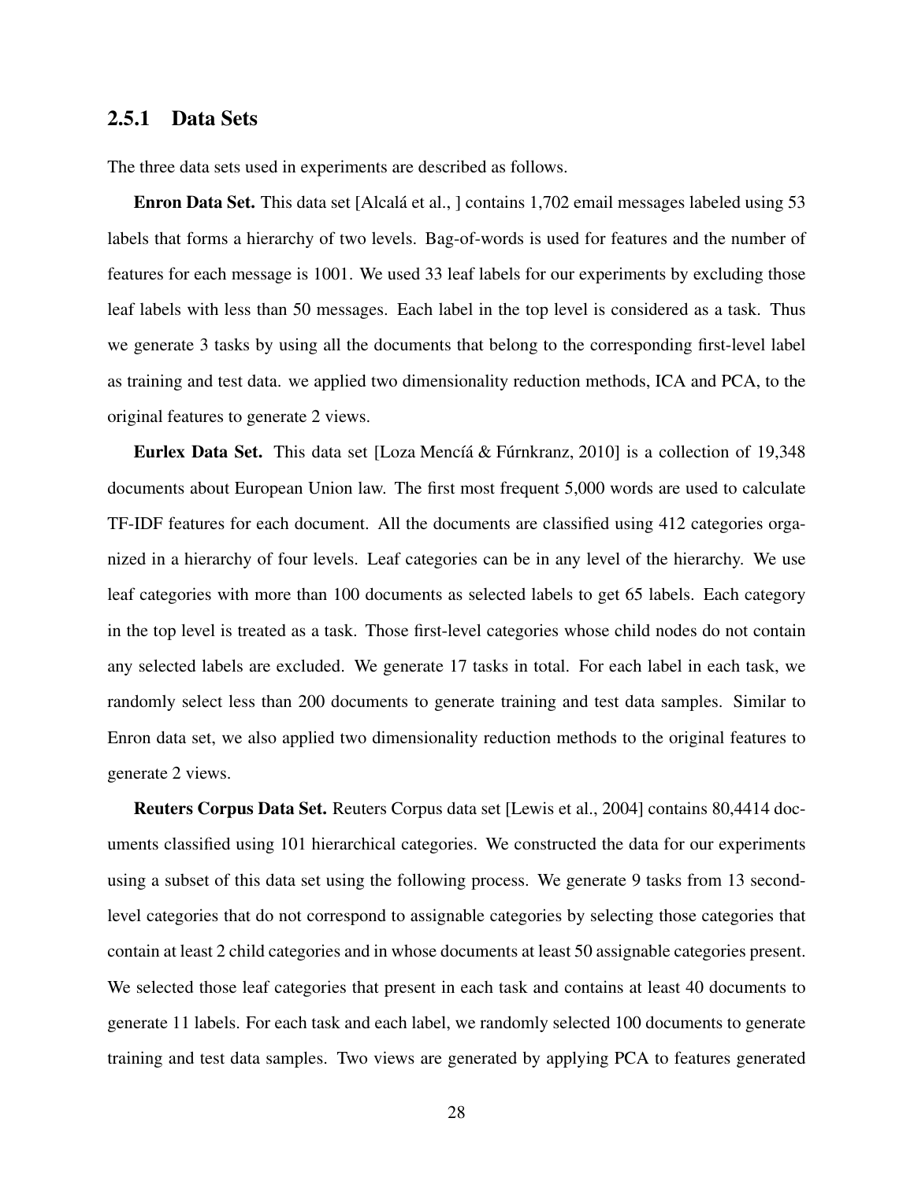### 2.5.1 Data Sets

The three data sets used in experiments are described as follows.

**Enron Data Set.** This data set [Alcalá et al., ] contains 1,702 email messages labeled using 53 labels that forms a hierarchy of two levels. Bag-of-words is used for features and the number of features for each message is 1001. We used 33 leaf labels for our experiments by excluding those leaf labels with less than 50 messages. Each label in the top level is considered as a task. Thus we generate 3 tasks by using all the documents that belong to the corresponding first-level label as training and test data. we applied two dimensionality reduction methods, ICA and PCA, to the original features to generate 2 views.

**Eurlex Data Set.** This data set [Loza Mencíá & Fúrnkranz, 2010] is a collection of 19,348 documents about European Union law. The first most frequent 5,000 words are used to calculate TF-IDF features for each document. All the documents are classified using 412 categories organized in a hierarchy of four levels. Leaf categories can be in any level of the hierarchy. We use leaf categories with more than 100 documents as selected labels to get 65 labels. Each category in the top level is treated as a task. Those first-level categories whose child nodes do not contain any selected labels are excluded. We generate 17 tasks in total. For each label in each task, we randomly select less than 200 documents to generate training and test data samples. Similar to Enron data set, we also applied two dimensionality reduction methods to the original features to generate 2 views.

**Reuters Corpus Data Set.** Reuters Corpus data set [Lewis et al., 2004] contains 80,4414 documents classified using 101 hierarchical categories. We constructed the data for our experiments using a subset of this data set using the following process. We generate 9 tasks from 13 second-level categories that do not correspond to assignable categories by selecting those categories that contain at least 2 child categories and in whose documents at least 50 assignable categories present. We selected those leaf categories that present in each task and contains at least 40 documents to generate 11 labels. For each task and each label, we randomly selected 100 documents to generate training and test data samples. Two views are generated by applying PCA to features generated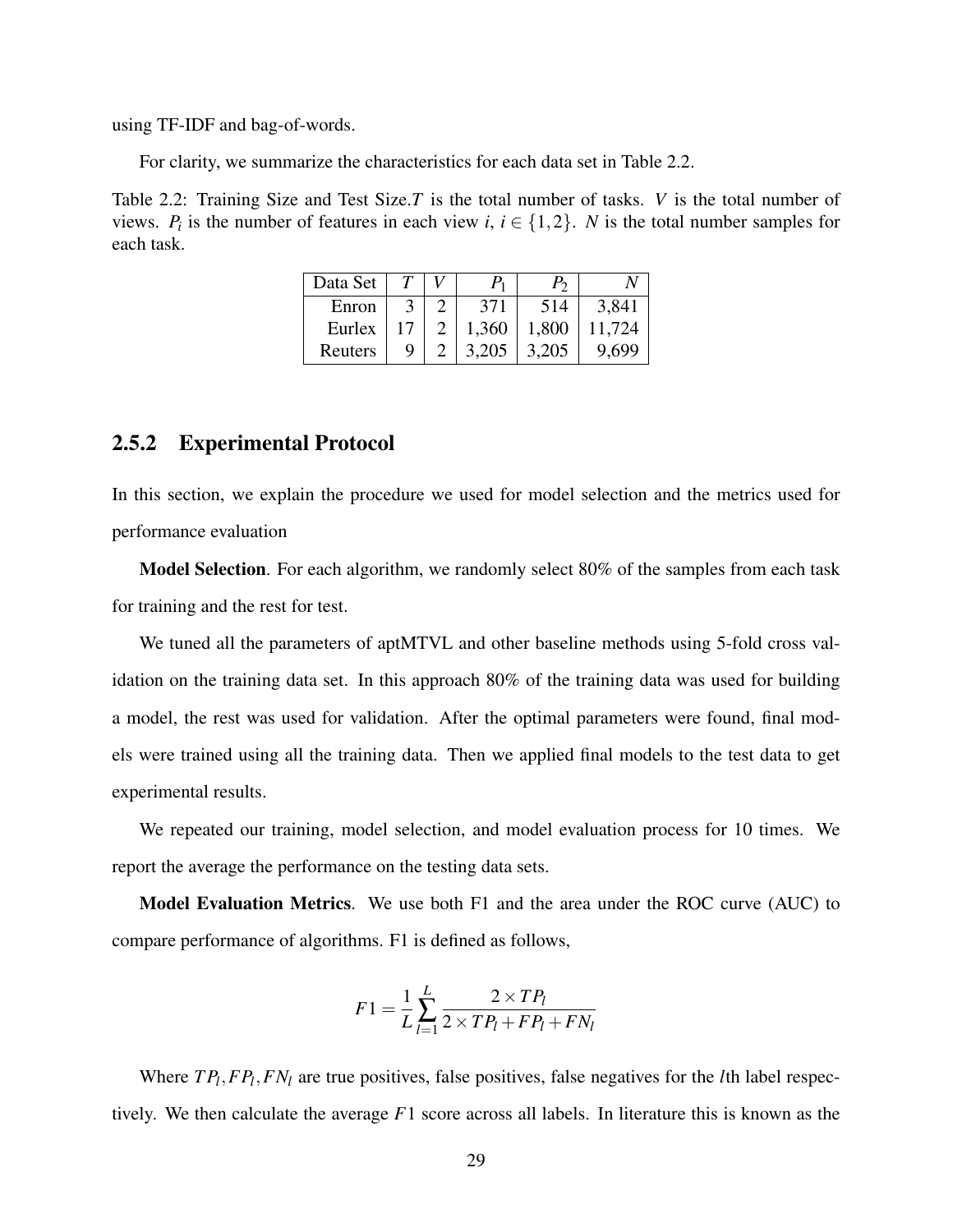using TF-IDF and bag-of-words.

For clarity, we summarize the characteristics for each data set in Table 2.2.

Table 2.2: Training Size and Test Size.$T$ is the total number of tasks. $V$ is the total number of views. $P_i$ is the number of features in each view $i$, $i \in \{1,2\}$. $N$ is the total number samples for each task.

| Data Set | $T$ | $V$ | $P_1$ | $P_2$ | $N$ |
|---|---|---|---|---|---|
| Enron | 3 | 2 | 371 | 514 | 3,841 |
| Eurlex | 17 | 2 | 1,360 | 1,800 | 11,724 |
| Reuters | 9 | 2 | 3,205 | 3,205 | 9,699 |

### 2.5.2 Experimental Protocol

In this section, we explain the procedure we used for model selection and the metrics used for performance evaluation

**Model Selection**. For each algorithm, we randomly select 80% of the samples from each task for training and the rest for test.

We tuned all the parameters of aptMTVL and other baseline methods using 5-fold cross validation on the training data set. In this approach 80% of the training data was used for building a model, the rest was used for validation. After the optimal parameters were found, final models were trained using all the training data. Then we applied final models to the test data to get experimental results.

We repeated our training, model selection, and model evaluation process for 10 times. We report the average the performance on the testing data sets.

**Model Evaluation Metrics**. We use both F1 and the area under the ROC curve (AUC) to compare performance of algorithms. F1 is defined as follows,

$$F1 = \frac{1}{L} \sum_{l=1}^{L} \frac{2 \times TP_l}{2 \times TP_l + FP_l + FN_l}$$

Where $TP_l, FP_l, FN_l$ are true positives, false positives, false negatives for the $l$th label respectively. We then calculate the average $F1$ score across all labels. In literature this is known as the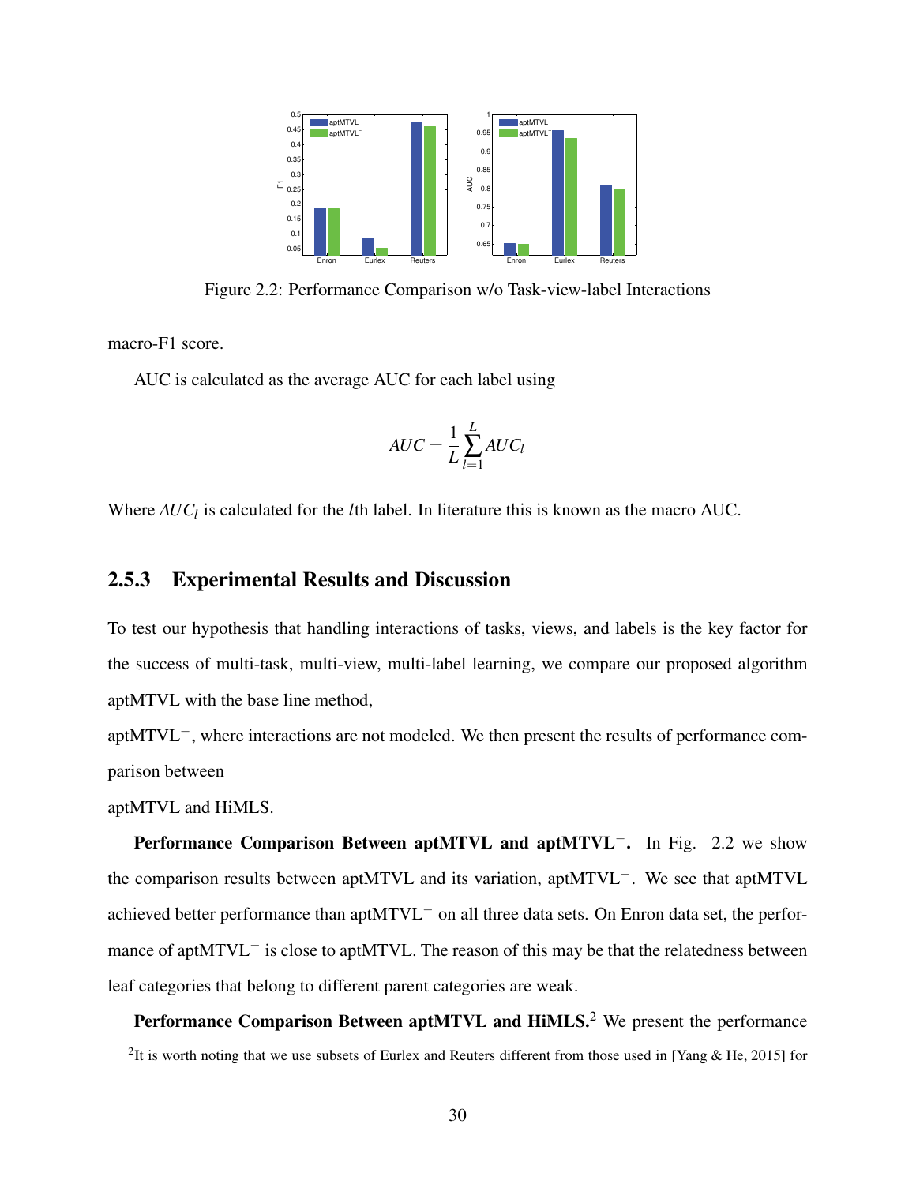Figure 2.2: Performance Comparison w/o Task-view-label Interactions

macro-F1 score.

AUC is calculated as the average AUC for each label using

$$AUC = \frac{1}{L}\sum_{l=1}^{L} AUC_l$$

Where $AUC_l$ is calculated for the $l$th label. In literature this is known as the macro AUC.

### 2.5.3 Experimental Results and Discussion

To test our hypothesis that handling interactions of tasks, views, and labels is the key factor for the success of multi-task, multi-view, multi-label learning, we compare our proposed algorithm aptMTVL with the base line method,

aptMTVL$^-$, where interactions are not modeled. We then present the results of performance comparison between

aptMTVL and HiMLS.

**Performance Comparison Between aptMTVL and aptMTVL$^-$.** In Fig. 2.2 we show the comparison results between aptMTVL and its variation, aptMTVL$^-$. We see that aptMTVL achieved better performance than aptMTVL$^-$ on all three data sets. On Enron data set, the performance of aptMTVL$^-$ is close to aptMTVL. The reason of this may be that the relatedness between leaf categories that belong to different parent categories are weak.

**Performance Comparison Between aptMTVL and HiMLS.**[2] We present the performance

[2]It is worth noting that we use subsets of Eurlex and Reuters different from those used in [Yang & He, 2015] for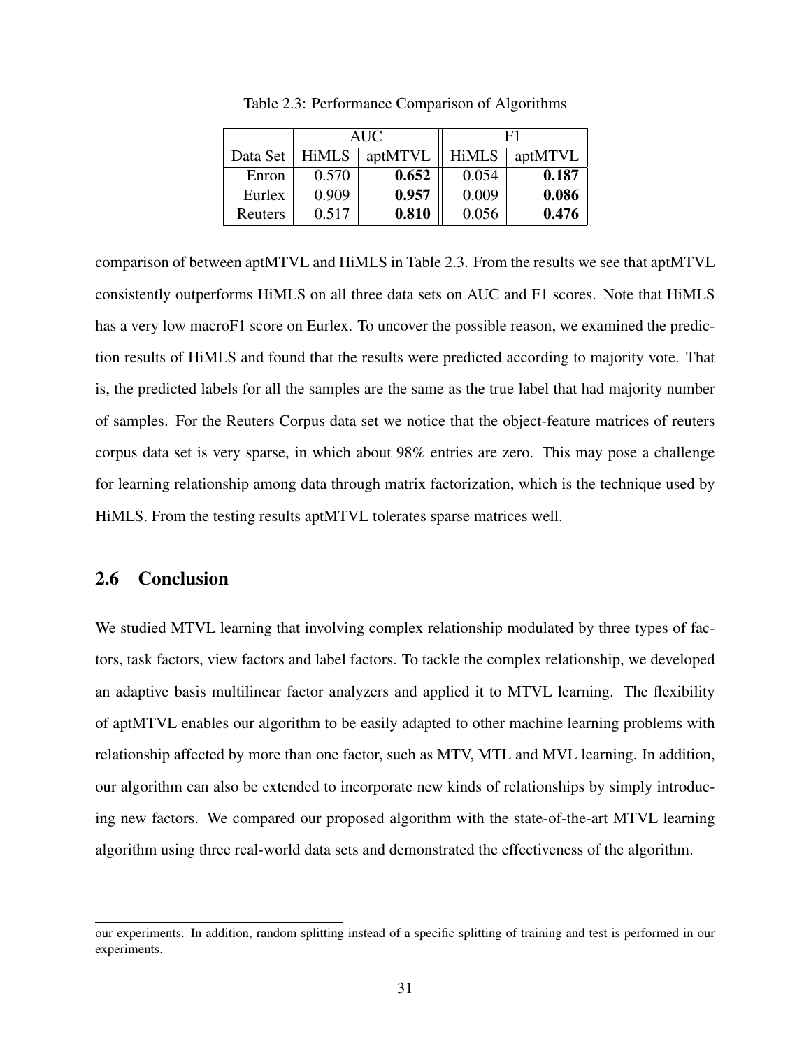Table 2.3: Performance Comparison of Algorithms

| | AUC | | F1 | |
|---|---|---|---|---|
| Data Set | HiMLS | aptMTVL | HiMLS | aptMTVL |
| Enron | 0.570 | **0.652** | 0.054 | **0.187** |
| Eurlex | 0.909 | **0.957** | 0.009 | **0.086** |
| Reuters | 0.517 | **0.810** | 0.056 | **0.476** |

comparison of between aptMTVL and HiMLS in Table 2.3. From the results we see that aptMTVL consistently outperforms HiMLS on all three data sets on AUC and F1 scores. Note that HiMLS has a very low macroF1 score on Eurlex. To uncover the possible reason, we examined the prediction results of HiMLS and found that the results were predicted according to majority vote. That is, the predicted labels for all the samples are the same as the true label that had majority number of samples. For the Reuters Corpus data set we notice that the object-feature matrices of reuters corpus data set is very sparse, in which about 98% entries are zero. This may pose a challenge for learning relationship among data through matrix factorization, which is the technique used by HiMLS. From the testing results aptMTVL tolerates sparse matrices well.

## 2.6 Conclusion

We studied MTVL learning that involving complex relationship modulated by three types of factors, task factors, view factors and label factors. To tackle the complex relationship, we developed an adaptive basis multilinear factor analyzers and applied it to MTVL learning. The flexibility of aptMTVL enables our algorithm to be easily adapted to other machine learning problems with relationship affected by more than one factor, such as MTV, MTL and MVL learning. In addition, our algorithm can also be extended to incorporate new kinds of relationships by simply introducing new factors. We compared our proposed algorithm with the state-of-the-art MTVL learning algorithm using three real-world data sets and demonstrated the effectiveness of the algorithm.

---

our experiments. In addition, random splitting instead of a specific splitting of training and test is performed in our experiments.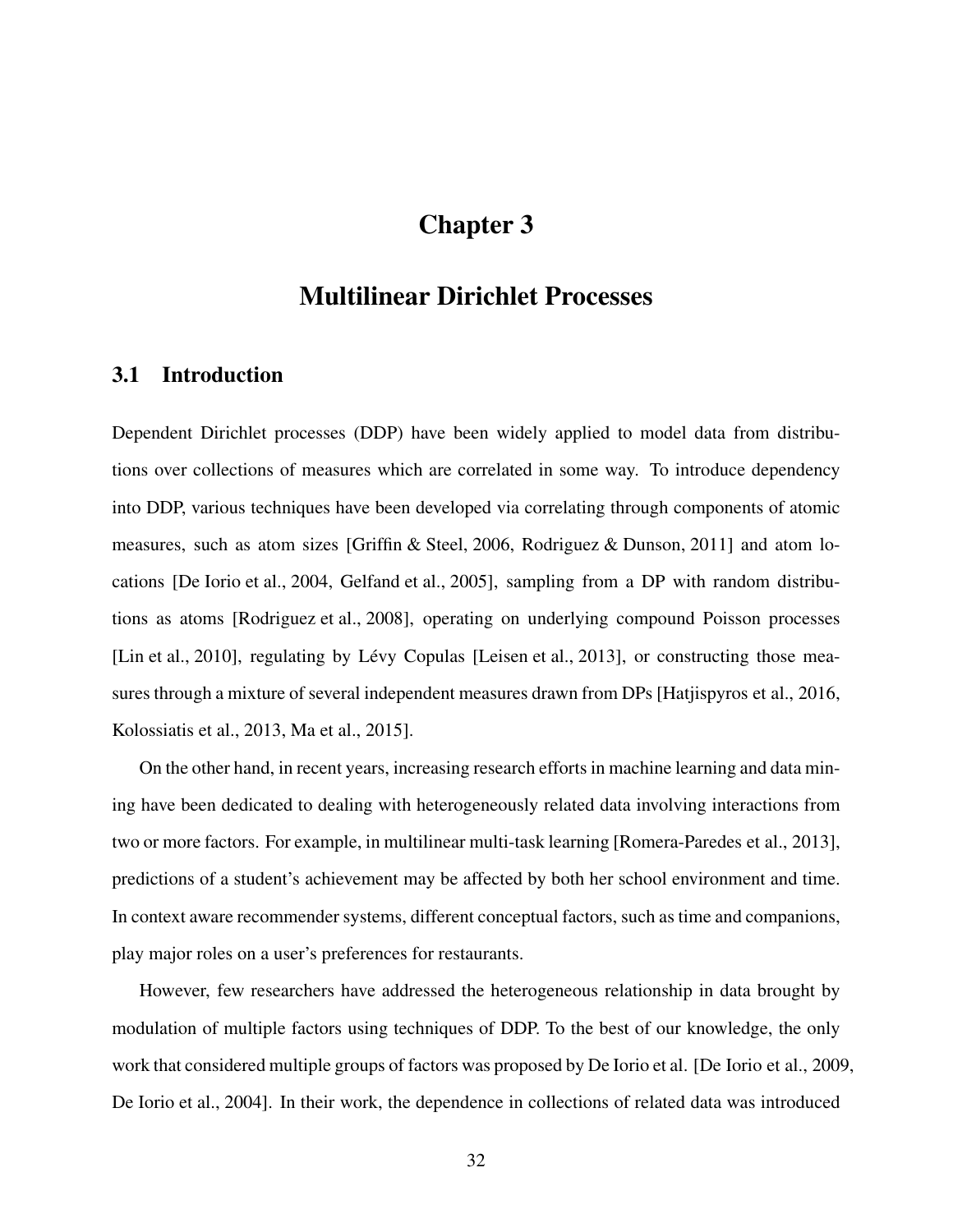# Chapter 3

# Multilinear Dirichlet Processes

## 3.1 Introduction

Dependent Dirichlet processes (DDP) have been widely applied to model data from distributions over collections of measures which are correlated in some way. To introduce dependency into DDP, various techniques have been developed via correlating through components of atomic measures, such as atom sizes [Griffin & Steel, 2006, Rodriguez & Dunson, 2011] and atom locations [De Iorio et al., 2004, Gelfand et al., 2005], sampling from a DP with random distributions as atoms [Rodriguez et al., 2008], operating on underlying compound Poisson processes [Lin et al., 2010], regulating by Lévy Copulas [Leisen et al., 2013], or constructing those measures through a mixture of several independent measures drawn from DPs [Hatjispyros et al., 2016, Kolossiatis et al., 2013, Ma et al., 2015].

On the other hand, in recent years, increasing research efforts in machine learning and data mining have been dedicated to dealing with heterogeneously related data involving interactions from two or more factors. For example, in multilinear multi-task learning [Romera-Paredes et al., 2013], predictions of a student's achievement may be affected by both her school environment and time. In context aware recommender systems, different conceptual factors, such as time and companions, play major roles on a user's preferences for restaurants.

However, few researchers have addressed the heterogeneous relationship in data brought by modulation of multiple factors using techniques of DDP. To the best of our knowledge, the only work that considered multiple groups of factors was proposed by De Iorio et al. [De Iorio et al., 2009, De Iorio et al., 2004]. In their work, the dependence in collections of related data was introduced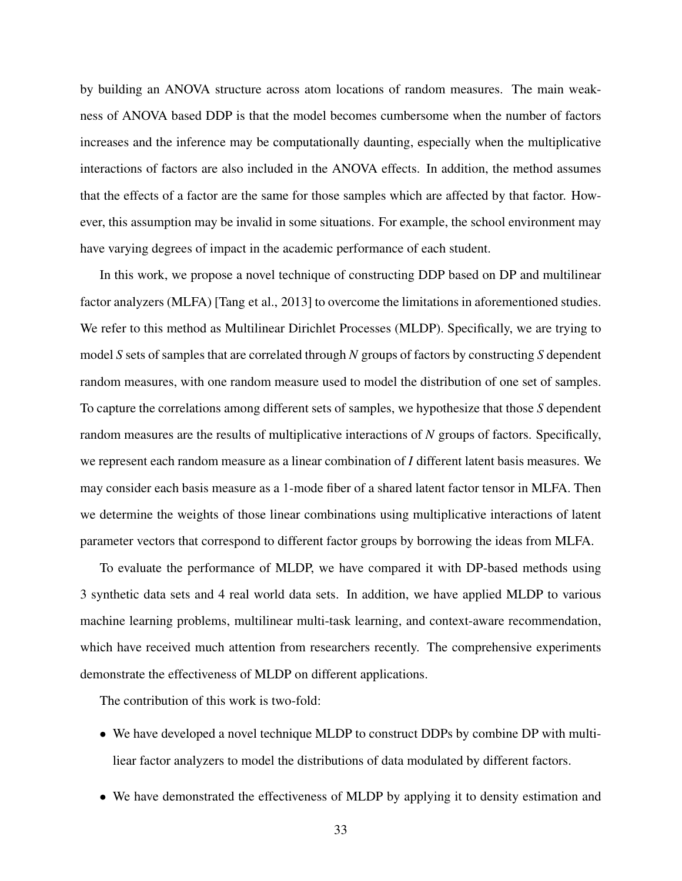by building an ANOVA structure across atom locations of random measures. The main weakness of ANOVA based DDP is that the model becomes cumbersome when the number of factors increases and the inference may be computationally daunting, especially when the multiplicative interactions of factors are also included in the ANOVA effects. In addition, the method assumes that the effects of a factor are the same for those samples which are affected by that factor. However, this assumption may be invalid in some situations. For example, the school environment may have varying degrees of impact in the academic performance of each student.

In this work, we propose a novel technique of constructing DDP based on DP and multilinear factor analyzers (MLFA) [Tang et al., 2013] to overcome the limitations in aforementioned studies. We refer to this method as Multilinear Dirichlet Processes (MLDP). Specifically, we are trying to model $S$ sets of samples that are correlated through $N$ groups of factors by constructing $S$ dependent random measures, with one random measure used to model the distribution of one set of samples. To capture the correlations among different sets of samples, we hypothesize that those $S$ dependent random measures are the results of multiplicative interactions of $N$ groups of factors. Specifically, we represent each random measure as a linear combination of $I$ different latent basis measures. We may consider each basis measure as a 1-mode fiber of a shared latent factor tensor in MLFA. Then we determine the weights of those linear combinations using multiplicative interactions of latent parameter vectors that correspond to different factor groups by borrowing the ideas from MLFA.

To evaluate the performance of MLDP, we have compared it with DP-based methods using 3 synthetic data sets and 4 real world data sets. In addition, we have applied MLDP to various machine learning problems, multilinear multi-task learning, and context-aware recommendation, which have received much attention from researchers recently. The comprehensive experiments demonstrate the effectiveness of MLDP on different applications.

The contribution of this work is two-fold:

- We have developed a novel technique MLDP to construct DDPs by combine DP with multiliear factor analyzers to model the distributions of data modulated by different factors.
- We have demonstrated the effectiveness of MLDP by applying it to density estimation and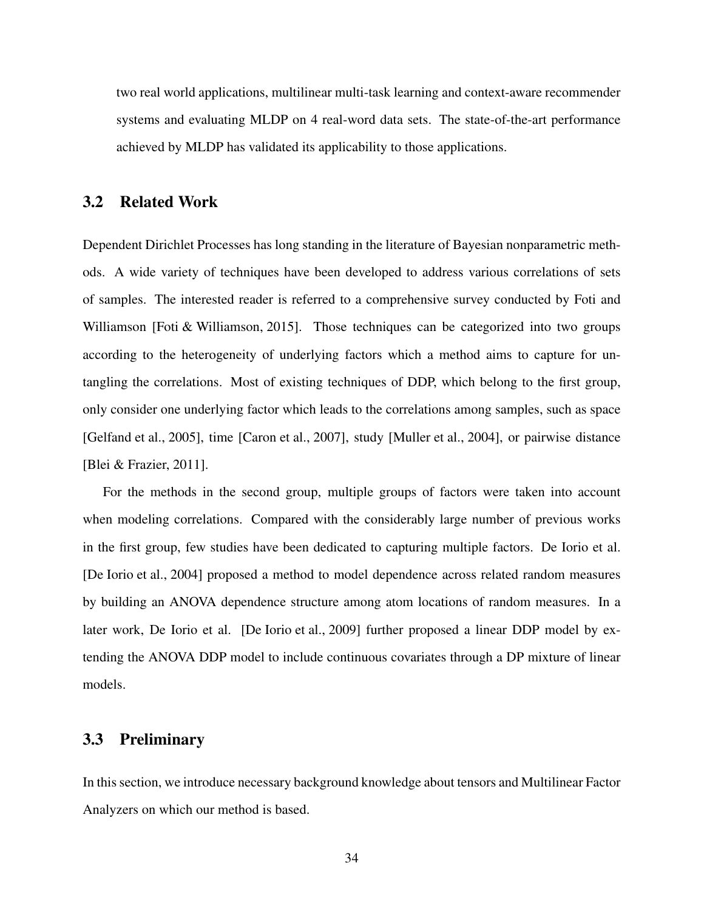two real world applications, multilinear multi-task learning and context-aware recommender systems and evaluating MLDP on 4 real-word data sets. The state-of-the-art performance achieved by MLDP has validated its applicability to those applications.

## 3.2 Related Work

Dependent Dirichlet Processes has long standing in the literature of Bayesian nonparametric methods. A wide variety of techniques have been developed to address various correlations of sets of samples. The interested reader is referred to a comprehensive survey conducted by Foti and Williamson [Foti & Williamson, 2015]. Those techniques can be categorized into two groups according to the heterogeneity of underlying factors which a method aims to capture for untangling the correlations. Most of existing techniques of DDP, which belong to the first group, only consider one underlying factor which leads to the correlations among samples, such as space [Gelfand et al., 2005], time [Caron et al., 2007], study [Muller et al., 2004], or pairwise distance [Blei & Frazier, 2011].

For the methods in the second group, multiple groups of factors were taken into account when modeling correlations. Compared with the considerably large number of previous works in the first group, few studies have been dedicated to capturing multiple factors. De Iorio et al. [De Iorio et al., 2004] proposed a method to model dependence across related random measures by building an ANOVA dependence structure among atom locations of random measures. In a later work, De Iorio et al. [De Iorio et al., 2009] further proposed a linear DDP model by extending the ANOVA DDP model to include continuous covariates through a DP mixture of linear models.

## 3.3 Preliminary

In this section, we introduce necessary background knowledge about tensors and Multilinear Factor Analyzers on which our method is based.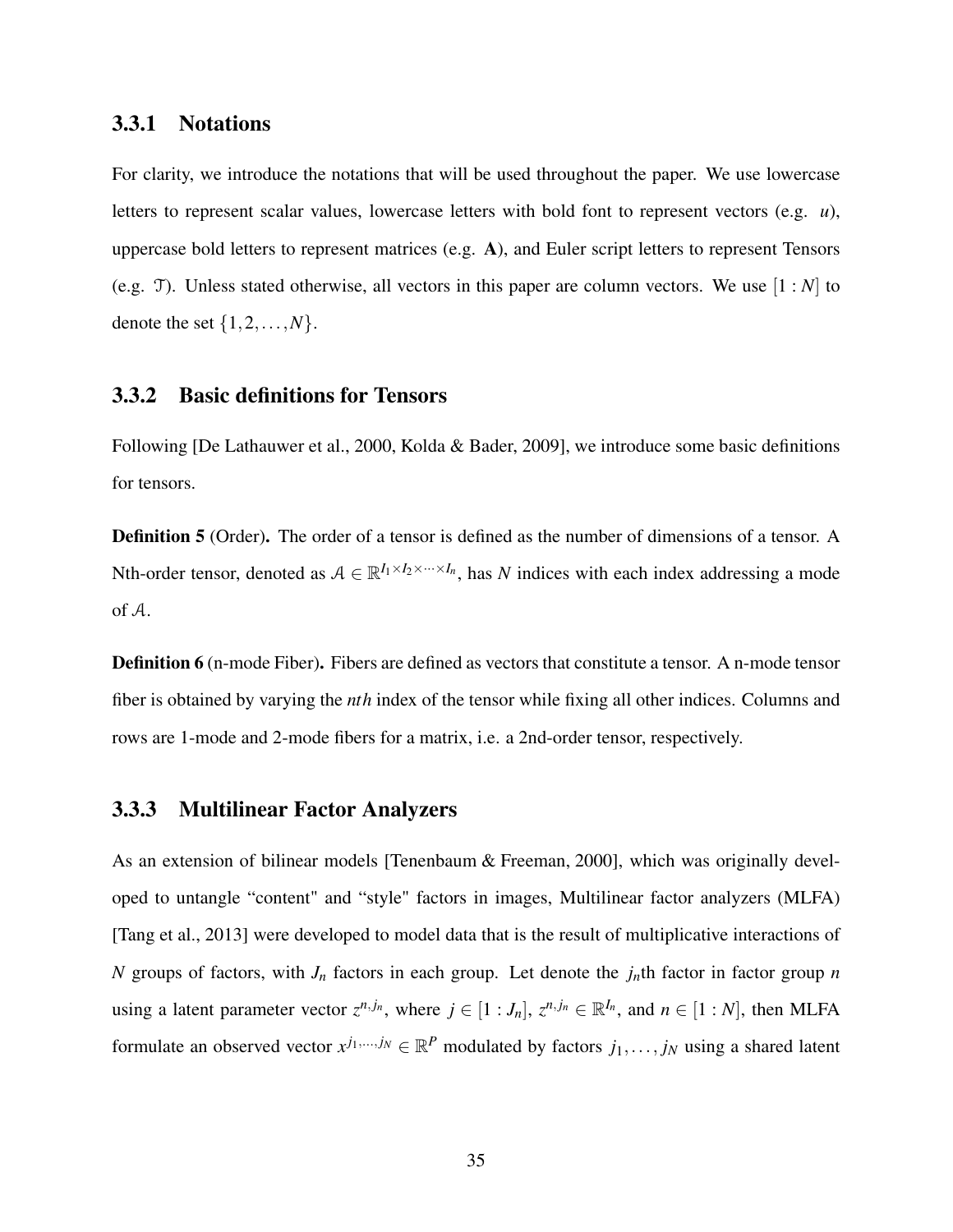### 3.3.1 Notations

For clarity, we introduce the notations that will be used throughout the paper. We use lowercase letters to represent scalar values, lowercase letters with bold font to represent vectors (e.g. $u$), uppercase bold letters to represent matrices (e.g. $\mathbf{A}$), and Euler script letters to represent Tensors (e.g. $\mathcal{T}$). Unless stated otherwise, all vectors in this paper are column vectors. We use $[1:N]$ to denote the set $\{1,2,\ldots,N\}$.

### 3.3.2 Basic definitions for Tensors

Following [De Lathauwer et al., 2000, Kolda & Bader, 2009], we introduce some basic definitions for tensors.

**Definition 5** (Order)**.** The order of a tensor is defined as the number of dimensions of a tensor. A Nth-order tensor, denoted as $\mathcal{A} \in \mathbb{R}^{I_1 \times I_2 \times \cdots \times I_n}$, has $N$ indices with each index addressing a mode of $\mathcal{A}$.

**Definition 6** (n-mode Fiber)**.** Fibers are defined as vectors that constitute a tensor. A n-mode tensor fiber is obtained by varying the $nth$ index of the tensor while fixing all other indices. Columns and rows are 1-mode and 2-mode fibers for a matrix, i.e. a 2nd-order tensor, respectively.

### 3.3.3 Multilinear Factor Analyzers

As an extension of bilinear models [Tenenbaum & Freeman, 2000], which was originally developed to untangle "content" and "style" factors in images, Multilinear factor analyzers (MLFA) [Tang et al., 2013] were developed to model data that is the result of multiplicative interactions of $N$ groups of factors, with $J_n$ factors in each group. Let denote the $j_n$th factor in factor group $n$ using a latent parameter vector $z^{n,j_n}$, where $j \in [1:J_n]$, $z^{n,j_n} \in \mathbb{R}^{I_n}$, and $n \in [1:N]$, then MLFA formulate an observed vector $x^{j_1,\ldots,j_N} \in \mathbb{R}^P$ modulated by factors $j_1,\ldots,j_N$ using a shared latent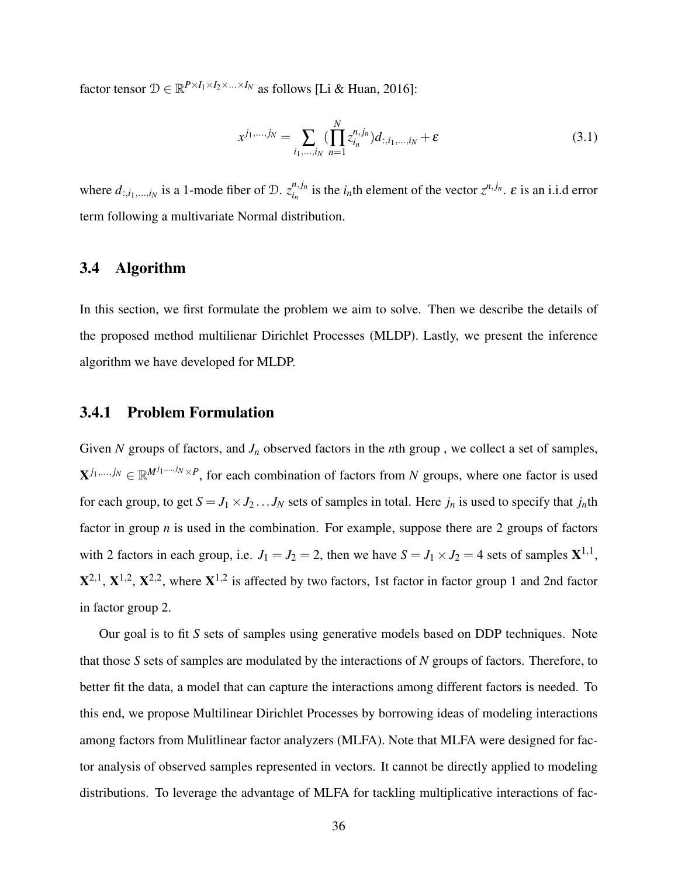factor tensor $\mathcal{D} \in \mathbb{R}^{P \times I_1 \times I_2 \times \ldots \times I_N}$ as follows [Li & Huan, 2016]:

$$x^{j_1,\ldots,j_N} = \sum_{i_1,\ldots,i_N} (\prod_{n=1}^{N} z_{i_n}^{n,j_n}) d_{:,i_1,\ldots,i_N} + \varepsilon \tag{3.1}$$

where $d_{:,i_1,\ldots,i_N}$ is a 1-mode fiber of $\mathcal{D}$. $z_{i_n}^{n,j_n}$ is the $i_n$th element of the vector $z^{n,j_n}$. $\varepsilon$ is an i.i.d error term following a multivariate Normal distribution.

## 3.4 Algorithm

In this section, we first formulate the problem we aim to solve. Then we describe the details of the proposed method multilienar Dirichlet Processes (MLDP). Lastly, we present the inference algorithm we have developed for MLDP.

### 3.4.1 Problem Formulation

Given $N$ groups of factors, and $J_n$ observed factors in the $n$th group , we collect a set of samples, $\mathbf{X}^{j_1,\ldots,j_N} \in \mathbb{R}^{M^{j_1,\ldots,j_N} \times P}$, for each combination of factors from $N$ groups, where one factor is used for each group, to get $S = J_1 \times J_2 \ldots J_N$ sets of samples in total. Here $j_n$ is used to specify that $j_n$th factor in group $n$ is used in the combination. For example, suppose there are 2 groups of factors with 2 factors in each group, i.e. $J_1 = J_2 = 2$, then we have $S = J_1 \times J_2 = 4$ sets of samples $\mathbf{X}^{1,1}$, $\mathbf{X}^{2,1}$, $\mathbf{X}^{1,2}$, $\mathbf{X}^{2,2}$, where $\mathbf{X}^{1,2}$ is affected by two factors, 1st factor in factor group 1 and 2nd factor in factor group 2.

Our goal is to fit $S$ sets of samples using generative models based on DDP techniques. Note that those $S$ sets of samples are modulated by the interactions of $N$ groups of factors. Therefore, to better fit the data, a model that can capture the interactions among different factors is needed. To this end, we propose Multilinear Dirichlet Processes by borrowing ideas of modeling interactions among factors from Mulitlinear factor analyzers (MLFA). Note that MLFA were designed for factor analysis of observed samples represented in vectors. It cannot be directly applied to modeling distributions. To leverage the advantage of MLFA for tackling multiplicative interactions of fac-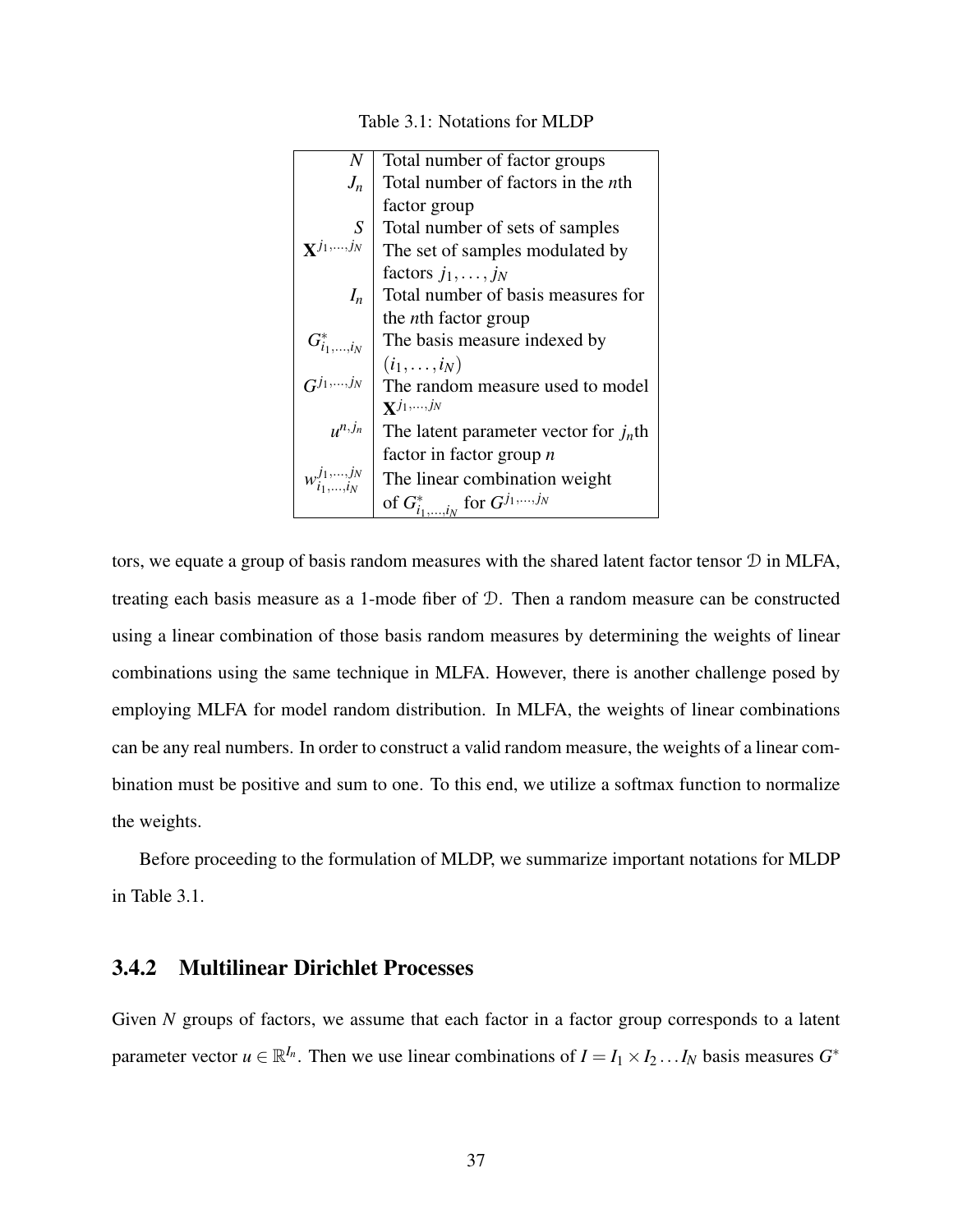Table 3.1: Notations for MLDP

| | |
|---|---|
| $N$ | Total number of factor groups |
| $J_n$ | Total number of factors in the $n$th factor group |
| $S$ | Total number of sets of samples |
| $\mathbf{X}^{j_1,\ldots,j_N}$ | The set of samples modulated by factors $j_1,\ldots,j_N$ |
| $I_n$ | Total number of basis measures for the $n$th factor group |
| $G^*_{i_1,\ldots,i_N}$ | The basis measure indexed by $(i_1,\ldots,i_N)$ |
| $G^{j_1,\ldots,j_N}$ | The random measure used to model $\mathbf{X}^{j_1,\ldots,j_N}$ |
| $u^{n,j_n}$ | The latent parameter vector for $j_n$th factor in factor group $n$ |
| $w^{j_1,\ldots,j_N}_{i_1,\ldots,i_N}$ | The linear combination weight of $G^*_{i_1,\ldots,i_N}$ for $G^{j_1,\ldots,j_N}$ |

tors, we equate a group of basis random measures with the shared latent factor tensor $\mathcal{D}$ in MLFA, treating each basis measure as a 1-mode fiber of $\mathcal{D}$. Then a random measure can be constructed using a linear combination of those basis random measures by determining the weights of linear combinations using the same technique in MLFA. However, there is another challenge posed by employing MLFA for model random distribution. In MLFA, the weights of linear combinations can be any real numbers. In order to construct a valid random measure, the weights of a linear combination must be positive and sum to one. To this end, we utilize a softmax function to normalize the weights.

Before proceeding to the formulation of MLDP, we summarize important notations for MLDP in Table 3.1.

### 3.4.2 Multilinear Dirichlet Processes

Given $N$ groups of factors, we assume that each factor in a factor group corresponds to a latent parameter vector $u \in \mathbb{R}^{I_n}$. Then we use linear combinations of $I = I_1 \times I_2 \ldots I_N$ basis measures $G^*$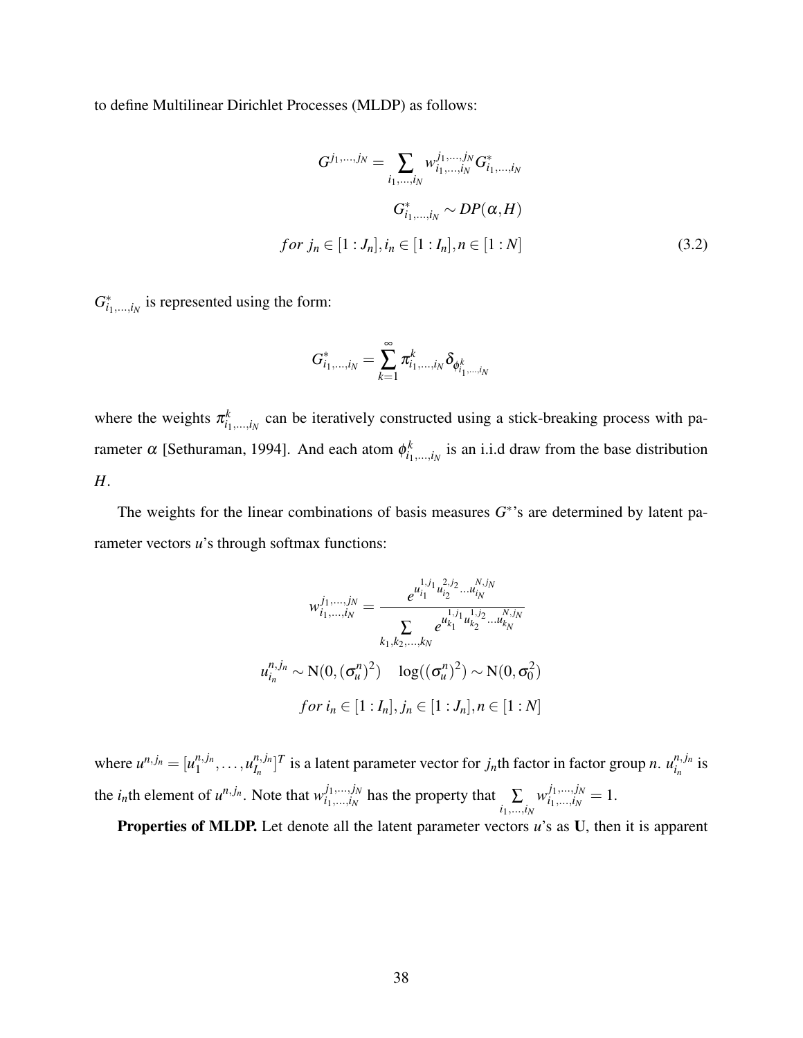to define Multilinear Dirichlet Processes (MLDP) as follows:

$$
\begin{aligned}
G^{j_1,\ldots,j_N} &= \sum_{i_1,\ldots,i_N} w^{j_1,\ldots,j_N}_{i_1,\ldots,i_N} G^*_{i_1,\ldots,i_N} \\
G^*_{i_1,\ldots,i_N} &\sim DP(\alpha, H) \\
for\ j_n \in [1:J_n], i_n &\in [1:I_n], n \in [1:N]
\end{aligned}
\tag{3.2}
$$

$G^*_{i_1,\ldots,i_N}$ is represented using the form:

$$
G^*_{i_1,\ldots,i_N} = \sum_{k=1}^{\infty} \pi^k_{i_1,\ldots,i_N} \delta_{\phi^k_{i_1,\ldots,i_N}}
$$

where the weights $\pi^k_{i_1,\ldots,i_N}$ can be iteratively constructed using a stick-breaking process with parameter $\alpha$ [Sethuraman, 1994]. And each atom $\phi^k_{i_1,\ldots,i_N}$ is an i.i.d draw from the base distribution $H$.

The weights for the linear combinations of basis measures $G^*$'s are determined by latent parameter vectors $u$'s through softmax functions:

$$
\begin{aligned}
w^{j_1,\ldots,j_N}_{i_1,\ldots,i_N} &= \frac{e^{u^{1,j_1}_{i_1} u^{2,j_2}_{i_2} \ldots u^{N,j_N}_{i_N}}}{\sum\limits_{k_1,k_2,\ldots,k_N} e^{u^{1,j_1}_{k_1} u^{1,j_2}_{k_2} \ldots u^{N,j_N}_{k_N}}} \\
u^{n,j_n}_{i_n} \sim \mathrm{N}(0, (\sigma^n_u)^2) &\quad \log((\sigma^n_u)^2) \sim \mathrm{N}(0, \sigma_0^2) \\
for\ i_n \in [1:I_n], & j_n \in [1:J_n], n \in [1:N]
\end{aligned}
$$

where $u^{n,j_n} = [u^{n,j_n}_1, \ldots, u^{n,j_n}_{I_n}]^T$ is a latent parameter vector for $j_n$th factor in factor group $n$. $u^{n,j_n}_{i_n}$ is the $i_n$th element of $u^{n,j_n}$. Note that $w^{j_1,\ldots,j_N}_{i_1,\ldots,i_N}$ has the property that $\sum\limits_{i_1,\ldots,i_N} w^{j_1,\ldots,j_N}_{i_1,\ldots,i_N} = 1$.

**Properties of MLDP.** Let denote all the latent parameter vectors $u$'s as $\mathbf{U}$, then it is apparent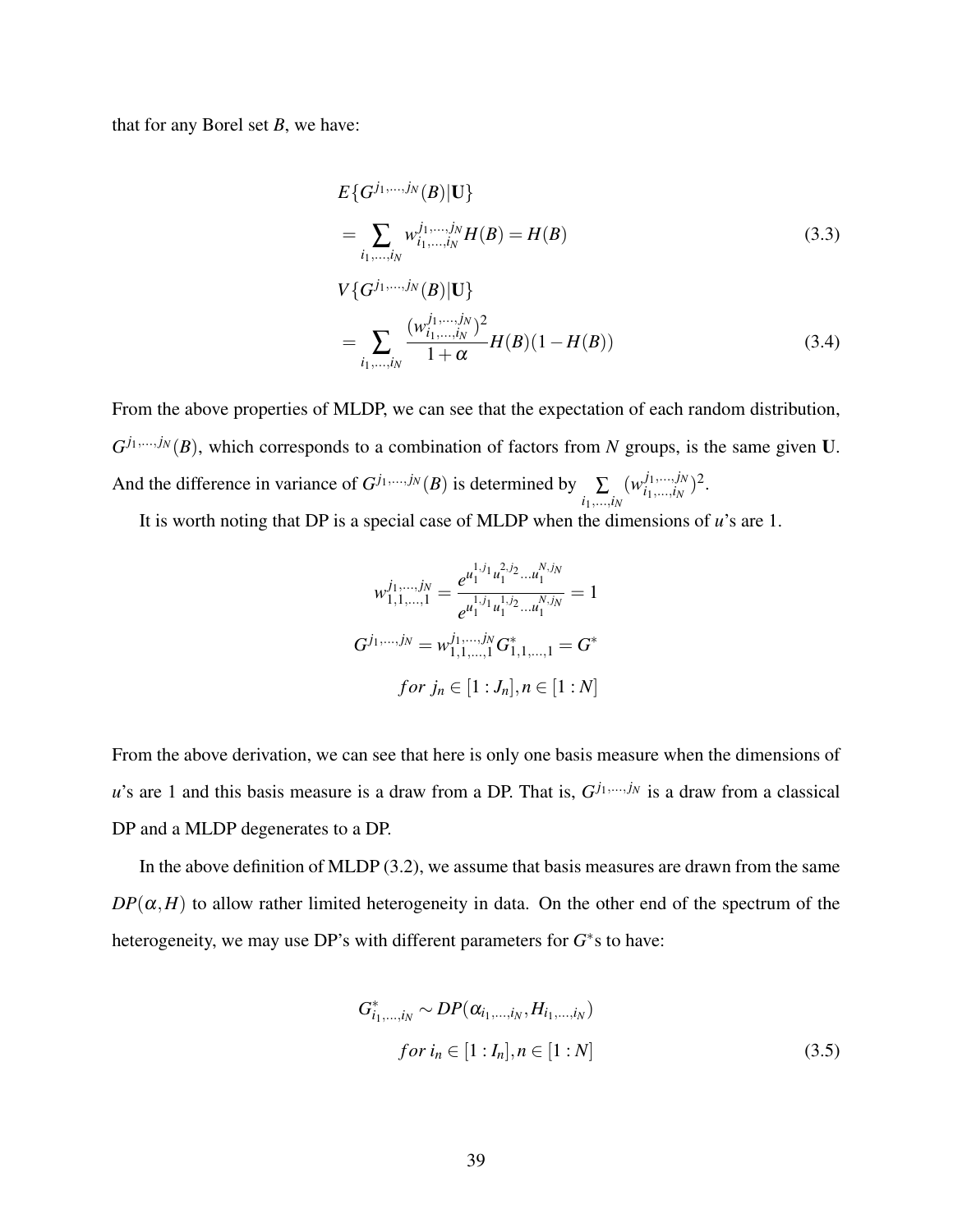that for any Borel set $B$, we have:

$$
\begin{aligned}
& E\{G^{j_1,\ldots,j_N}(B)|\mathbf{U}\} \\
& = \sum_{i_1,\ldots,i_N} w_{i_1,\ldots,i_N}^{j_1,\ldots,j_N} H(B) = H(B) \qquad (3.3) \\
& V\{G^{j_1,\ldots,j_N}(B)|\mathbf{U}\} \\
& = \sum_{i_1,\ldots,i_N} \frac{(w_{i_1,\ldots,i_N}^{j_1,\ldots,j_N})^2}{1+\alpha} H(B)(1-H(B)) \qquad (3.4)
\end{aligned}
$$

From the above properties of MLDP, we can see that the expectation of each random distribution, $G^{j_1,\ldots,j_N}(B)$, which corresponds to a combination of factors from $N$ groups, is the same given $\mathbf{U}$. And the difference in variance of $G^{j_1,\ldots,j_N}(B)$ is determined by $\sum_{i_1,\ldots,i_N} (w_{i_1,\ldots,i_N}^{j_1,\ldots,j_N})^2$.

It is worth noting that DP is a special case of MLDP when the dimensions of $u$'s are 1.

$$
\begin{aligned}
w_{1,1,\ldots,1}^{j_1,\ldots,j_N} &= \frac{e^{u_1^{1,j_1} u_1^{2,j_2} \ldots u_1^{N,j_N}}}{e^{u_1^{1,j_1} u_1^{1,j_2} \ldots u_1^{N,j_N}}} = 1 \\
G^{j_1,\ldots,j_N} &= w_{1,1,\ldots,1}^{j_1,\ldots,j_N} G_{1,1,\ldots,1}^* = G^* \\
& for\ j_n \in [1:J_n], n \in [1:N]
\end{aligned}
$$

From the above derivation, we can see that here is only one basis measure when the dimensions of $u$'s are 1 and this basis measure is a draw from a DP. That is, $G^{j_1,\ldots,j_N}$ is a draw from a classical DP and a MLDP degenerates to a DP.

In the above definition of MLDP (3.2), we assume that basis measures are drawn from the same $DP(\alpha, H)$ to allow rather limited heterogeneity in data. On the other end of the spectrum of the heterogeneity, we may use DP's with different parameters for $G^*$s to have:

$$
\begin{aligned}
G_{i_1,\ldots,i_N}^* &\sim DP(\alpha_{i_1,\ldots,i_N}, H_{i_1,\ldots,i_N}) \\
& for\ i_n \in [1:I_n], n \in [1:N] \qquad (3.5)
\end{aligned}
$$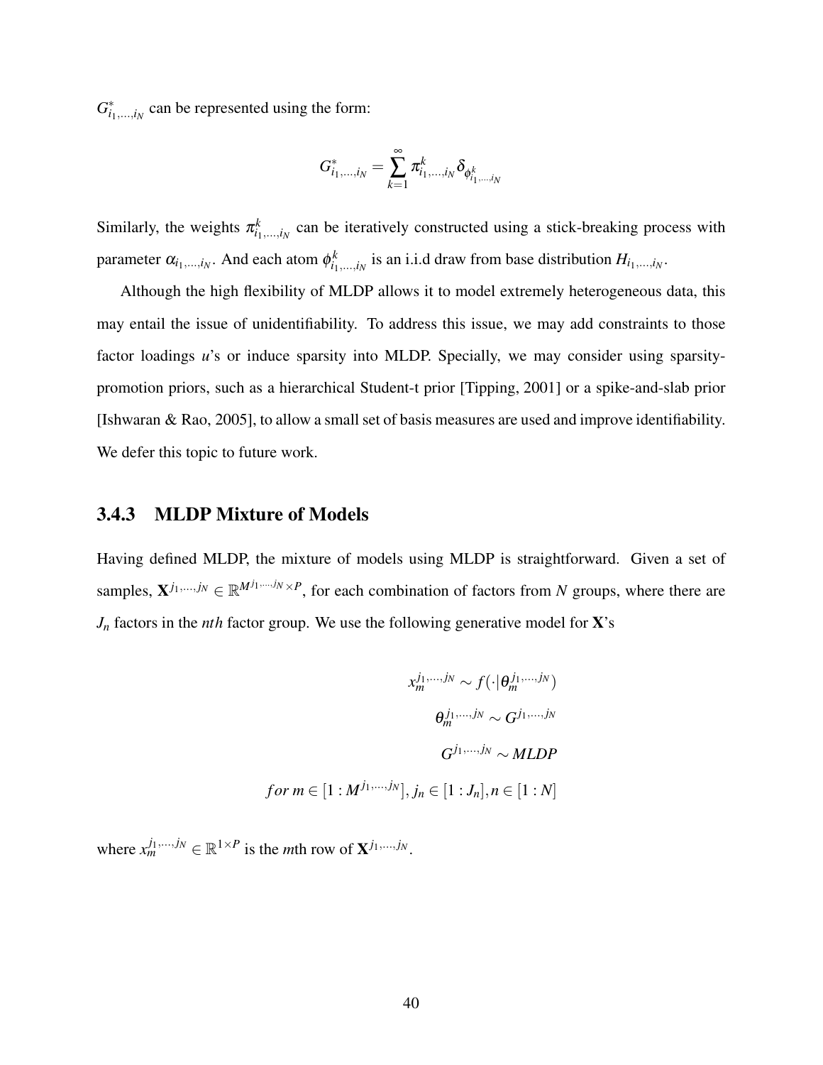$G^*_{i_1,\ldots,i_N}$ can be represented using the form:

$$G^*_{i_1,\ldots,i_N} = \sum_{k=1}^{\infty} \pi^k_{i_1,\ldots,i_N} \delta_{\phi^k_{i_1,\ldots,i_N}}$$

Similarly, the weights $\pi^k_{i_1,\ldots,i_N}$ can be iteratively constructed using a stick-breaking process with parameter $\alpha_{i_1,\ldots,i_N}$. And each atom $\phi^k_{i_1,\ldots,i_N}$ is an i.i.d draw from base distribution $H_{i_1,\ldots,i_N}$.

Although the high flexibility of MLDP allows it to model extremely heterogeneous data, this may entail the issue of unidentifiability. To address this issue, we may add constraints to those factor loadings $u$'s or induce sparsity into MLDP. Specially, we may consider using sparsity-promotion priors, such as a hierarchical Student-t prior [Tipping, 2001] or a spike-and-slab prior [Ishwaran & Rao, 2005], to allow a small set of basis measures are used and improve identifiability. We defer this topic to future work.

### 3.4.3 MLDP Mixture of Models

Having defined MLDP, the mixture of models using MLDP is straightforward. Given a set of samples, $\mathbf{X}^{j_1,\ldots,j_N} \in \mathbb{R}^{M^{j_1,\ldots,j_N} \times P}$, for each combination of factors from $N$ groups, where there are $J_n$ factors in the $nth$ factor group. We use the following generative model for $\mathbf{X}$'s

$$
\begin{aligned}
x_m^{j_1,\ldots,j_N} &\sim f(\cdot|\theta_m^{j_1,\ldots,j_N}) \\
\theta_m^{j_1,\ldots,j_N} &\sim G^{j_1,\ldots,j_N} \\
G^{j_1,\ldots,j_N} &\sim MLDP \\
for\ m \in [1:M^{j_1,\ldots,j_N}],\ & j_n \in [1:J_n], n \in [1:N]
\end{aligned}
$$

where $x_m^{j_1,\ldots,j_N} \in \mathbb{R}^{1\times P}$ is the $m$th row of $\mathbf{X}^{j_1,\ldots,j_N}$.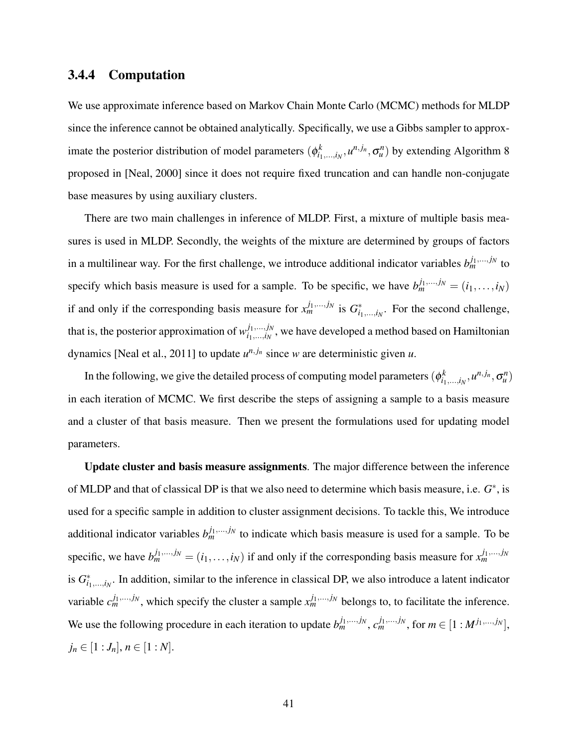### 3.4.4 Computation

We use approximate inference based on Markov Chain Monte Carlo (MCMC) methods for MLDP since the inference cannot be obtained analytically. Specifically, we use a Gibbs sampler to approximate the posterior distribution of model parameters $(\phi^k_{i_1,\dots,i_N}, u^{n,j_n}, \sigma^n_u)$ by extending Algorithm 8 proposed in [Neal, 2000] since it does not require fixed truncation and can handle non-conjugate base measures by using auxiliary clusters.

There are two main challenges in inference of MLDP. First, a mixture of multiple basis measures is used in MLDP. Secondly, the weights of the mixture are determined by groups of factors in a multilinear way. For the first challenge, we introduce additional indicator variables $b^{j_1,\dots,j_N}_m$ to specify which basis measure is used for a sample. To be specific, we have $b^{j_1,\dots,j_N}_m = (i_1,\dots,i_N)$ if and only if the corresponding basis measure for $x^{j_1,\dots,j_N}_m$ is $G^*_{i_1,\dots,i_N}$. For the second challenge, that is, the posterior approximation of $w^{j_1,\dots,j_N}_{i_1,\dots,i_N}$, we have developed a method based on Hamiltonian dynamics [Neal et al., 2011] to update $u^{n,j_n}$ since $w$ are deterministic given $u$.

In the following, we give the detailed process of computing model parameters $(\phi^k_{i_1,\dots,i_N}, u^{n,j_n}, \sigma^n_u)$ in each iteration of MCMC. We first describe the steps of assigning a sample to a basis measure and a cluster of that basis measure. Then we present the formulations used for updating model parameters.

**Update cluster and basis measure assignments**. The major difference between the inference of MLDP and that of classical DP is that we also need to determine which basis measure, i.e. $G^*$, is used for a specific sample in addition to cluster assignment decisions. To tackle this, We introduce additional indicator variables $b^{j_1,\dots,j_N}_m$ to indicate which basis measure is used for a sample. To be specific, we have $b^{j_1,\dots,j_N}_m = (i_1,\dots,i_N)$ if and only if the corresponding basis measure for $x^{j_1,\dots,j_N}_m$ is $G^*_{i_1,\dots,i_N}$. In addition, similar to the inference in classical DP, we also introduce a latent indicator variable $c^{j_1,\dots,j_N}_m$, which specify the cluster a sample $x^{j_1,\dots,j_N}_m$ belongs to, to facilitate the inference. We use the following procedure in each iteration to update $b^{j_1,\dots,j_N}_m$, $c^{j_1,\dots,j_N}_m$, for $m \in [1 : M^{j_1,\dots,j_N}]$, $j_n \in [1 : J_n]$, $n \in [1 : N]$.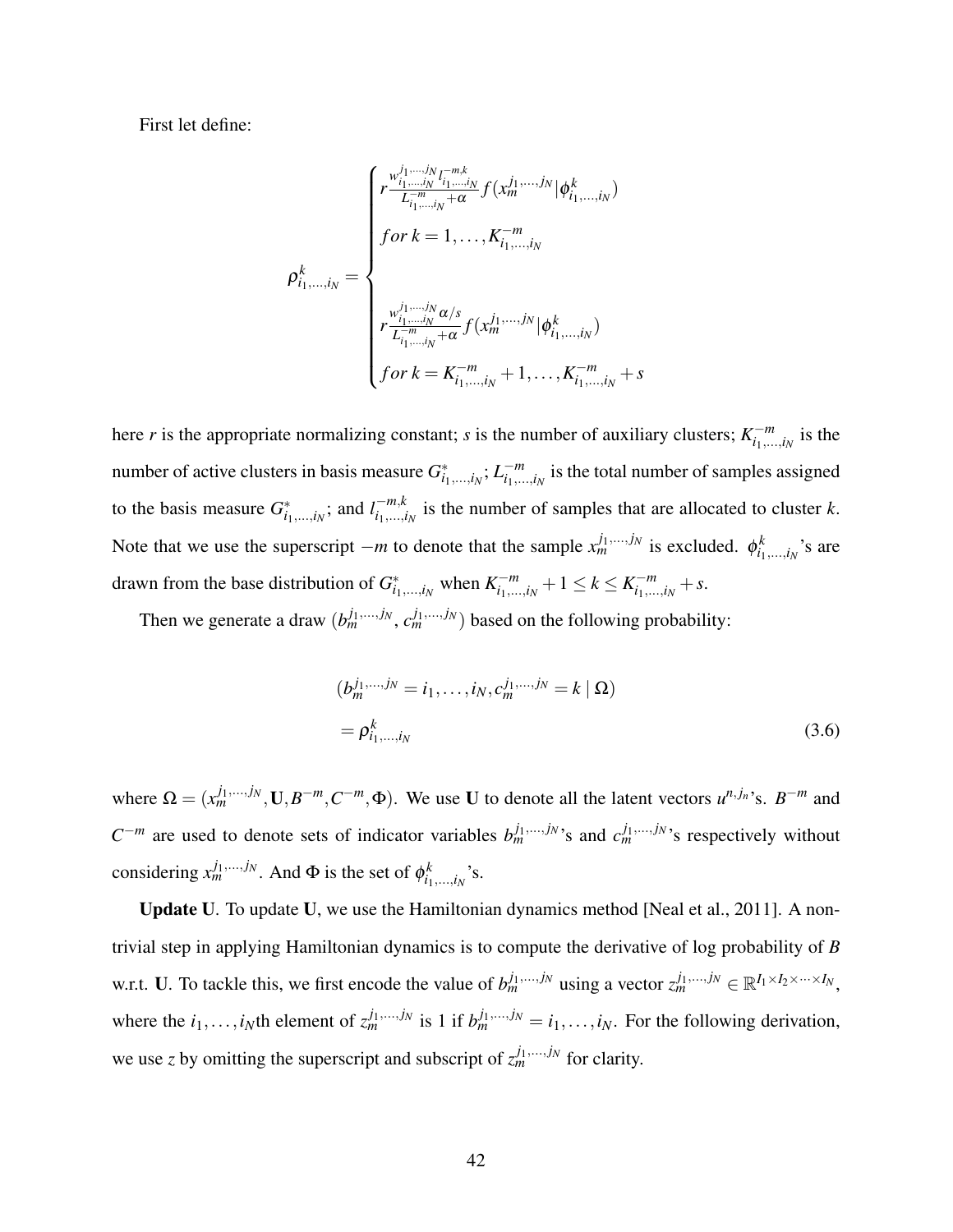First let define:

$$
\rho^k_{i_1,\ldots,i_N} = \begin{cases} r\frac{w^{j_1,\ldots,j_N}_{i_1,\ldots,i_N} l^{-m,k}_{i_1,\ldots,i_N}}{L^{-m}_{i_1,\ldots,i_N}+\alpha} f(x^{j_1,\ldots,j_N}_m | \phi^k_{i_1,\ldots,i_N}) \\ for\, k = 1,\ldots,K^{-m}_{i_1,\ldots,i_N} \\ \\ r\frac{w^{j_1,\ldots,j_N}_{i_1,\ldots,i_N} \alpha/s}{L^{-m}_{i_1,\ldots,i_N}+\alpha} f(x^{j_1,\ldots,j_N}_m | \phi^k_{i_1,\ldots,i_N}) \\ for\, k = K^{-m}_{i_1,\ldots,i_N}+1,\ldots,K^{-m}_{i_1,\ldots,i_N}+s \end{cases}
$$

here $r$ is the appropriate normalizing constant; $s$ is the number of auxiliary clusters; $K^{-m}_{i_1,\ldots,i_N}$ is the number of active clusters in basis measure $G^*_{i_1,\ldots,i_N}$; $L^{-m}_{i_1,\ldots,i_N}$ is the total number of samples assigned to the basis measure $G^*_{i_1,\ldots,i_N}$; and $l^{-m,k}_{i_1,\ldots,i_N}$ is the number of samples that are allocated to cluster $k$. Note that we use the superscript $-m$ to denote that the sample $x^{j_1,\ldots,j_N}_m$ is excluded. $\phi^k_{i_1,\ldots,i_N}$'s are drawn from the base distribution of $G^*_{i_1,\ldots,i_N}$ when $K^{-m}_{i_1,\ldots,i_N}+1 \leq k \leq K^{-m}_{i_1,\ldots,i_N}+s$.

Then we generate a draw ($b^{j_1,\ldots,j_N}_m$, $c^{j_1,\ldots,j_N}_m$) based on the following probability:

$$
\begin{aligned}
&(b^{j_1,\ldots,j_N}_m = i_1,\ldots,i_N, c^{j_1,\ldots,j_N}_m = k \mid \Omega) \\
&= \rho^k_{i_1,\ldots,i_N}
\end{aligned} \tag{3.6}
$$

where $\Omega = (x^{j_1,\ldots,j_N}_m, \mathbf{U}, B^{-m}, C^{-m}, \Phi)$. We use $\mathbf{U}$ to denote all the latent vectors $u^{n,j_n}$'s. $B^{-m}$ and $C^{-m}$ are used to denote sets of indicator variables $b^{j_1,\ldots,j_N}_m$'s and $c^{j_1,\ldots,j_N}_m$'s respectively without considering $x^{j_1,\ldots,j_N}_m$. And $\Phi$ is the set of $\phi^k_{i_1,\ldots,i_N}$'s.

**Update U**. To update $\mathbf{U}$, we use the Hamiltonian dynamics method [Neal et al., 2011]. A non-trivial step in applying Hamiltonian dynamics is to compute the derivative of log probability of $B$ w.r.t. $\mathbf{U}$. To tackle this, we first encode the value of $b^{j_1,\ldots,j_N}_m$ using a vector $z^{j_1,\ldots,j_N}_m \in \mathbb{R}^{I_1\times I_2\times\cdots\times I_N}$, where the $i_1,\ldots,i_N$th element of $z^{j_1,\ldots,j_N}_m$ is 1 if $b^{j_1,\ldots,j_N}_m = i_1,\ldots,i_N$. For the following derivation, we use $z$ by omitting the superscript and subscript of $z^{j_1,\ldots,j_N}_m$ for clarity.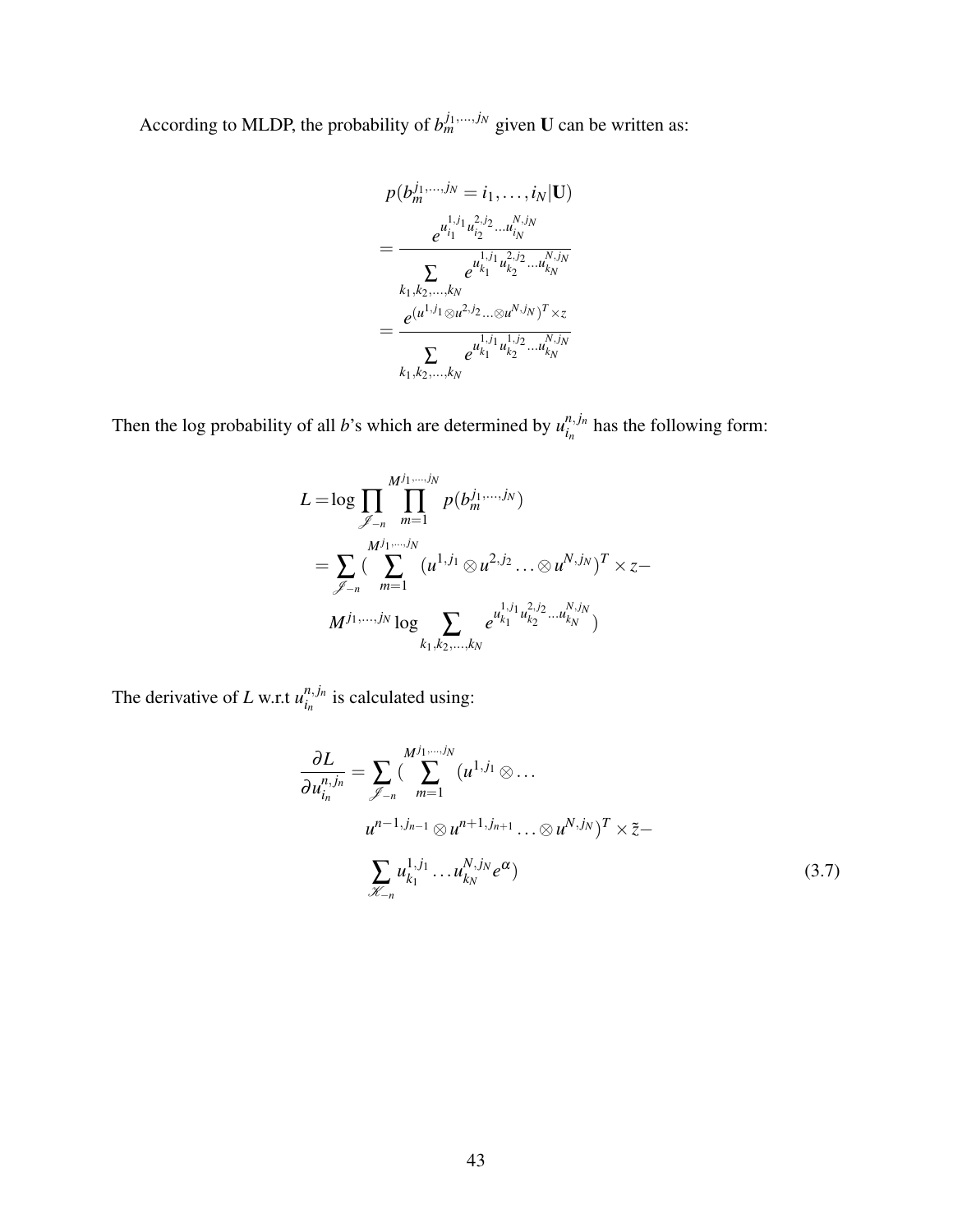According to MLDP, the probability of $b_m^{j_1,\ldots,j_N}$ given $\mathbf{U}$ can be written as:

$$
\begin{aligned}
& p(b_m^{j_1,\ldots,j_N} = i_1,\ldots,i_N|\mathbf{U}) \\
&= \frac{e^{u_{i_1}^{1,j_1} u_{i_2}^{2,j_2} \ldots u_{i_N}^{N,j_N}}}{\sum\limits_{k_1,k_2,\ldots,k_N} e^{u_{k_1}^{1,j_1} u_{k_2}^{2,j_2} \ldots u_{k_N}^{N,j_N}}} \\
&= \frac{e^{(u^{1,j_1} \otimes u^{2,j_2} \ldots \otimes u^{N,j_N})^T \times z}}{\sum\limits_{k_1,k_2,\ldots,k_N} e^{u_{k_1}^{1,j_1} u_{k_2}^{1,j_2} \ldots u_{k_N}^{N,j_N}}}
\end{aligned}
$$

Then the log probability of all $b$'s which are determined by $u_{i_n}^{n,j_n}$ has the following form:

$$
\begin{aligned}
L =& \log \prod_{\mathscr{J}_{-n}} \prod_{m=1}^{M^{j_1,\ldots,j_N}} p(b_m^{j_1,\ldots,j_N}) \\
=& \sum_{\mathscr{J}_{-n}} \Big( \sum_{m=1}^{M^{j_1,\ldots,j_N}} (u^{1,j_1} \otimes u^{2,j_2} \ldots \otimes u^{N,j_N})^T \times z - \\
& M^{j_1,\ldots,j_N} \log \sum_{k_1,k_2,\ldots,k_N} e^{u_{k_1}^{1,j_1} u_{k_2}^{2,j_2} \ldots u_{k_N}^{N,j_N}} \Big)
\end{aligned}
$$

The derivative of $L$ w.r.t $u_{i_n}^{n,j_n}$ is calculated using:

$$
\begin{aligned}
\frac{\partial L}{\partial u_{i_n}^{n,j_n}} =& \sum_{\mathscr{J}_{-n}} \Big( \sum_{m=1}^{M^{j_1,\ldots,j_N}} (u^{1,j_1} \otimes \ldots \\
& u^{n-1,j_{n-1}} \otimes u^{n+1,j_{n+1}} \ldots \otimes u^{N,j_N})^T \times \tilde{z} - \\
& \sum_{\mathscr{K}_{-n}} u_{k_1}^{1,j_1} \ldots u_{k_N}^{N,j_N} e^{\alpha} \Big)
\end{aligned}
\tag{3.7}
$$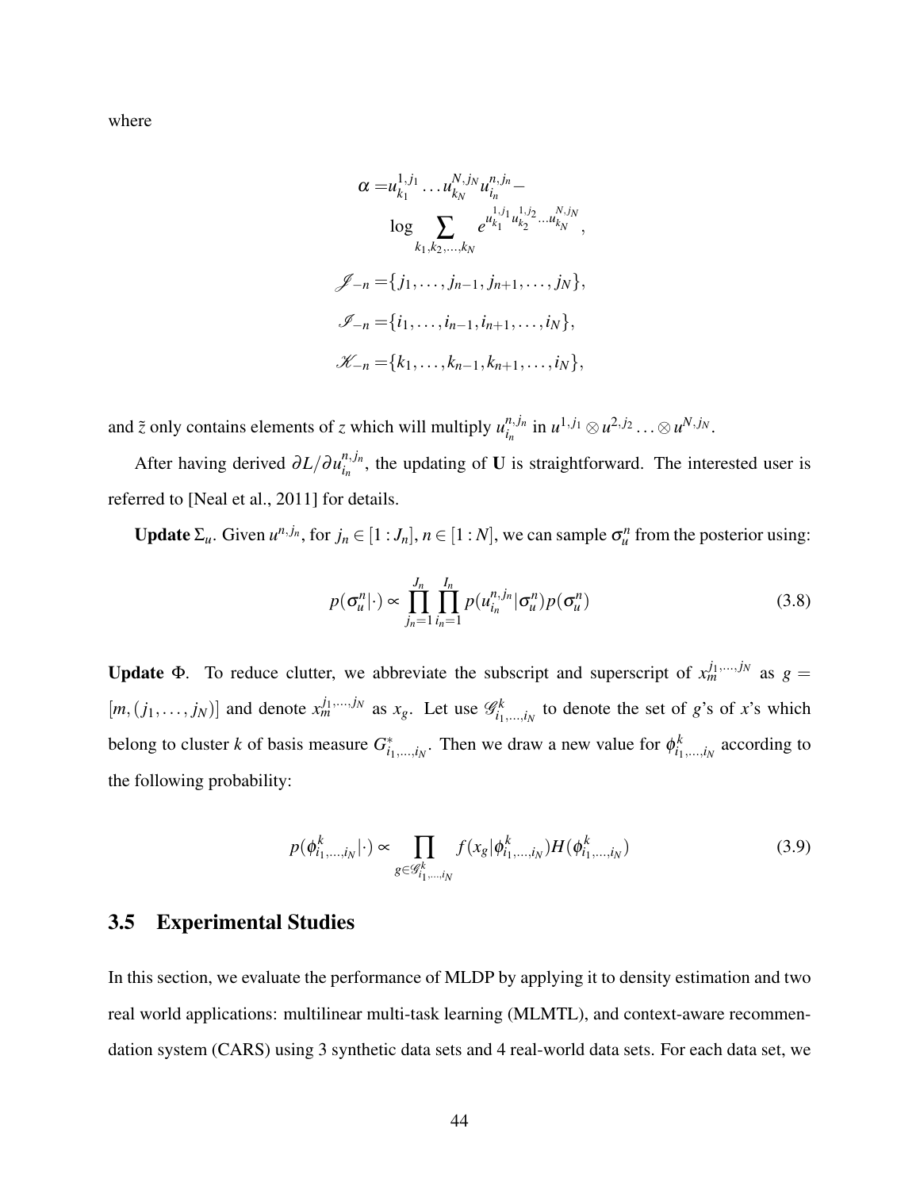where

$$
\begin{aligned}
\alpha =& u_{k_1}^{1,j_1} \dots u_{k_N}^{N,j_N} u_{i_n}^{n,j_n} - \\
& \log \sum_{k_1,k_2,\dots,k_N} e^{u_{k_1}^{1,j_1} u_{k_2}^{1,j_2} \dots u_{k_N}^{N,j_N}}, \\
\mathscr{J}_{-n} =& \{j_1, \dots, j_{n-1}, j_{n+1}, \dots, j_N\}, \\
\mathscr{I}_{-n} =& \{i_1, \dots, i_{n-1}, i_{n+1}, \dots, i_N\}, \\
\mathscr{K}_{-n} =& \{k_1, \dots, k_{n-1}, k_{n+1}, \dots, i_N\},
\end{aligned}
$$

and $\tilde{z}$ only contains elements of $z$ which will multiply $u_{i_n}^{n,j_n}$ in $u^{1,j_1} \otimes u^{2,j_2} \dots \otimes u^{N,j_N}$.

After having derived $\partial L / \partial u_{i_n}^{n,j_n}$, the updating of $\mathbf{U}$ is straightforward. The interested user is referred to [Neal et al., 2011] for details.

**Update** $\Sigma_u$. Given $u^{n,j_n}$, for $j_n \in [1:J_n]$, $n \in [1:N]$, we can sample $\sigma_u^n$ from the posterior using:

$$
p(\sigma_u^n | \cdot) \propto \prod_{j_n=1}^{J_n} \prod_{i_n=1}^{I_n} p(u_{i_n}^{n,j_n} | \sigma_u^n) p(\sigma_u^n) \tag{3.8}
$$

**Update** $\Phi$. To reduce clutter, we abbreviate the subscript and superscript of $x_m^{j_1,\dots,j_N}$ as $g = [m, (j_1, \dots, j_N)]$ and denote $x_m^{j_1,\dots,j_N}$ as $x_g$. Let use $\mathscr{G}_{i_1,\dots,i_N}^k$ to denote the set of $g$'s of $x$'s which belong to cluster $k$ of basis measure $G_{i_1,\dots,i_N}^*$. Then we draw a new value for $\phi_{i_1,\dots,i_N}^k$ according to the following probability:

$$
p(\phi_{i_1,\dots,i_N}^k | \cdot) \propto \prod_{g \in \mathscr{G}_{i_1,\dots,i_N}^k} f(x_g | \phi_{i_1,\dots,i_N}^k) H(\phi_{i_1,\dots,i_N}^k) \tag{3.9}
$$

## 3.5 Experimental Studies

In this section, we evaluate the performance of MLDP by applying it to density estimation and two real world applications: multilinear multi-task learning (MLMTL), and context-aware recommendation system (CARS) using 3 synthetic data sets and 4 real-world data sets. For each data set, we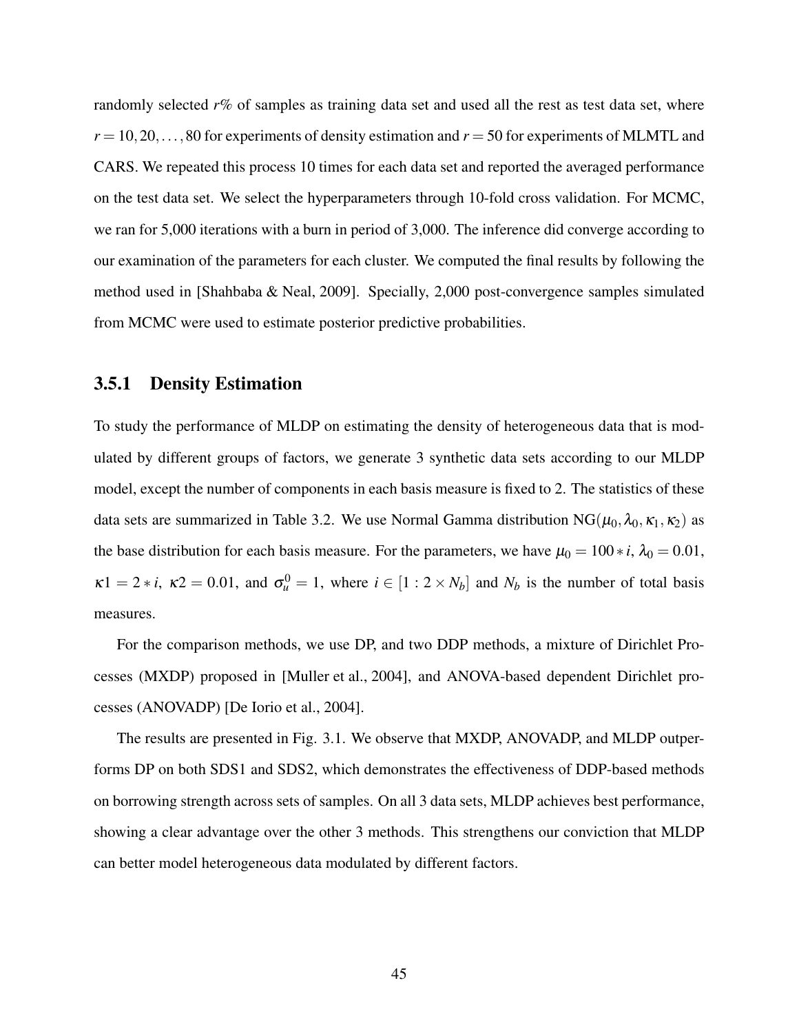randomly selected $r$% of samples as training data set and used all the rest as test data set, where $r = 10, 20, \ldots, 80$ for experiments of density estimation and $r = 50$ for experiments of MLMTL and CARS. We repeated this process 10 times for each data set and reported the averaged performance on the test data set. We select the hyperparameters through 10-fold cross validation. For MCMC, we ran for 5,000 iterations with a burn in period of 3,000. The inference did converge according to our examination of the parameters for each cluster. We computed the final results by following the method used in [Shahbaba & Neal, 2009]. Specially, 2,000 post-convergence samples simulated from MCMC were used to estimate posterior predictive probabilities.

### 3.5.1 Density Estimation

To study the performance of MLDP on estimating the density of heterogeneous data that is modulated by different groups of factors, we generate 3 synthetic data sets according to our MLDP model, except the number of components in each basis measure is fixed to 2. The statistics of these data sets are summarized in Table 3.2. We use Normal Gamma distribution $\text{NG}(\mu_0, \lambda_0, \kappa_1, \kappa_2)$ as the base distribution for each basis measure. For the parameters, we have $\mu_0 = 100 * i$, $\lambda_0 = 0.01$, $\kappa 1 = 2 * i$, $\kappa 2 = 0.01$, and $\sigma_u^0 = 1$, where $i \in [1 : 2 \times N_b]$ and $N_b$ is the number of total basis measures.

For the comparison methods, we use DP, and two DDP methods, a mixture of Dirichlet Processes (MXDP) proposed in [Muller et al., 2004], and ANOVA-based dependent Dirichlet processes (ANOVADP) [De Iorio et al., 2004].

The results are presented in Fig. 3.1. We observe that MXDP, ANOVADP, and MLDP outperforms DP on both SDS1 and SDS2, which demonstrates the effectiveness of DDP-based methods on borrowing strength across sets of samples. On all 3 data sets, MLDP achieves best performance, showing a clear advantage over the other 3 methods. This strengthens our conviction that MLDP can better model heterogeneous data modulated by different factors.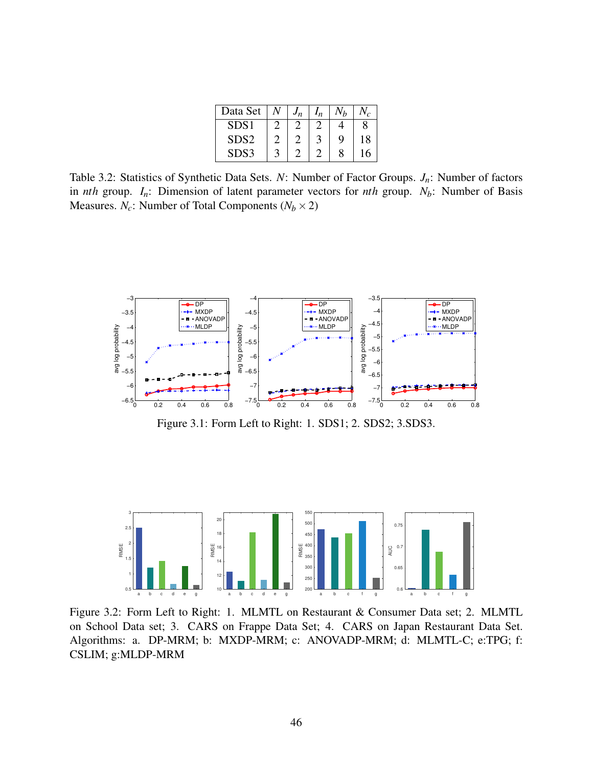| Data Set | $N$ | $J_n$ | $I_n$ | $N_b$ | $N_c$ |
|---|---|---|---|---|---|
| SDS1 | 2 | 2 | 2 | 4 | 8 |
| SDS2 | 2 | 2 | 3 | 9 | 18 |
| SDS3 | 3 | 2 | 2 | 8 | 16 |

Table 3.2: Statistics of Synthetic Data Sets. $N$: Number of Factor Groups. $J_n$: Number of factors in $nth$ group. $I_n$: Dimension of latent parameter vectors for $nth$ group. $N_b$: Number of Basis Measures. $N_c$: Number of Total Components ($N_b \times 2$)

Figure 3.1: Form Left to Right: 1. SDS1; 2. SDS2; 3.SDS3.

Figure 3.2: Form Left to Right: 1. MLMTL on Restaurant & Consumer Data set; 2. MLMTL on School Data set; 3. CARS on Frappe Data Set; 4. CARS on Japan Restaurant Data Set. Algorithms: a. DP-MRM; b: MXDP-MRM; c: ANOVADP-MRM; d: MLMTL-C; e:TPG; f: CSLIM; g:MLDP-MRM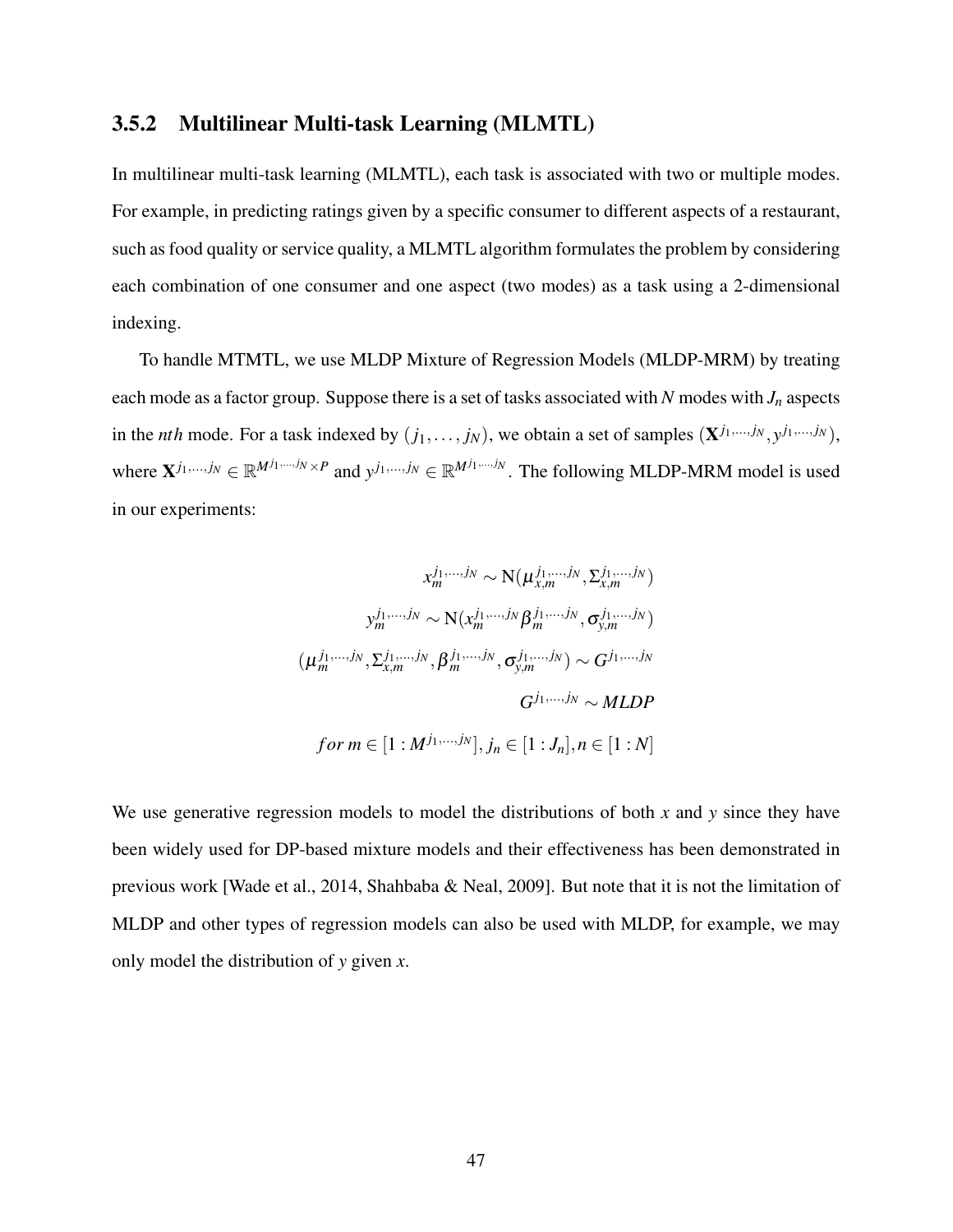### 3.5.2 Multilinear Multi-task Learning (MLMTL)

In multilinear multi-task learning (MLMTL), each task is associated with two or multiple modes. For example, in predicting ratings given by a specific consumer to different aspects of a restaurant, such as food quality or service quality, a MLMTL algorithm formulates the problem by considering each combination of one consumer and one aspect (two modes) as a task using a 2-dimensional indexing.

To handle MTMTL, we use MLDP Mixture of Regression Models (MLDP-MRM) by treating each mode as a factor group. Suppose there is a set of tasks associated with $N$ modes with $J_n$ aspects in the $nth$ mode. For a task indexed by $(j_1, \ldots, j_N)$, we obtain a set of samples $(\mathbf{X}^{j_1,\ldots,j_N}, y^{j_1,\ldots,j_N})$, where $\mathbf{X}^{j_1,\ldots,j_N} \in \mathbb{R}^{M^{j_1,\ldots,j_N} \times P}$ and $y^{j_1,\ldots,j_N} \in \mathbb{R}^{M^{j_1,\ldots,j_N}}$. The following MLDP-MRM model is used in our experiments:

$$
\begin{aligned}
x_m^{j_1,\ldots,j_N} &\sim \mathrm{N}(\mu_{x,m}^{j_1,\ldots,j_N}, \Sigma_{x,m}^{j_1,\ldots,j_N}) \\
y_m^{j_1,\ldots,j_N} &\sim \mathrm{N}(x_m^{j_1,\ldots,j_N} \beta_m^{j_1,\ldots,j_N}, \sigma_{y,m}^{j_1,\ldots,j_N}) \\
(\mu_m^{j_1,\ldots,j_N}, \Sigma_{x,m}^{j_1,\ldots,j_N}, \beta_m^{j_1,\ldots,j_N}, \sigma_{y,m}^{j_1,\ldots,j_N}) &\sim G^{j_1,\ldots,j_N} \\
G^{j_1,\ldots,j_N} &\sim MLDP \\
for\, m \in [1 : M^{j_1,\ldots,j_N}], j_n \in [1 : J_n], n &\in [1 : N]
\end{aligned}
$$

We use generative regression models to model the distributions of both $x$ and $y$ since they have been widely used for DP-based mixture models and their effectiveness has been demonstrated in previous work [Wade et al., 2014, Shahbaba & Neal, 2009]. But note that it is not the limitation of MLDP and other types of regression models can also be used with MLDP, for example, we may only model the distribution of $y$ given $x$.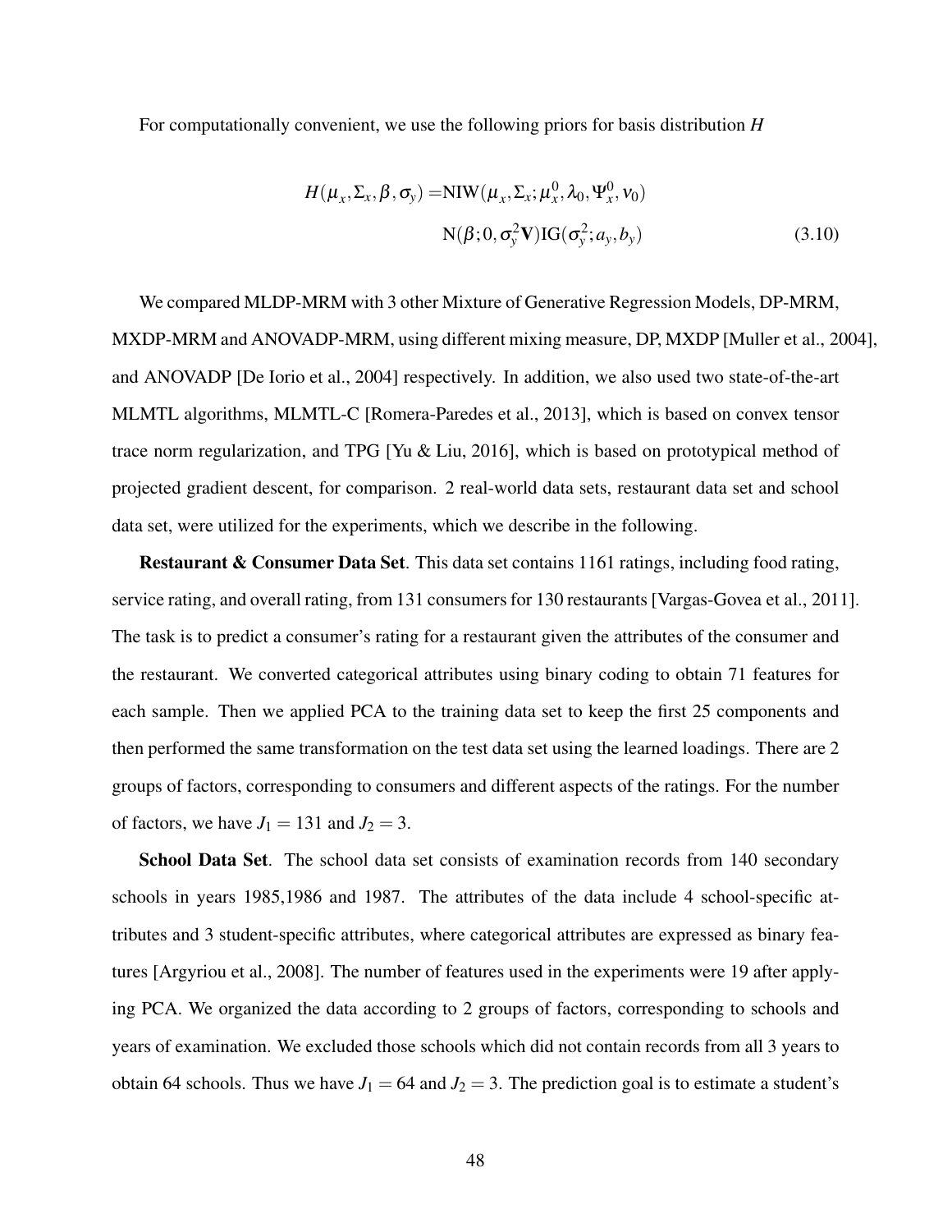For computationally convenient, we use the following priors for basis distribution $H$

$$
\begin{aligned}
H(\mu_x, \Sigma_x, \beta, \sigma_y) = & \mathrm{NIW}(\mu_x, \Sigma_x; \mu_x^0, \lambda_0, \Psi_x^0, \nu_0) \\
& \mathrm{N}(\beta; 0, \sigma_y^2 \mathbf{V}) \mathrm{IG}(\sigma_y^2; a_y, b_y)
\end{aligned}
\tag{3.10}
$$

We compared MLDP-MRM with 3 other Mixture of Generative Regression Models, DP-MRM, MXDP-MRM and ANOVADP-MRM, using different mixing measure, DP, MXDP [Muller et al., 2004], and ANOVADP [De Iorio et al., 2004] respectively. In addition, we also used two state-of-the-art MLMTL algorithms, MLMTL-C [Romera-Paredes et al., 2013], which is based on convex tensor trace norm regularization, and TPG [Yu & Liu, 2016], which is based on prototypical method of projected gradient descent, for comparison. 2 real-world data sets, restaurant data set and school data set, were utilized for the experiments, which we describe in the following.

**Restaurant & Consumer Data Set**. This data set contains 1161 ratings, including food rating, service rating, and overall rating, from 131 consumers for 130 restaurants [Vargas-Govea et al., 2011]. The task is to predict a consumer's rating for a restaurant given the attributes of the consumer and the restaurant. We converted categorical attributes using binary coding to obtain 71 features for each sample. Then we applied PCA to the training data set to keep the first 25 components and then performed the same transformation on the test data set using the learned loadings. There are 2 groups of factors, corresponding to consumers and different aspects of the ratings. For the number of factors, we have $J_1 = 131$ and $J_2 = 3$.

**School Data Set**. The school data set consists of examination records from 140 secondary schools in years 1985,1986 and 1987. The attributes of the data include 4 school-specific attributes and 3 student-specific attributes, where categorical attributes are expressed as binary features [Argyriou et al., 2008]. The number of features used in the experiments were 19 after applying PCA. We organized the data according to 2 groups of factors, corresponding to schools and years of examination. We excluded those schools which did not contain records from all 3 years to obtain 64 schools. Thus we have $J_1 = 64$ and $J_2 = 3$. The prediction goal is to estimate a student's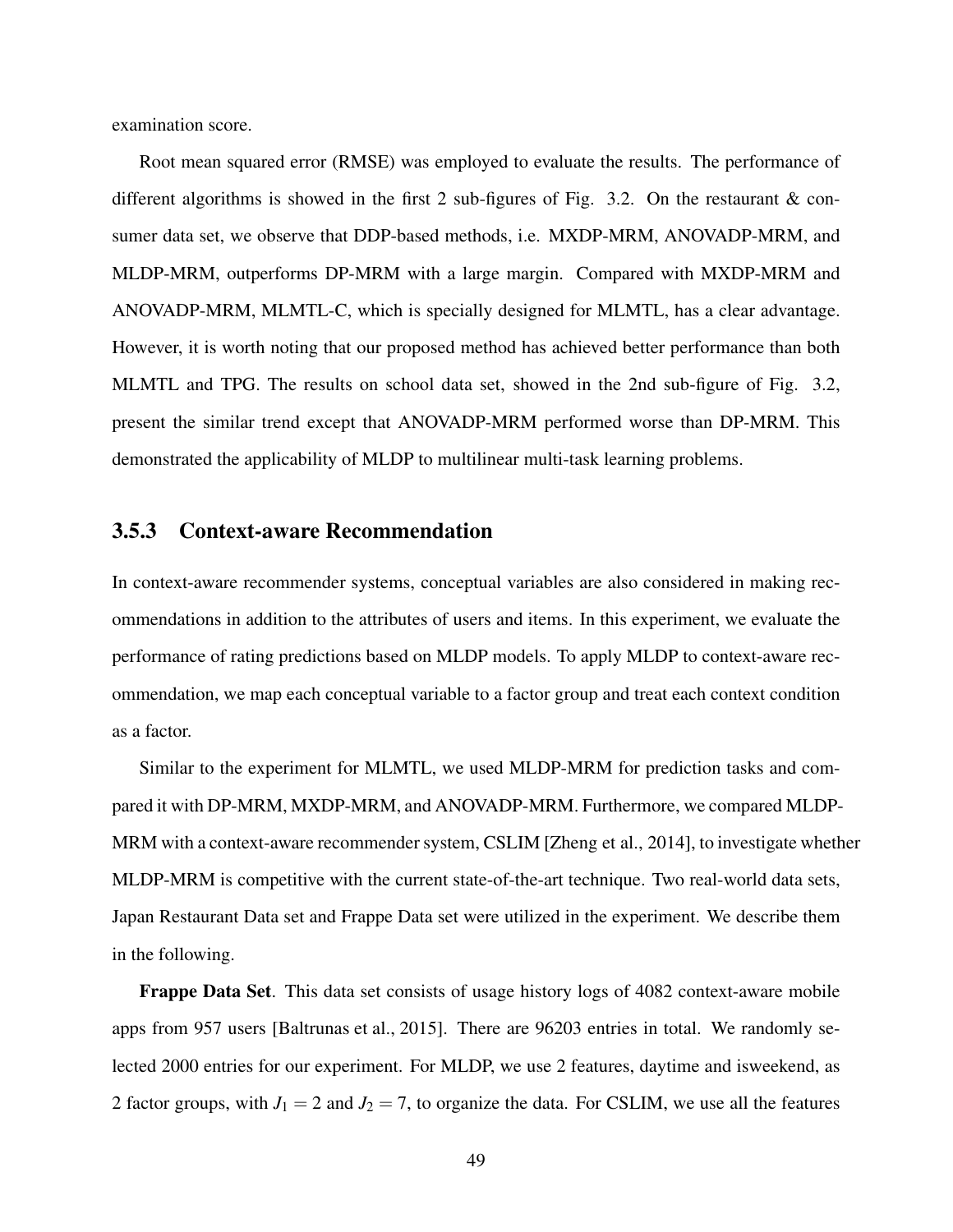examination score.

Root mean squared error (RMSE) was employed to evaluate the results. The performance of different algorithms is showed in the first 2 sub-figures of Fig. 3.2. On the restaurant & consumer data set, we observe that DDP-based methods, i.e. MXDP-MRM, ANOVADP-MRM, and MLDP-MRM, outperforms DP-MRM with a large margin. Compared with MXDP-MRM and ANOVADP-MRM, MLMTL-C, which is specially designed for MLMTL, has a clear advantage. However, it is worth noting that our proposed method has achieved better performance than both MLMTL and TPG. The results on school data set, showed in the 2nd sub-figure of Fig. 3.2, present the similar trend except that ANOVADP-MRM performed worse than DP-MRM. This demonstrated the applicability of MLDP to multilinear multi-task learning problems.

### 3.5.3 Context-aware Recommendation

In context-aware recommender systems, conceptual variables are also considered in making recommendations in addition to the attributes of users and items. In this experiment, we evaluate the performance of rating predictions based on MLDP models. To apply MLDP to context-aware recommendation, we map each conceptual variable to a factor group and treat each context condition as a factor.

Similar to the experiment for MLMTL, we used MLDP-MRM for prediction tasks and compared it with DP-MRM, MXDP-MRM, and ANOVADP-MRM. Furthermore, we compared MLDP-MRM with a context-aware recommender system, CSLIM [Zheng et al., 2014], to investigate whether MLDP-MRM is competitive with the current state-of-the-art technique. Two real-world data sets, Japan Restaurant Data set and Frappe Data set were utilized in the experiment. We describe them in the following.

**Frappe Data Set**. This data set consists of usage history logs of 4082 context-aware mobile apps from 957 users [Baltrunas et al., 2015]. There are 96203 entries in total. We randomly selected 2000 entries for our experiment. For MLDP, we use 2 features, daytime and isweekend, as 2 factor groups, with $J_1 = 2$ and $J_2 = 7$, to organize the data. For CSLIM, we use all the features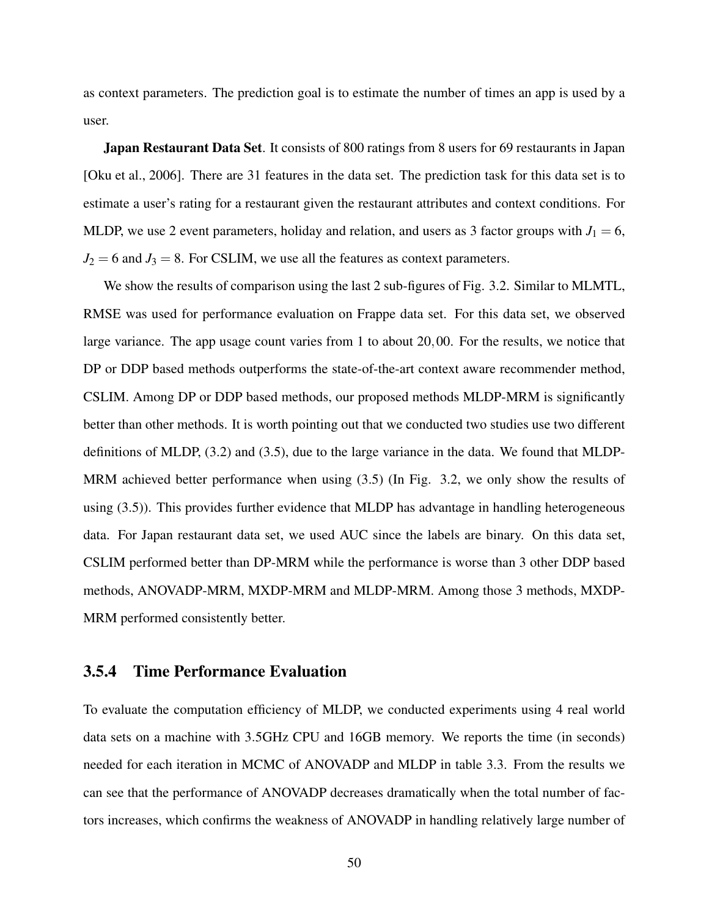as context parameters. The prediction goal is to estimate the number of times an app is used by a user.

**Japan Restaurant Data Set**. It consists of 800 ratings from 8 users for 69 restaurants in Japan [Oku et al., 2006]. There are 31 features in the data set. The prediction task for this data set is to estimate a user's rating for a restaurant given the restaurant attributes and context conditions. For MLDP, we use 2 event parameters, holiday and relation, and users as 3 factor groups with $J_1 = 6$, $J_2 = 6$ and $J_3 = 8$. For CSLIM, we use all the features as context parameters.

We show the results of comparison using the last 2 sub-figures of Fig. 3.2. Similar to MLMTL, RMSE was used for performance evaluation on Frappe data set. For this data set, we observed large variance. The app usage count varies from 1 to about $20,00$. For the results, we notice that DP or DDP based methods outperforms the state-of-the-art context aware recommender method, CSLIM. Among DP or DDP based methods, our proposed methods MLDP-MRM is significantly better than other methods. It is worth pointing out that we conducted two studies use two different definitions of MLDP, (3.2) and (3.5), due to the large variance in the data. We found that MLDP-MRM achieved better performance when using (3.5) (In Fig. 3.2, we only show the results of using (3.5)). This provides further evidence that MLDP has advantage in handling heterogeneous data. For Japan restaurant data set, we used AUC since the labels are binary. On this data set, CSLIM performed better than DP-MRM while the performance is worse than 3 other DDP based methods, ANOVADP-MRM, MXDP-MRM and MLDP-MRM. Among those 3 methods, MXDP-MRM performed consistently better.

### 3.5.4 Time Performance Evaluation

To evaluate the computation efficiency of MLDP, we conducted experiments using 4 real world data sets on a machine with 3.5GHz CPU and 16GB memory. We reports the time (in seconds) needed for each iteration in MCMC of ANOVADP and MLDP in table 3.3. From the results we can see that the performance of ANOVADP decreases dramatically when the total number of factors increases, which confirms the weakness of ANOVADP in handling relatively large number of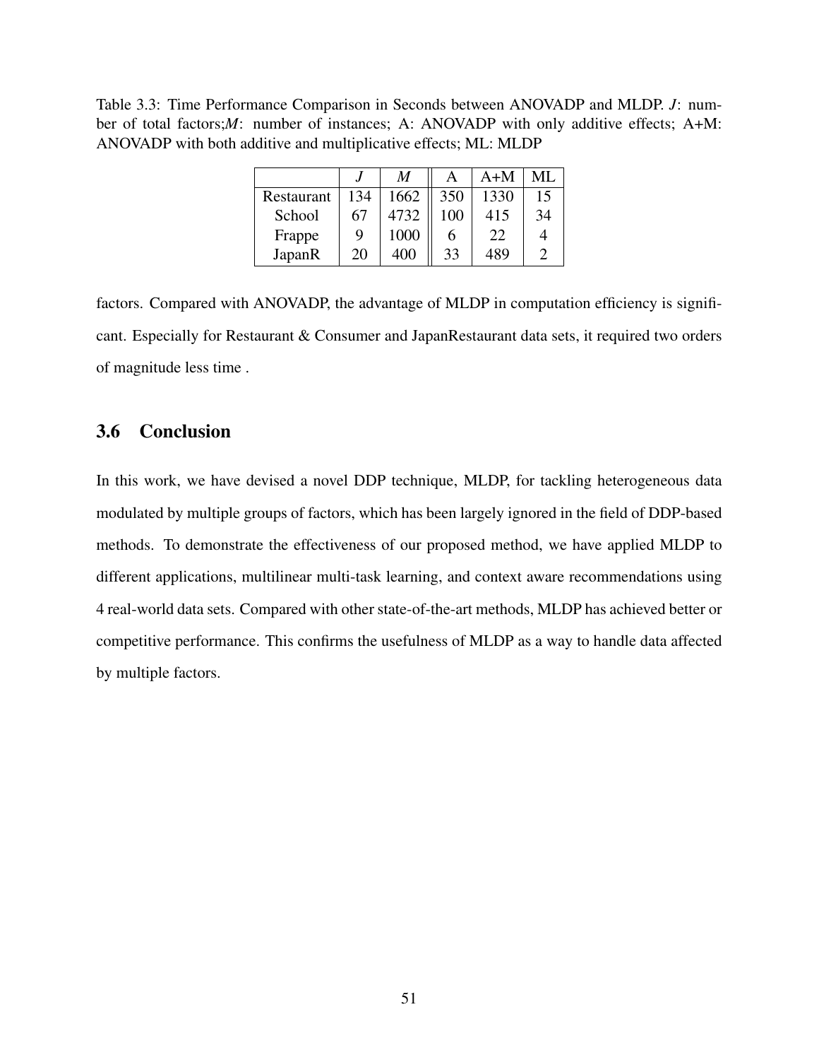Table 3.3: Time Performance Comparison in Seconds between ANOVADP and MLDP. $J$: number of total factors;$M$: number of instances; A: ANOVADP with only additive effects; A+M: ANOVADP with both additive and multiplicative effects; ML: MLDP

| | $J$ | $M$ | A | A+M | ML |
|---|---|---|---|---|---|
| Restaurant | 134 | 1662 | 350 | 1330 | 15 |
| School | 67 | 4732 | 100 | 415 | 34 |
| Frappe | 9 | 1000 | 6 | 22 | 4 |
| JapanR | 20 | 400 | 33 | 489 | 2 |

factors. Compared with ANOVADP, the advantage of MLDP in computation efficiency is significant. Especially for Restaurant & Consumer and JapanRestaurant data sets, it required two orders of magnitude less time .

## 3.6 Conclusion

In this work, we have devised a novel DDP technique, MLDP, for tackling heterogeneous data modulated by multiple groups of factors, which has been largely ignored in the field of DDP-based methods. To demonstrate the effectiveness of our proposed method, we have applied MLDP to different applications, multilinear multi-task learning, and context aware recommendations using 4 real-world data sets. Compared with other state-of-the-art methods, MLDP has achieved better or competitive performance. This confirms the usefulness of MLDP as a way to handle data affected by multiple factors.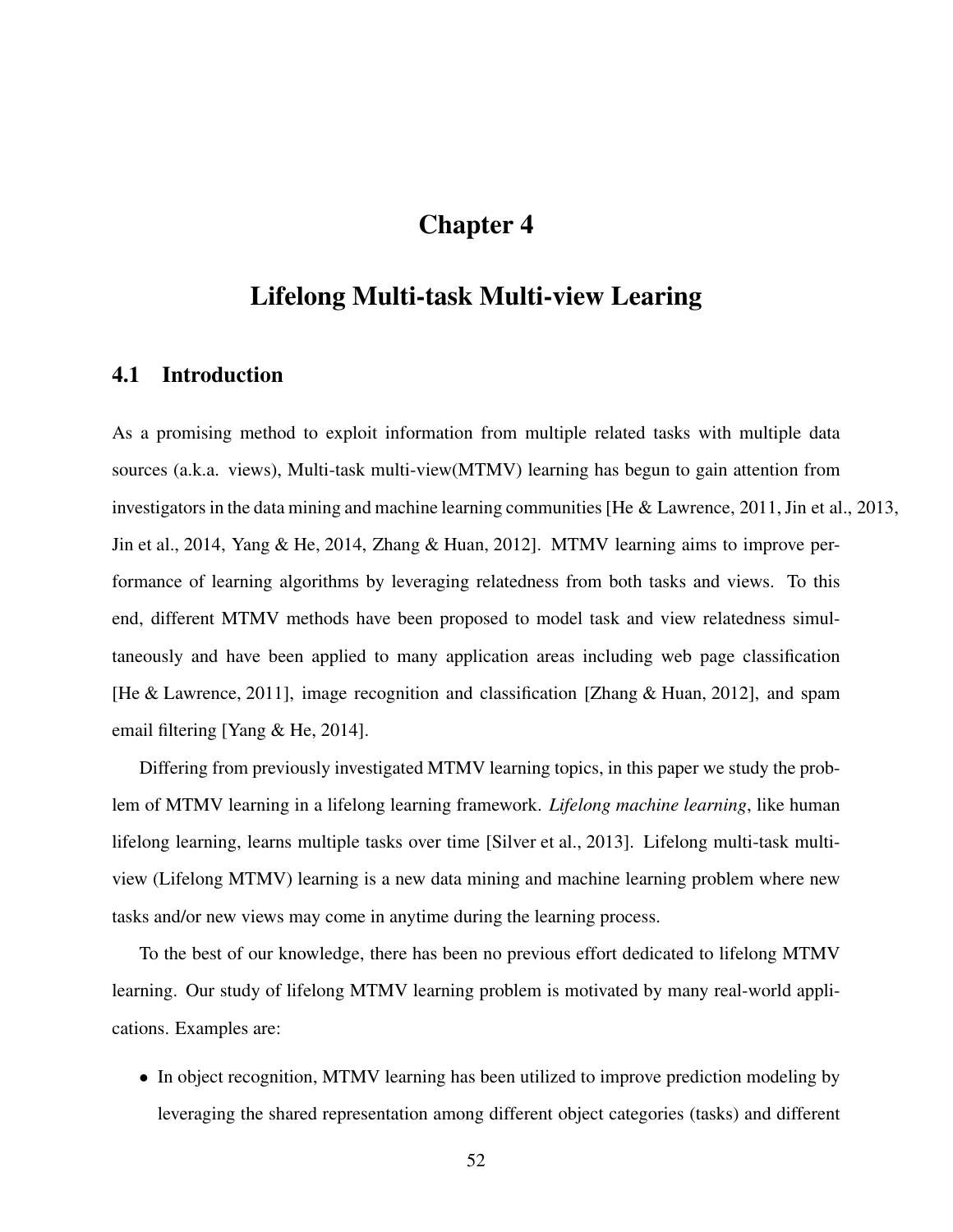# Chapter 4

# Lifelong Multi-task Multi-view Learing

## 4.1 Introduction

As a promising method to exploit information from multiple related tasks with multiple data sources (a.k.a. views), Multi-task multi-view(MTMV) learning has begun to gain attention from investigators in the data mining and machine learning communities [He & Lawrence, 2011, Jin et al., 2013, Jin et al., 2014, Yang & He, 2014, Zhang & Huan, 2012]. MTMV learning aims to improve performance of learning algorithms by leveraging relatedness from both tasks and views. To this end, different MTMV methods have been proposed to model task and view relatedness simultaneously and have been applied to many application areas including web page classification [He & Lawrence, 2011], image recognition and classification [Zhang & Huan, 2012], and spam email filtering [Yang & He, 2014].

Differing from previously investigated MTMV learning topics, in this paper we study the problem of MTMV learning in a lifelong learning framework. *Lifelong machine learning*, like human lifelong learning, learns multiple tasks over time [Silver et al., 2013]. Lifelong multi-task multi-view (Lifelong MTMV) learning is a new data mining and machine learning problem where new tasks and/or new views may come in anytime during the learning process.

To the best of our knowledge, there has been no previous effort dedicated to lifelong MTMV learning. Our study of lifelong MTMV learning problem is motivated by many real-world applications. Examples are:

- In object recognition, MTMV learning has been utilized to improve prediction modeling by leveraging the shared representation among different object categories (tasks) and different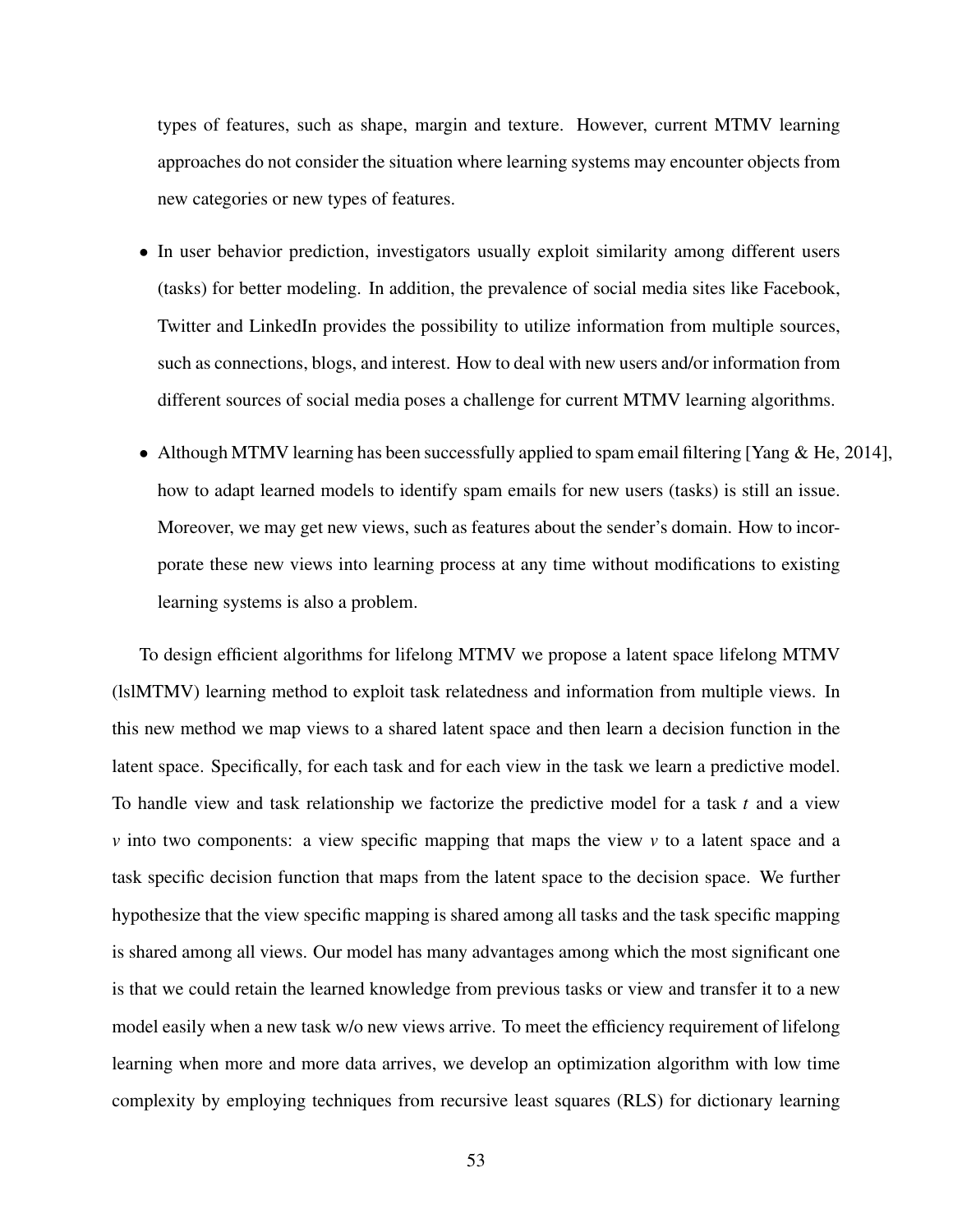types of features, such as shape, margin and texture. However, current MTMV learning approaches do not consider the situation where learning systems may encounter objects from new categories or new types of features.

- In user behavior prediction, investigators usually exploit similarity among different users (tasks) for better modeling. In addition, the prevalence of social media sites like Facebook, Twitter and LinkedIn provides the possibility to utilize information from multiple sources, such as connections, blogs, and interest. How to deal with new users and/or information from different sources of social media poses a challenge for current MTMV learning algorithms.
- Although MTMV learning has been successfully applied to spam email filtering [Yang & He, 2014], how to adapt learned models to identify spam emails for new users (tasks) is still an issue. Moreover, we may get new views, such as features about the sender's domain. How to incorporate these new views into learning process at any time without modifications to existing learning systems is also a problem.

To design efficient algorithms for lifelong MTMV we propose a latent space lifelong MTMV (lslMTMV) learning method to exploit task relatedness and information from multiple views. In this new method we map views to a shared latent space and then learn a decision function in the latent space. Specifically, for each task and for each view in the task we learn a predictive model. To handle view and task relationship we factorize the predictive model for a task $t$ and a view $v$ into two components: a view specific mapping that maps the view $v$ to a latent space and a task specific decision function that maps from the latent space to the decision space. We further hypothesize that the view specific mapping is shared among all tasks and the task specific mapping is shared among all views. Our model has many advantages among which the most significant one is that we could retain the learned knowledge from previous tasks or view and transfer it to a new model easily when a new task w/o new views arrive. To meet the efficiency requirement of lifelong learning when more and more data arrives, we develop an optimization algorithm with low time complexity by employing techniques from recursive least squares (RLS) for dictionary learning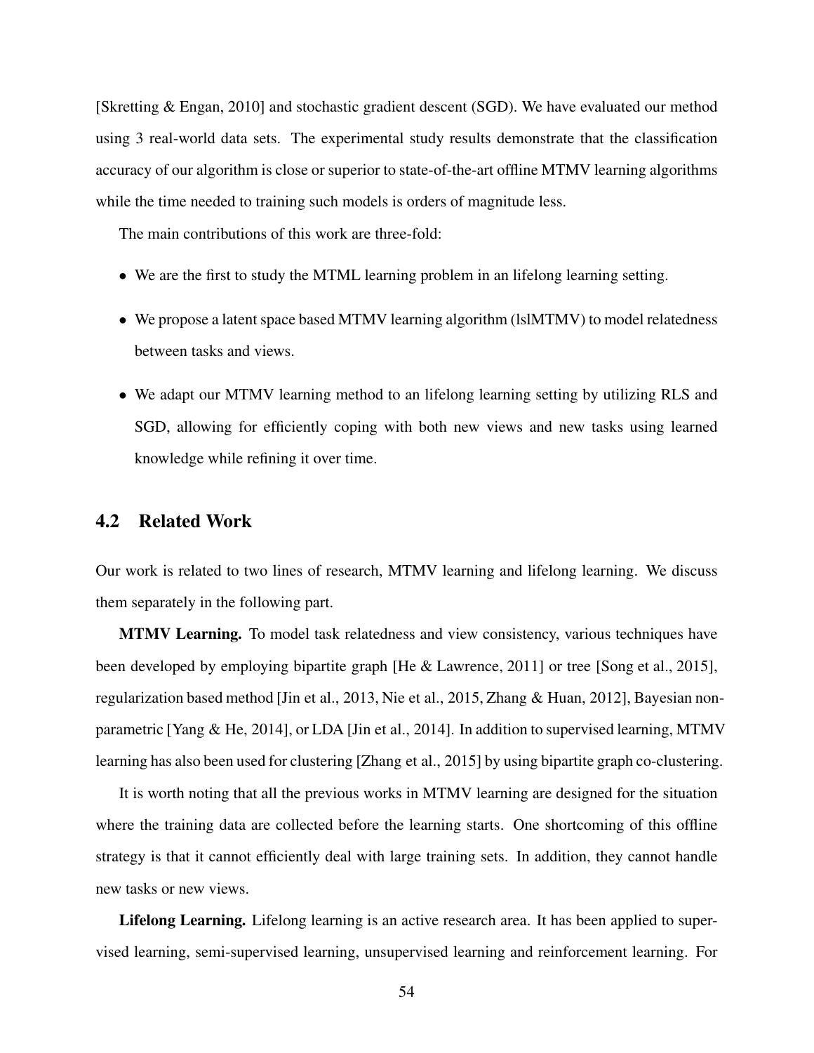[Skretting & Engan, 2010] and stochastic gradient descent (SGD). We have evaluated our method using 3 real-world data sets. The experimental study results demonstrate that the classification accuracy of our algorithm is close or superior to state-of-the-art offline MTMV learning algorithms while the time needed to training such models is orders of magnitude less.

The main contributions of this work are three-fold:

- We are the first to study the MTML learning problem in an lifelong learning setting.
- We propose a latent space based MTMV learning algorithm (lslMTMV) to model relatedness between tasks and views.
- We adapt our MTMV learning method to an lifelong learning setting by utilizing RLS and SGD, allowing for efficiently coping with both new views and new tasks using learned knowledge while refining it over time.

## 4.2 Related Work

Our work is related to two lines of research, MTMV learning and lifelong learning. We discuss them separately in the following part.

**MTMV Learning.** To model task relatedness and view consistency, various techniques have been developed by employing bipartite graph [He & Lawrence, 2011] or tree [Song et al., 2015], regularization based method [Jin et al., 2013, Nie et al., 2015, Zhang & Huan, 2012], Bayesian non-parametric [Yang & He, 2014], or LDA [Jin et al., 2014]. In addition to supervised learning, MTMV learning has also been used for clustering [Zhang et al., 2015] by using bipartite graph co-clustering.

It is worth noting that all the previous works in MTMV learning are designed for the situation where the training data are collected before the learning starts. One shortcoming of this offline strategy is that it cannot efficiently deal with large training sets. In addition, they cannot handle new tasks or new views.

**Lifelong Learning.** Lifelong learning is an active research area. It has been applied to supervised learning, semi-supervised learning, unsupervised learning and reinforcement learning. For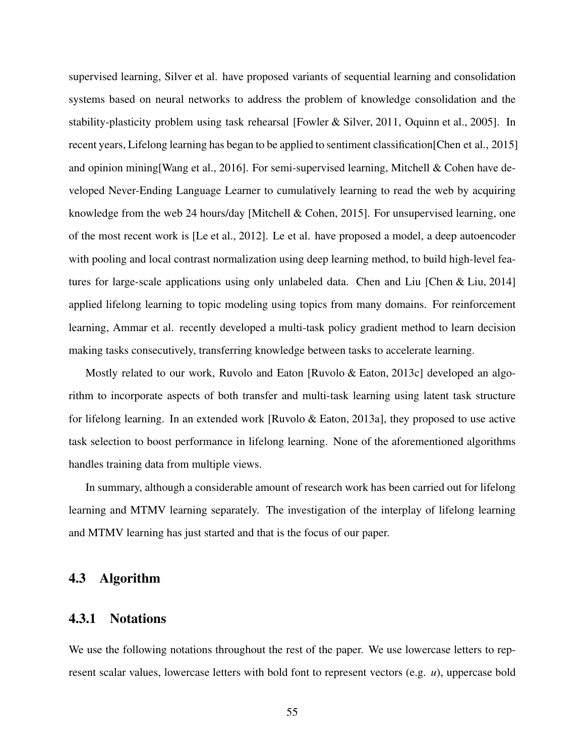supervised learning, Silver et al. have proposed variants of sequential learning and consolidation systems based on neural networks to address the problem of knowledge consolidation and the stability-plasticity problem using task rehearsal [Fowler & Silver, 2011, Oquinn et al., 2005]. In recent years, Lifelong learning has began to be applied to sentiment classification[Chen et al., 2015] and opinion mining[Wang et al., 2016]. For semi-supervised learning, Mitchell & Cohen have developed Never-Ending Language Learner to cumulatively learning to read the web by acquiring knowledge from the web 24 hours/day [Mitchell & Cohen, 2015]. For unsupervised learning, one of the most recent work is [Le et al., 2012]. Le et al. have proposed a model, a deep autoencoder with pooling and local contrast normalization using deep learning method, to build high-level features for large-scale applications using only unlabeled data. Chen and Liu [Chen & Liu, 2014] applied lifelong learning to topic modeling using topics from many domains. For reinforcement learning, Ammar et al. recently developed a multi-task policy gradient method to learn decision making tasks consecutively, transferring knowledge between tasks to accelerate learning.

Mostly related to our work, Ruvolo and Eaton [Ruvolo & Eaton, 2013c] developed an algorithm to incorporate aspects of both transfer and multi-task learning using latent task structure for lifelong learning. In an extended work [Ruvolo & Eaton, 2013a], they proposed to use active task selection to boost performance in lifelong learning. None of the aforementioned algorithms handles training data from multiple views.

In summary, although a considerable amount of research work has been carried out for lifelong learning and MTMV learning separately. The investigation of the interplay of lifelong learning and MTMV learning has just started and that is the focus of our paper.

## 4.3 Algorithm

### 4.3.1 Notations

We use the following notations throughout the rest of the paper. We use lowercase letters to represent scalar values, lowercase letters with bold font to represent vectors (e.g. $u$), uppercase bold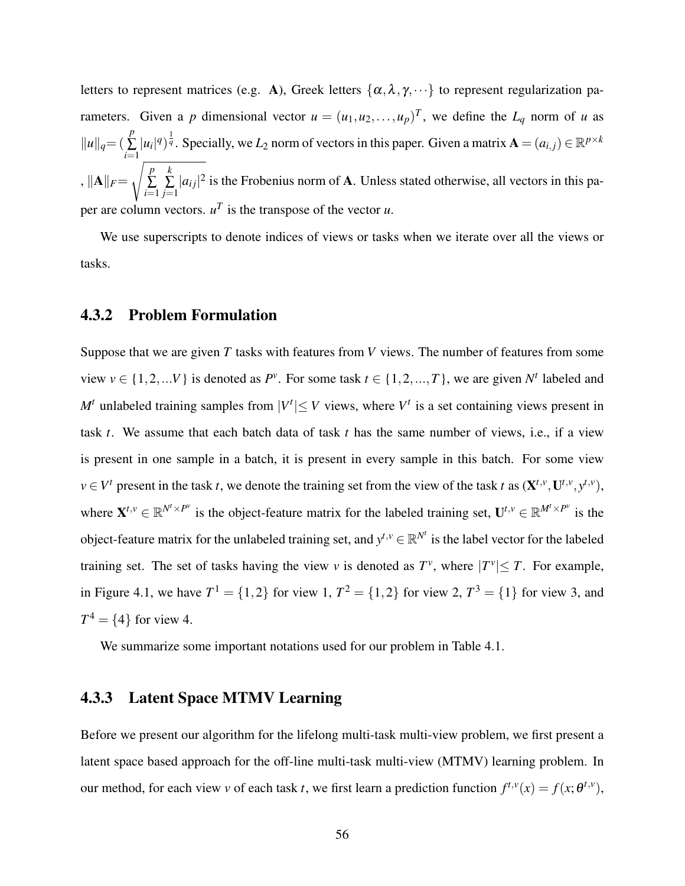letters to represent matrices (e.g. $\mathbf{A}$), Greek letters $\{\alpha, \lambda, \gamma, \cdots\}$ to represent regularization parameters. Given a $p$ dimensional vector $u = (u_1, u_2, \ldots, u_p)^T$, we define the $L_q$ norm of $u$ as $\|u\|_q = (\sum_{i=1}^{p} |u_i|^q)^{\frac{1}{q}}$. Specially, we $L_2$ norm of vectors in this paper. Given a matrix $\mathbf{A} = (a_{i,j}) \in \mathbb{R}^{p \times k}$ , $\|\mathbf{A}\|_F = \sqrt{\sum_{i=1}^{p} \sum_{j=1}^{k} |a_{ij}|^2}$ is the Frobenius norm of $\mathbf{A}$. Unless stated otherwise, all vectors in this paper are column vectors. $u^T$ is the transpose of the vector $u$.

We use superscripts to denote indices of views or tasks when we iterate over all the views or tasks.

### 4.3.2 Problem Formulation

Suppose that we are given $T$ tasks with features from $V$ views. The number of features from some view $v \in \{1, 2, ...V\}$ is denoted as $P^v$. For some task $t \in \{1, 2, ..., T\}$, we are given $N^t$ labeled and $M^t$ unlabeled training samples from $|V^t| \leq V$ views, where $V^t$ is a set containing views present in task $t$. We assume that each batch data of task $t$ has the same number of views, i.e., if a view is present in one sample in a batch, it is present in every sample in this batch. For some view $v \in V^t$ present in the task $t$, we denote the training set from the view of the task $t$ as $(\mathbf{X}^{t,v}, \mathbf{U}^{t,v}, y^{t,v})$, where $\mathbf{X}^{t,v} \in \mathbb{R}^{N^t \times P^v}$ is the object-feature matrix for the labeled training set, $\mathbf{U}^{t,v} \in \mathbb{R}^{M^t \times P^v}$ is the object-feature matrix for the unlabeled training set, and $y^{t,v} \in \mathbb{R}^{N^t}$ is the label vector for the labeled training set. The set of tasks having the view $v$ is denoted as $T^v$, where $|T^v| \leq T$. For example, in Figure 4.1, we have $T^1 = \{1, 2\}$ for view 1, $T^2 = \{1, 2\}$ for view 2, $T^3 = \{1\}$ for view 3, and $T^4 = \{4\}$ for view 4.

We summarize some important notations used for our problem in Table 4.1.

### 4.3.3 Latent Space MTMV Learning

Before we present our algorithm for the lifelong multi-task multi-view problem, we first present a latent space based approach for the off-line multi-task multi-view (MTMV) learning problem. In our method, for each view $v$ of each task $t$, we first learn a prediction function $f^{t,v}(x) = f(x; \theta^{t,v})$,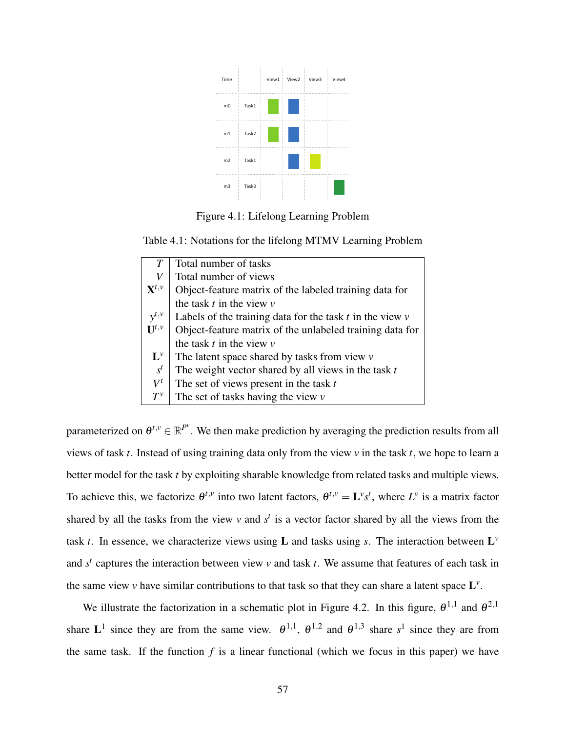| Time | | View1 | View2 | View3 | View4 |
|---|---|---|---|---|---|
| m0 | Task1 | ■ | ■ | | |
| m1 | Task2 | ■ | ■ | | |
| m2 | Task1 | | ■ | ■ | |
| m3 | Task3 | | | | ■ |

Figure 4.1: Lifelong Learning Problem

Table 4.1: Notations for the lifelong MTMV Learning Problem

| | |
|---|---|
| $T$ | Total number of tasks |
| $V$ | Total number of views |
| $\mathbf{X}^{t,v}$ | Object-feature matrix of the labeled training data for the task $t$ in the view $v$ |
| $y^{t,v}$ | Labels of the training data for the task $t$ in the view $v$ |
| $\mathbf{U}^{t,v}$ | Object-feature matrix of the unlabeled training data for the task $t$ in the view $v$ |
| $\mathbf{L}^{v}$ | The latent space shared by tasks from view $v$ |
| $s^{t}$ | The weight vector shared by all views in the task $t$ |
| $V^{t}$ | The set of views present in the task $t$ |
| $T^{v}$ | The set of tasks having the view $v$ |

parameterized on $\theta^{t,v} \in \mathbb{R}^{P^v}$. We then make prediction by averaging the prediction results from all views of task $t$. Instead of using training data only from the view $v$ in the task $t$, we hope to learn a better model for the task $t$ by exploiting sharable knowledge from related tasks and multiple views. To achieve this, we factorize $\theta^{t,v}$ into two latent factors, $\theta^{t,v} = \mathbf{L}^{v} s^{t}$, where $L^{v}$ is a matrix factor shared by all the tasks from the view $v$ and $s^{t}$ is a vector factor shared by all the views from the task $t$. In essence, we characterize views using $\mathbf{L}$ and tasks using $s$. The interaction between $\mathbf{L}^{v}$ and $s^{t}$ captures the interaction between view $v$ and task $t$. We assume that features of each task in the same view $v$ have similar contributions to that task so that they can share a latent space $\mathbf{L}^{v}$.

We illustrate the factorization in a schematic plot in Figure 4.2. In this figure, $\theta^{1,1}$ and $\theta^{2,1}$ share $\mathbf{L}^{1}$ since they are from the same view. $\theta^{1,1}$, $\theta^{1,2}$ and $\theta^{1,3}$ share $s^{1}$ since they are from the same task. If the function $f$ is a linear functional (which we focus in this paper) we have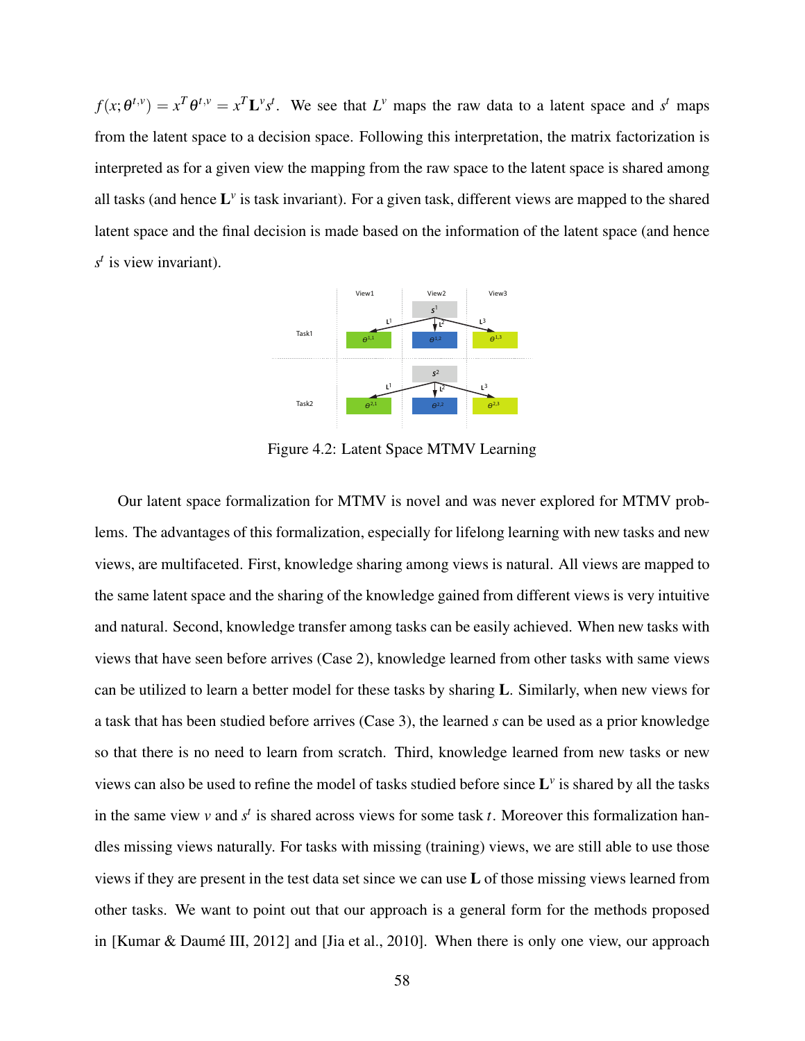$f(x;\theta^{t,v}) = x^T\theta^{t,v} = x^T\mathbf{L}^v s^t$. We see that $L^v$ maps the raw data to a latent space and $s^t$ maps from the latent space to a decision space. Following this interpretation, the matrix factorization is interpreted as for a given view the mapping from the raw space to the latent space is shared among all tasks (and hence $\mathbf{L}^v$ is task invariant). For a given task, different views are mapped to the shared latent space and the final decision is made based on the information of the latent space (and hence $s^t$ is view invariant).

Figure 4.2: Latent Space MTMV Learning

Our latent space formalization for MTMV is novel and was never explored for MTMV problems. The advantages of this formalization, especially for lifelong learning with new tasks and new views, are multifaceted. First, knowledge sharing among views is natural. All views are mapped to the same latent space and the sharing of the knowledge gained from different views is very intuitive and natural. Second, knowledge transfer among tasks can be easily achieved. When new tasks with views that have seen before arrives (Case 2), knowledge learned from other tasks with same views can be utilized to learn a better model for these tasks by sharing $\mathbf{L}$. Similarly, when new views for a task that has been studied before arrives (Case 3), the learned $s$ can be used as a prior knowledge so that there is no need to learn from scratch. Third, knowledge learned from new tasks or new views can also be used to refine the model of tasks studied before since $\mathbf{L}^v$ is shared by all the tasks in the same view $v$ and $s^t$ is shared across views for some task $t$. Moreover this formalization handles missing views naturally. For tasks with missing (training) views, we are still able to use those views if they are present in the test data set since we can use $\mathbf{L}$ of those missing views learned from other tasks. We want to point out that our approach is a general form for the methods proposed in [Kumar & Daumé III, 2012] and [Jia et al., 2010]. When there is only one view, our approach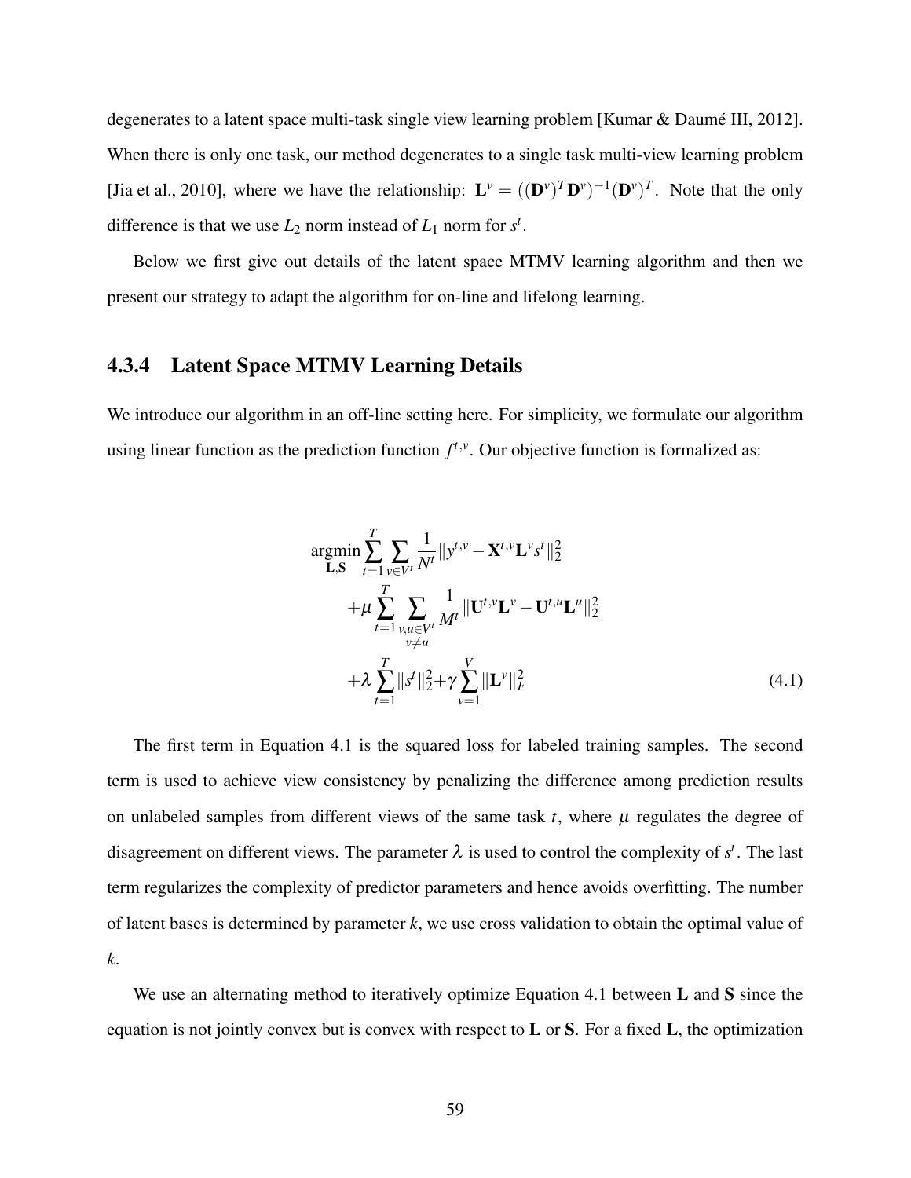degenerates to a latent space multi-task single view learning problem [Kumar & Daumé III, 2012]. When there is only one task, our method degenerates to a single task multi-view learning problem [Jia et al., 2010], where we have the relationship: $\mathbf{L}^v = ((\mathbf{D}^v)^T\mathbf{D}^v)^{-1}(\mathbf{D}^v)^T$. Note that the only difference is that we use $L_2$ norm instead of $L_1$ norm for $s^t$.

Below we first give out details of the latent space MTMV learning algorithm and then we present our strategy to adapt the algorithm for on-line and lifelong learning.

### 4.3.4 Latent Space MTMV Learning Details

We introduce our algorithm in an off-line setting here. For simplicity, we formulate our algorithm using linear function as the prediction function $f^{t,v}$. Our objective function is formalized as:

$$
\begin{aligned}
\underset{\mathbf{L},\mathbf{S}}{\operatorname{argmin}} & \sum_{t=1}^{T}\sum_{v\in V^t}\frac{1}{N^t}\|y^{t,v}-\mathbf{X}^{t,v}\mathbf{L}^v s^t\|_2^2 \\
& +\mu\sum_{t=1}^{T}\sum_{\substack{v,u\in V^t\\ v\neq u}}\frac{1}{M^t}\|\mathbf{U}^{t,v}\mathbf{L}^v-\mathbf{U}^{t,u}\mathbf{L}^u\|_2^2 \\
& +\lambda\sum_{t=1}^{T}\|s^t\|_2^2+\gamma\sum_{v=1}^{V}\|\mathbf{L}^v\|_F^2
\end{aligned}
\tag{4.1}
$$

The first term in Equation 4.1 is the squared loss for labeled training samples. The second term is used to achieve view consistency by penalizing the difference among prediction results on unlabeled samples from different views of the same task $t$, where $\mu$ regulates the degree of disagreement on different views. The parameter $\lambda$ is used to control the complexity of $s^t$. The last term regularizes the complexity of predictor parameters and hence avoids overfitting. The number of latent bases is determined by parameter $k$, we use cross validation to obtain the optimal value of $k$.

We use an alternating method to iteratively optimize Equation 4.1 between $\mathbf{L}$ and $\mathbf{S}$ since the equation is not jointly convex but is convex with respect to $\mathbf{L}$ or $\mathbf{S}$. For a fixed $\mathbf{L}$, the optimization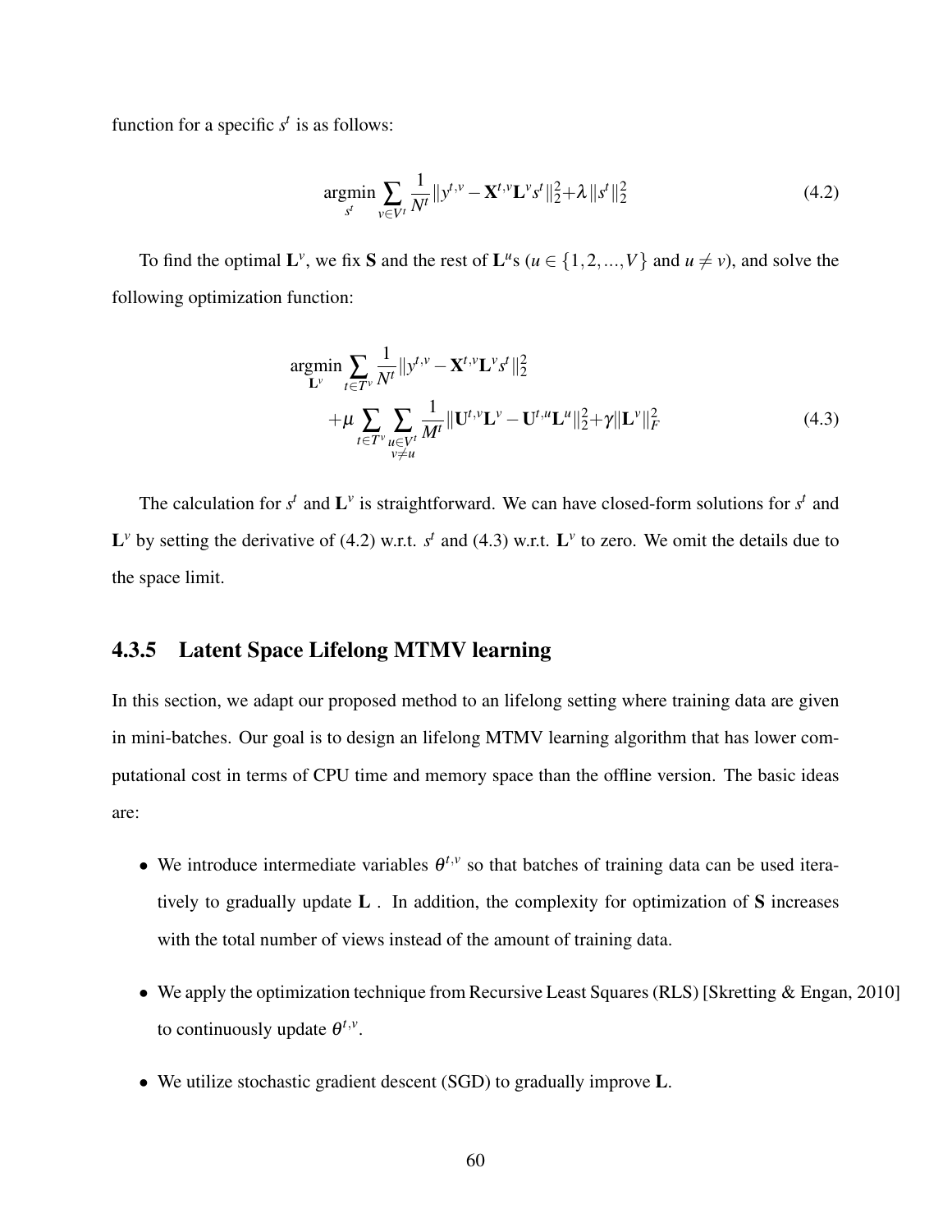function for a specific $s^t$ is as follows:

$$\underset{s^t}{\text{argmin}} \sum_{v \in V^t} \frac{1}{N^t} \|y^{t,v} - \mathbf{X}^{t,v}\mathbf{L}^v s^t\|_2^2 + \lambda \|s^t\|_2^2 \tag{4.2}$$

To find the optimal $\mathbf{L}^v$, we fix $\mathbf{S}$ and the rest of $\mathbf{L}^u$s ($u \in \{1, 2, ..., V\}$ and $u \neq v$), and solve the following optimization function:

$$\begin{aligned}
\underset{\mathbf{L}^v}{\text{argmin}} & \sum_{t \in T^v} \frac{1}{N^t} \|y^{t,v} - \mathbf{X}^{t,v}\mathbf{L}^v s^t\|_2^2 \\
& + \mu \sum_{t \in T^v} \sum_{\substack{u \in V^t \\ v \neq u}} \frac{1}{M^t} \|\mathbf{U}^{t,v}\mathbf{L}^v - \mathbf{U}^{t,u}\mathbf{L}^u\|_2^2 + \gamma \|\mathbf{L}^v\|_F^2
\end{aligned} \tag{4.3}$$

The calculation for $s^t$ and $\mathbf{L}^v$ is straightforward. We can have closed-form solutions for $s^t$ and $\mathbf{L}^v$ by setting the derivative of (4.2) w.r.t. $s^t$ and (4.3) w.r.t. $\mathbf{L}^v$ to zero. We omit the details due to the space limit.

### 4.3.5 Latent Space Lifelong MTMV learning

In this section, we adapt our proposed method to an lifelong setting where training data are given in mini-batches. Our goal is to design an lifelong MTMV learning algorithm that has lower computational cost in terms of CPU time and memory space than the offline version. The basic ideas are:

- We introduce intermediate variables $\theta^{t,v}$ so that batches of training data can be used iteratively to gradually update $\mathbf{L}$ . In addition, the complexity for optimization of $\mathbf{S}$ increases with the total number of views instead of the amount of training data.
- We apply the optimization technique from Recursive Least Squares (RLS) [Skretting & Engan, 2010] to continuously update $\theta^{t,v}$.
- We utilize stochastic gradient descent (SGD) to gradually improve $\mathbf{L}$.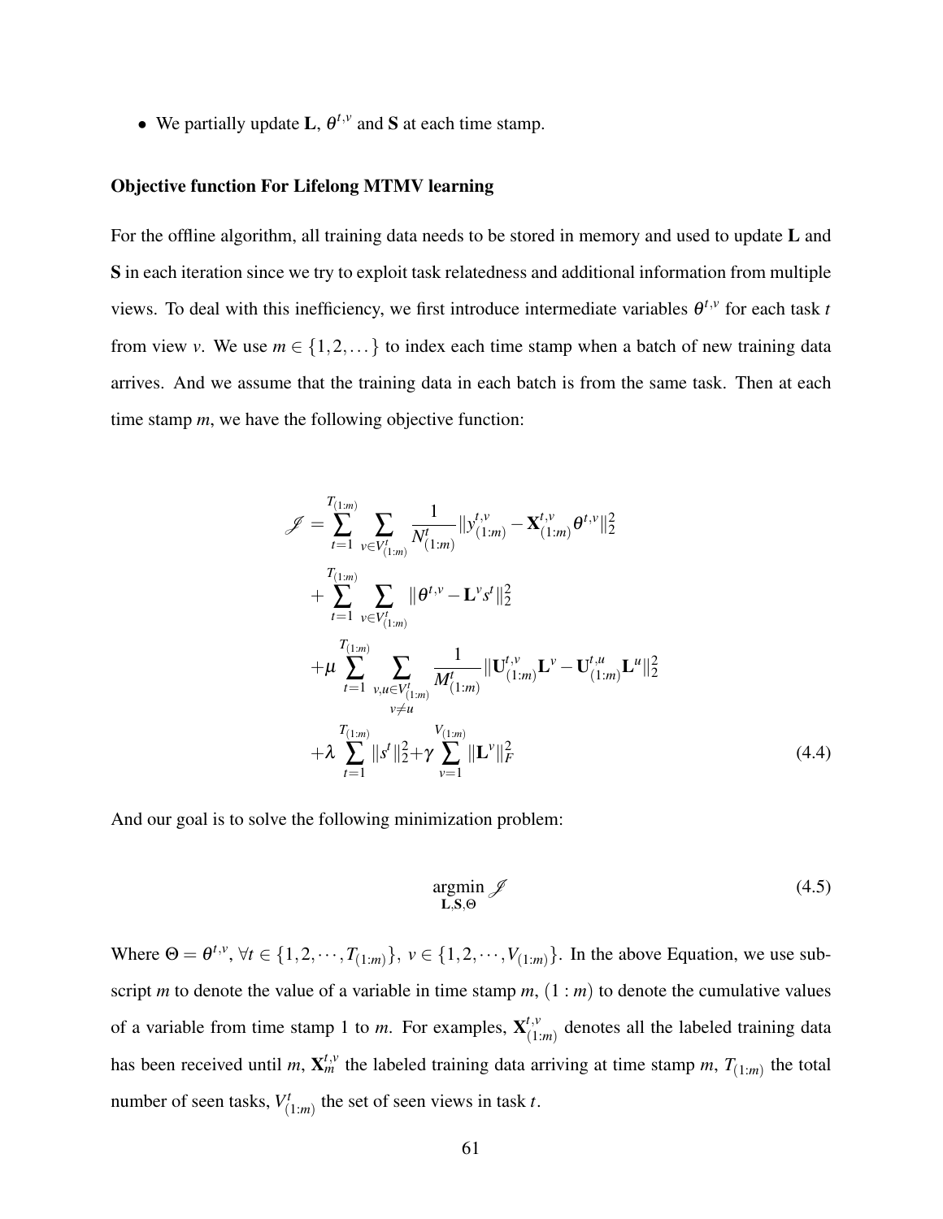- We partially update $\mathbf{L}$, $\theta^{t,v}$ and $\mathbf{S}$ at each time stamp.

**Objective function For Lifelong MTMV learning**

For the offline algorithm, all training data needs to be stored in memory and used to update $\mathbf{L}$ and $\mathbf{S}$ in each iteration since we try to exploit task relatedness and additional information from multiple views. To deal with this inefficiency, we first introduce intermediate variables $\theta^{t,v}$ for each task $t$ from view $v$. We use $m \in \{1, 2, \dots\}$ to index each time stamp when a batch of new training data arrives. And we assume that the training data in each batch is from the same task. Then at each time stamp $m$, we have the following objective function:

$$
\begin{aligned}
\mathscr{J} = & \sum_{t=1}^{T_{(1:m)}} \sum_{v \in V^t_{(1:m)}} \frac{1}{N^t_{(1:m)}} \|y^{t,v}_{(1:m)} - \mathbf{X}^{t,v}_{(1:m)} \theta^{t,v}\|_2^2 \\
& + \sum_{t=1}^{T_{(1:m)}} \sum_{v \in V^t_{(1:m)}} \|\theta^{t,v} - \mathbf{L}^v s^t\|_2^2 \\
& + \mu \sum_{t=1}^{T_{(1:m)}} \sum_{\substack{v,u \in V^t_{(1:m)} \\ v \neq u}} \frac{1}{M^t_{(1:m)}} \|\mathbf{U}^{t,v}_{(1:m)} \mathbf{L}^v - \mathbf{U}^{t,u}_{(1:m)} \mathbf{L}^u\|_2^2 \\
& + \lambda \sum_{t=1}^{T_{(1:m)}} \|s^t\|_2^2 + \gamma \sum_{v=1}^{V_{(1:m)}} \|\mathbf{L}^v\|_F^2
\end{aligned}
\tag{4.4}
$$

And our goal is to solve the following minimization problem:

$$
\underset{\mathbf{L}, \mathbf{S}, \Theta}{\operatorname{argmin}} \ \mathscr{J} \tag{4.5}
$$

Where $\Theta = \theta^{t,v}$, $\forall t \in \{1, 2, \cdots, T_{(1:m)}\}$, $v \in \{1, 2, \cdots, V_{(1:m)}\}$. In the above Equation, we use subscript $m$ to denote the value of a variable in time stamp $m$, $(1:m)$ to denote the cumulative values of a variable from time stamp 1 to $m$. For examples, $\mathbf{X}^{t,v}_{(1:m)}$ denotes all the labeled training data has been received until $m$, $\mathbf{X}^{t,v}_m$ the labeled training data arriving at time stamp $m$, $T_{(1:m)}$ the total number of seen tasks, $V^t_{(1:m)}$ the set of seen views in task $t$.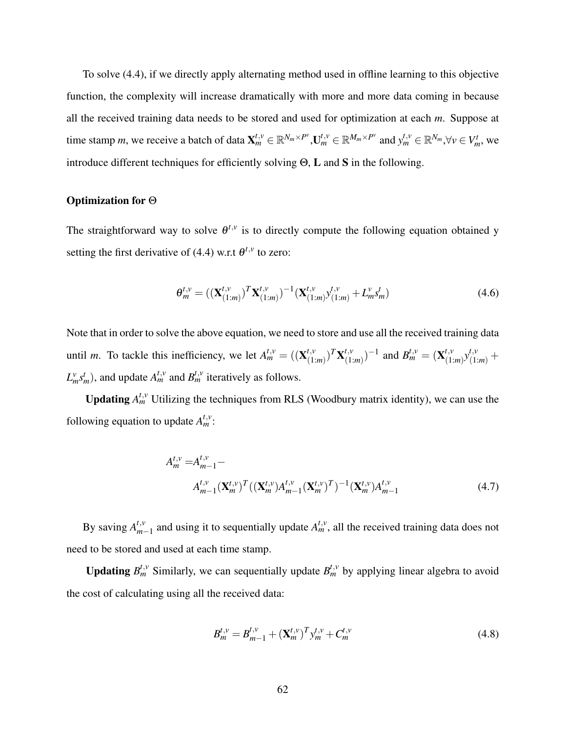To solve (4.4), if we directly apply alternating method used in offline learning to this objective function, the complexity will increase dramatically with more and more data coming in because all the received training data needs to be stored and used for optimization at each $m$. Suppose at time stamp $m$, we receive a batch of data $\mathbf{X}_m^{t,v} \in \mathbb{R}^{N_m \times P^v}$, $\mathbf{U}_m^{t,v} \in \mathbb{R}^{M_m \times P^v}$ and $y_m^{t,v} \in \mathbb{R}^{N_m}, \forall v \in V_m^t$, we introduce different techniques for efficiently solving $\Theta$, $\mathbf{L}$ and $\mathbf{S}$ in the following.

**Optimization for $\Theta$**

The straightforward way to solve $\theta^{t,v}$ is to directly compute the following equation obtained y setting the first derivative of (4.4) w.r.t $\theta^{t,v}$ to zero:

$$\theta_m^{t,v} = ((\mathbf{X}_{(1:m)}^{t,v})^T \mathbf{X}_{(1:m)}^{t,v})^{-1} (\mathbf{X}_{(1:m)}^{t,v} y_{(1:m)}^{t,v} + L_m^v s_m^t) \tag{4.6}$$

Note that in order to solve the above equation, we need to store and use all the received training data until $m$. To tackle this inefficiency, we let $A_m^{t,v} = ((\mathbf{X}_{(1:m)}^{t,v})^T \mathbf{X}_{(1:m)}^{t,v})^{-1}$ and $B_m^{t,v} = (\mathbf{X}_{(1:m)}^{t,v} y_{(1:m)}^{t,v} + L_m^v s_m^t)$, and update $A_m^{t,v}$ and $B_m^{t,v}$ iteratively as follows.

**Updating $A_m^{t,v}$** Utilizing the techniques from RLS (Woodbury matrix identity), we can use the following equation to update $A_m^{t,v}$:

$$\begin{aligned} A_m^{t,v} = & A_{m-1}^{t,v} - \\ & A_{m-1}^{t,v} (\mathbf{X}_m^{t,v})^T ((\mathbf{X}_m^{t,v}) A_{m-1}^{t,v} (\mathbf{X}_m^{t,v})^T)^{-1} (\mathbf{X}_m^{t,v}) A_{m-1}^{t,v} \end{aligned} \tag{4.7}$$

By saving $A_{m-1}^{t,v}$ and using it to sequentially update $A_m^{t,v}$, all the received training data does not need to be stored and used at each time stamp.

**Updating $B_m^{t,v}$** Similarly, we can sequentially update $B_m^{t,v}$ by applying linear algebra to avoid the cost of calculating using all the received data:

$$B_m^{t,v} = B_{m-1}^{t,v} + (\mathbf{X}_m^{t,v})^T y_m^{t,v} + C_m^{t,v} \tag{4.8}$$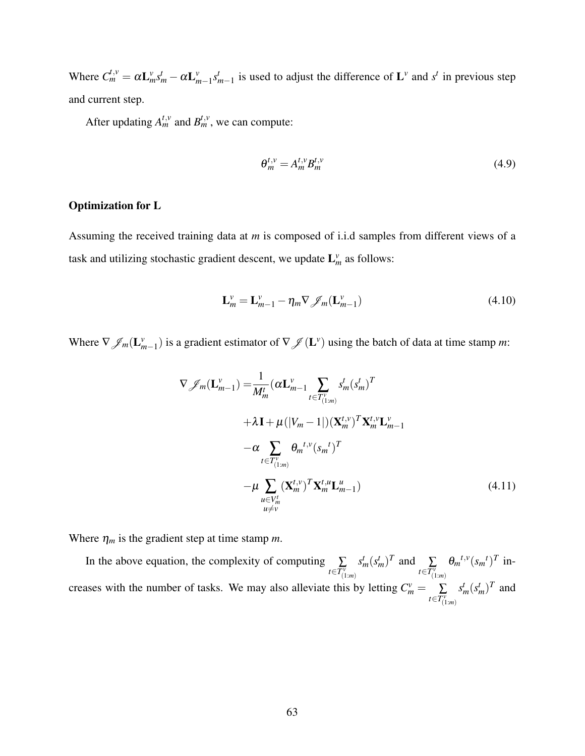Where $C_m^{t,v} = \alpha \mathbf{L}_m^v s_m^t - \alpha \mathbf{L}_{m-1}^v s_{m-1}^t$ is used to adjust the difference of $\mathbf{L}^v$ and $s^t$ in previous step and current step.

After updating $A_m^{t,v}$ and $B_m^{t,v}$, we can compute:

$$\theta_m^{t,v} = A_m^{t,v} B_m^{t,v} \tag{4.9}$$

**Optimization for L**

Assuming the received training data at $m$ is composed of i.i.d samples from different views of a task and utilizing stochastic gradient descent, we update $\mathbf{L}_m^v$ as follows:

$$\mathbf{L}_m^v = \mathbf{L}_{m-1}^v - \eta_m \nabla \mathscr{J}_m(\mathbf{L}_{m-1}^v) \tag{4.10}$$

Where $\nabla \mathscr{J}_m(\mathbf{L}_{m-1}^v)$ is a gradient estimator of $\nabla \mathscr{J}(\mathbf{L}^v)$ using the batch of data at time stamp $m$:

$$\begin{aligned}
\nabla \mathscr{J}_m(\mathbf{L}_{m-1}^v) = &\frac{1}{M_m^t}(\alpha \mathbf{L}_{m-1}^v \sum_{t \in T_{(1:m)}^v} s_m^t (s_m^t)^T \\
&+ \lambda \mathbf{I} + \mu(|V_m - 1|)(\mathbf{X}_m^{t,v})^T \mathbf{X}_m^{t,v} \mathbf{L}_{m-1}^v \\
&- \alpha \sum_{t \in T_{(1:m)}^v} {\theta_m}^{t,v} ({s_m}^t)^T \\
&- \mu \sum_{\substack{u \in V_m^t \\ u \neq v}} (\mathbf{X}_m^{t,v})^T \mathbf{X}_m^{t,u} \mathbf{L}_{m-1}^u)
\end{aligned} \tag{4.11}$$

Where $\eta_m$ is the gradient step at time stamp $m$.

In the above equation, the complexity of computing $\sum_{t \in T_{(1:m)}^v} s_m^t (s_m^t)^T$ and $\sum_{t \in T_{(1:m)}^v} {\theta_m}^{t,v} ({s_m}^t)^T$ increases with the number of tasks. We may also alleviate this by letting $C_m^v = \sum_{t \in T_{(1:m)}^v} s_m^t (s_m^t)^T$ and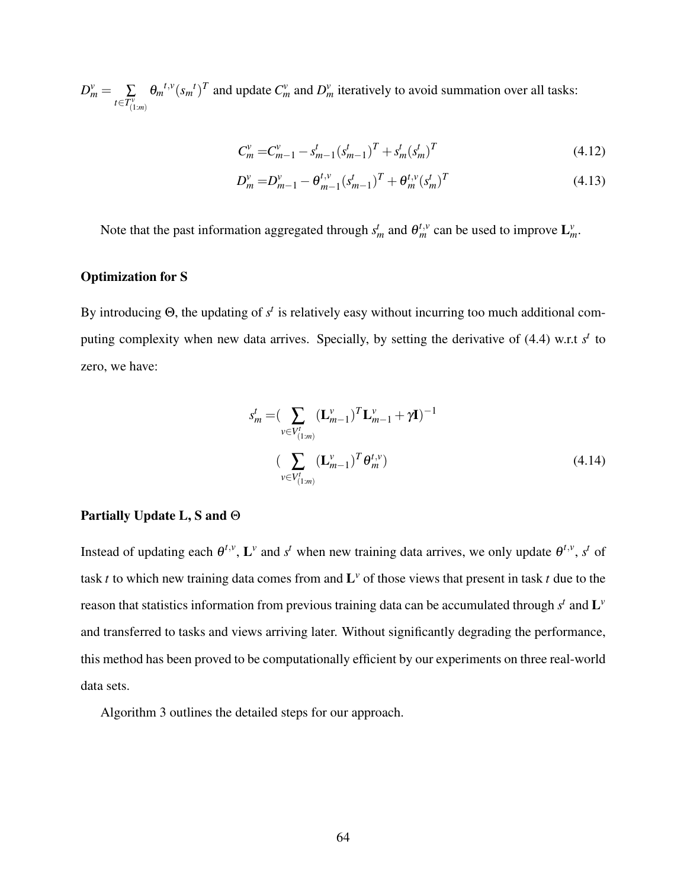$D^v_m = \sum_{t \in T^v_{(1:m)}} {\theta_m}^{t,v} ({s_m}^t)^T$ and update $C^v_m$ and $D^v_m$ iteratively to avoid summation over all tasks:

$$C^v_m = C^v_{m-1} - s^t_{m-1}(s^t_{m-1})^T + s^t_m(s^t_m)^T \tag{4.12}$$

$$D^v_m = D^v_{m-1} - \theta^{t,v}_{m-1}(s^t_{m-1})^T + \theta^{t,v}_m(s^t_m)^T \tag{4.13}$$

Note that the past information aggregated through $s^t_m$ and $\theta^{t,v}_m$ can be used to improve $\mathbf{L}^v_m$.

### Optimization for S

By introducing $\Theta$, the updating of $s^t$ is relatively easy without incurring too much additional computing complexity when new data arrives. Specially, by setting the derivative of (4.4) w.r.t $s^t$ to zero, we have:

$$s^t_m = \Big(\sum_{v \in V^t_{(1:m)}} (\mathbf{L}^v_{m-1})^T \mathbf{L}^v_{m-1} + \gamma \mathbf{I}\Big)^{-1} \Big(\sum_{v \in V^t_{(1:m)}} (\mathbf{L}^v_{m-1})^T \theta^{t,v}_m\Big) \tag{4.14}$$

### Partially Update L, S and $\Theta$

Instead of updating each $\theta^{t,v}$, $\mathbf{L}^v$ and $s^t$ when new training data arrives, we only update $\theta^{t,v}$, $s^t$ of task $t$ to which new training data comes from and $\mathbf{L}^v$ of those views that present in task $t$ due to the reason that statistics information from previous training data can be accumulated through $s^t$ and $\mathbf{L}^v$ and transferred to tasks and views arriving later. Without significantly degrading the performance, this method has been proved to be computationally efficient by our experiments on three real-world data sets.

Algorithm 3 outlines the detailed steps for our approach.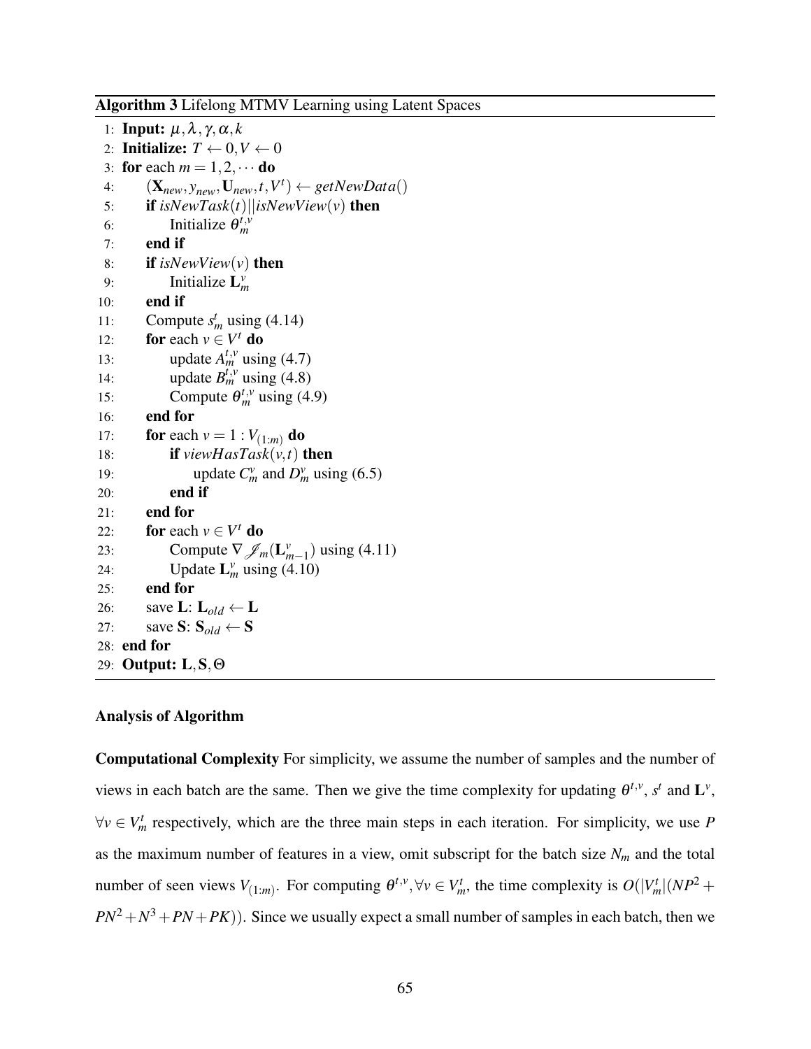**Algorithm 3** Lifelong MTMV Learning using Latent Spaces

```
1:  Input: μ, λ, γ, α, k
2:  Initialize: T ← 0, V ← 0
3:  for each m = 1, 2, ··· do
4:      (X_new, y_new, U_new, t, V^t) ← getNewData()
5:      if isNewTask(t)||isNewView(v) then
6:          Initialize θ_m^{t,v}
7:      end if
8:      if isNewView(v) then
9:          Initialize L_m^v
10:     end if
11:     Compute s_m^t using (4.14)
12:     for each v ∈ V^t do
13:         update A_m^{t,v} using (4.7)
14:         update B_m^{t,v} using (4.8)
15:         Compute θ_m^{t,v} using (4.9)
16:     end for
17:     for each v = 1 : V_(1:m) do
18:         if viewHasTask(v,t) then
19:             update C_m^v and D_m^v using (6.5)
20:         end if
21:     end for
22:     for each v ∈ V^t do
23:         Compute ∇ J_m(L_{m-1}^v) using (4.11)
24:         Update L_m^v using (4.10)
25:     end for
26:     save L: L_old ← L
27:     save S: S_old ← S
28: end for
29: Output: L, S, Θ
```

### Analysis of Algorithm

**Computational Complexity** For simplicity, we assume the number of samples and the number of views in each batch are the same. Then we give the time complexity for updating $\theta^{t,v}$, $s^t$ and $\mathbf{L}^v$, $\forall v \in V_m^t$ respectively, which are the three main steps in each iteration. For simplicity, we use $P$ as the maximum number of features in a view, omit subscript for the batch size $N_m$ and the total number of seen views $V_{(1:m)}$. For computing $\theta^{t,v}, \forall v \in V_m^t$, the time complexity is $O(|V_m^t|(NP^2 + PN^2 + N^3 + PN + PK))$. Since we usually expect a small number of samples in each batch, then we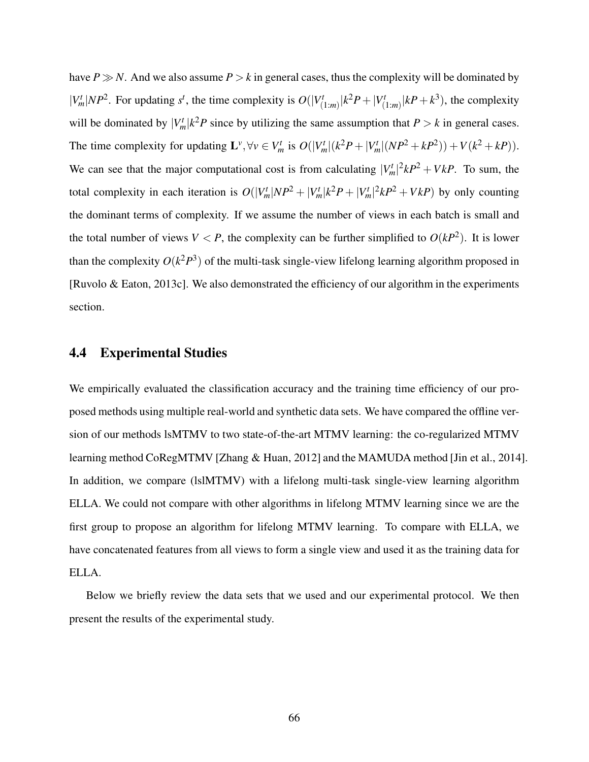have $P \gg N$. And we also assume $P > k$ in general cases, thus the complexity will be dominated by $|V_m^t|NP^2$. For updating $s^t$, the time complexity is $O(|V_{(1:m)}^t|k^2P + |V_{(1:m)}^t|kP + k^3)$, the complexity will be dominated by $|V_m^t|k^2P$ since by utilizing the same assumption that $P > k$ in general cases. The time complexity for updating $\mathbf{L}^v, \forall v \in V_m^t$ is $O(|V_m^t|(k^2P + |V_m^t|(NP^2 + kP^2)) + V(k^2 + kP))$. We can see that the major computational cost is from calculating $|V_m^t|^2kP^2 + VkP$. To sum, the total complexity in each iteration is $O(|V_m^t|NP^2 + |V_m^t|k^2P + |V_m^t|^2kP^2 + VkP)$ by only counting the dominant terms of complexity. If we assume the number of views in each batch is small and the total number of views $V < P$, the complexity can be further simplified to $O(kP^2)$. It is lower than the complexity $O(k^2P^3)$ of the multi-task single-view lifelong learning algorithm proposed in [Ruvolo & Eaton, 2013c]. We also demonstrated the efficiency of our algorithm in the experiments section.

## 4.4 Experimental Studies

We empirically evaluated the classification accuracy and the training time efficiency of our proposed methods using multiple real-world and synthetic data sets. We have compared the offline version of our methods lsMTMV to two state-of-the-art MTMV learning: the co-regularized MTMV learning method CoRegMTMV [Zhang & Huan, 2012] and the MAMUDA method [Jin et al., 2014]. In addition, we compare (lslMTMV) with a lifelong multi-task single-view learning algorithm ELLA. We could not compare with other algorithms in lifelong MTMV learning since we are the first group to propose an algorithm for lifelong MTMV learning. To compare with ELLA, we have concatenated features from all views to form a single view and used it as the training data for ELLA.

Below we briefly review the data sets that we used and our experimental protocol. We then present the results of the experimental study.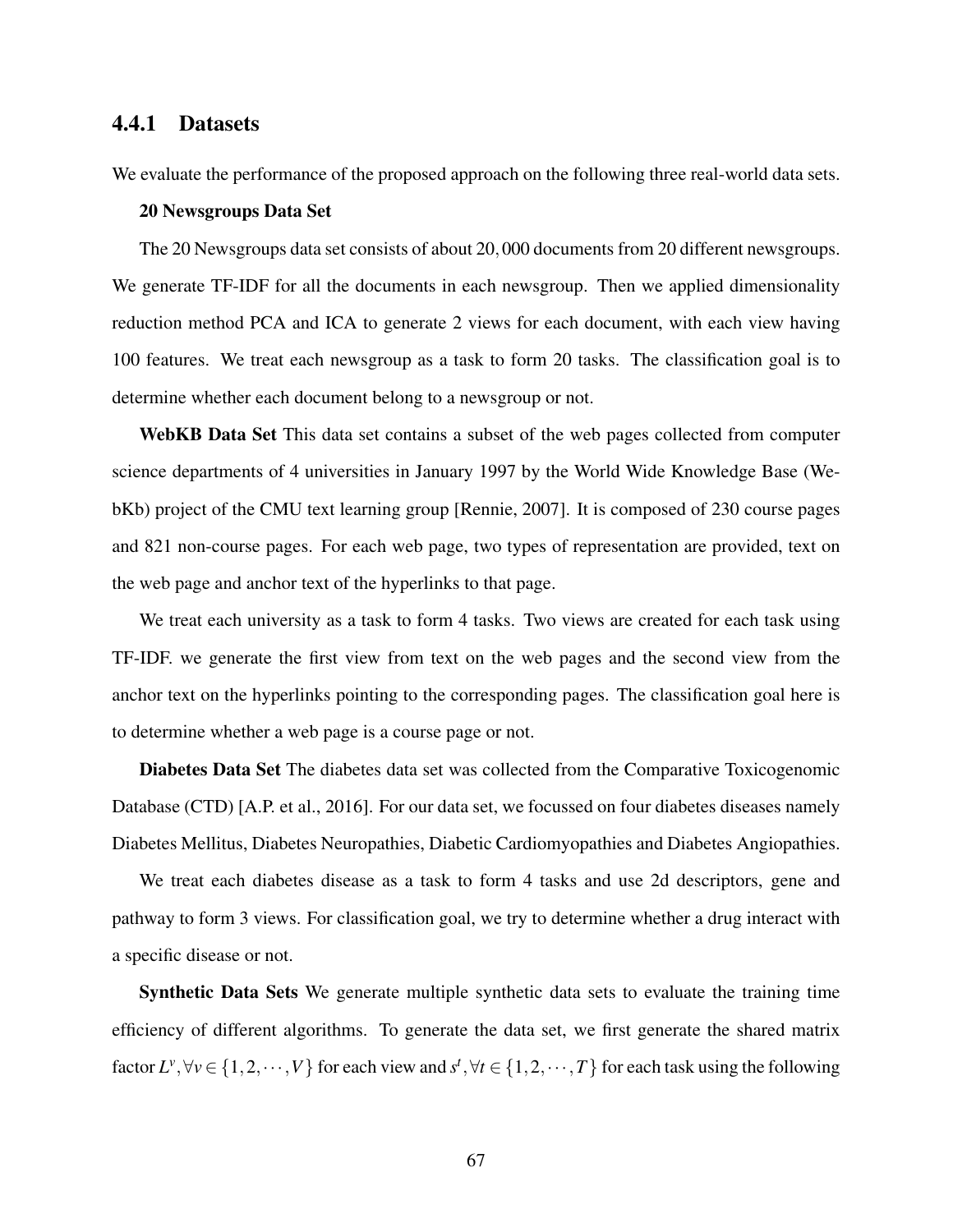### 4.4.1 Datasets

We evaluate the performance of the proposed approach on the following three real-world data sets.

**20 Newsgroups Data Set**

The 20 Newsgroups data set consists of about $20,000$ documents from 20 different newsgroups. We generate TF-IDF for all the documents in each newsgroup. Then we applied dimensionality reduction method PCA and ICA to generate 2 views for each document, with each view having 100 features. We treat each newsgroup as a task to form 20 tasks. The classification goal is to determine whether each document belong to a newsgroup or not.

**WebKB Data Set** This data set contains a subset of the web pages collected from computer science departments of 4 universities in January 1997 by the World Wide Knowledge Base (WebKb) project of the CMU text learning group [Rennie, 2007]. It is composed of 230 course pages and 821 non-course pages. For each web page, two types of representation are provided, text on the web page and anchor text of the hyperlinks to that page.

We treat each university as a task to form 4 tasks. Two views are created for each task using TF-IDF. we generate the first view from text on the web pages and the second view from the anchor text on the hyperlinks pointing to the corresponding pages. The classification goal here is to determine whether a web page is a course page or not.

**Diabetes Data Set** The diabetes data set was collected from the Comparative Toxicogenomic Database (CTD) [A.P. et al., 2016]. For our data set, we focussed on four diabetes diseases namely Diabetes Mellitus, Diabetes Neuropathies, Diabetic Cardiomyopathies and Diabetes Angiopathies.

We treat each diabetes disease as a task to form 4 tasks and use 2d descriptors, gene and pathway to form 3 views. For classification goal, we try to determine whether a drug interact with a specific disease or not.

**Synthetic Data Sets** We generate multiple synthetic data sets to evaluate the training time efficiency of different algorithms. To generate the data set, we first generate the shared matrix factor $L^v, \forall v \in \{1, 2, \cdots, V\}$ for each view and $s^t, \forall t \in \{1, 2, \cdots, T\}$ for each task using the following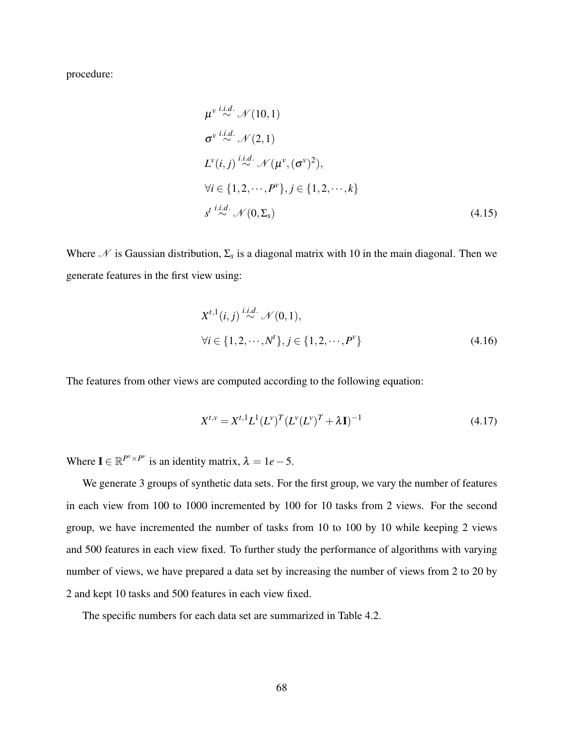procedure:

$$
\begin{aligned}
&\mu^v \overset{i.i.d.}{\sim} \mathcal{N}(10,1) \\
&\sigma^v \overset{i.i.d.}{\sim} \mathcal{N}(2,1) \\
&L^v(i,j) \overset{i.i.d.}{\sim} \mathcal{N}(\mu^v, (\sigma^v)^2), \\
&\forall i \in \{1,2,\cdots,P^v\}, j \in \{1,2,\cdots,k\} \\
&s^t \overset{i.i.d.}{\sim} \mathcal{N}(0,\Sigma_s)
\end{aligned}
\tag{4.15}
$$

Where $\mathcal{N}$ is Gaussian distribution, $\Sigma_s$ is a diagonal matrix with 10 in the main diagonal. Then we generate features in the first view using:

$$
\begin{aligned}
&X^{t,1}(i,j) \overset{i.i.d.}{\sim} \mathcal{N}(0,1), \\
&\forall i \in \{1,2,\cdots,N^t\}, j \in \{1,2,\cdots,P^v\}
\end{aligned}
\tag{4.16}
$$

The features from other views are computed according to the following equation:

$$
X^{t,v} = X^{t,1}L^1(L^v)^T(L^v(L^v)^T + \lambda \mathbf{I})^{-1} \tag{4.17}
$$

Where $\mathbf{I} \in \mathbb{R}^{P^v \times P^v}$ is an identity matrix, $\lambda = 1e-5$.

We generate 3 groups of synthetic data sets. For the first group, we vary the number of features in each view from 100 to 1000 incremented by 100 for 10 tasks from 2 views. For the second group, we have incremented the number of tasks from 10 to 100 by 10 while keeping 2 views and 500 features in each view fixed. To further study the performance of algorithms with varying number of views, we have prepared a data set by increasing the number of views from 2 to 20 by 2 and kept 10 tasks and 500 features in each view fixed.

The specific numbers for each data set are summarized in Table 4.2.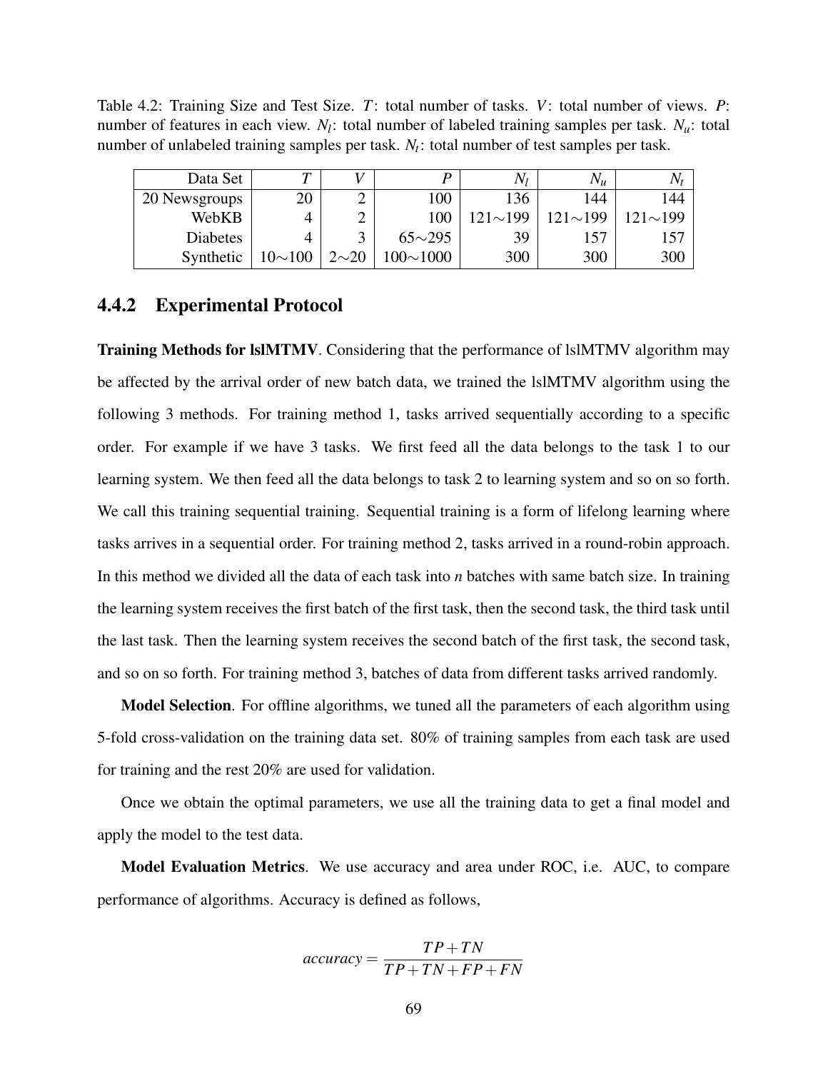Table 4.2: Training Size and Test Size. $T$: total number of tasks. $V$: total number of views. $P$: number of features in each view. $N_l$: total number of labeled training samples per task. $N_u$: total number of unlabeled training samples per task. $N_t$: total number of test samples per task.

| Data Set | $T$ | $V$ | $P$ | $N_l$ | $N_u$ | $N_t$ |
|---:|---:|---:|---:|---:|---:|---:|
| 20 Newsgroups | 20 | 2 | 100 | 136 | 144 | 144 |
| WebKB | 4 | 2 | 100 | 121∼199 | 121∼199 | 121∼199 |
| Diabetes | 4 | 3 | 65∼295 | 39 | 157 | 157 |
| Synthetic | 10∼100 | 2∼20 | 100∼1000 | 300 | 300 | 300 |

### 4.4.2 Experimental Protocol

**Training Methods for lslMTMV**. Considering that the performance of lslMTMV algorithm may be affected by the arrival order of new batch data, we trained the lslMTMV algorithm using the following 3 methods. For training method 1, tasks arrived sequentially according to a specific order. For example if we have 3 tasks. We first feed all the data belongs to the task 1 to our learning system. We then feed all the data belongs to task 2 to learning system and so on so forth. We call this training sequential training. Sequential training is a form of lifelong learning where tasks arrives in a sequential order. For training method 2, tasks arrived in a round-robin approach. In this method we divided all the data of each task into $n$ batches with same batch size. In training the learning system receives the first batch of the first task, then the second task, the third task until the last task. Then the learning system receives the second batch of the first task, the second task, and so on so forth. For training method 3, batches of data from different tasks arrived randomly.

**Model Selection**. For offline algorithms, we tuned all the parameters of each algorithm using 5-fold cross-validation on the training data set. 80% of training samples from each task are used for training and the rest 20% are used for validation.

Once we obtain the optimal parameters, we use all the training data to get a final model and apply the model to the test data.

**Model Evaluation Metrics**. We use accuracy and area under ROC, i.e. AUC, to compare performance of algorithms. Accuracy is defined as follows,

$$accuracy = \frac{TP + TN}{TP + TN + FP + FN}$$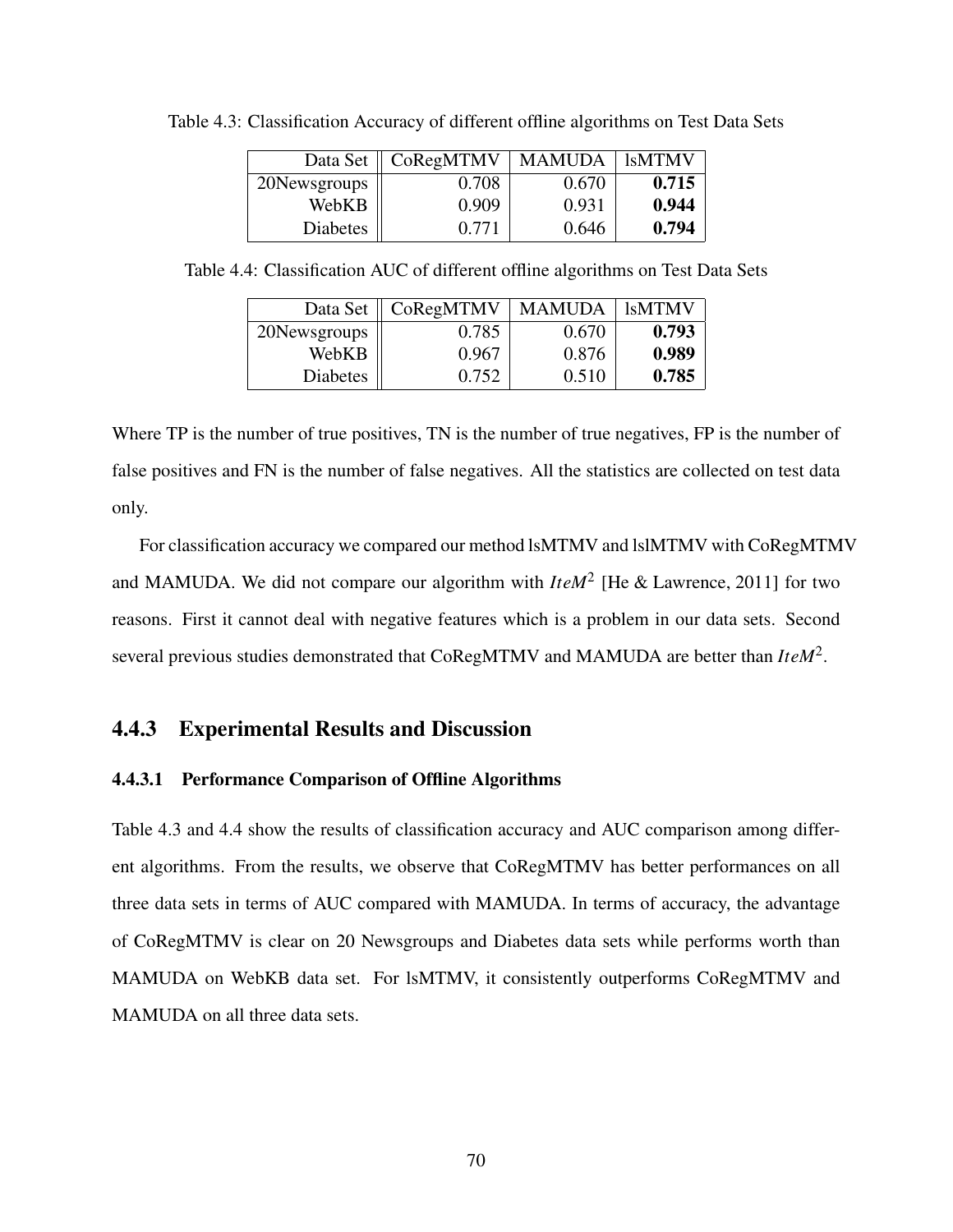Table 4.3: Classification Accuracy of different offline algorithms on Test Data Sets

| Data Set | CoRegMTMV | MAMUDA | lsMTMV |
|---|---|---|---|
| 20Newsgroups | 0.708 | 0.670 | **0.715** |
| WebKB | 0.909 | 0.931 | **0.944** |
| Diabetes | 0.771 | 0.646 | **0.794** |

Table 4.4: Classification AUC of different offline algorithms on Test Data Sets

| Data Set | CoRegMTMV | MAMUDA | lsMTMV |
|---|---|---|---|
| 20Newsgroups | 0.785 | 0.670 | **0.793** |
| WebKB | 0.967 | 0.876 | **0.989** |
| Diabetes | 0.752 | 0.510 | **0.785** |

Where TP is the number of true positives, TN is the number of true negatives, FP is the number of false positives and FN is the number of false negatives. All the statistics are collected on test data only.

For classification accuracy we compared our method lsMTMV and lslMTMV with CoRegMTMV and MAMUDA. We did not compare our algorithm with $IteM^2$ [He & Lawrence, 2011] for two reasons. First it cannot deal with negative features which is a problem in our data sets. Second several previous studies demonstrated that CoRegMTMV and MAMUDA are better than $IteM^2$.

### 4.4.3 Experimental Results and Discussion

#### 4.4.3.1 Performance Comparison of Offline Algorithms

Table 4.3 and 4.4 show the results of classification accuracy and AUC comparison among different algorithms. From the results, we observe that CoRegMTMV has better performances on all three data sets in terms of AUC compared with MAMUDA. In terms of accuracy, the advantage of CoRegMTMV is clear on 20 Newsgroups and Diabetes data sets while performs worth than MAMUDA on WebKB data set. For lsMTMV, it consistently outperforms CoRegMTMV and MAMUDA on all three data sets.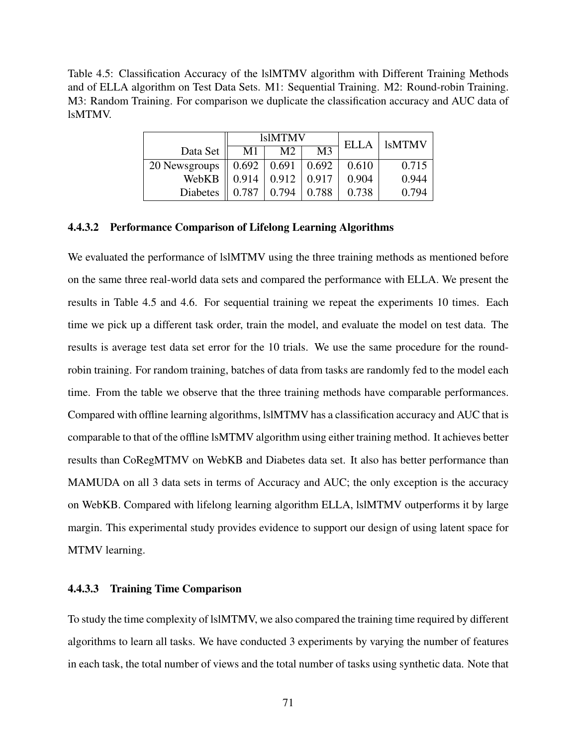Table 4.5: Classification Accuracy of the lslMTMV algorithm with Different Training Methods and of ELLA algorithm on Test Data Sets. M1: Sequential Training. M2: Round-robin Training. M3: Random Training. For comparison we duplicate the classification accuracy and AUC data of lsMTMV.

| | lslMTMV | | | ELLA | lsMTMV |
|---|---|---|---|---|---|
| Data Set | M1 | M2 | M3 | | |
| 20 Newsgroups | 0.692 | 0.691 | 0.692 | 0.610 | 0.715 |
| WebKB | 0.914 | 0.912 | 0.917 | 0.904 | 0.944 |
| Diabetes | 0.787 | 0.794 | 0.788 | 0.738 | 0.794 |

#### 4.4.3.2 Performance Comparison of Lifelong Learning Algorithms

We evaluated the performance of lslMTMV using the three training methods as mentioned before on the same three real-world data sets and compared the performance with ELLA. We present the results in Table 4.5 and 4.6. For sequential training we repeat the experiments 10 times. Each time we pick up a different task order, train the model, and evaluate the model on test data. The results is average test data set error for the 10 trials. We use the same procedure for the round-robin training. For random training, batches of data from tasks are randomly fed to the model each time. From the table we observe that the three training methods have comparable performances. Compared with offline learning algorithms, lslMTMV has a classification accuracy and AUC that is comparable to that of the offline lsMTMV algorithm using either training method. It achieves better results than CoRegMTMV on WebKB and Diabetes data set. It also has better performance than MAMUDA on all 3 data sets in terms of Accuracy and AUC; the only exception is the accuracy on WebKB. Compared with lifelong learning algorithm ELLA, lslMTMV outperforms it by large margin. This experimental study provides evidence to support our design of using latent space for MTMV learning.

#### 4.4.3.3 Training Time Comparison

To study the time complexity of lslMTMV, we also compared the training time required by different algorithms to learn all tasks. We have conducted 3 experiments by varying the number of features in each task, the total number of views and the total number of tasks using synthetic data. Note that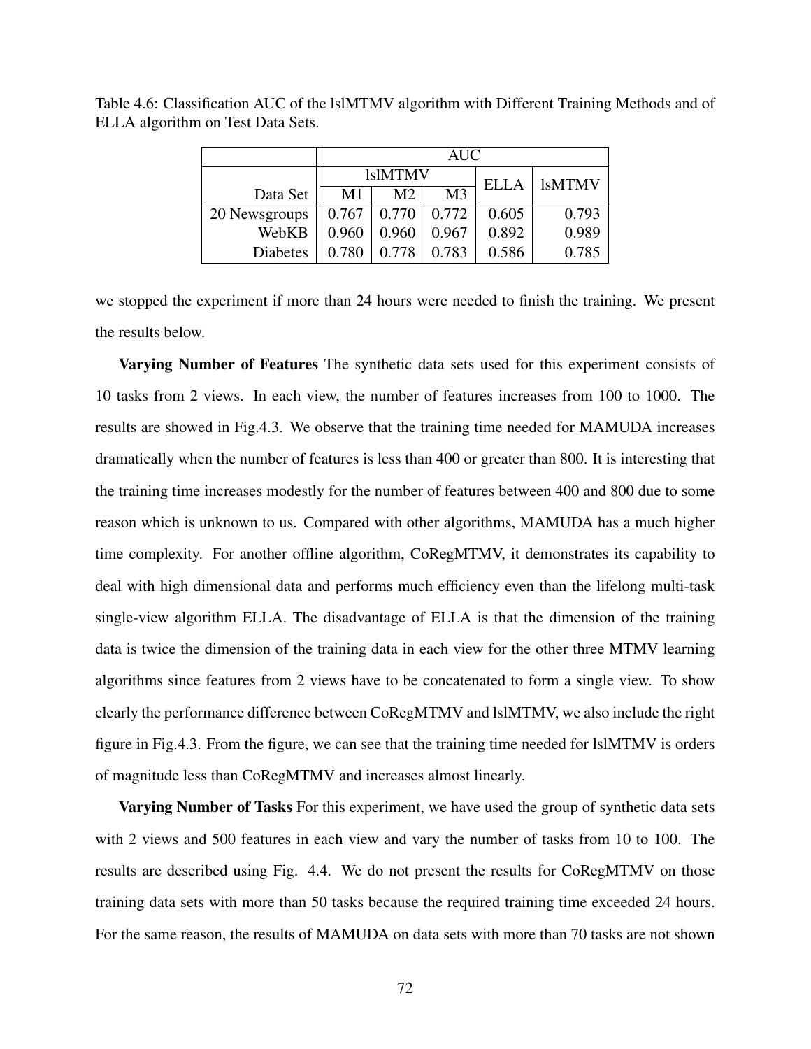Table 4.6: Classification AUC of the lslMTMV algorithm with Different Training Methods and of ELLA algorithm on Test Data Sets.

| | AUC | | | | |
|---|---|---|---|---|---|
| | lslMTMV | | | ELLA | lsMTMV |
| Data Set | M1 | M2 | M3 | | |
| 20 Newsgroups | 0.767 | 0.770 | 0.772 | 0.605 | 0.793 |
| WebKB | 0.960 | 0.960 | 0.967 | 0.892 | 0.989 |
| Diabetes | 0.780 | 0.778 | 0.783 | 0.586 | 0.785 |

we stopped the experiment if more than 24 hours were needed to finish the training. We present the results below.

**Varying Number of Features** The synthetic data sets used for this experiment consists of 10 tasks from 2 views. In each view, the number of features increases from 100 to 1000. The results are showed in Fig.4.3. We observe that the training time needed for MAMUDA increases dramatically when the number of features is less than 400 or greater than 800. It is interesting that the training time increases modestly for the number of features between 400 and 800 due to some reason which is unknown to us. Compared with other algorithms, MAMUDA has a much higher time complexity. For another offline algorithm, CoRegMTMV, it demonstrates its capability to deal with high dimensional data and performs much efficiency even than the lifelong multi-task single-view algorithm ELLA. The disadvantage of ELLA is that the dimension of the training data is twice the dimension of the training data in each view for the other three MTMV learning algorithms since features from 2 views have to be concatenated to form a single view. To show clearly the performance difference between CoRegMTMV and lslMTMV, we also include the right figure in Fig.4.3. From the figure, we can see that the training time needed for lslMTMV is orders of magnitude less than CoRegMTMV and increases almost linearly.

**Varying Number of Tasks** For this experiment, we have used the group of synthetic data sets with 2 views and 500 features in each view and vary the number of tasks from 10 to 100. The results are described using Fig. 4.4. We do not present the results for CoRegMTMV on those training data sets with more than 50 tasks because the required training time exceeded 24 hours. For the same reason, the results of MAMUDA on data sets with more than 70 tasks are not shown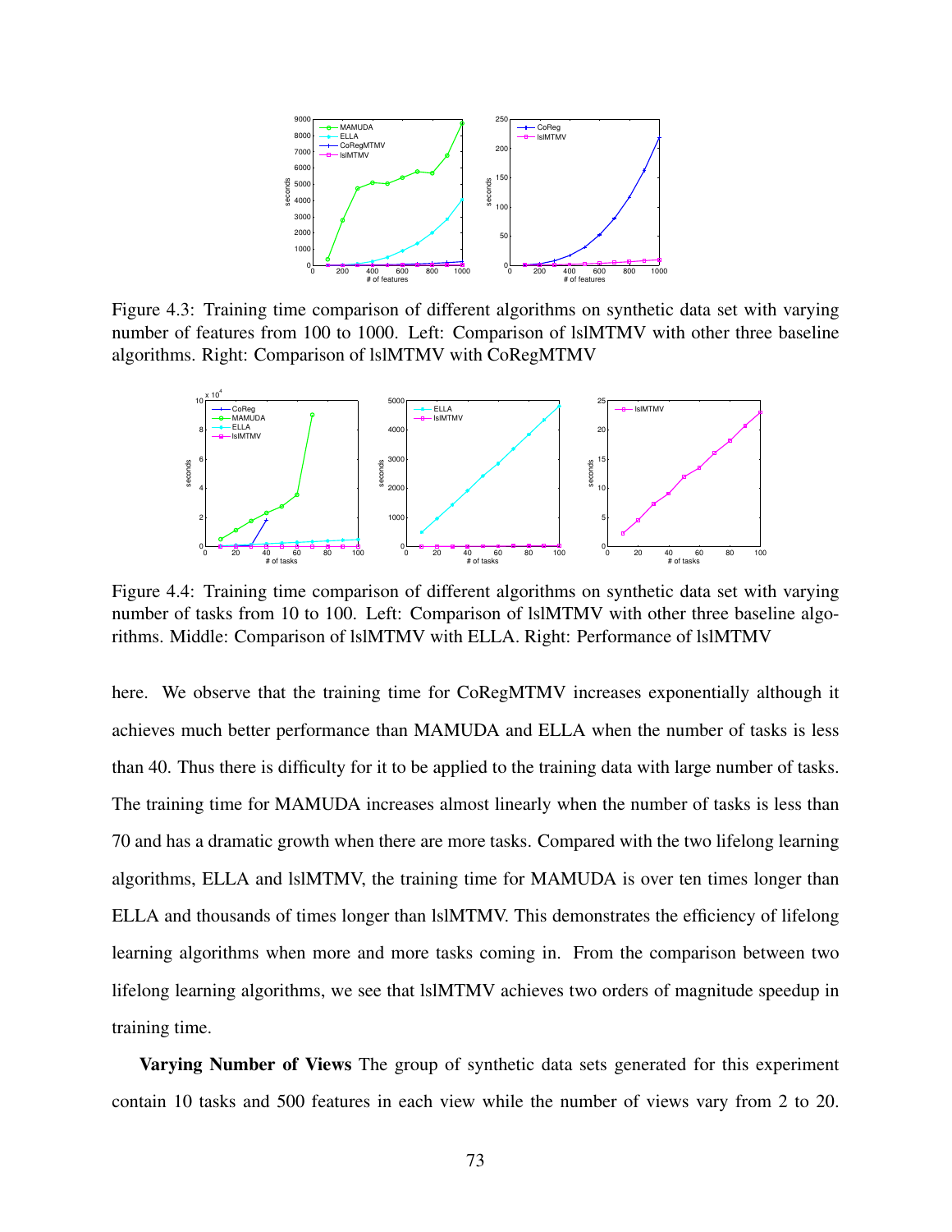Figure 4.3: Training time comparison of different algorithms on synthetic data set with varying number of features from 100 to 1000. Left: Comparison of lslMTMV with other three baseline algorithms. Right: Comparison of lslMTMV with CoRegMTMV

Figure 4.4: Training time comparison of different algorithms on synthetic data set with varying number of tasks from 10 to 100. Left: Comparison of lslMTMV with other three baseline algorithms. Middle: Comparison of lslMTMV with ELLA. Right: Performance of lslMTMV

here. We observe that the training time for CoRegMTMV increases exponentially although it achieves much better performance than MAMUDA and ELLA when the number of tasks is less than 40. Thus there is difficulty for it to be applied to the training data with large number of tasks. The training time for MAMUDA increases almost linearly when the number of tasks is less than 70 and has a dramatic growth when there are more tasks. Compared with the two lifelong learning algorithms, ELLA and lslMTMV, the training time for MAMUDA is over ten times longer than ELLA and thousands of times longer than lslMTMV. This demonstrates the efficiency of lifelong learning algorithms when more and more tasks coming in. From the comparison between two lifelong learning algorithms, we see that lslMTMV achieves two orders of magnitude speedup in training time.

**Varying Number of Views** The group of synthetic data sets generated for this experiment contain 10 tasks and 500 features in each view while the number of views vary from 2 to 20.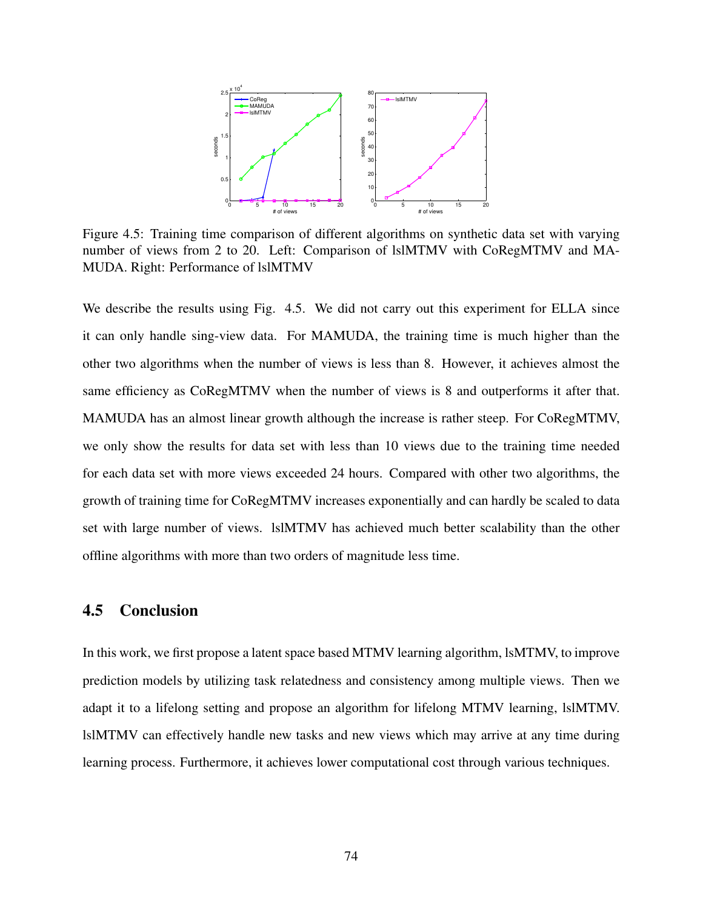Figure 4.5: Training time comparison of different algorithms on synthetic data set with varying number of views from 2 to 20. Left: Comparison of lslMTMV with CoRegMTMV and MAMUDA. Right: Performance of lslMTMV

We describe the results using Fig. 4.5. We did not carry out this experiment for ELLA since it can only handle sing-view data. For MAMUDA, the training time is much higher than the other two algorithms when the number of views is less than 8. However, it achieves almost the same efficiency as CoRegMTMV when the number of views is 8 and outperforms it after that. MAMUDA has an almost linear growth although the increase is rather steep. For CoRegMTMV, we only show the results for data set with less than 10 views due to the training time needed for each data set with more views exceeded 24 hours. Compared with other two algorithms, the growth of training time for CoRegMTMV increases exponentially and can hardly be scaled to data set with large number of views. lslMTMV has achieved much better scalability than the other offline algorithms with more than two orders of magnitude less time.

## 4.5 Conclusion

In this work, we first propose a latent space based MTMV learning algorithm, lsMTMV, to improve prediction models by utilizing task relatedness and consistency among multiple views. Then we adapt it to a lifelong setting and propose an algorithm for lifelong MTMV learning, lslMTMV. lslMTMV can effectively handle new tasks and new views which may arrive at any time during learning process. Furthermore, it achieves lower computational cost through various techniques.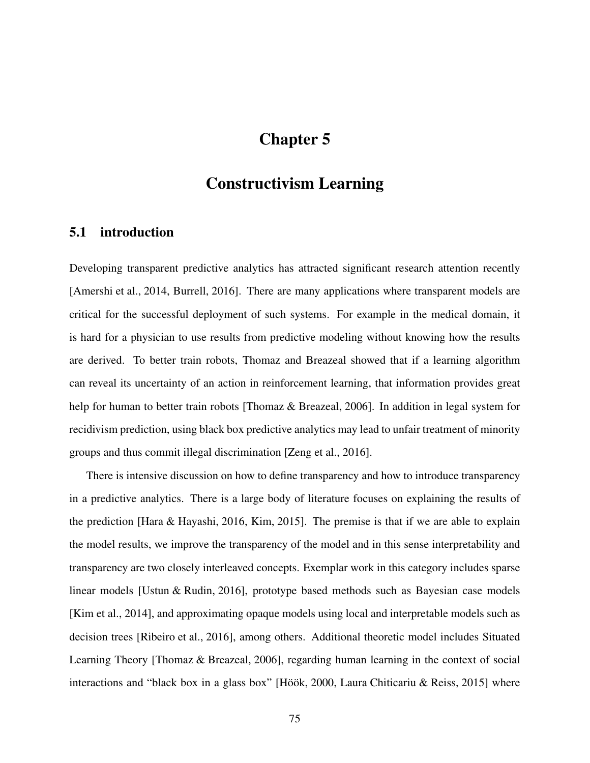# Chapter 5

# Constructivism Learning

## 5.1 introduction

Developing transparent predictive analytics has attracted significant research attention recently [Amershi et al., 2014, Burrell, 2016]. There are many applications where transparent models are critical for the successful deployment of such systems. For example in the medical domain, it is hard for a physician to use results from predictive modeling without knowing how the results are derived. To better train robots, Thomaz and Breazeal showed that if a learning algorithm can reveal its uncertainty of an action in reinforcement learning, that information provides great help for human to better train robots [Thomaz & Breazeal, 2006]. In addition in legal system for recidivism prediction, using black box predictive analytics may lead to unfair treatment of minority groups and thus commit illegal discrimination [Zeng et al., 2016].

There is intensive discussion on how to define transparency and how to introduce transparency in a predictive analytics. There is a large body of literature focuses on explaining the results of the prediction [Hara & Hayashi, 2016, Kim, 2015]. The premise is that if we are able to explain the model results, we improve the transparency of the model and in this sense interpretability and transparency are two closely interleaved concepts. Exemplar work in this category includes sparse linear models [Ustun & Rudin, 2016], prototype based methods such as Bayesian case models [Kim et al., 2014], and approximating opaque models using local and interpretable models such as decision trees [Ribeiro et al., 2016], among others. Additional theoretic model includes Situated Learning Theory [Thomaz & Breazeal, 2006], regarding human learning in the context of social interactions and "black box in a glass box" [Höök, 2000, Laura Chiticariu & Reiss, 2015] where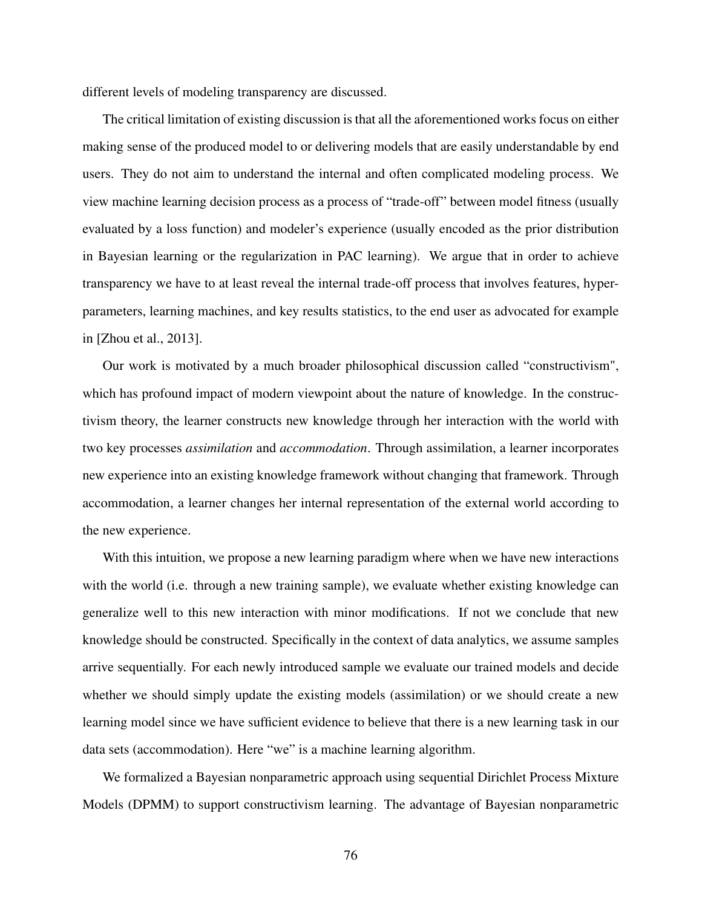different levels of modeling transparency are discussed.

The critical limitation of existing discussion is that all the aforementioned works focus on either making sense of the produced model to or delivering models that are easily understandable by end users. They do not aim to understand the internal and often complicated modeling process. We view machine learning decision process as a process of "trade-off" between model fitness (usually evaluated by a loss function) and modeler's experience (usually encoded as the prior distribution in Bayesian learning or the regularization in PAC learning). We argue that in order to achieve transparency we have to at least reveal the internal trade-off process that involves features, hyper-parameters, learning machines, and key results statistics, to the end user as advocated for example in [Zhou et al., 2013].

Our work is motivated by a much broader philosophical discussion called "constructivism", which has profound impact of modern viewpoint about the nature of knowledge. In the constructivism theory, the learner constructs new knowledge through her interaction with the world with two key processes *assimilation* and *accommodation*. Through assimilation, a learner incorporates new experience into an existing knowledge framework without changing that framework. Through accommodation, a learner changes her internal representation of the external world according to the new experience.

With this intuition, we propose a new learning paradigm where when we have new interactions with the world (i.e. through a new training sample), we evaluate whether existing knowledge can generalize well to this new interaction with minor modifications. If not we conclude that new knowledge should be constructed. Specifically in the context of data analytics, we assume samples arrive sequentially. For each newly introduced sample we evaluate our trained models and decide whether we should simply update the existing models (assimilation) or we should create a new learning model since we have sufficient evidence to believe that there is a new learning task in our data sets (accommodation). Here "we" is a machine learning algorithm.

We formalized a Bayesian nonparametric approach using sequential Dirichlet Process Mixture Models (DPMM) to support constructivism learning. The advantage of Bayesian nonparametric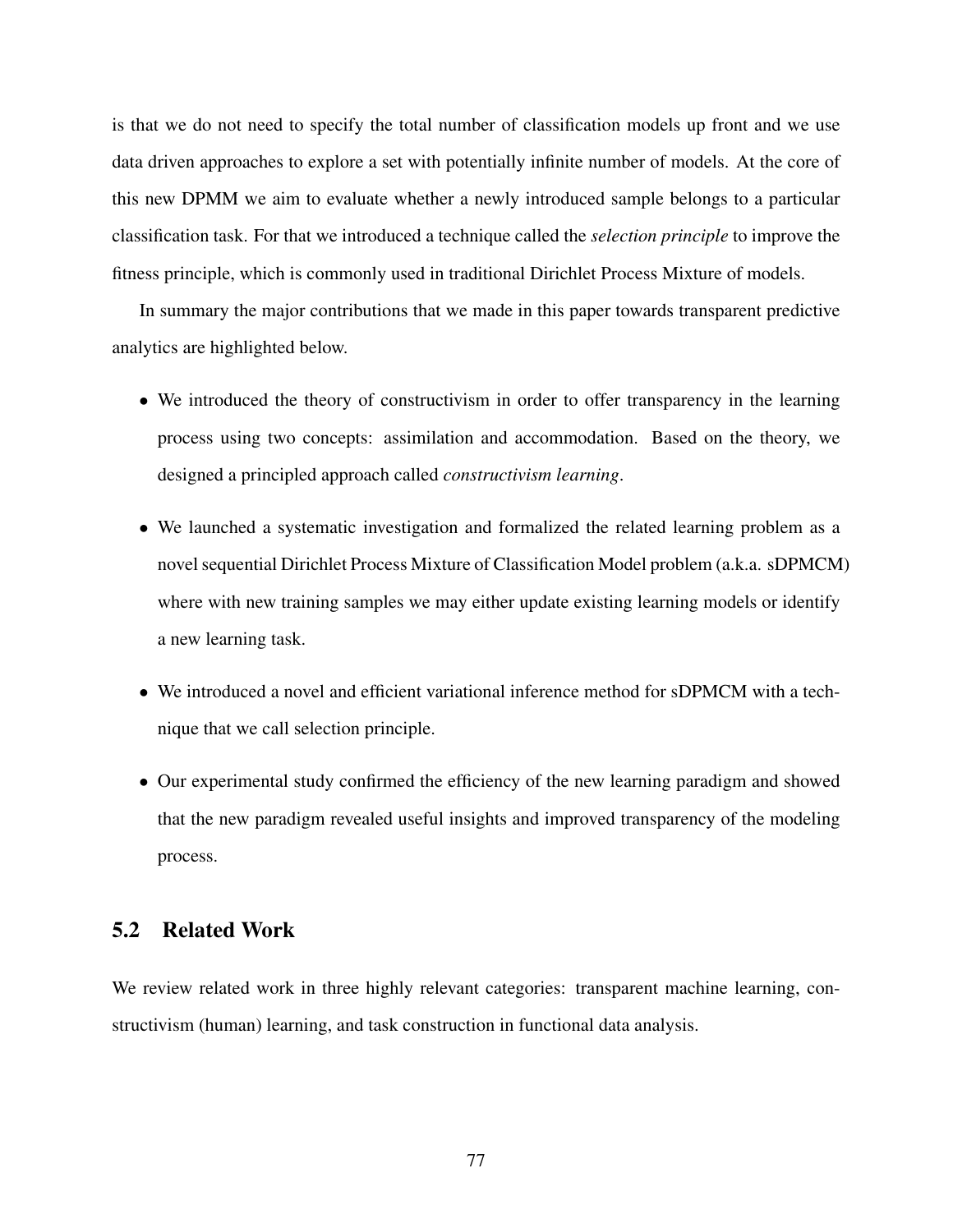is that we do not need to specify the total number of classification models up front and we use data driven approaches to explore a set with potentially infinite number of models. At the core of this new DPMM we aim to evaluate whether a newly introduced sample belongs to a particular classification task. For that we introduced a technique called the *selection principle* to improve the fitness principle, which is commonly used in traditional Dirichlet Process Mixture of models.

In summary the major contributions that we made in this paper towards transparent predictive analytics are highlighted below.

- We introduced the theory of constructivism in order to offer transparency in the learning process using two concepts: assimilation and accommodation. Based on the theory, we designed a principled approach called *constructivism learning*.
- We launched a systematic investigation and formalized the related learning problem as a novel sequential Dirichlet Process Mixture of Classification Model problem (a.k.a. sDPMCM) where with new training samples we may either update existing learning models or identify a new learning task.
- We introduced a novel and efficient variational inference method for sDPMCM with a technique that we call selection principle.
- Our experimental study confirmed the efficiency of the new learning paradigm and showed that the new paradigm revealed useful insights and improved transparency of the modeling process.

## 5.2 Related Work

We review related work in three highly relevant categories: transparent machine learning, constructivism (human) learning, and task construction in functional data analysis.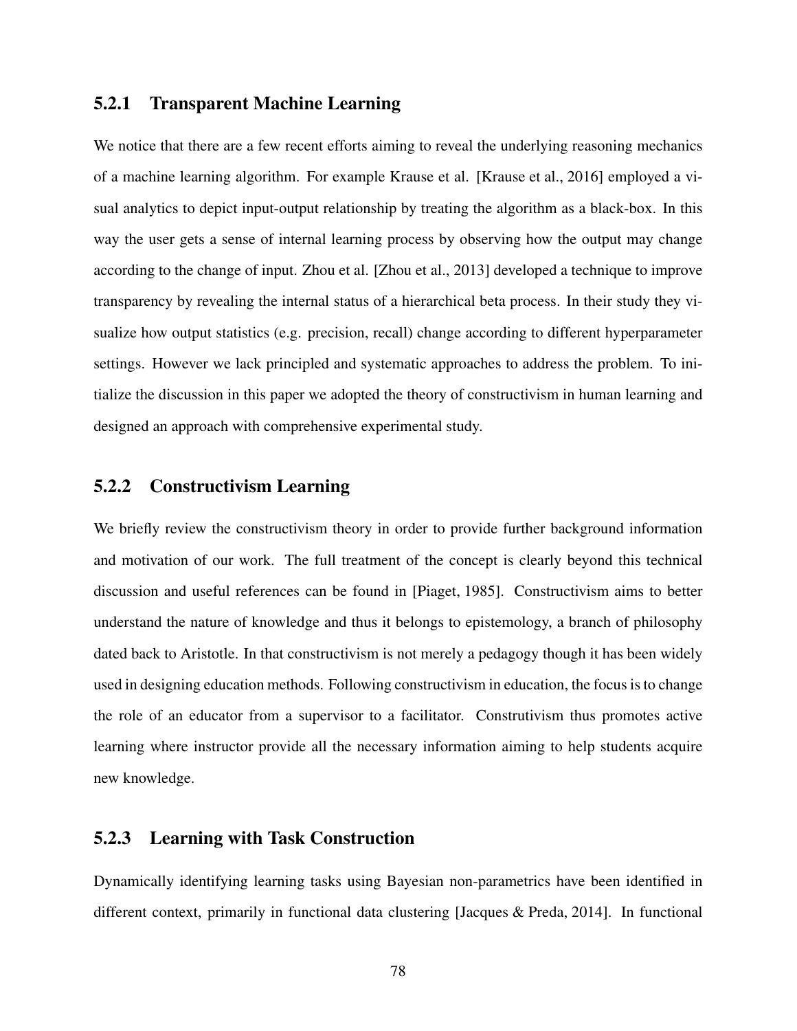### 5.2.1 Transparent Machine Learning

We notice that there are a few recent efforts aiming to reveal the underlying reasoning mechanics of a machine learning algorithm. For example Krause et al. [Krause et al., 2016] employed a visual analytics to depict input-output relationship by treating the algorithm as a black-box. In this way the user gets a sense of internal learning process by observing how the output may change according to the change of input. Zhou et al. [Zhou et al., 2013] developed a technique to improve transparency by revealing the internal status of a hierarchical beta process. In their study they visualize how output statistics (e.g. precision, recall) change according to different hyperparameter settings. However we lack principled and systematic approaches to address the problem. To initialize the discussion in this paper we adopted the theory of constructivism in human learning and designed an approach with comprehensive experimental study.

### 5.2.2 Constructivism Learning

We briefly review the constructivism theory in order to provide further background information and motivation of our work. The full treatment of the concept is clearly beyond this technical discussion and useful references can be found in [Piaget, 1985]. Constructivism aims to better understand the nature of knowledge and thus it belongs to epistemology, a branch of philosophy dated back to Aristotle. In that constructivism is not merely a pedagogy though it has been widely used in designing education methods. Following constructivism in education, the focus is to change the role of an educator from a supervisor to a facilitator. Construtivism thus promotes active learning where instructor provide all the necessary information aiming to help students acquire new knowledge.

### 5.2.3 Learning with Task Construction

Dynamically identifying learning tasks using Bayesian non-parametrics have been identified in different context, primarily in functional data clustering [Jacques & Preda, 2014]. In functional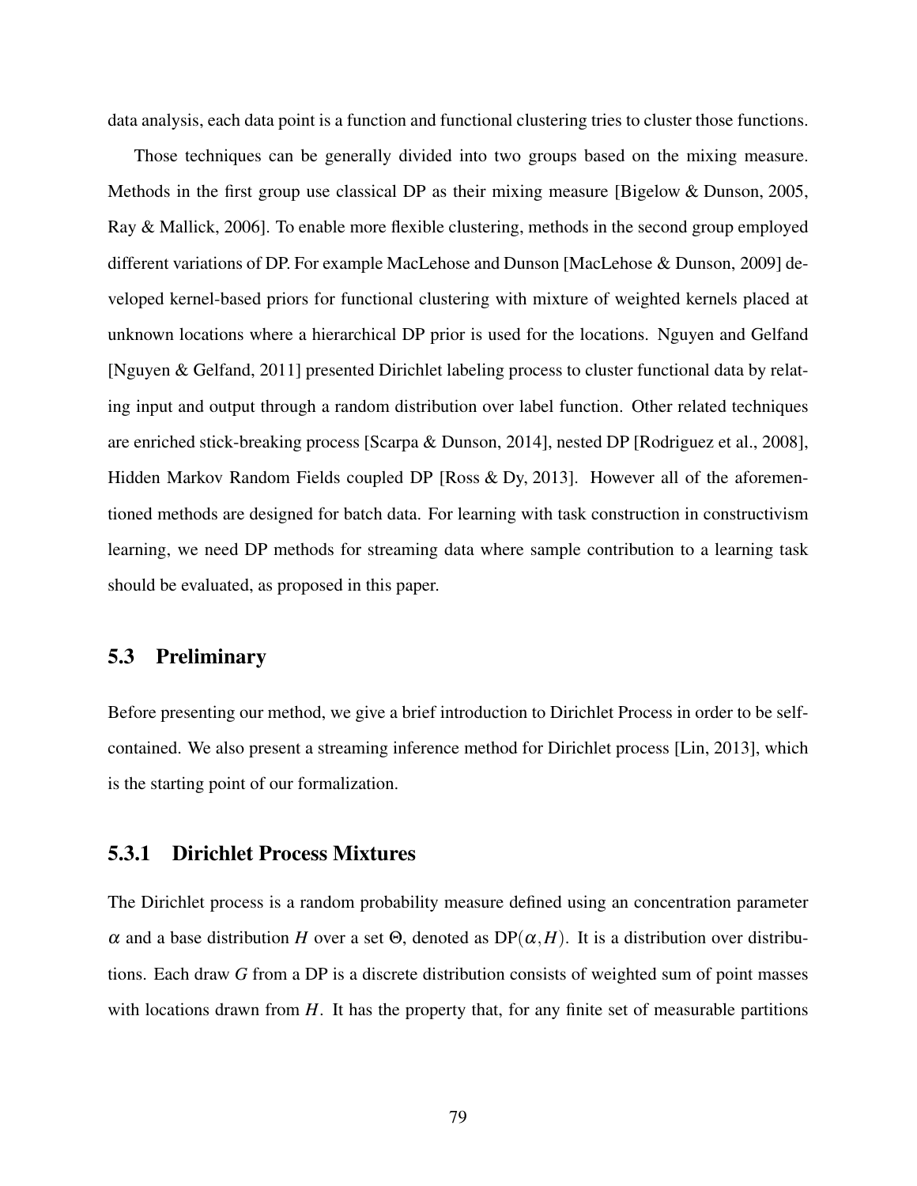data analysis, each data point is a function and functional clustering tries to cluster those functions.

Those techniques can be generally divided into two groups based on the mixing measure. Methods in the first group use classical DP as their mixing measure [Bigelow & Dunson, 2005, Ray & Mallick, 2006]. To enable more flexible clustering, methods in the second group employed different variations of DP. For example MacLehose and Dunson [MacLehose & Dunson, 2009] developed kernel-based priors for functional clustering with mixture of weighted kernels placed at unknown locations where a hierarchical DP prior is used for the locations. Nguyen and Gelfand [Nguyen & Gelfand, 2011] presented Dirichlet labeling process to cluster functional data by relating input and output through a random distribution over label function. Other related techniques are enriched stick-breaking process [Scarpa & Dunson, 2014], nested DP [Rodriguez et al., 2008], Hidden Markov Random Fields coupled DP [Ross & Dy, 2013]. However all of the aforementioned methods are designed for batch data. For learning with task construction in constructivism learning, we need DP methods for streaming data where sample contribution to a learning task should be evaluated, as proposed in this paper.

## 5.3 Preliminary

Before presenting our method, we give a brief introduction to Dirichlet Process in order to be self-contained. We also present a streaming inference method for Dirichlet process [Lin, 2013], which is the starting point of our formalization.

### 5.3.1 Dirichlet Process Mixtures

The Dirichlet process is a random probability measure defined using an concentration parameter $\alpha$ and a base distribution $H$ over a set $\Theta$, denoted as $\text{DP}(\alpha, H)$. It is a distribution over distributions. Each draw $G$ from a DP is a discrete distribution consists of weighted sum of point masses with locations drawn from $H$. It has the property that, for any finite set of measurable partitions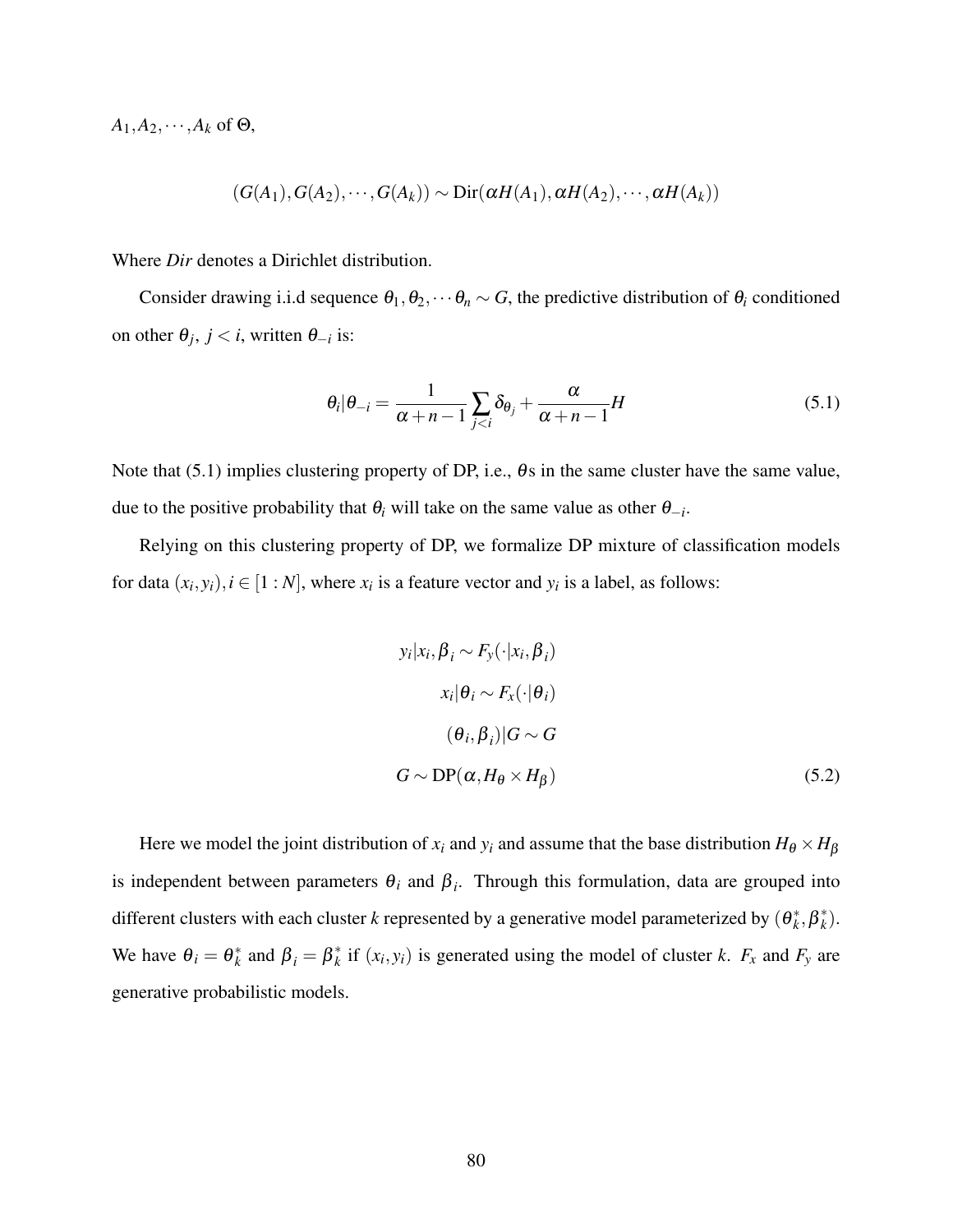$A_1, A_2, \cdots, A_k$ of $\Theta$,

$$(G(A_1), G(A_2), \cdots, G(A_k)) \sim \text{Dir}(\alpha H(A_1), \alpha H(A_2), \cdots, \alpha H(A_k))$$

Where *Dir* denotes a Dirichlet distribution.

Consider drawing i.i.d sequence $\theta_1, \theta_2, \cdots \theta_n \sim G$, the predictive distribution of $\theta_i$ conditioned on other $\theta_j$, $j < i$, written $\theta_{-i}$ is:

$$\theta_i | \theta_{-i} = \frac{1}{\alpha + n - 1} \sum_{j<i} \delta_{\theta_j} + \frac{\alpha}{\alpha + n - 1} H \tag{5.1}$$

Note that (5.1) implies clustering property of DP, i.e., $\theta$s in the same cluster have the same value, due to the positive probability that $\theta_i$ will take on the same value as other $\theta_{-i}$.

Relying on this clustering property of DP, we formalize DP mixture of classification models for data $(x_i, y_i), i \in [1 : N]$, where $x_i$ is a feature vector and $y_i$ is a label, as follows:

$$\begin{aligned}
y_i | x_i, \beta_i &\sim F_y(\cdot | x_i, \beta_i) \\
x_i | \theta_i &\sim F_x(\cdot | \theta_i) \\
(\theta_i, \beta_i) | G &\sim G \\
G &\sim \text{DP}(\alpha, H_\theta \times H_\beta)
\end{aligned} \tag{5.2}$$

Here we model the joint distribution of $x_i$ and $y_i$ and assume that the base distribution $H_\theta \times H_\beta$ is independent between parameters $\theta_i$ and $\beta_i$. Through this formulation, data are grouped into different clusters with each cluster $k$ represented by a generative model parameterized by $(\theta_k^*, \beta_k^*)$. We have $\theta_i = \theta_k^*$ and $\beta_i = \beta_k^*$ if $(x_i, y_i)$ is generated using the model of cluster $k$. $F_x$ and $F_y$ are generative probabilistic models.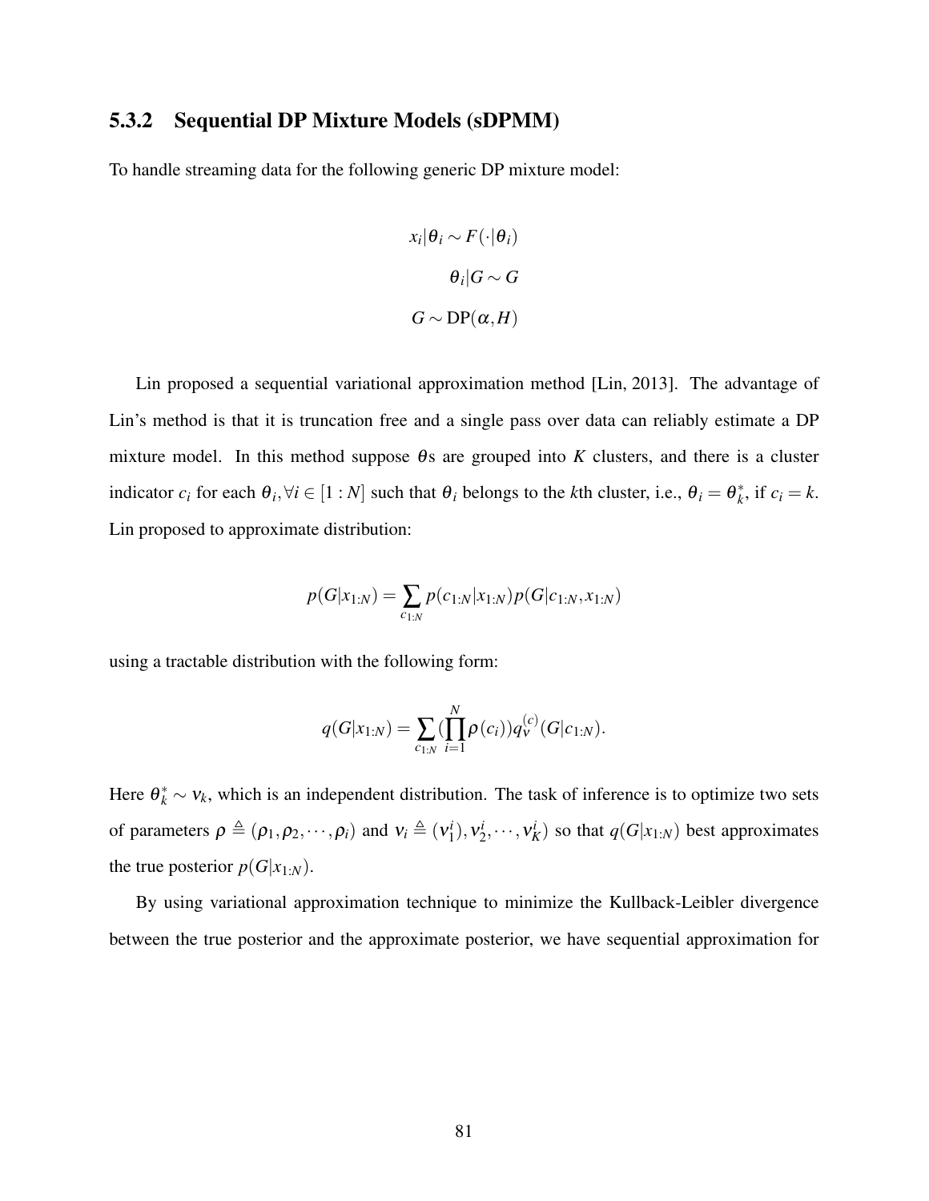### 5.3.2 Sequential DP Mixture Models (sDPMM)

To handle streaming data for the following generic DP mixture model:

$$
\begin{aligned}
x_i|\theta_i &\sim F(\cdot|\theta_i) \\
\theta_i|G &\sim G \\
G &\sim \mathrm{DP}(\alpha, H)
\end{aligned}
$$

Lin proposed a sequential variational approximation method [Lin, 2013]. The advantage of Lin's method is that it is truncation free and a single pass over data can reliably estimate a DP mixture model. In this method suppose $\theta$s are grouped into $K$ clusters, and there is a cluster indicator $c_i$ for each $\theta_i, \forall i \in [1:N]$ such that $\theta_i$ belongs to the $k$th cluster, i.e., $\theta_i = \theta_k^*$, if $c_i = k$. Lin proposed to approximate distribution:

$$
p(G|x_{1:N}) = \sum_{c_{1:N}} p(c_{1:N}|x_{1:N}) p(G|c_{1:N}, x_{1:N})
$$

using a tractable distribution with the following form:

$$
q(G|x_{1:N}) = \sum_{c_{1:N}} (\prod_{i=1}^{N} \rho(c_i)) q_\nu^{(c)}(G|c_{1:N}).
$$

Here $\theta_k^* \sim \nu_k$, which is an independent distribution. The task of inference is to optimize two sets of parameters $\rho \triangleq (\rho_1, \rho_2, \cdots, \rho_i)$ and $\nu_i \triangleq (\nu_1^i), \nu_2^i, \cdots, \nu_K^i)$ so that $q(G|x_{1:N})$ best approximates the true posterior $p(G|x_{1:N})$.

By using variational approximation technique to minimize the Kullback-Leibler divergence between the true posterior and the approximate posterior, we have sequential approximation for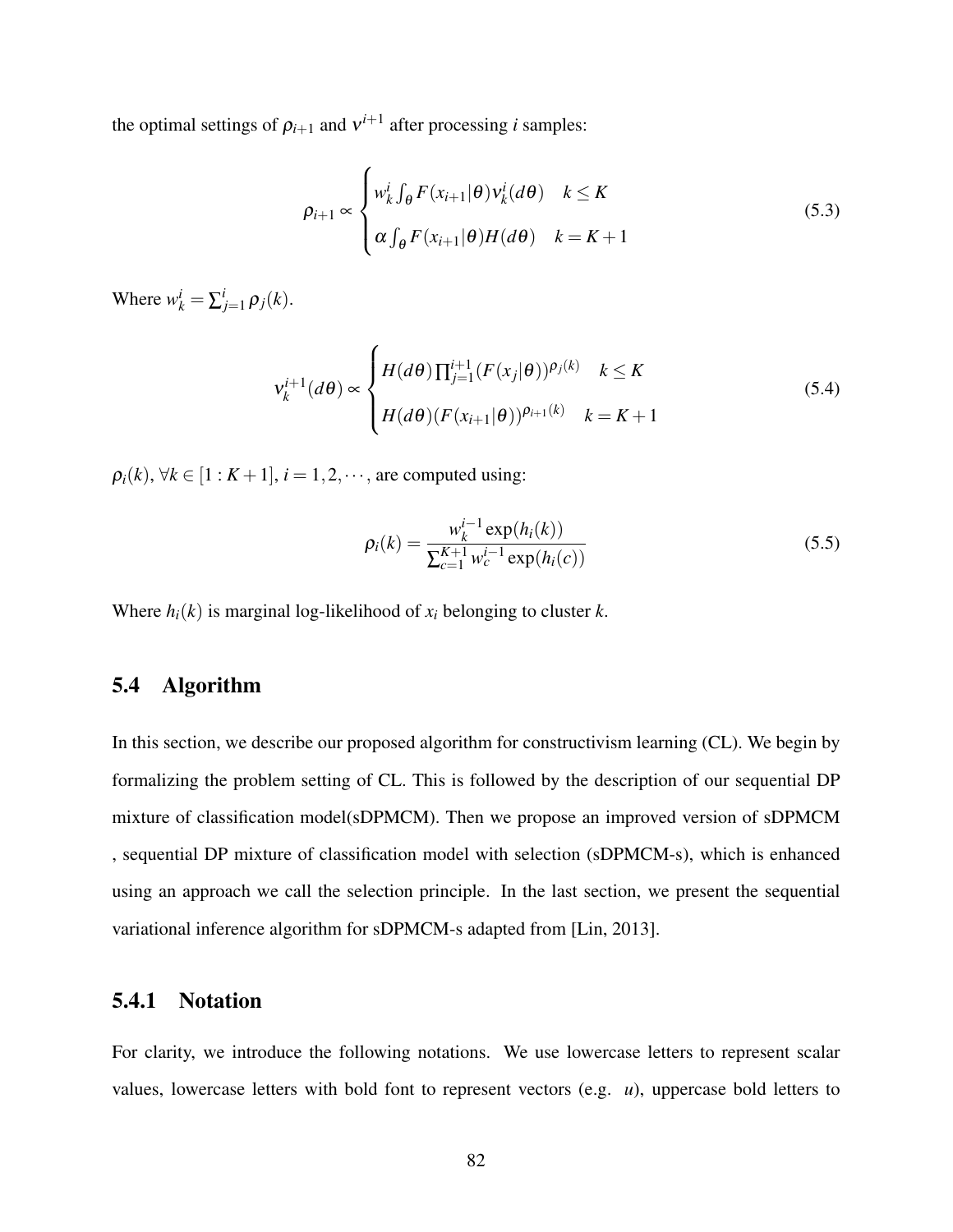the optimal settings of $\rho_{i+1}$ and $\nu^{i+1}$ after processing $i$ samples:

$$
\rho_{i+1} \propto \begin{cases} w_k^i \int_\theta F(x_{i+1}|\theta)\nu_k^i(d\theta) & k \leq K \\ \alpha \int_\theta F(x_{i+1}|\theta)H(d\theta) & k = K+1 \end{cases} \tag{5.3}
$$

Where $w_k^i = \sum_{j=1}^{i} \rho_j(k)$.

$$
\nu_k^{i+1}(d\theta) \propto \begin{cases} H(d\theta)\prod_{j=1}^{i+1}(F(x_j|\theta))^{\rho_j(k)} & k \leq K \\ H(d\theta)(F(x_{i+1}|\theta))^{\rho_{i+1}(k)} & k = K+1 \end{cases} \tag{5.4}
$$

$\rho_i(k), \forall k \in [1:K+1], i = 1,2,\cdots,$ are computed using:

$$
\rho_i(k) = \frac{w_k^{i-1}\exp(h_i(k))}{\sum_{c=1}^{K+1} w_c^{i-1}\exp(h_i(c))} \tag{5.5}
$$

Where $h_i(k)$ is marginal log-likelihood of $x_i$ belonging to cluster $k$.

## 5.4 Algorithm

In this section, we describe our proposed algorithm for constructivism learning (CL). We begin by formalizing the problem setting of CL. This is followed by the description of our sequential DP mixture of classification model(sDPMCM). Then we propose an improved version of sDPMCM , sequential DP mixture of classification model with selection (sDPMCM-s), which is enhanced using an approach we call the selection principle. In the last section, we present the sequential variational inference algorithm for sDPMCM-s adapted from [Lin, 2013].

### 5.4.1 Notation

For clarity, we introduce the following notations. We use lowercase letters to represent scalar values, lowercase letters with bold font to represent vectors (e.g. $\boldsymbol{u}$), uppercase bold letters to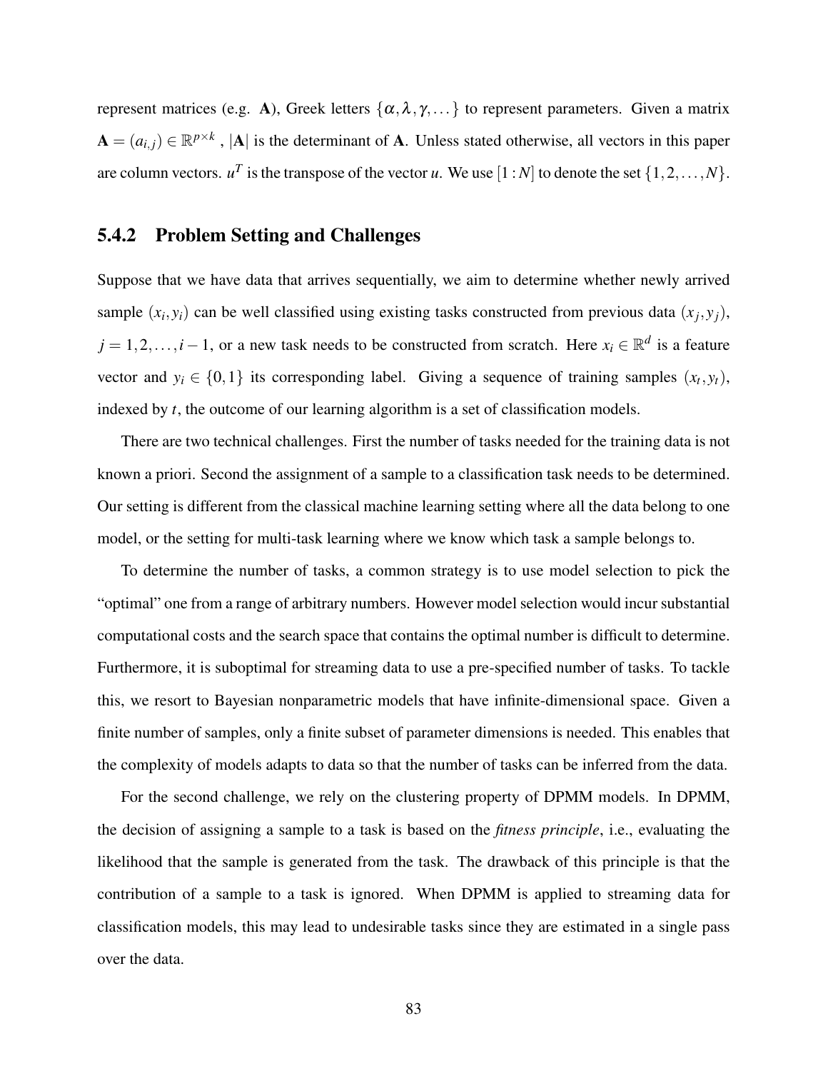represent matrices (e.g. $\mathbf{A}$), Greek letters $\{\alpha, \lambda, \gamma, \dots\}$ to represent parameters. Given a matrix $\mathbf{A} = (a_{i,j}) \in \mathbb{R}^{p \times k}$ , $|\mathbf{A}|$ is the determinant of $\mathbf{A}$. Unless stated otherwise, all vectors in this paper are column vectors. $u^T$ is the transpose of the vector $u$. We use $[1:N]$ to denote the set $\{1, 2, \dots, N\}$.

### 5.4.2 Problem Setting and Challenges

Suppose that we have data that arrives sequentially, we aim to determine whether newly arrived sample $(x_i, y_i)$ can be well classified using existing tasks constructed from previous data $(x_j, y_j)$, $j = 1, 2, \dots, i-1$, or a new task needs to be constructed from scratch. Here $x_i \in \mathbb{R}^d$ is a feature vector and $y_i \in \{0, 1\}$ its corresponding label. Giving a sequence of training samples $(x_t, y_t)$, indexed by $t$, the outcome of our learning algorithm is a set of classification models.

There are two technical challenges. First the number of tasks needed for the training data is not known a priori. Second the assignment of a sample to a classification task needs to be determined. Our setting is different from the classical machine learning setting where all the data belong to one model, or the setting for multi-task learning where we know which task a sample belongs to.

To determine the number of tasks, a common strategy is to use model selection to pick the "optimal" one from a range of arbitrary numbers. However model selection would incur substantial computational costs and the search space that contains the optimal number is difficult to determine. Furthermore, it is suboptimal for streaming data to use a pre-specified number of tasks. To tackle this, we resort to Bayesian nonparametric models that have infinite-dimensional space. Given a finite number of samples, only a finite subset of parameter dimensions is needed. This enables that the complexity of models adapts to data so that the number of tasks can be inferred from the data.

For the second challenge, we rely on the clustering property of DPMM models. In DPMM, the decision of assigning a sample to a task is based on the *fitness principle*, i.e., evaluating the likelihood that the sample is generated from the task. The drawback of this principle is that the contribution of a sample to a task is ignored. When DPMM is applied to streaming data for classification models, this may lead to undesirable tasks since they are estimated in a single pass over the data.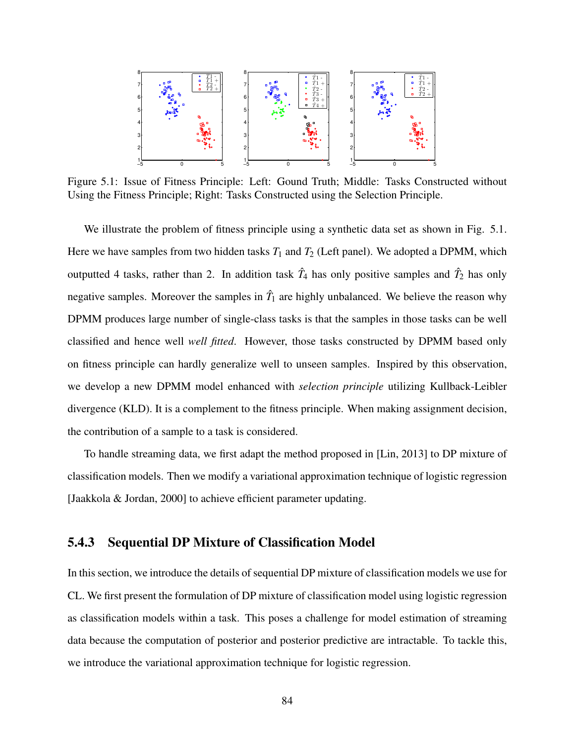Figure 5.1: Issue of Fitness Principle: Left: Gound Truth; Middle: Tasks Constructed without Using the Fitness Principle; Right: Tasks Constructed using the Selection Principle.

We illustrate the problem of fitness principle using a synthetic data set as shown in Fig. 5.1. Here we have samples from two hidden tasks $T_1$ and $T_2$ (Left panel). We adopted a DPMM, which outputted 4 tasks, rather than 2. In addition task $\hat{T}_4$ has only positive samples and $\hat{T}_2$ has only negative samples. Moreover the samples in $\hat{T}_1$ are highly unbalanced. We believe the reason why DPMM produces large number of single-class tasks is that the samples in those tasks can be well classified and hence well *well fitted*. However, those tasks constructed by DPMM based only on fitness principle can hardly generalize well to unseen samples. Inspired by this observation, we develop a new DPMM model enhanced with *selection principle* utilizing Kullback-Leibler divergence (KLD). It is a complement to the fitness principle. When making assignment decision, the contribution of a sample to a task is considered.

To handle streaming data, we first adapt the method proposed in [Lin, 2013] to DP mixture of classification models. Then we modify a variational approximation technique of logistic regression [Jaakkola & Jordan, 2000] to achieve efficient parameter updating.

### 5.4.3 Sequential DP Mixture of Classification Model

In this section, we introduce the details of sequential DP mixture of classification models we use for CL. We first present the formulation of DP mixture of classification model using logistic regression as classification models within a task. This poses a challenge for model estimation of streaming data because the computation of posterior and posterior predictive are intractable. To tackle this, we introduce the variational approximation technique for logistic regression.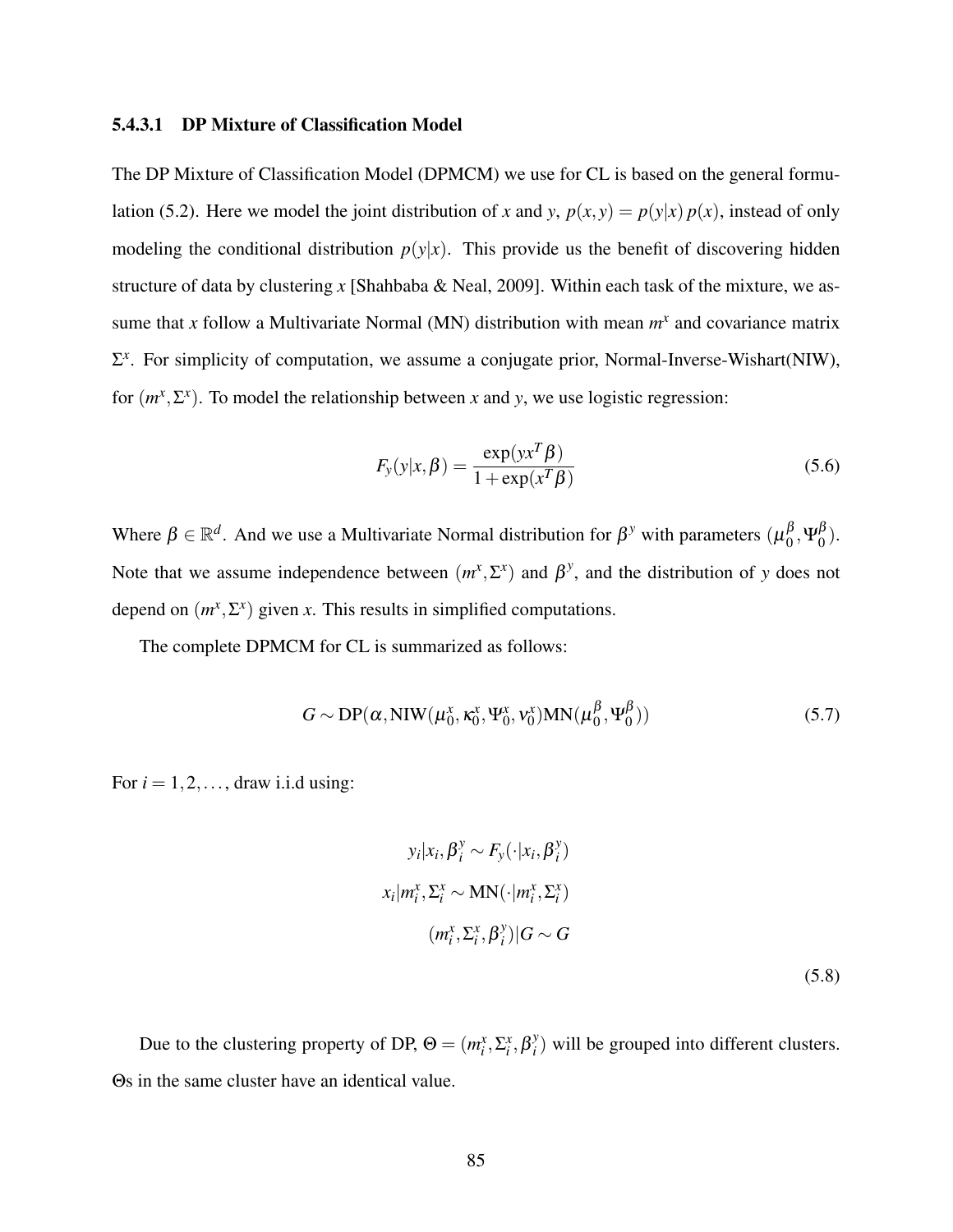#### 5.4.3.1 DP Mixture of Classification Model

The DP Mixture of Classification Model (DPMCM) we use for CL is based on the general formulation (5.2). Here we model the joint distribution of $x$ and $y$, $p(x,y) = p(y|x)\,p(x)$, instead of only modeling the conditional distribution $p(y|x)$. This provide us the benefit of discovering hidden structure of data by clustering $x$ [Shahbaba & Neal, 2009]. Within each task of the mixture, we assume that $x$ follow a Multivariate Normal (MN) distribution with mean $m^x$ and covariance matrix $\Sigma^x$. For simplicity of computation, we assume a conjugate prior, Normal-Inverse-Wishart(NIW), for $(m^x, \Sigma^x)$. To model the relationship between $x$ and $y$, we use logistic regression:

$$F_y(y|x,\beta) = \frac{\exp(yx^T\beta)}{1+\exp(x^T\beta)} \tag{5.6}$$

Where $\beta \in \mathbb{R}^d$. And we use a Multivariate Normal distribution for $\beta^y$ with parameters $(\mu_0^\beta, \Psi_0^\beta)$. Note that we assume independence between $(m^x, \Sigma^x)$ and $\beta^y$, and the distribution of $y$ does not depend on $(m^x, \Sigma^x)$ given $x$. This results in simplified computations.

The complete DPMCM for CL is summarized as follows:

$$G \sim \mathrm{DP}(\alpha, \mathrm{NIW}(\mu_0^x, \kappa_0^x, \Psi_0^x, \nu_0^x)\mathrm{MN}(\mu_0^\beta, \Psi_0^\beta)) \tag{5.7}$$

For $i = 1, 2, \ldots$, draw i.i.d using:

$$\begin{aligned}
y_i|x_i, \beta_i^y &\sim F_y(\cdot|x_i, \beta_i^y) \\
x_i|m_i^x, \Sigma_i^x &\sim \mathrm{MN}(\cdot|m_i^x, \Sigma_i^x) \\
(m_i^x, \Sigma_i^x, \beta_i^y)|G &\sim G
\end{aligned} \tag{5.8}$$

Due to the clustering property of DP, $\Theta = (m_i^x, \Sigma_i^x, \beta_i^y)$ will be grouped into different clusters. $\Theta$s in the same cluster have an identical value.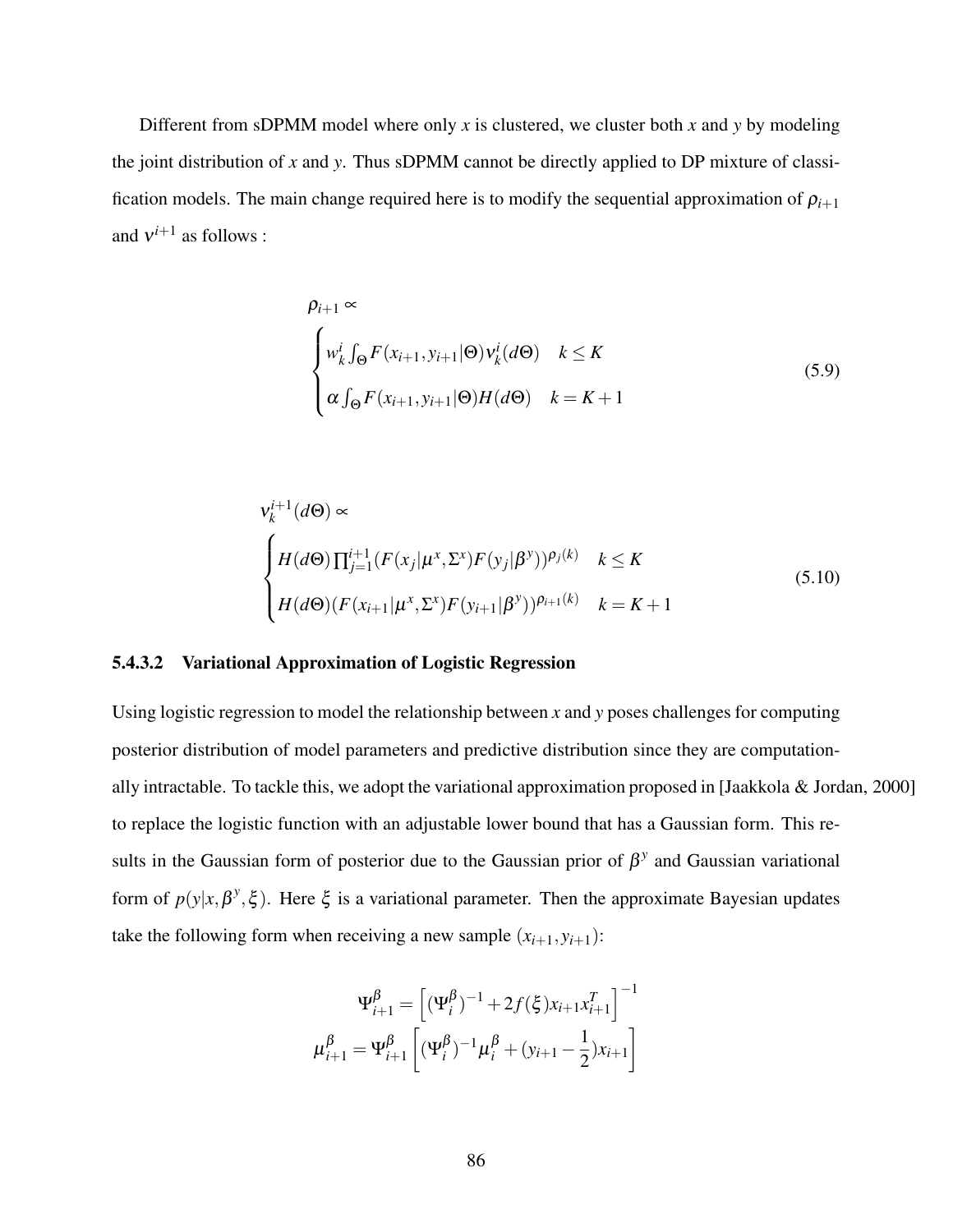Different from sDPMM model where only $x$ is clustered, we cluster both $x$ and $y$ by modeling the joint distribution of $x$ and $y$. Thus sDPMM cannot be directly applied to DP mixture of classification models. The main change required here is to modify the sequential approximation of $\rho_{i+1}$ and $\nu^{i+1}$ as follows :

$$
\rho_{i+1} \propto
\begin{cases}
w_k^i \int_\Theta F(x_{i+1}, y_{i+1}|\Theta)\nu_k^i(d\Theta) & k \leq K \\
\alpha \int_\Theta F(x_{i+1}, y_{i+1}|\Theta)H(d\Theta) & k = K+1
\end{cases}
\tag{5.9}
$$

$$
\nu_k^{i+1}(d\Theta) \propto
\begin{cases}
H(d\Theta) \prod_{j=1}^{i+1} (F(x_j|\mu^x, \Sigma^x)F(y_j|\beta^y))^{\rho_j(k)} & k \leq K \\
H(d\Theta)(F(x_{i+1}|\mu^x, \Sigma^x)F(y_{i+1}|\beta^y))^{\rho_{i+1}(k)} & k = K+1
\end{cases}
\tag{5.10}
$$

#### 5.4.3.2 Variational Approximation of Logistic Regression

Using logistic regression to model the relationship between $x$ and $y$ poses challenges for computing posterior distribution of model parameters and predictive distribution since they are computationally intractable. To tackle this, we adopt the variational approximation proposed in [Jaakkola & Jordan, 2000] to replace the logistic function with an adjustable lower bound that has a Gaussian form. This results in the Gaussian form of posterior due to the Gaussian prior of $\beta^y$ and Gaussian variational form of $p(y|x, \beta^y, \xi)$. Here $\xi$ is a variational parameter. Then the approximate Bayesian updates take the following form when receiving a new sample $(x_{i+1}, y_{i+1})$:

$$
\Psi_{i+1}^{\beta} = \left[ (\Psi_i^{\beta})^{-1} + 2f(\xi)x_{i+1}x_{i+1}^T \right]^{-1}
$$

$$
\mu_{i+1}^{\beta} = \Psi_{i+1}^{\beta} \left[ (\Psi_i^{\beta})^{-1}\mu_i^{\beta} + (y_{i+1} - \frac{1}{2})x_{i+1} \right]
$$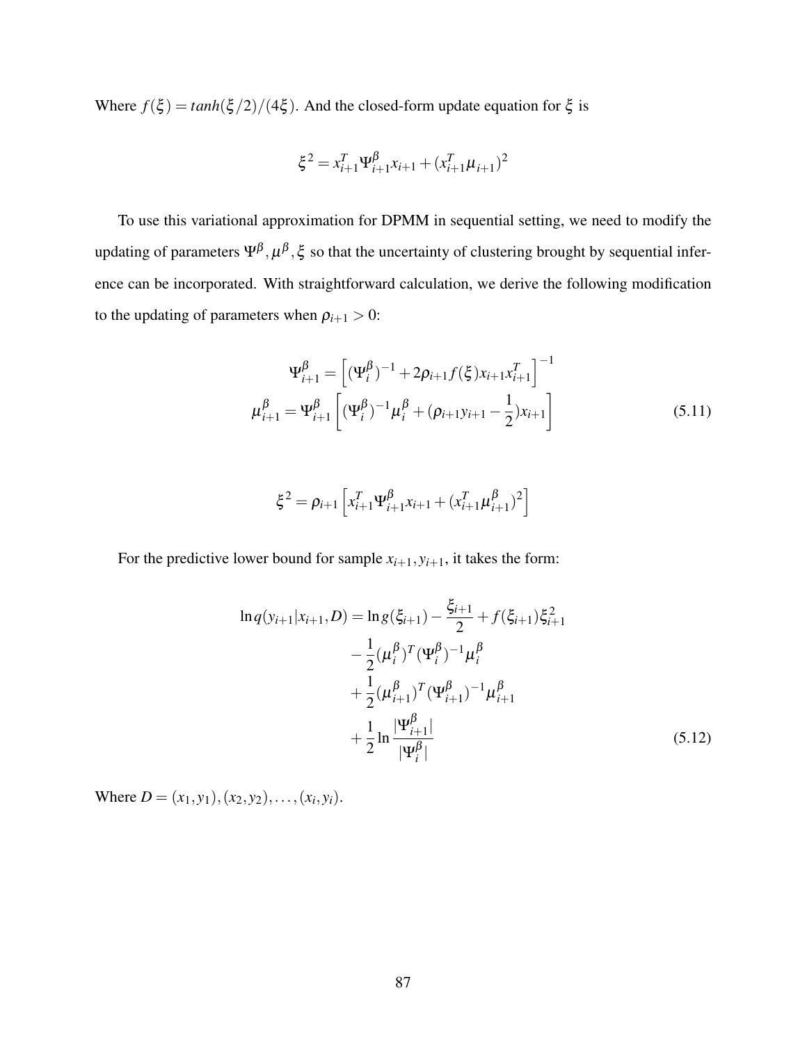Where $f(\xi) = tanh(\xi/2)/(4\xi)$. And the closed-form update equation for $\xi$ is

$$\xi^2 = x_{i+1}^T \Psi_{i+1}^{\beta} x_{i+1} + (x_{i+1}^T \mu_{i+1})^2$$

To use this variational approximation for DPMM in sequential setting, we need to modify the updating of parameters $\Psi^{\beta}, \mu^{\beta}, \xi$ so that the uncertainty of clustering brought by sequential inference can be incorporated. With straightforward calculation, we derive the following modification to the updating of parameters when $\rho_{i+1} > 0$:

$$\begin{aligned}
\Psi_{i+1}^{\beta} &= \left[ (\Psi_i^{\beta})^{-1} + 2\rho_{i+1} f(\xi) x_{i+1} x_{i+1}^T \right]^{-1} \\
\mu_{i+1}^{\beta} &= \Psi_{i+1}^{\beta} \left[ (\Psi_i^{\beta})^{-1} \mu_i^{\beta} + (\rho_{i+1} y_{i+1} - \frac{1}{2}) x_{i+1} \right]
\end{aligned} \tag{5.11}$$

$$\xi^2 = \rho_{i+1} \left[ x_{i+1}^T \Psi_{i+1}^{\beta} x_{i+1} + (x_{i+1}^T \mu_{i+1}^{\beta})^2 \right]$$

For the predictive lower bound for sample $x_{i+1}, y_{i+1}$, it takes the form:

$$\begin{aligned}
\ln q(y_{i+1} | x_{i+1}, D) = \ln g(\xi_{i+1}) &- \frac{\xi_{i+1}}{2} + f(\xi_{i+1}) \xi_{i+1}^2 \\
&- \frac{1}{2} (\mu_i^{\beta})^T (\Psi_i^{\beta})^{-1} \mu_i^{\beta} \\
&+ \frac{1}{2} (\mu_{i+1}^{\beta})^T (\Psi_{i+1}^{\beta})^{-1} \mu_{i+1}^{\beta} \\
&+ \frac{1}{2} \ln \frac{|\Psi_{i+1}^{\beta}|}{|\Psi_i^{\beta}|}
\end{aligned} \tag{5.12}$$

Where $D = (x_1, y_1), (x_2, y_2), \ldots, (x_i, y_i)$.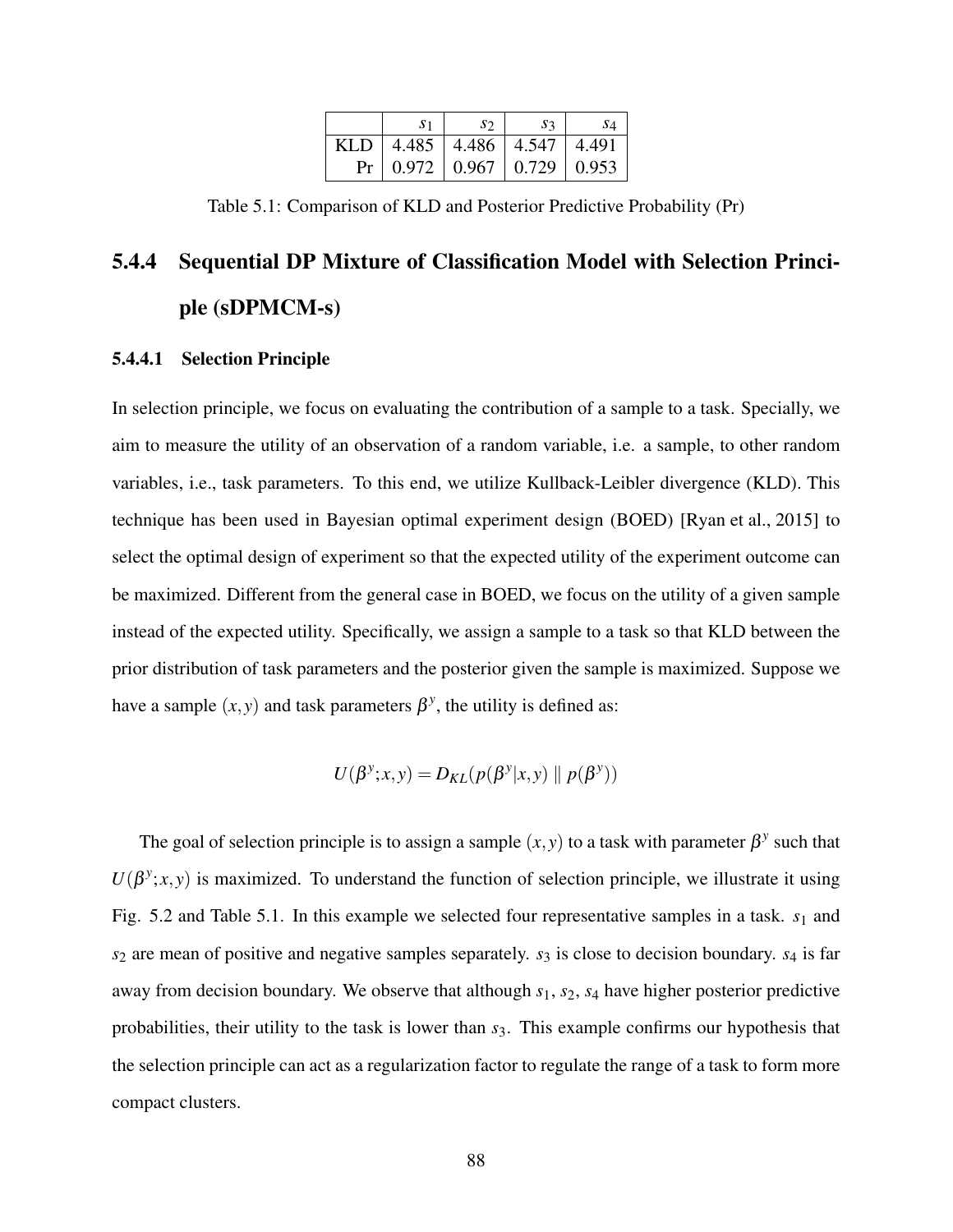| | $s_1$ | $s_2$ | $s_3$ | $s_4$ |
|---|---|---|---|---|
| KLD | 4.485 | 4.486 | 4.547 | 4.491 |
| Pr | 0.972 | 0.967 | 0.729 | 0.953 |

Table 5.1: Comparison of KLD and Posterior Predictive Probability (Pr)

### 5.4.4 Sequential DP Mixture of Classification Model with Selection Principle (sDPMCM-s)

#### 5.4.4.1 Selection Principle

In selection principle, we focus on evaluating the contribution of a sample to a task. Specially, we aim to measure the utility of an observation of a random variable, i.e. a sample, to other random variables, i.e., task parameters. To this end, we utilize Kullback-Leibler divergence (KLD). This technique has been used in Bayesian optimal experiment design (BOED) [Ryan et al., 2015] to select the optimal design of experiment so that the expected utility of the experiment outcome can be maximized. Different from the general case in BOED, we focus on the utility of a given sample instead of the expected utility. Specifically, we assign a sample to a task so that KLD between the prior distribution of task parameters and the posterior given the sample is maximized. Suppose we have a sample $(x, y)$ and task parameters $\beta^y$, the utility is defined as:

$$U(\beta^y; x, y) = D_{KL}(p(\beta^y|x, y) \parallel p(\beta^y))$$

The goal of selection principle is to assign a sample $(x, y)$ to a task with parameter $\beta^y$ such that $U(\beta^y; x, y)$ is maximized. To understand the function of selection principle, we illustrate it using Fig. 5.2 and Table 5.1. In this example we selected four representative samples in a task. $s_1$ and $s_2$ are mean of positive and negative samples separately. $s_3$ is close to decision boundary. $s_4$ is far away from decision boundary. We observe that although $s_1$, $s_2$, $s_4$ have higher posterior predictive probabilities, their utility to the task is lower than $s_3$. This example confirms our hypothesis that the selection principle can act as a regularization factor to regulate the range of a task to form more compact clusters.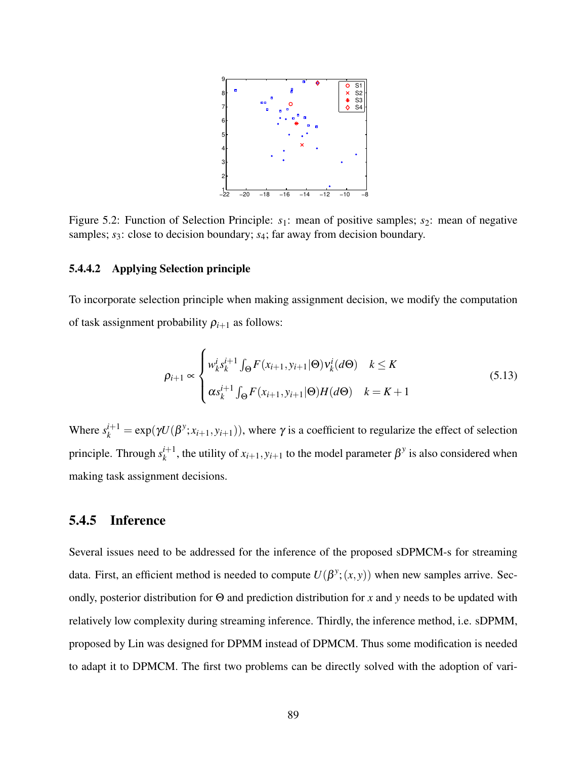Figure 5.2: Function of Selection Principle: $s_1$: mean of positive samples; $s_2$: mean of negative samples; $s_3$: close to decision boundary; $s_4$; far away from decision boundary.

#### 5.4.4.2 Applying Selection principle

To incorporate selection principle when making assignment decision, we modify the computation of task assignment probability $\rho_{i+1}$ as follows:

$$\rho_{i+1} \propto \begin{cases} w_k^i s_k^{i+1} \int_\Theta F(x_{i+1}, y_{i+1}|\Theta) \nu_k^i(d\Theta) & k \leq K \\ \alpha s_k^{i+1} \int_\Theta F(x_{i+1}, y_{i+1}|\Theta) H(d\Theta) & k = K+1 \end{cases} \tag{5.13}$$

Where $s_k^{i+1} = \exp(\gamma U(\beta^y; x_{i+1}, y_{i+1}))$, where $\gamma$ is a coefficient to regularize the effect of selection principle. Through $s_k^{i+1}$, the utility of $x_{i+1}, y_{i+1}$ to the model parameter $\beta^y$ is also considered when making task assignment decisions.

### 5.4.5 Inference

Several issues need to be addressed for the inference of the proposed sDPMCM-s for streaming data. First, an efficient method is needed to compute $U(\beta^y; (x, y))$ when new samples arrive. Secondly, posterior distribution for $\Theta$ and prediction distribution for $x$ and $y$ needs to be updated with relatively low complexity during streaming inference. Thirdly, the inference method, i.e. sDPMM, proposed by Lin was designed for DPMM instead of DPMCM. Thus some modification is needed to adapt it to DPMCM. The first two problems can be directly solved with the adoption of vari-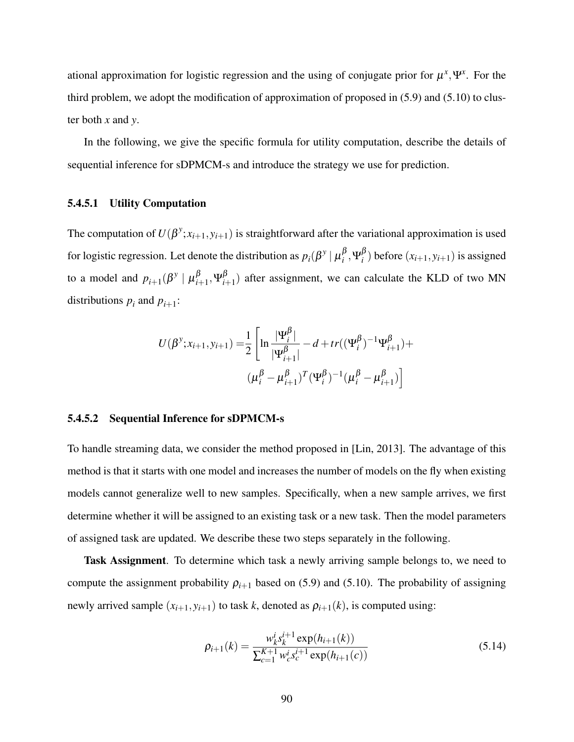ational approximation for logistic regression and the using of conjugate prior for $\mu^x, \Psi^x$. For the third problem, we adopt the modification of approximation of proposed in (5.9) and (5.10) to cluster both $x$ and $y$.

In the following, we give the specific formula for utility computation, describe the details of sequential inference for sDPMCM-s and introduce the strategy we use for prediction.

#### 5.4.5.1 Utility Computation

The computation of $U(\beta^y; x_{i+1}, y_{i+1})$ is straightforward after the variational approximation is used for logistic regression. Let denote the distribution as $p_i(\beta^y \mid \mu_i^\beta, \Psi_i^\beta)$ before $(x_{i+1}, y_{i+1})$ is assigned to a model and $p_{i+1}(\beta^y \mid \mu_{i+1}^\beta, \Psi_{i+1}^\beta)$ after assignment, we can calculate the KLD of two MN distributions $p_i$ and $p_{i+1}$:

$$
\begin{aligned}
U(\beta^y; x_{i+1}, y_{i+1}) = &\frac{1}{2}\Bigg[\ln\frac{|\Psi_i^\beta|}{|\Psi_{i+1}^\beta|} - d + tr((\Psi_i^\beta)^{-1}\Psi_{i+1}^\beta) + \\
&(\mu_i^\beta - \mu_{i+1}^\beta)^T(\Psi_i^\beta)^{-1}(\mu_i^\beta - \mu_{i+1}^\beta)\Bigg]
\end{aligned}
$$

#### 5.4.5.2 Sequential Inference for sDPMCM-s

To handle streaming data, we consider the method proposed in [Lin, 2013]. The advantage of this method is that it starts with one model and increases the number of models on the fly when existing models cannot generalize well to new samples. Specifically, when a new sample arrives, we first determine whether it will be assigned to an existing task or a new task. Then the model parameters of assigned task are updated. We describe these two steps separately in the following.

**Task Assignment**. To determine which task a newly arriving sample belongs to, we need to compute the assignment probability $\rho_{i+1}$ based on (5.9) and (5.10). The probability of assigning newly arrived sample $(x_{i+1}, y_{i+1})$ to task $k$, denoted as $\rho_{i+1}(k)$, is computed using:

$$
\rho_{i+1}(k) = \frac{w_k^i s_k^{i+1} \exp(h_{i+1}(k))}{\sum_{c=1}^{K+1} w_c^i s_c^{i+1} \exp(h_{i+1}(c))} \tag{5.14}
$$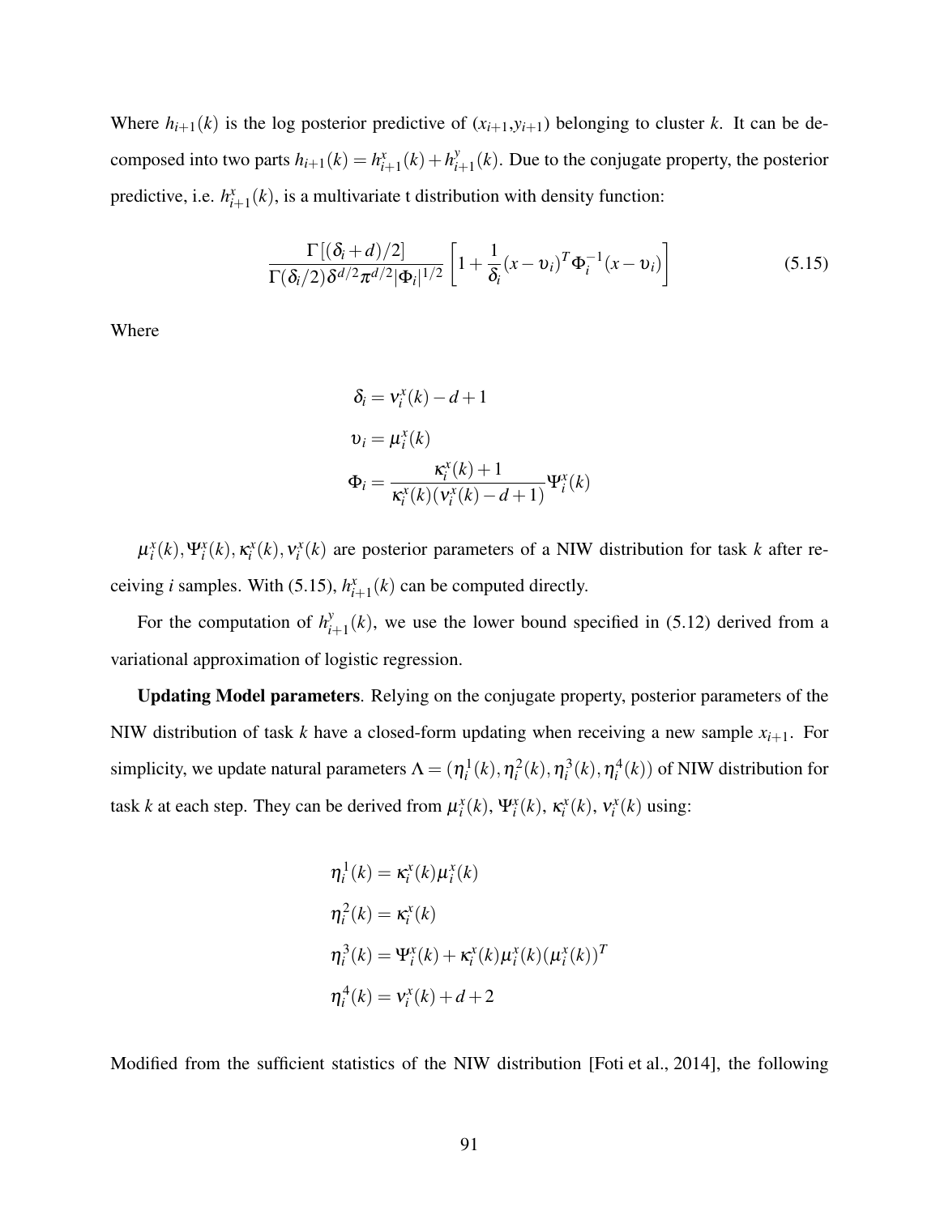Where $h_{i+1}(k)$ is the log posterior predictive of $(x_{i+1}, y_{i+1})$ belonging to cluster $k$. It can be decomposed into two parts $h_{i+1}(k) = h^x_{i+1}(k) + h^y_{i+1}(k)$. Due to the conjugate property, the posterior predictive, i.e. $h^x_{i+1}(k)$, is a multivariate t distribution with density function:

$$\frac{\Gamma\left[(\delta_i + d)/2\right]}{\Gamma(\delta_i/2)\delta^{d/2}\pi^{d/2}|\Phi_i|^{1/2}}\left[1 + \frac{1}{\delta_i}(x - \upsilon_i)^T \Phi_i^{-1}(x - \upsilon_i)\right] \tag{5.15}$$

Where

$$\delta_i = \nu^x_i(k) - d + 1$$

$$\upsilon_i = \mu^x_i(k)$$

$$\Phi_i = \frac{\kappa^x_i(k) + 1}{\kappa^x_i(k)(\nu^x_i(k) - d + 1)}\Psi^x_i(k)$$

$\mu^x_i(k), \Psi^x_i(k), \kappa^x_i(k), \nu^x_i(k)$ are posterior parameters of a NIW distribution for task $k$ after receiving $i$ samples. With (5.15), $h^x_{i+1}(k)$ can be computed directly.

For the computation of $h^y_{i+1}(k)$, we use the lower bound specified in (5.12) derived from a variational approximation of logistic regression.

**Updating Model parameters**. Relying on the conjugate property, posterior parameters of the NIW distribution of task $k$ have a closed-form updating when receiving a new sample $x_{i+1}$. For simplicity, we update natural parameters $\Lambda = (\eta^1_i(k), \eta^2_i(k), \eta^3_i(k), \eta^4_i(k))$ of NIW distribution for task $k$ at each step. They can be derived from $\mu^x_i(k)$, $\Psi^x_i(k)$, $\kappa^x_i(k)$, $\nu^x_i(k)$ using:

$$\eta^1_i(k) = \kappa^x_i(k)\mu^x_i(k)$$

$$\eta^2_i(k) = \kappa^x_i(k)$$

$$\eta^3_i(k) = \Psi^x_i(k) + \kappa^x_i(k)\mu^x_i(k)(\mu^x_i(k))^T$$

$$\eta^4_i(k) = \nu^x_i(k) + d + 2$$

Modified from the sufficient statistics of the NIW distribution [Foti et al., 2014], the following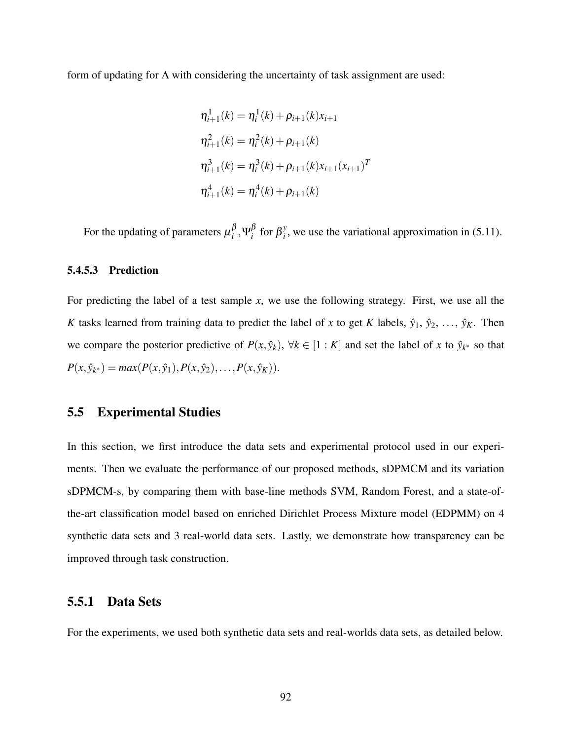form of updating for $\Lambda$ with considering the uncertainty of task assignment are used:

$$
\begin{aligned}
\eta_{i+1}^1(k) &= \eta_i^1(k) + \rho_{i+1}(k)x_{i+1} \\
\eta_{i+1}^2(k) &= \eta_i^2(k) + \rho_{i+1}(k) \\
\eta_{i+1}^3(k) &= \eta_i^3(k) + \rho_{i+1}(k)x_{i+1}(x_{i+1})^T \\
\eta_{i+1}^4(k) &= \eta_i^4(k) + \rho_{i+1}(k)
\end{aligned}
$$

For the updating of parameters $\mu_i^\beta, \Psi_i^\beta$ for $\beta_i^y$, we use the variational approximation in (5.11).

#### 5.4.5.3 Prediction

For predicting the label of a test sample $x$, we use the following strategy. First, we use all the $K$ tasks learned from training data to predict the label of $x$ to get $K$ labels, $\hat{y}_1$, $\hat{y}_2$, $\ldots$, $\hat{y}_K$. Then we compare the posterior predictive of $P(x, \hat{y}_k)$, $\forall k \in [1:K]$ and set the label of $x$ to $\hat{y}_{k^*}$ so that $P(x, \hat{y}_{k^*}) = max(P(x, \hat{y}_1), P(x, \hat{y}_2), \ldots, P(x, \hat{y}_K))$.

## 5.5 Experimental Studies

In this section, we first introduce the data sets and experimental protocol used in our experiments. Then we evaluate the performance of our proposed methods, sDPMCM and its variation sDPMCM-s, by comparing them with base-line methods SVM, Random Forest, and a state-of-the-art classification model based on enriched Dirichlet Process Mixture model (EDPMM) on 4 synthetic data sets and 3 real-world data sets. Lastly, we demonstrate how transparency can be improved through task construction.

### 5.5.1 Data Sets

For the experiments, we used both synthetic data sets and real-worlds data sets, as detailed below.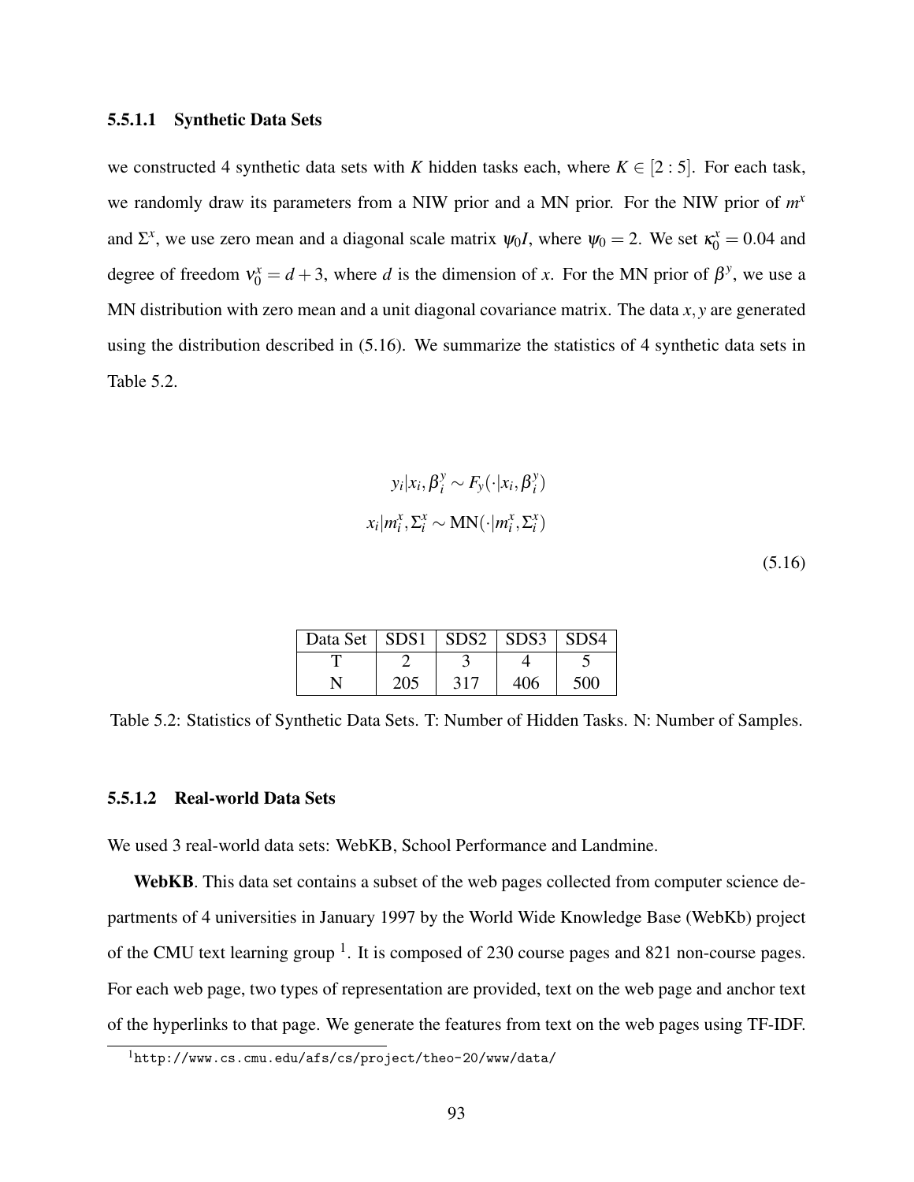#### 5.5.1.1 Synthetic Data Sets

we constructed 4 synthetic data sets with $K$ hidden tasks each, where $K \in [2:5]$. For each task, we randomly draw its parameters from a NIW prior and a MN prior. For the NIW prior of $m^x$ and $\Sigma^x$, we use zero mean and a diagonal scale matrix $\psi_0 I$, where $\psi_0 = 2$. We set $\kappa_0^x = 0.04$ and degree of freedom $\nu_0^x = d+3$, where $d$ is the dimension of $x$. For the MN prior of $\beta^y$, we use a MN distribution with zero mean and a unit diagonal covariance matrix. The data $x, y$ are generated using the distribution described in (5.16). We summarize the statistics of 4 synthetic data sets in Table 5.2.

$$
\begin{aligned}
y_i | x_i, \beta_i^y &\sim F_y(\cdot | x_i, \beta_i^y) \\
x_i | m_i^x, \Sigma_i^x &\sim \mathrm{MN}(\cdot | m_i^x, \Sigma_i^x)
\end{aligned}
\tag{5.16}
$$

| Data Set | SDS1 | SDS2 | SDS3 | SDS4 |
|---|---|---|---|---|
| T | 2 | 3 | 4 | 5 |
| N | 205 | 317 | 406 | 500 |

Table 5.2: Statistics of Synthetic Data Sets. T: Number of Hidden Tasks. N: Number of Samples.

#### 5.5.1.2 Real-world Data Sets

We used 3 real-world data sets: WebKB, School Performance and Landmine.

**WebKB**. This data set contains a subset of the web pages collected from computer science departments of 4 universities in January 1997 by the World Wide Knowledge Base (WebKb) project of the CMU text learning group [1]. It is composed of 230 course pages and 821 non-course pages. For each web page, two types of representation are provided, text on the web page and anchor text of the hyperlinks to that page. We generate the features from text on the web pages using TF-IDF.

[1] http://www.cs.cmu.edu/afs/cs/project/theo-20/www/data/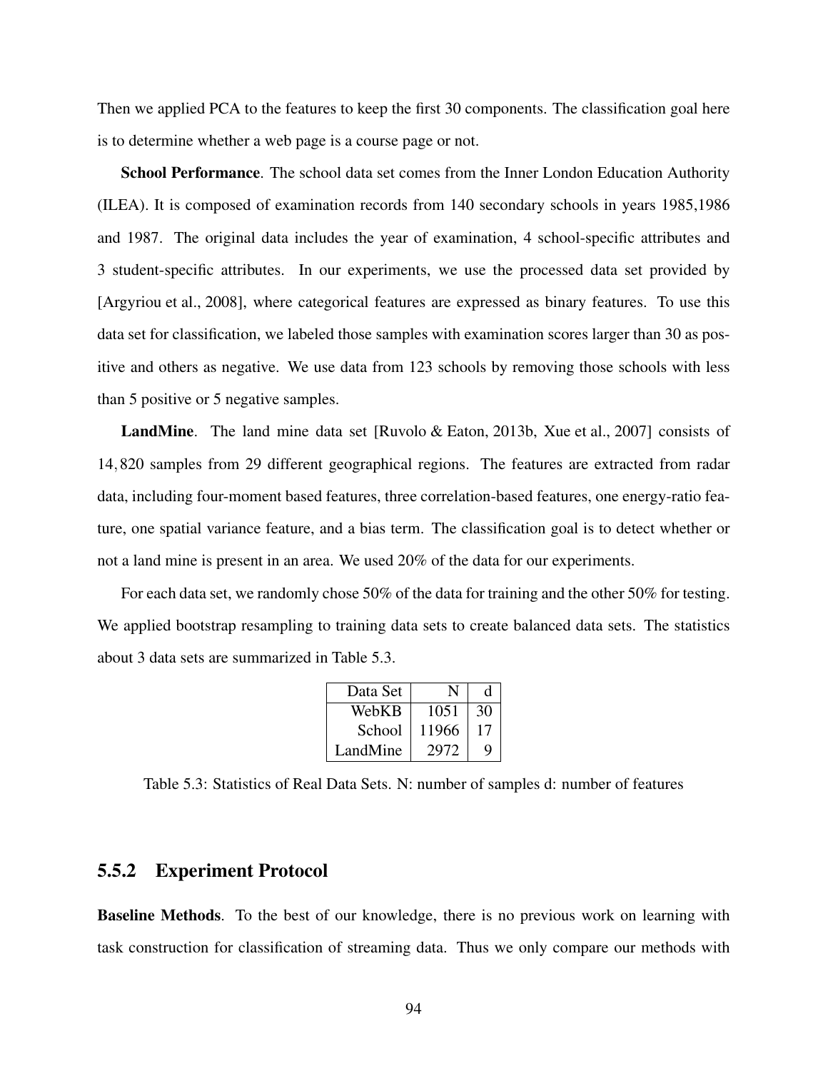Then we applied PCA to the features to keep the first 30 components. The classification goal here is to determine whether a web page is a course page or not.

**School Performance**. The school data set comes from the Inner London Education Authority (ILEA). It is composed of examination records from 140 secondary schools in years 1985,1986 and 1987. The original data includes the year of examination, 4 school-specific attributes and 3 student-specific attributes. In our experiments, we use the processed data set provided by [Argyriou et al., 2008], where categorical features are expressed as binary features. To use this data set for classification, we labeled those samples with examination scores larger than 30 as positive and others as negative. We use data from 123 schools by removing those schools with less than 5 positive or 5 negative samples.

**LandMine**. The land mine data set [Ruvolo & Eaton, 2013b, Xue et al., 2007] consists of 14,820 samples from 29 different geographical regions. The features are extracted from radar data, including four-moment based features, three correlation-based features, one energy-ratio feature, one spatial variance feature, and a bias term. The classification goal is to detect whether or not a land mine is present in an area. We used 20% of the data for our experiments.

For each data set, we randomly chose 50% of the data for training and the other 50% for testing. We applied bootstrap resampling to training data sets to create balanced data sets. The statistics about 3 data sets are summarized in Table 5.3.

| Data Set | N | d |
|---|---|---|
| WebKB | 1051 | 30 |
| School | 11966 | 17 |
| LandMine | 2972 | 9 |

Table 5.3: Statistics of Real Data Sets. N: number of samples d: number of features

### 5.5.2 Experiment Protocol

**Baseline Methods**. To the best of our knowledge, there is no previous work on learning with task construction for classification of streaming data. Thus we only compare our methods with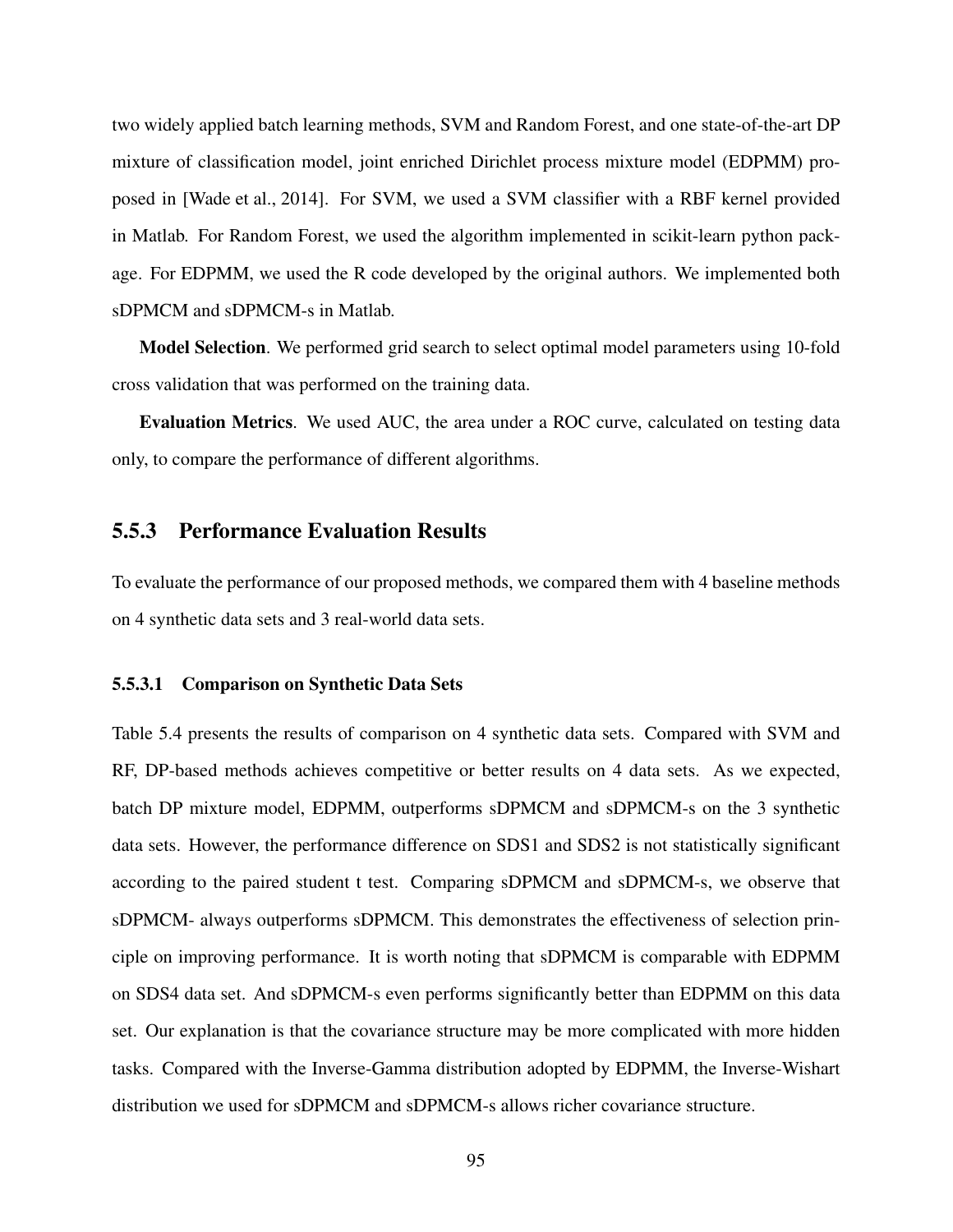two widely applied batch learning methods, SVM and Random Forest, and one state-of-the-art DP mixture of classification model, joint enriched Dirichlet process mixture model (EDPMM) proposed in [Wade et al., 2014]. For SVM, we used a SVM classifier with a RBF kernel provided in Matlab. For Random Forest, we used the algorithm implemented in scikit-learn python package. For EDPMM, we used the R code developed by the original authors. We implemented both sDPMCM and sDPMCM-s in Matlab.

**Model Selection**. We performed grid search to select optimal model parameters using 10-fold cross validation that was performed on the training data.

**Evaluation Metrics**. We used AUC, the area under a ROC curve, calculated on testing data only, to compare the performance of different algorithms.

### 5.5.3 Performance Evaluation Results

To evaluate the performance of our proposed methods, we compared them with 4 baseline methods on 4 synthetic data sets and 3 real-world data sets.

#### 5.5.3.1 Comparison on Synthetic Data Sets

Table 5.4 presents the results of comparison on 4 synthetic data sets. Compared with SVM and RF, DP-based methods achieves competitive or better results on 4 data sets. As we expected, batch DP mixture model, EDPMM, outperforms sDPMCM and sDPMCM-s on the 3 synthetic data sets. However, the performance difference on SDS1 and SDS2 is not statistically significant according to the paired student t test. Comparing sDPMCM and sDPMCM-s, we observe that sDPMCM- always outperforms sDPMCM. This demonstrates the effectiveness of selection principle on improving performance. It is worth noting that sDPMCM is comparable with EDPMM on SDS4 data set. And sDPMCM-s even performs significantly better than EDPMM on this data set. Our explanation is that the covariance structure may be more complicated with more hidden tasks. Compared with the Inverse-Gamma distribution adopted by EDPMM, the Inverse-Wishart distribution we used for sDPMCM and sDPMCM-s allows richer covariance structure.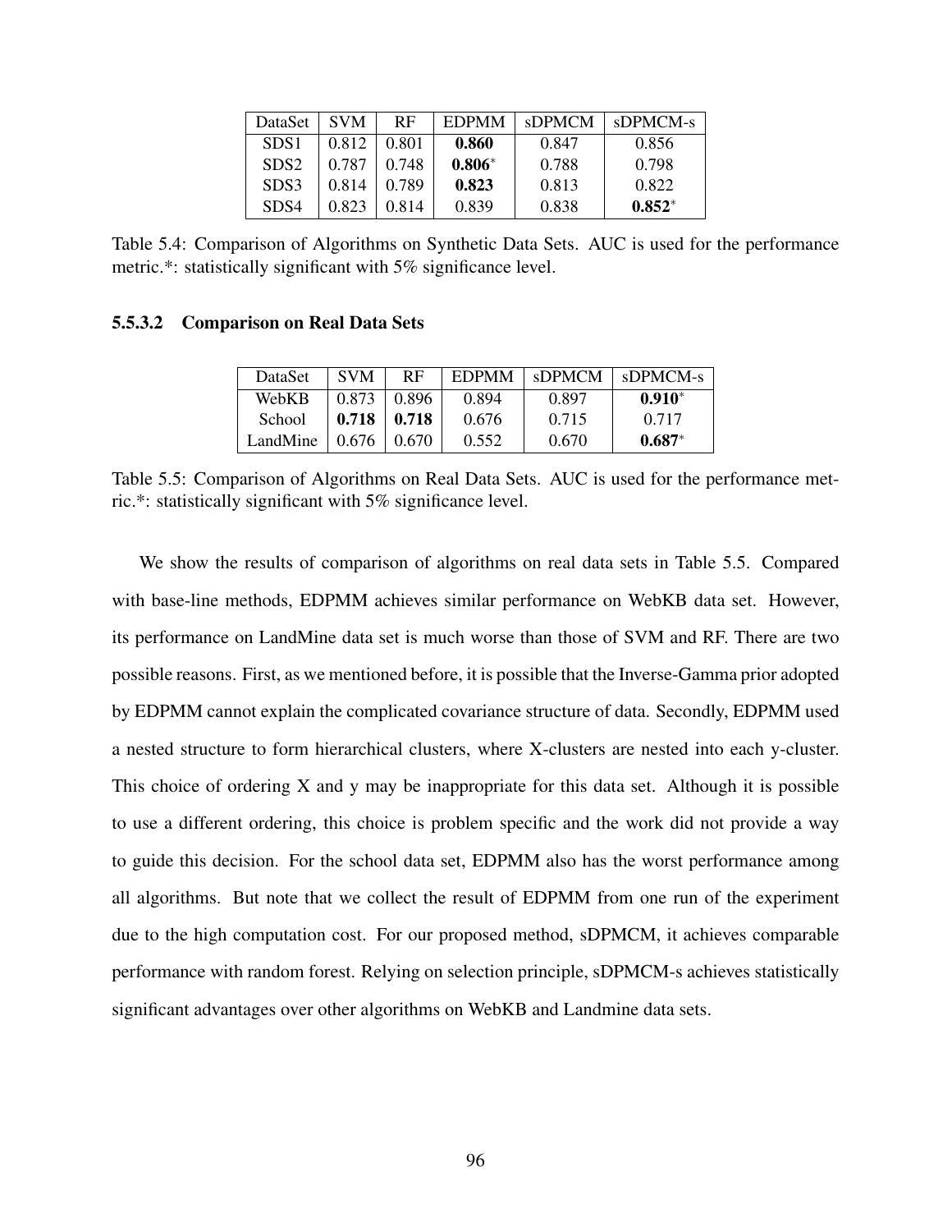| DataSet | SVM | RF | EDPMM | sDPMCM | sDPMCM-s |
|---|---|---|---|---|---|
| SDS1 | 0.812 | 0.801 | **0.860** | 0.847 | 0.856 |
| SDS2 | 0.787 | 0.748 | **0.806**$^{*}$ | 0.788 | 0.798 |
| SDS3 | 0.814 | 0.789 | **0.823** | 0.813 | 0.822 |
| SDS4 | 0.823 | 0.814 | 0.839 | 0.838 | **0.852**$^{*}$ |

Table 5.4: Comparison of Algorithms on Synthetic Data Sets. AUC is used for the performance metric.*: statistically significant with 5% significance level.

#### 5.5.3.2 Comparison on Real Data Sets

| DataSet | SVM | RF | EDPMM | sDPMCM | sDPMCM-s |
|---|---|---|---|---|---|
| WebKB | 0.873 | 0.896 | 0.894 | 0.897 | **0.910**$^{*}$ |
| School | **0.718** | **0.718** | 0.676 | 0.715 | 0.717 |
| LandMine | 0.676 | 0.670 | 0.552 | 0.670 | **0.687**$^{*}$ |

Table 5.5: Comparison of Algorithms on Real Data Sets. AUC is used for the performance metric.*: statistically significant with 5% significance level.

We show the results of comparison of algorithms on real data sets in Table 5.5. Compared with base-line methods, EDPMM achieves similar performance on WebKB data set. However, its performance on LandMine data set is much worse than those of SVM and RF. There are two possible reasons. First, as we mentioned before, it is possible that the Inverse-Gamma prior adopted by EDPMM cannot explain the complicated covariance structure of data. Secondly, EDPMM used a nested structure to form hierarchical clusters, where X-clusters are nested into each y-cluster. This choice of ordering X and y may be inappropriate for this data set. Although it is possible to use a different ordering, this choice is problem specific and the work did not provide a way to guide this decision. For the school data set, EDPMM also has the worst performance among all algorithms. But note that we collect the result of EDPMM from one run of the experiment due to the high computation cost. For our proposed method, sDPMCM, it achieves comparable performance with random forest. Relying on selection principle, sDPMCM-s achieves statistically significant advantages over other algorithms on WebKB and Landmine data sets.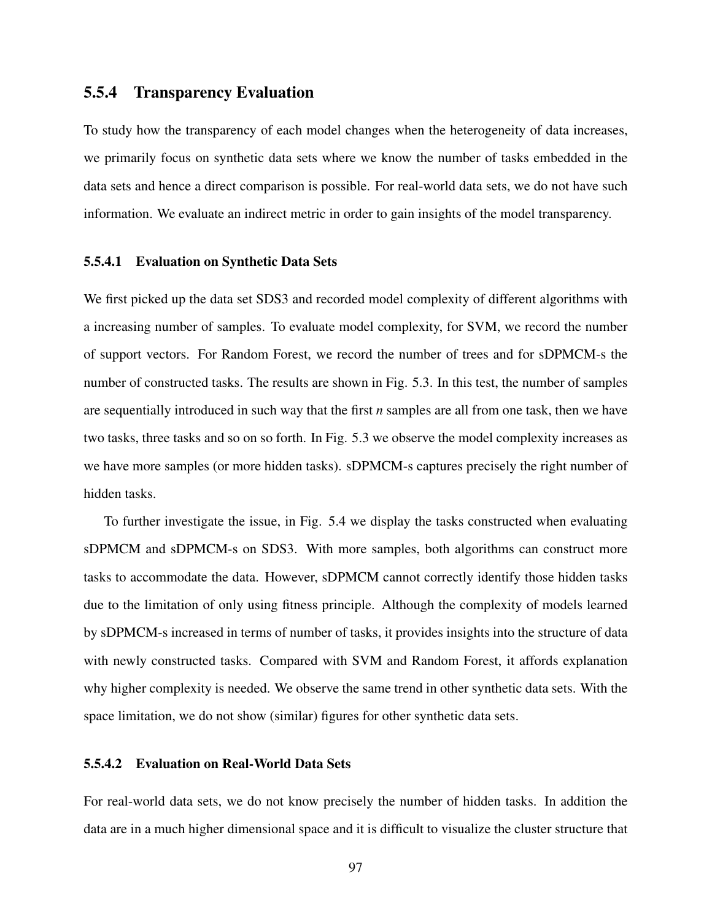### 5.5.4 Transparency Evaluation

To study how the transparency of each model changes when the heterogeneity of data increases, we primarily focus on synthetic data sets where we know the number of tasks embedded in the data sets and hence a direct comparison is possible. For real-world data sets, we do not have such information. We evaluate an indirect metric in order to gain insights of the model transparency.

#### 5.5.4.1 Evaluation on Synthetic Data Sets

We first picked up the data set SDS3 and recorded model complexity of different algorithms with a increasing number of samples. To evaluate model complexity, for SVM, we record the number of support vectors. For Random Forest, we record the number of trees and for sDPMCM-s the number of constructed tasks. The results are shown in Fig. 5.3. In this test, the number of samples are sequentially introduced in such way that the first $n$ samples are all from one task, then we have two tasks, three tasks and so on so forth. In Fig. 5.3 we observe the model complexity increases as we have more samples (or more hidden tasks). sDPMCM-s captures precisely the right number of hidden tasks.

To further investigate the issue, in Fig. 5.4 we display the tasks constructed when evaluating sDPMCM and sDPMCM-s on SDS3. With more samples, both algorithms can construct more tasks to accommodate the data. However, sDPMCM cannot correctly identify those hidden tasks due to the limitation of only using fitness principle. Although the complexity of models learned by sDPMCM-s increased in terms of number of tasks, it provides insights into the structure of data with newly constructed tasks. Compared with SVM and Random Forest, it affords explanation why higher complexity is needed. We observe the same trend in other synthetic data sets. With the space limitation, we do not show (similar) figures for other synthetic data sets.

#### 5.5.4.2 Evaluation on Real-World Data Sets

For real-world data sets, we do not know precisely the number of hidden tasks. In addition the data are in a much higher dimensional space and it is difficult to visualize the cluster structure that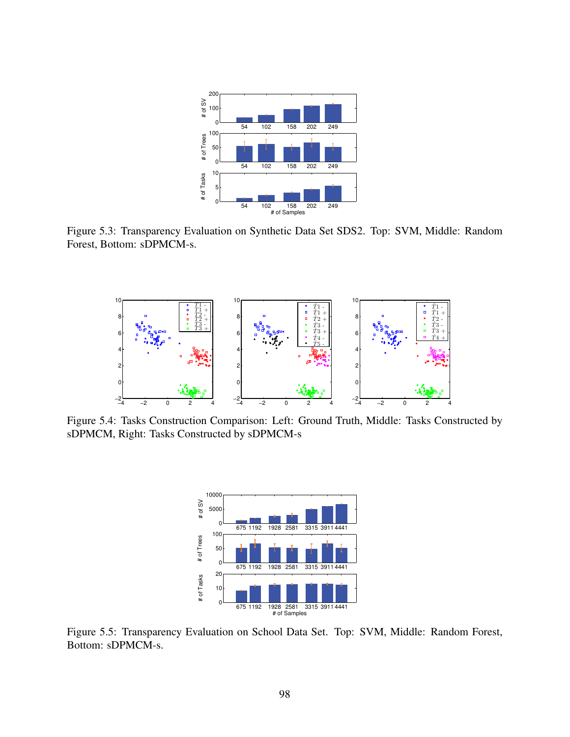Figure 5.3: Transparency Evaluation on Synthetic Data Set SDS2. Top: SVM, Middle: Random Forest, Bottom: sDPMCM-s.

Figure 5.4: Tasks Construction Comparison: Left: Ground Truth, Middle: Tasks Constructed by sDPMCM, Right: Tasks Constructed by sDPMCM-s

Figure 5.5: Transparency Evaluation on School Data Set. Top: SVM, Middle: Random Forest, Bottom: sDPMCM-s.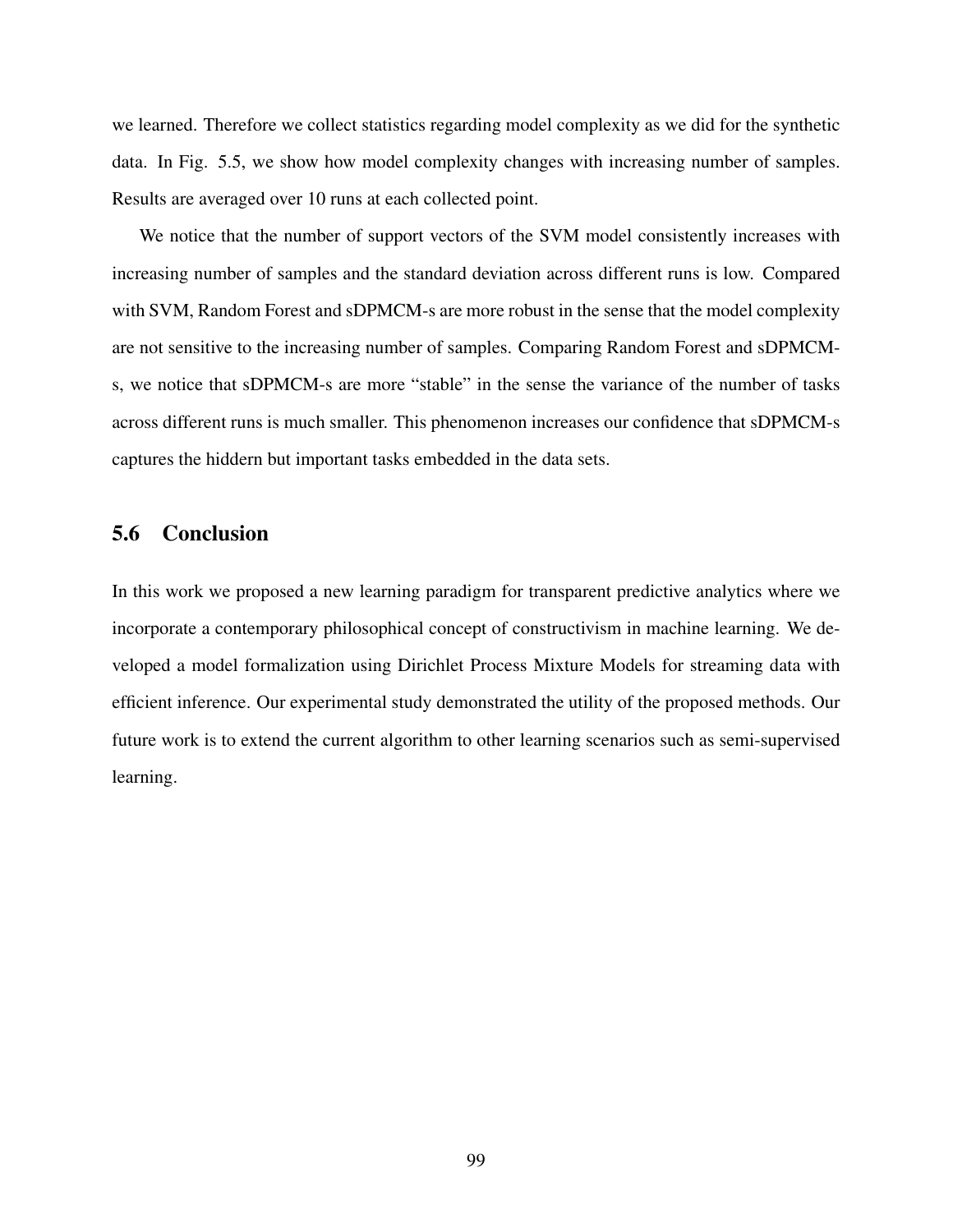we learned. Therefore we collect statistics regarding model complexity as we did for the synthetic data. In Fig. 5.5, we show how model complexity changes with increasing number of samples. Results are averaged over 10 runs at each collected point.

We notice that the number of support vectors of the SVM model consistently increases with increasing number of samples and the standard deviation across different runs is low. Compared with SVM, Random Forest and sDPMCM-s are more robust in the sense that the model complexity are not sensitive to the increasing number of samples. Comparing Random Forest and sDPMCM-s, we notice that sDPMCM-s are more "stable" in the sense the variance of the number of tasks across different runs is much smaller. This phenomenon increases our confidence that sDPMCM-s captures the hiddern but important tasks embedded in the data sets.

## 5.6 Conclusion

In this work we proposed a new learning paradigm for transparent predictive analytics where we incorporate a contemporary philosophical concept of constructivism in machine learning. We developed a model formalization using Dirichlet Process Mixture Models for streaming data with efficient inference. Our experimental study demonstrated the utility of the proposed methods. Our future work is to extend the current algorithm to other learning scenarios such as semi-supervised learning.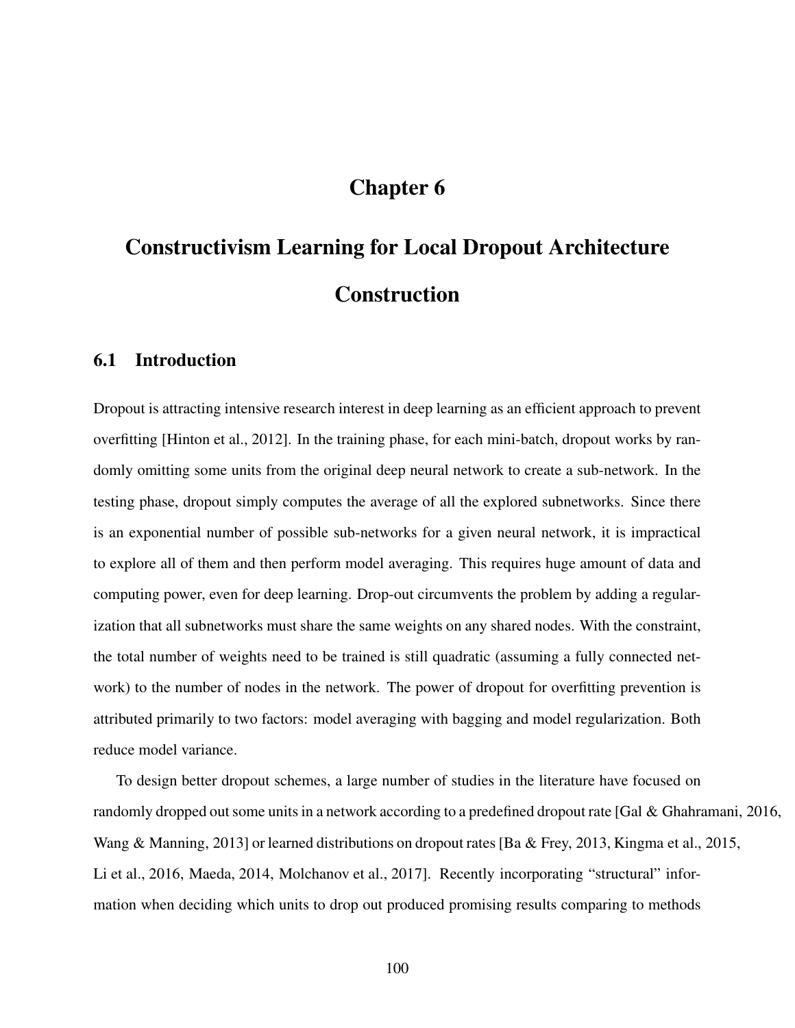# Chapter 6

# Constructivism Learning for Local Dropout Architecture Construction

## 6.1 Introduction

Dropout is attracting intensive research interest in deep learning as an efficient approach to prevent overfitting [Hinton et al., 2012]. In the training phase, for each mini-batch, dropout works by randomly omitting some units from the original deep neural network to create a sub-network. In the testing phase, dropout simply computes the average of all the explored subnetworks. Since there is an exponential number of possible sub-networks for a given neural network, it is impractical to explore all of them and then perform model averaging. This requires huge amount of data and computing power, even for deep learning. Drop-out circumvents the problem by adding a regularization that all subnetworks must share the same weights on any shared nodes. With the constraint, the total number of weights need to be trained is still quadratic (assuming a fully connected network) to the number of nodes in the network. The power of dropout for overfitting prevention is attributed primarily to two factors: model averaging with bagging and model regularization. Both reduce model variance.

To design better dropout schemes, a large number of studies in the literature have focused on randomly dropped out some units in a network according to a predefined dropout rate [Gal & Ghahramani, 2016, Wang & Manning, 2013] or learned distributions on dropout rates [Ba & Frey, 2013, Kingma et al., 2015, Li et al., 2016, Maeda, 2014, Molchanov et al., 2017]. Recently incorporating "structural" information when deciding which units to drop out produced promising results comparing to methods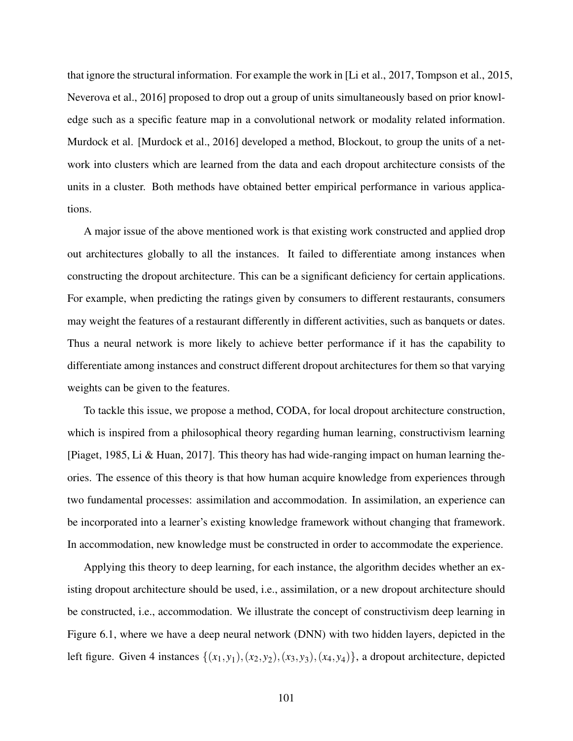that ignore the structural information. For example the work in [Li et al., 2017, Tompson et al., 2015, Neverova et al., 2016] proposed to drop out a group of units simultaneously based on prior knowledge such as a specific feature map in a convolutional network or modality related information. Murdock et al. [Murdock et al., 2016] developed a method, Blockout, to group the units of a network into clusters which are learned from the data and each dropout architecture consists of the units in a cluster. Both methods have obtained better empirical performance in various applications.

A major issue of the above mentioned work is that existing work constructed and applied drop out architectures globally to all the instances. It failed to differentiate among instances when constructing the dropout architecture. This can be a significant deficiency for certain applications. For example, when predicting the ratings given by consumers to different restaurants, consumers may weight the features of a restaurant differently in different activities, such as banquets or dates. Thus a neural network is more likely to achieve better performance if it has the capability to differentiate among instances and construct different dropout architectures for them so that varying weights can be given to the features.

To tackle this issue, we propose a method, CODA, for local dropout architecture construction, which is inspired from a philosophical theory regarding human learning, constructivism learning [Piaget, 1985, Li & Huan, 2017]. This theory has had wide-ranging impact on human learning theories. The essence of this theory is that how human acquire knowledge from experiences through two fundamental processes: assimilation and accommodation. In assimilation, an experience can be incorporated into a learner's existing knowledge framework without changing that framework. In accommodation, new knowledge must be constructed in order to accommodate the experience.

Applying this theory to deep learning, for each instance, the algorithm decides whether an existing dropout architecture should be used, i.e., assimilation, or a new dropout architecture should be constructed, i.e., accommodation. We illustrate the concept of constructivism deep learning in Figure 6.1, where we have a deep neural network (DNN) with two hidden layers, depicted in the left figure. Given 4 instances $\{(x_1, y_1), (x_2, y_2), (x_3, y_3), (x_4, y_4)\}$, a dropout architecture, depicted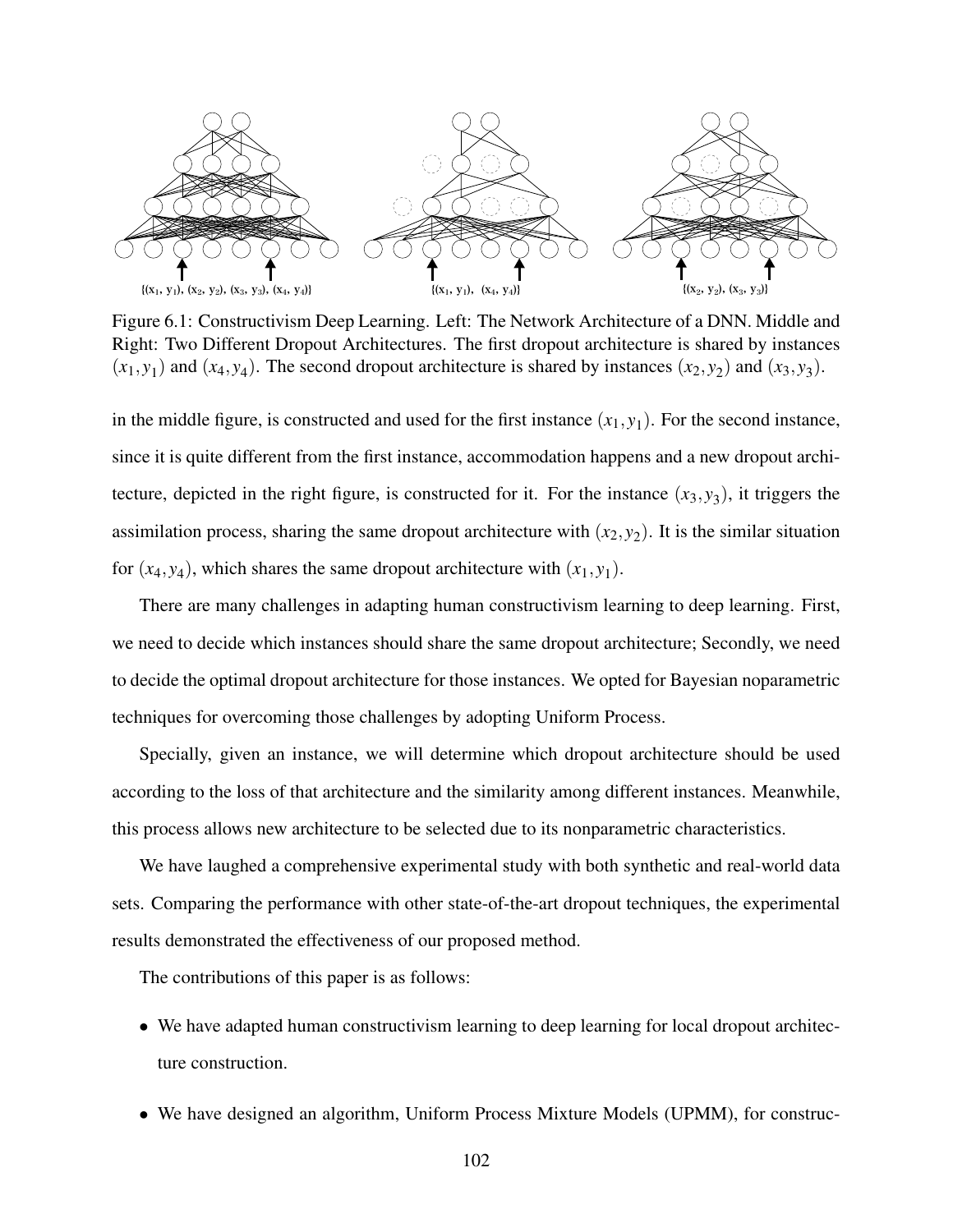Figure 6.1: Constructivism Deep Learning. Left: The Network Architecture of a DNN. Middle and Right: Two Different Dropout Architectures. The first dropout architecture is shared by instances $(x_1, y_1)$ and $(x_4, y_4)$. The second dropout architecture is shared by instances $(x_2, y_2)$ and $(x_3, y_3)$.

in the middle figure, is constructed and used for the first instance $(x_1, y_1)$. For the second instance, since it is quite different from the first instance, accommodation happens and a new dropout architecture, depicted in the right figure, is constructed for it. For the instance $(x_3, y_3)$, it triggers the assimilation process, sharing the same dropout architecture with $(x_2, y_2)$. It is the similar situation for $(x_4, y_4)$, which shares the same dropout architecture with $(x_1, y_1)$.

There are many challenges in adapting human constructivism learning to deep learning. First, we need to decide which instances should share the same dropout architecture; Secondly, we need to decide the optimal dropout architecture for those instances. We opted for Bayesian noparametric techniques for overcoming those challenges by adopting Uniform Process.

Specially, given an instance, we will determine which dropout architecture should be used according to the loss of that architecture and the similarity among different instances. Meanwhile, this process allows new architecture to be selected due to its nonparametric characteristics.

We have laughed a comprehensive experimental study with both synthetic and real-world data sets. Comparing the performance with other state-of-the-art dropout techniques, the experimental results demonstrated the effectiveness of our proposed method.

The contributions of this paper is as follows:

- We have adapted human constructivism learning to deep learning for local dropout architecture construction.
- We have designed an algorithm, Uniform Process Mixture Models (UPMM), for construc-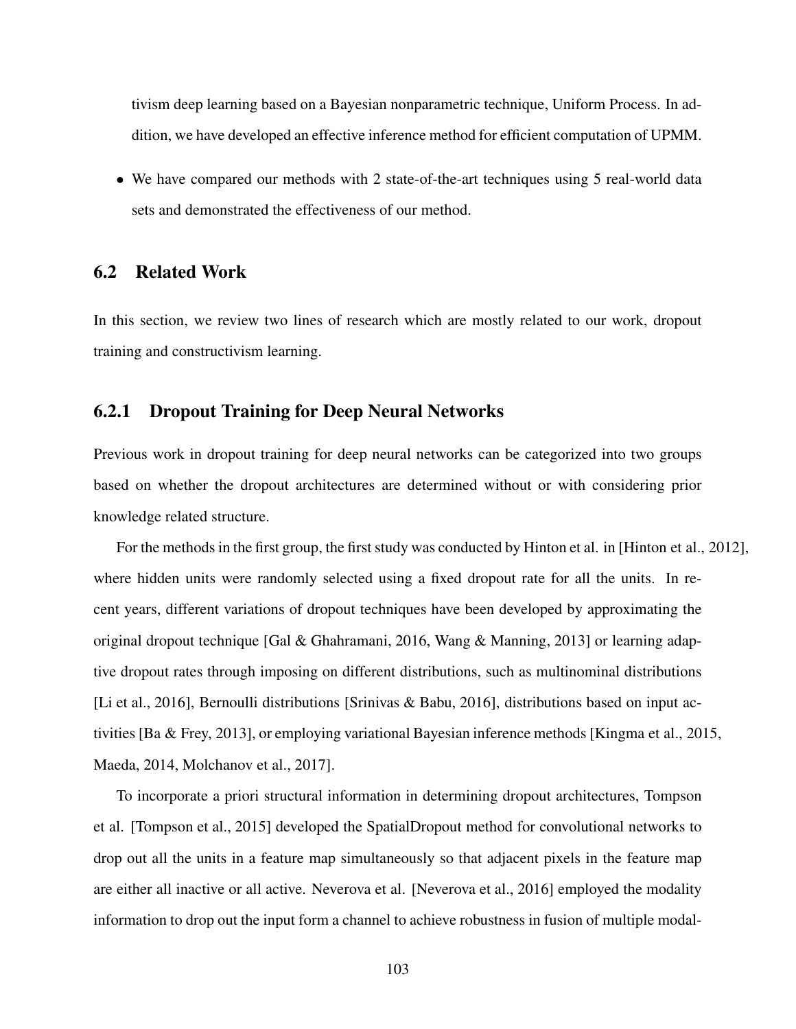tivism deep learning based on a Bayesian nonparametric technique, Uniform Process. In addition, we have developed an effective inference method for efficient computation of UPMM.

- We have compared our methods with 2 state-of-the-art techniques using 5 real-world data sets and demonstrated the effectiveness of our method.

## 6.2 Related Work

In this section, we review two lines of research which are mostly related to our work, dropout training and constructivism learning.

### 6.2.1 Dropout Training for Deep Neural Networks

Previous work in dropout training for deep neural networks can be categorized into two groups based on whether the dropout architectures are determined without or with considering prior knowledge related structure.

For the methods in the first group, the first study was conducted by Hinton et al. in [Hinton et al., 2012], where hidden units were randomly selected using a fixed dropout rate for all the units. In recent years, different variations of dropout techniques have been developed by approximating the original dropout technique [Gal & Ghahramani, 2016, Wang & Manning, 2013] or learning adaptive dropout rates through imposing on different distributions, such as multinominal distributions [Li et al., 2016], Bernoulli distributions [Srinivas & Babu, 2016], distributions based on input activities [Ba & Frey, 2013], or employing variational Bayesian inference methods [Kingma et al., 2015, Maeda, 2014, Molchanov et al., 2017].

To incorporate a priori structural information in determining dropout architectures, Tompson et al. [Tompson et al., 2015] developed the SpatialDropout method for convolutional networks to drop out all the units in a feature map simultaneously so that adjacent pixels in the feature map are either all inactive or all active. Neverova et al. [Neverova et al., 2016] employed the modality information to drop out the input form a channel to achieve robustness in fusion of multiple modal-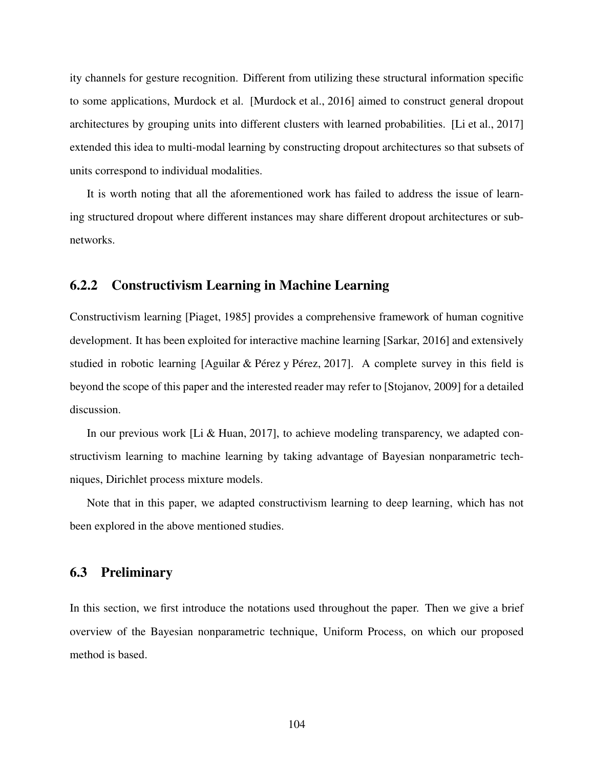ity channels for gesture recognition. Different from utilizing these structural information specific to some applications, Murdock et al. [Murdock et al., 2016] aimed to construct general dropout architectures by grouping units into different clusters with learned probabilities. [Li et al., 2017] extended this idea to multi-modal learning by constructing dropout architectures so that subsets of units correspond to individual modalities.

It is worth noting that all the aforementioned work has failed to address the issue of learning structured dropout where different instances may share different dropout architectures or subnetworks.

### 6.2.2 Constructivism Learning in Machine Learning

Constructivism learning [Piaget, 1985] provides a comprehensive framework of human cognitive development. It has been exploited for interactive machine learning [Sarkar, 2016] and extensively studied in robotic learning [Aguilar & Pérez y Pérez, 2017]. A complete survey in this field is beyond the scope of this paper and the interested reader may refer to [Stojanov, 2009] for a detailed discussion.

In our previous work [Li & Huan, 2017], to achieve modeling transparency, we adapted constructivism learning to machine learning by taking advantage of Bayesian nonparametric techniques, Dirichlet process mixture models.

Note that in this paper, we adapted constructivism learning to deep learning, which has not been explored in the above mentioned studies.

## 6.3 Preliminary

In this section, we first introduce the notations used throughout the paper. Then we give a brief overview of the Bayesian nonparametric technique, Uniform Process, on which our proposed method is based.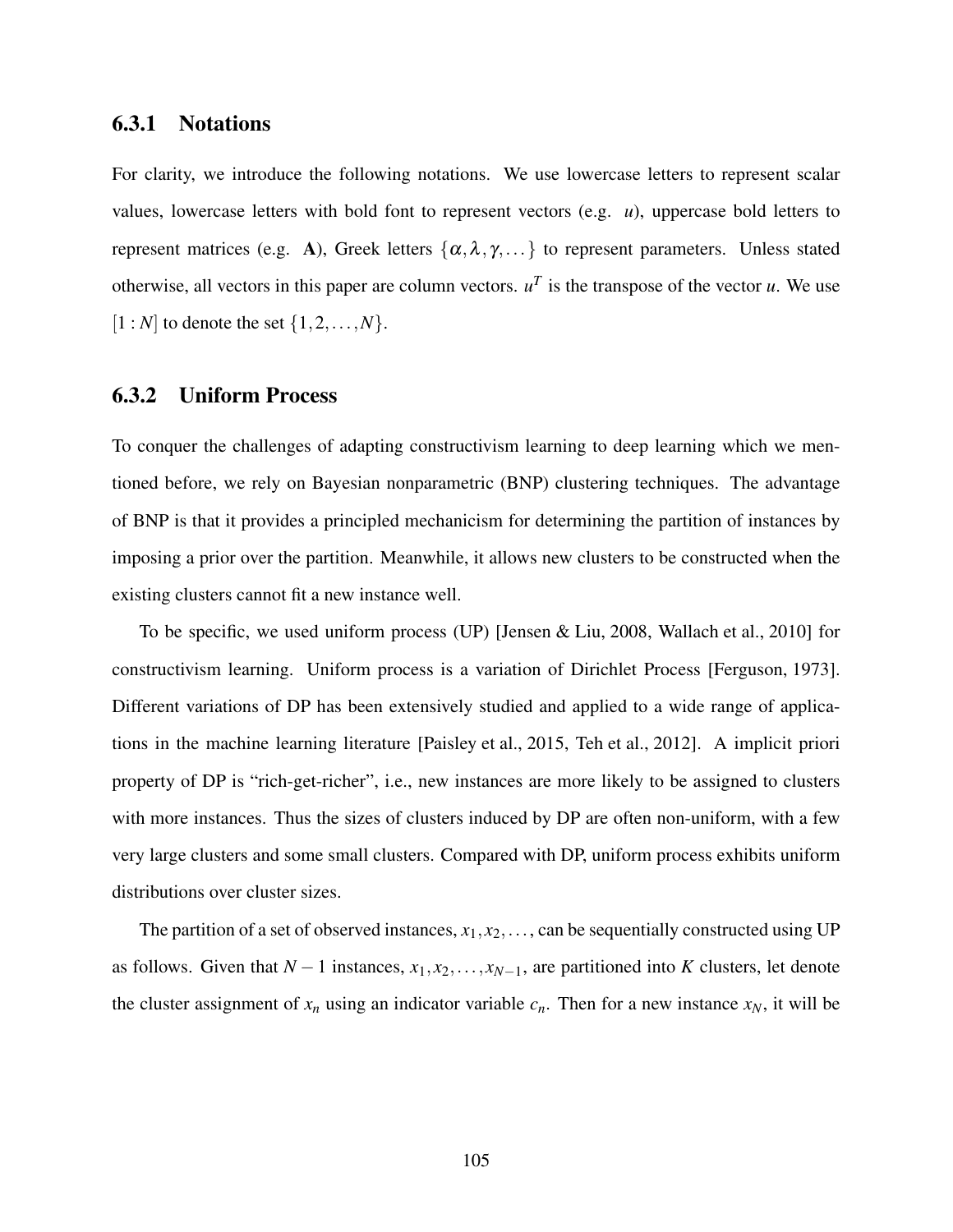### 6.3.1 Notations

For clarity, we introduce the following notations. We use lowercase letters to represent scalar values, lowercase letters with bold font to represent vectors (e.g. $\boldsymbol{u}$), uppercase bold letters to represent matrices (e.g. $\mathbf{A}$), Greek letters $\{\alpha, \lambda, \gamma, \dots\}$ to represent parameters. Unless stated otherwise, all vectors in this paper are column vectors. $u^T$ is the transpose of the vector $u$. We use $[1:N]$ to denote the set $\{1, 2, \dots, N\}$.

### 6.3.2 Uniform Process

To conquer the challenges of adapting constructivism learning to deep learning which we mentioned before, we rely on Bayesian nonparametric (BNP) clustering techniques. The advantage of BNP is that it provides a principled mechanicism for determining the partition of instances by imposing a prior over the partition. Meanwhile, it allows new clusters to be constructed when the existing clusters cannot fit a new instance well.

To be specific, we used uniform process (UP) [Jensen & Liu, 2008, Wallach et al., 2010] for constructivism learning. Uniform process is a variation of Dirichlet Process [Ferguson, 1973]. Different variations of DP has been extensively studied and applied to a wide range of applications in the machine learning literature [Paisley et al., 2015, Teh et al., 2012]. A implicit priori property of DP is "rich-get-richer", i.e., new instances are more likely to be assigned to clusters with more instances. Thus the sizes of clusters induced by DP are often non-uniform, with a few very large clusters and some small clusters. Compared with DP, uniform process exhibits uniform distributions over cluster sizes.

The partition of a set of observed instances, $x_1, x_2, \dots$, can be sequentially constructed using UP as follows. Given that $N-1$ instances, $x_1, x_2, \dots, x_{N-1}$, are partitioned into $K$ clusters, let denote the cluster assignment of $x_n$ using an indicator variable $c_n$. Then for a new instance $x_N$, it will be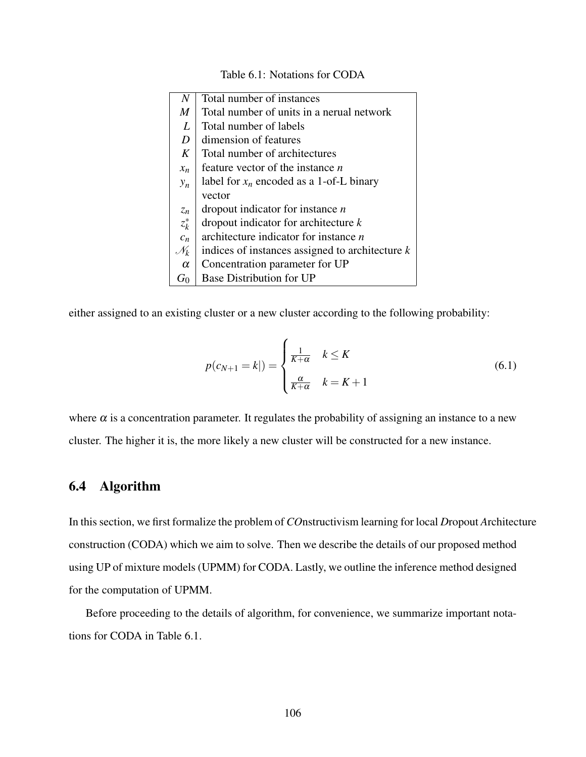Table 6.1: Notations for CODA

| | |
|---|---|
| $N$ | Total number of instances |
| $M$ | Total number of units in a nerual network |
| $L$ | Total number of labels |
| $D$ | dimension of features |
| $K$ | Total number of architectures |
| $x_n$ | feature vector of the instance $n$ |
| $y_n$ | label for $x_n$ encoded as a 1-of-L binary vector |
| $z_n$ | dropout indicator for instance $n$ |
| $z_k^*$ | dropout indicator for architecture $k$ |
| $c_n$ | architecture indicator for instance $n$ |
| $\mathcal{N}_k$ | indices of instances assigned to architecture $k$ |
| $\alpha$ | Concentration parameter for UP |
| $G_0$ | Base Distribution for UP |

either assigned to an existing cluster or a new cluster according to the following probability:

$$p(c_{N+1} = k|) = \begin{cases} \frac{1}{K+\alpha} & k \leq K \\ \frac{\alpha}{K+\alpha} & k = K+1 \end{cases} \tag{6.1}$$

where $\alpha$ is a concentration parameter. It regulates the probability of assigning an instance to a new cluster. The higher it is, the more likely a new cluster will be constructed for a new instance.

## 6.4 Algorithm

In this section, we first formalize the problem of *CO*nstructivism learning for local *D*ropout *A*rchitecture construction (CODA) which we aim to solve. Then we describe the details of our proposed method using UP of mixture models (UPMM) for CODA. Lastly, we outline the inference method designed for the computation of UPMM.

Before proceeding to the details of algorithm, for convenience, we summarize important notations for CODA in Table 6.1.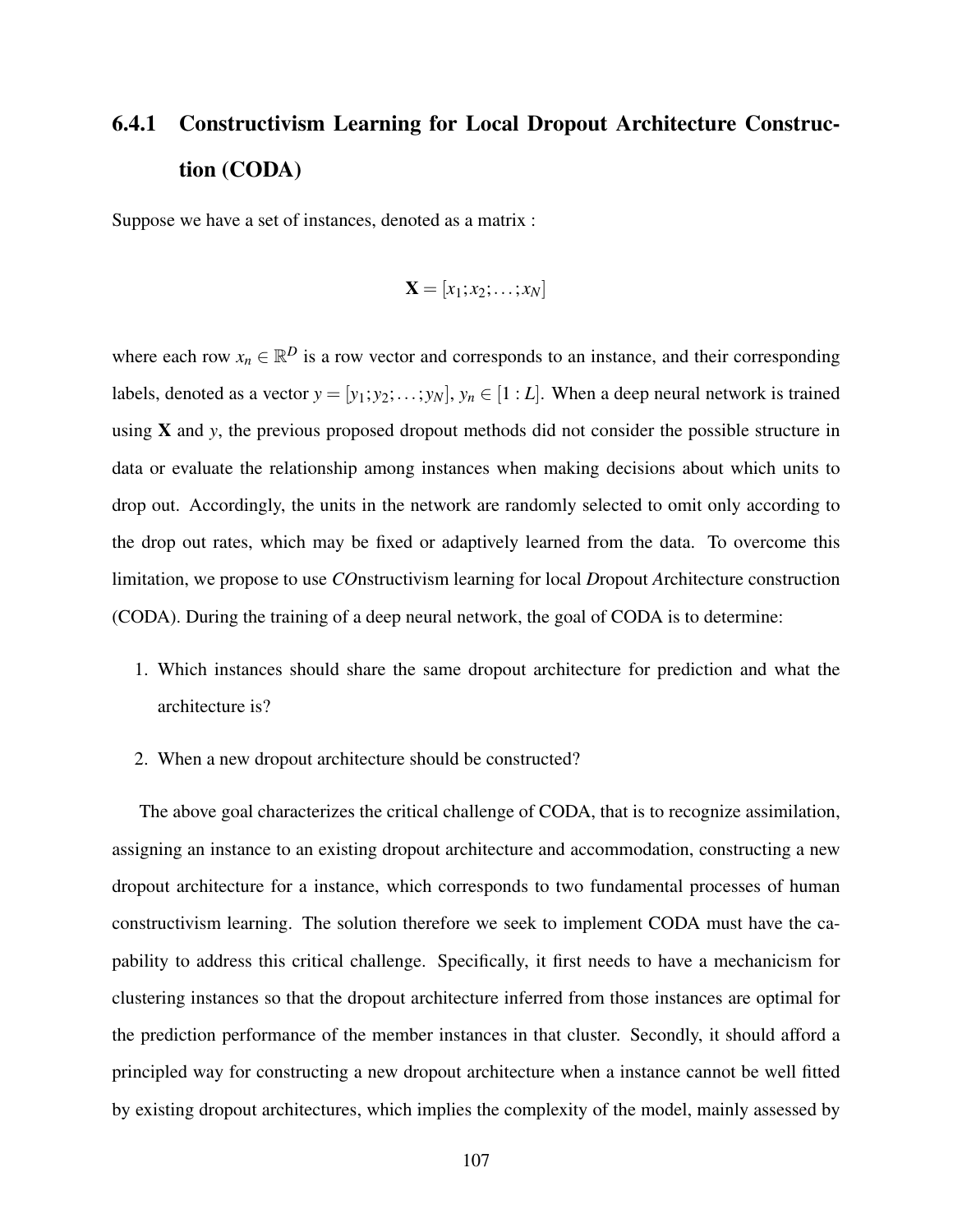### 6.4.1 Constructivism Learning for Local Dropout Architecture Construction (CODA)

Suppose we have a set of instances, denoted as a matrix :

$$\mathbf{X} = [x_1; x_2; \ldots; x_N]$$

where each row $x_n \in \mathbb{R}^D$ is a row vector and corresponds to an instance, and their corresponding labels, denoted as a vector $y = [y_1; y_2; \ldots; y_N]$, $y_n \in [1 : L]$. When a deep neural network is trained using $\mathbf{X}$ and $y$, the previous proposed dropout methods did not consider the possible structure in data or evaluate the relationship among instances when making decisions about which units to drop out. Accordingly, the units in the network are randomly selected to omit only according to the drop out rates, which may be fixed or adaptively learned from the data. To overcome this limitation, we propose to use *CO*nstructivism learning for local *D*ropout *A*rchitecture construction (CODA). During the training of a deep neural network, the goal of CODA is to determine:

1. Which instances should share the same dropout architecture for prediction and what the architecture is?
2. When a new dropout architecture should be constructed?

The above goal characterizes the critical challenge of CODA, that is to recognize assimilation, assigning an instance to an existing dropout architecture and accommodation, constructing a new dropout architecture for a instance, which corresponds to two fundamental processes of human constructivism learning. The solution therefore we seek to implement CODA must have the capability to address this critical challenge. Specifically, it first needs to have a mechanicism for clustering instances so that the dropout architecture inferred from those instances are optimal for the prediction performance of the member instances in that cluster. Secondly, it should afford a principled way for constructing a new dropout architecture when a instance cannot be well fitted by existing dropout architectures, which implies the complexity of the model, mainly assessed by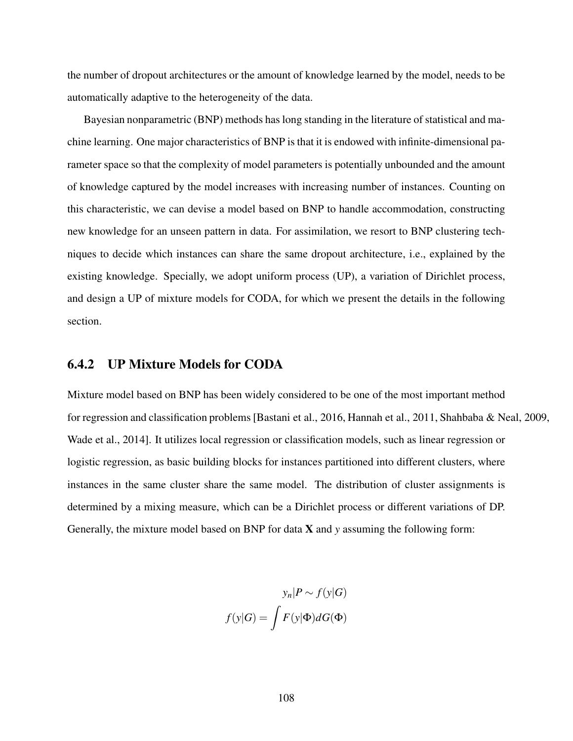the number of dropout architectures or the amount of knowledge learned by the model, needs to be automatically adaptive to the heterogeneity of the data.

Bayesian nonparametric (BNP) methods has long standing in the literature of statistical and machine learning. One major characteristics of BNP is that it is endowed with infinite-dimensional parameter space so that the complexity of model parameters is potentially unbounded and the amount of knowledge captured by the model increases with increasing number of instances. Counting on this characteristic, we can devise a model based on BNP to handle accommodation, constructing new knowledge for an unseen pattern in data. For assimilation, we resort to BNP clustering techniques to decide which instances can share the same dropout architecture, i.e., explained by the existing knowledge. Specially, we adopt uniform process (UP), a variation of Dirichlet process, and design a UP of mixture models for CODA, for which we present the details in the following section.

### 6.4.2 UP Mixture Models for CODA

Mixture model based on BNP has been widely considered to be one of the most important method for regression and classification problems [Bastani et al., 2016, Hannah et al., 2011, Shahbaba & Neal, 2009, Wade et al., 2014]. It utilizes local regression or classification models, such as linear regression or logistic regression, as basic building blocks for instances partitioned into different clusters, where instances in the same cluster share the same model. The distribution of cluster assignments is determined by a mixing measure, which can be a Dirichlet process or different variations of DP. Generally, the mixture model based on BNP for data $\mathbf{X}$ and $y$ assuming the following form:

$$
\begin{aligned}
y_n | P &\sim f(y|G) \\
f(y|G) &= \int F(y|\Phi) dG(\Phi)
\end{aligned}
$$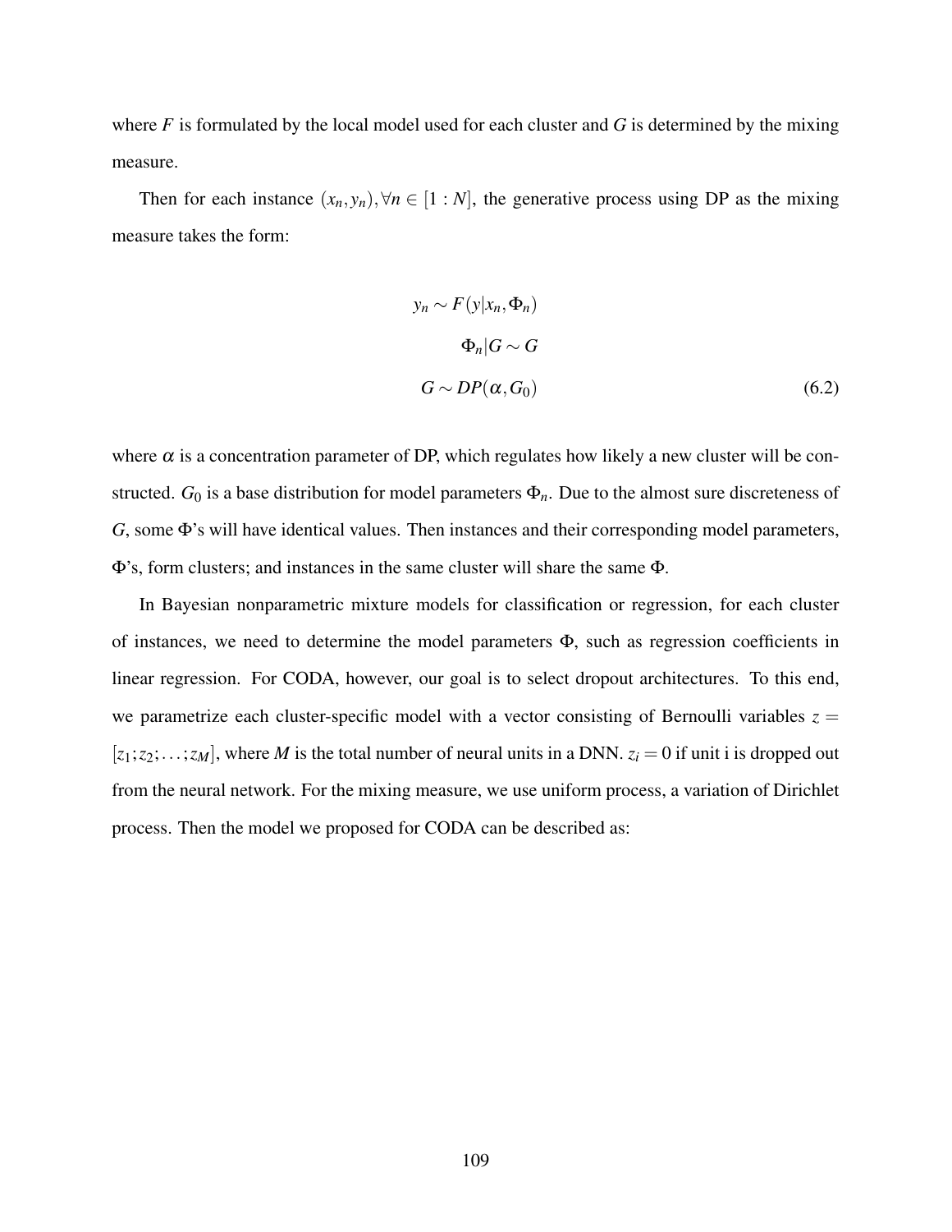where $F$ is formulated by the local model used for each cluster and $G$ is determined by the mixing measure.

Then for each instance $(x_n, y_n), \forall n \in [1:N]$, the generative process using DP as the mixing measure takes the form:

$$
\begin{aligned}
y_n &\sim F(y|x_n, \Phi_n) \\
\Phi_n|G &\sim G \\
G &\sim DP(\alpha, G_0)
\end{aligned}
\tag{6.2}
$$

where $\alpha$ is a concentration parameter of DP, which regulates how likely a new cluster will be constructed. $G_0$ is a base distribution for model parameters $\Phi_n$. Due to the almost sure discreteness of $G$, some $\Phi$'s will have identical values. Then instances and their corresponding model parameters, $\Phi$'s, form clusters; and instances in the same cluster will share the same $\Phi$.

In Bayesian nonparametric mixture models for classification or regression, for each cluster of instances, we need to determine the model parameters $\Phi$, such as regression coefficients in linear regression. For CODA, however, our goal is to select dropout architectures. To this end, we parametrize each cluster-specific model with a vector consisting of Bernoulli variables $z = [z_1; z_2; \ldots; z_M]$, where $M$ is the total number of neural units in a DNN. $z_i = 0$ if unit i is dropped out from the neural network. For the mixing measure, we use uniform process, a variation of Dirichlet process. Then the model we proposed for CODA can be described as: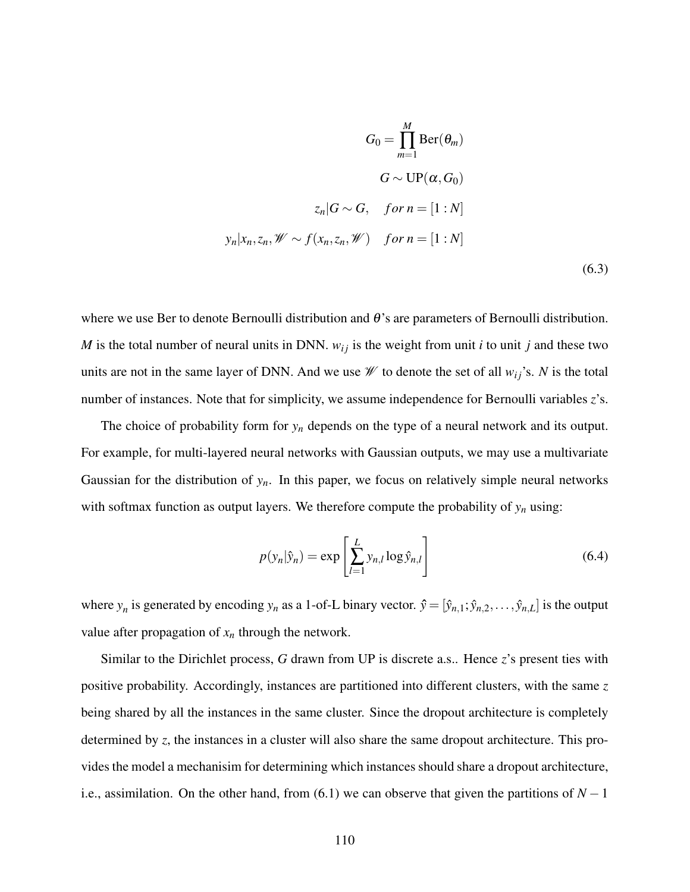$$
\begin{aligned}
G_0 &= \prod_{m=1}^{M} \text{Ber}(\theta_m) \\
G &\sim \text{UP}(\alpha, G_0) \\
z_n | G &\sim G, \quad for\, n = [1:N] \\
y_n | x_n, z_n, \mathscr{W} &\sim f(x_n, z_n, \mathscr{W}) \quad for\, n = [1:N]
\end{aligned}
\tag{6.3}
$$

where we use Ber to denote Bernoulli distribution and $\theta$'s are parameters of Bernoulli distribution. $M$ is the total number of neural units in DNN. $w_{ij}$ is the weight from unit $i$ to unit $j$ and these two units are not in the same layer of DNN. And we use $\mathscr{W}$ to denote the set of all $w_{ij}$'s. $N$ is the total number of instances. Note that for simplicity, we assume independence for Bernoulli variables $z$'s.

The choice of probability form for $y_n$ depends on the type of a neural network and its output. For example, for multi-layered neural networks with Gaussian outputs, we may use a multivariate Gaussian for the distribution of $y_n$. In this paper, we focus on relatively simple neural networks with softmax function as output layers. We therefore compute the probability of $y_n$ using:

$$
p(y_n | \hat{y}_n) = \exp\left[\sum_{l=1}^{L} y_{n,l} \log \hat{y}_{n,l}\right] \tag{6.4}
$$

where $y_n$ is generated by encoding $y_n$ as a 1-of-L binary vector. $\hat{y} = [\hat{y}_{n,1}; \hat{y}_{n,2}, \ldots, \hat{y}_{n,L}]$ is the output value after propagation of $x_n$ through the network.

Similar to the Dirichlet process, $G$ drawn from UP is discrete a.s.. Hence $z$'s present ties with positive probability. Accordingly, instances are partitioned into different clusters, with the same $z$ being shared by all the instances in the same cluster. Since the dropout architecture is completely determined by $z$, the instances in a cluster will also share the same dropout architecture. This provides the model a mechanisim for determining which instances should share a dropout architecture, i.e., assimilation. On the other hand, from (6.1) we can observe that given the partitions of $N-1$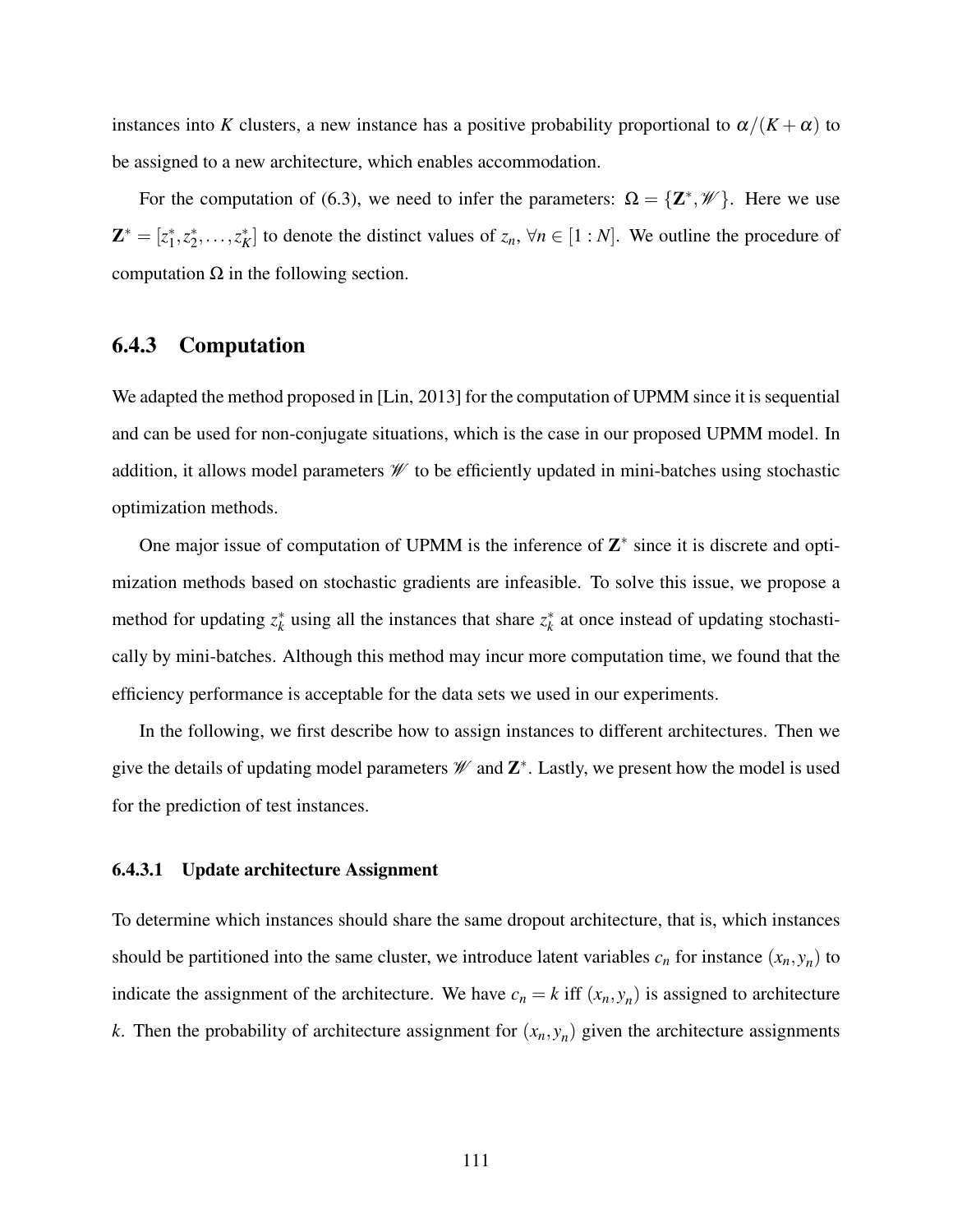instances into $K$ clusters, a new instance has a positive probability proportional to $\alpha/(K+\alpha)$ to be assigned to a new architecture, which enables accommodation.

For the computation of (6.3), we need to infer the parameters: $\Omega = \{\mathbf{Z}^*, \mathscr{W}\}$. Here we use $\mathbf{Z}^* = [z_1^*, z_2^*, \ldots, z_K^*]$ to denote the distinct values of $z_n$, $\forall n \in [1:N]$. We outline the procedure of computation $\Omega$ in the following section.

### 6.4.3 Computation

We adapted the method proposed in [Lin, 2013] for the computation of UPMM since it is sequential and can be used for non-conjugate situations, which is the case in our proposed UPMM model. In addition, it allows model parameters $\mathscr{W}$ to be efficiently updated in mini-batches using stochastic optimization methods.

One major issue of computation of UPMM is the inference of $\mathbf{Z}^*$ since it is discrete and optimization methods based on stochastic gradients are infeasible. To solve this issue, we propose a method for updating $z_k^*$ using all the instances that share $z_k^*$ at once instead of updating stochastically by mini-batches. Although this method may incur more computation time, we found that the efficiency performance is acceptable for the data sets we used in our experiments.

In the following, we first describe how to assign instances to different architectures. Then we give the details of updating model parameters $\mathscr{W}$ and $\mathbf{Z}^*$. Lastly, we present how the model is used for the prediction of test instances.

#### 6.4.3.1 Update architecture Assignment

To determine which instances should share the same dropout architecture, that is, which instances should be partitioned into the same cluster, we introduce latent variables $c_n$ for instance $(x_n, y_n)$ to indicate the assignment of the architecture. We have $c_n = k$ iff $(x_n, y_n)$ is assigned to architecture $k$. Then the probability of architecture assignment for $(x_n, y_n)$ given the architecture assignments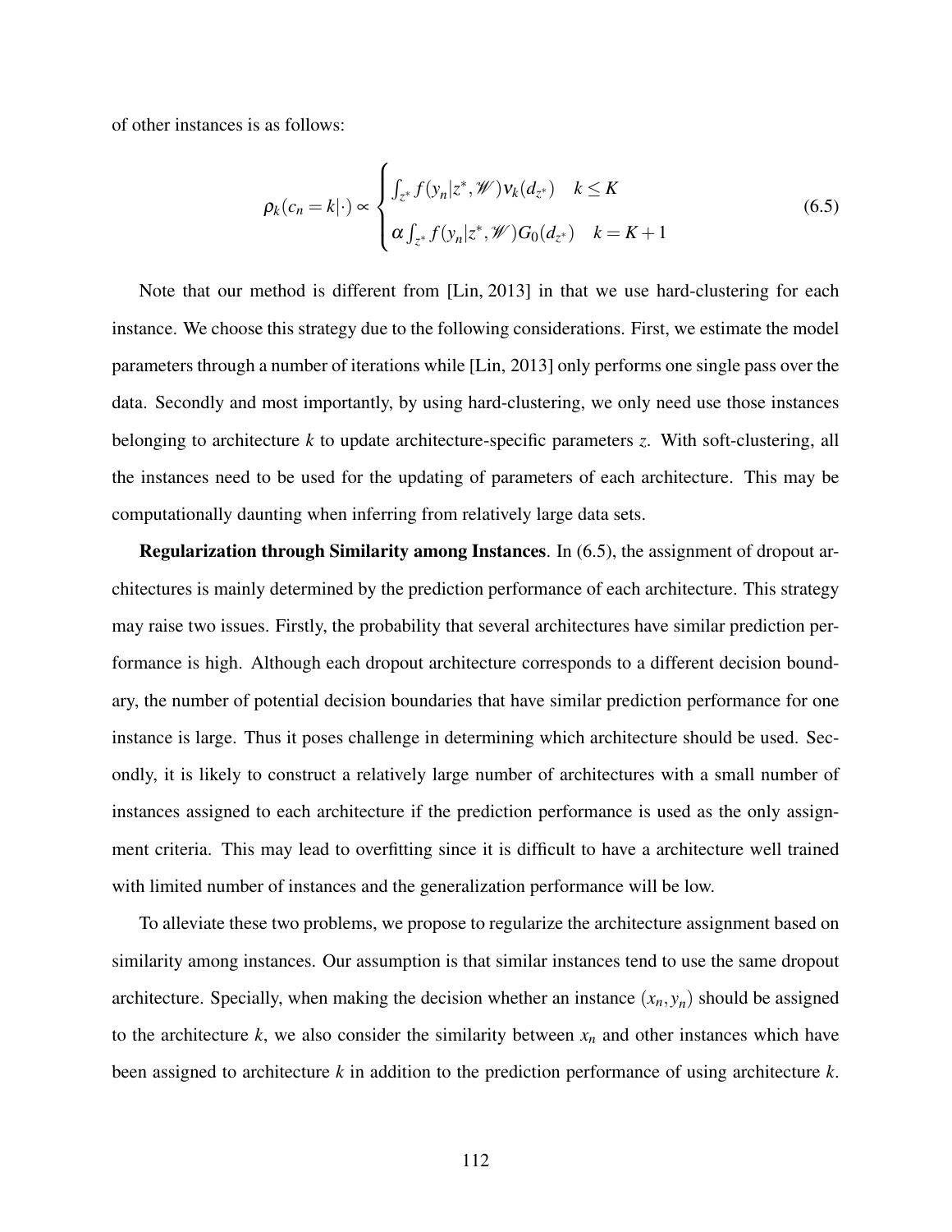of other instances is as follows:

$$
\rho_k(c_n = k|\cdot) \propto \begin{cases} \int_{z^*} f(y_n|z^*, \mathscr{W}) \nu_k(d_{z^*}) & k \leq K \\ \alpha \int_{z^*} f(y_n|z^*, \mathscr{W}) G_0(d_{z^*}) & k = K+1 \end{cases} \tag{6.5}
$$

Note that our method is different from [Lin, 2013] in that we use hard-clustering for each instance. We choose this strategy due to the following considerations. First, we estimate the model parameters through a number of iterations while [Lin, 2013] only performs one single pass over the data. Secondly and most importantly, by using hard-clustering, we only need use those instances belonging to architecture $k$ to update architecture-specific parameters $z$. With soft-clustering, all the instances need to be used for the updating of parameters of each architecture. This may be computationally daunting when inferring from relatively large data sets.

**Regularization through Similarity among Instances**. In (6.5), the assignment of dropout architectures is mainly determined by the prediction performance of each architecture. This strategy may raise two issues. Firstly, the probability that several architectures have similar prediction performance is high. Although each dropout architecture corresponds to a different decision boundary, the number of potential decision boundaries that have similar prediction performance for one instance is large. Thus it poses challenge in determining which architecture should be used. Secondly, it is likely to construct a relatively large number of architectures with a small number of instances assigned to each architecture if the prediction performance is used as the only assignment criteria. This may lead to overfitting since it is difficult to have a architecture well trained with limited number of instances and the generalization performance will be low.

To alleviate these two problems, we propose to regularize the architecture assignment based on similarity among instances. Our assumption is that similar instances tend to use the same dropout architecture. Specially, when making the decision whether an instance $(x_n, y_n)$ should be assigned to the architecture $k$, we also consider the similarity between $x_n$ and other instances which have been assigned to architecture $k$ in addition to the prediction performance of using architecture $k$.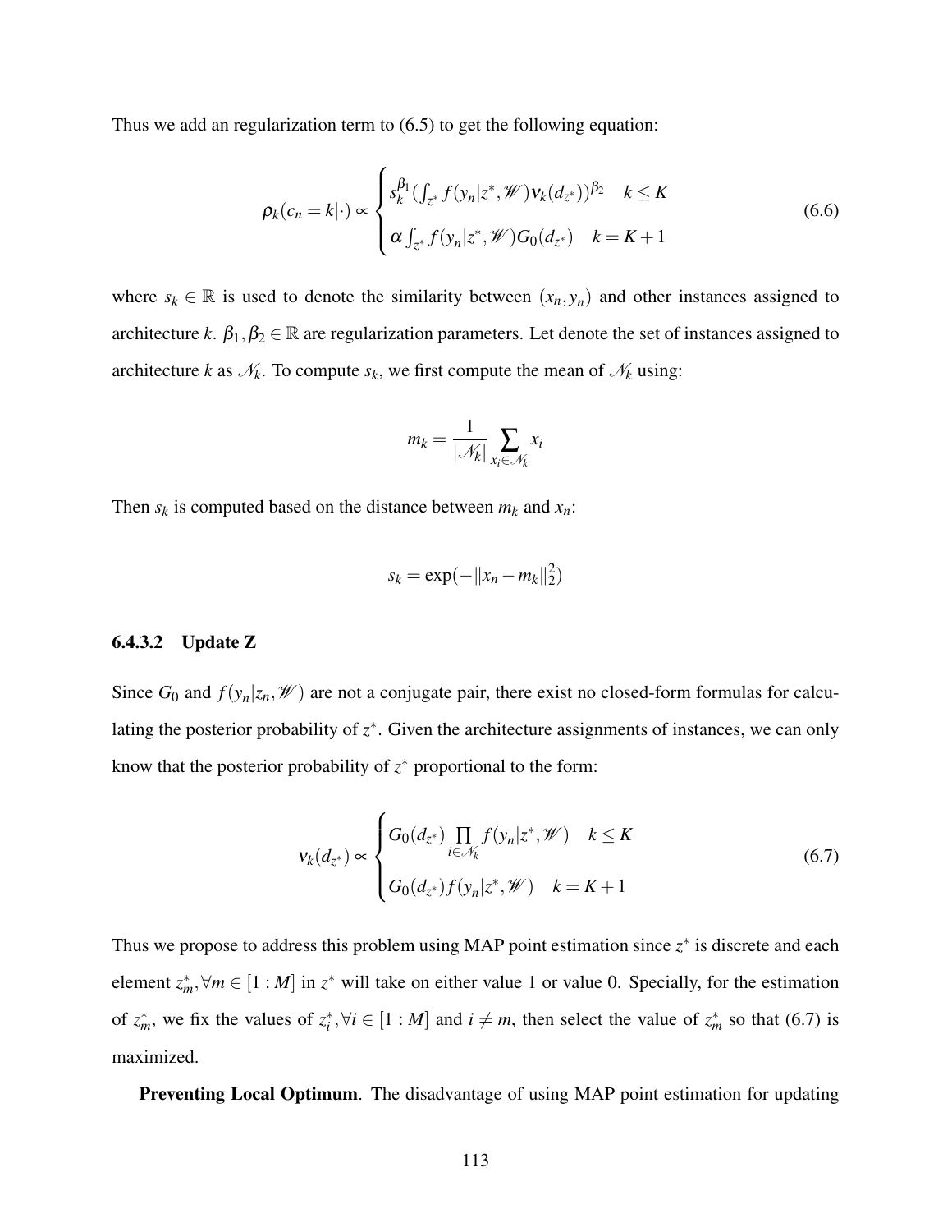Thus we add an regularization term to (6.5) to get the following equation:

$$\rho_k(c_n = k|\cdot) \propto \begin{cases} s_k^{\beta_1}\left(\int_{z^*} f(y_n|z^*, \mathscr{W})\nu_k(d_{z^*})\right)^{\beta_2} & k \leq K \\ \alpha \int_{z^*} f(y_n|z^*, \mathscr{W}) G_0(d_{z^*}) & k = K+1 \end{cases} \tag{6.6}$$

where $s_k \in \mathbb{R}$ is used to denote the similarity between $(x_n, y_n)$ and other instances assigned to architecture $k$. $\beta_1, \beta_2 \in \mathbb{R}$ are regularization parameters. Let denote the set of instances assigned to architecture $k$ as $\mathscr{N}_k$. To compute $s_k$, we first compute the mean of $\mathscr{N}_k$ using:

$$m_k = \frac{1}{|\mathscr{N}_k|} \sum_{x_i \in \mathscr{N}_k} x_i$$

Then $s_k$ is computed based on the distance between $m_k$ and $x_n$:

$$s_k = \exp(-\|x_n - m_k\|_2^2)$$

#### 6.4.3.2 Update Z

Since $G_0$ and $f(y_n|z_n, \mathscr{W})$ are not a conjugate pair, there exist no closed-form formulas for calculating the posterior probability of $z^*$. Given the architecture assignments of instances, we can only know that the posterior probability of $z^*$ proportional to the form:

$$\nu_k(d_{z^*}) \propto \begin{cases} G_0(d_{z^*}) \prod_{i \in \mathscr{N}_k} f(y_n|z^*, \mathscr{W}) & k \leq K \\ G_0(d_{z^*}) f(y_n|z^*, \mathscr{W}) & k = K+1 \end{cases} \tag{6.7}$$

Thus we propose to address this problem using MAP point estimation since $z^*$ is discrete and each element $z_m^*, \forall m \in [1:M]$ in $z^*$ will take on either value 1 or value 0. Specially, for the estimation of $z_m^*$, we fix the values of $z_i^*, \forall i \in [1:M]$ and $i \neq m$, then select the value of $z_m^*$ so that (6.7) is maximized.

**Preventing Local Optimum**. The disadvantage of using MAP point estimation for updating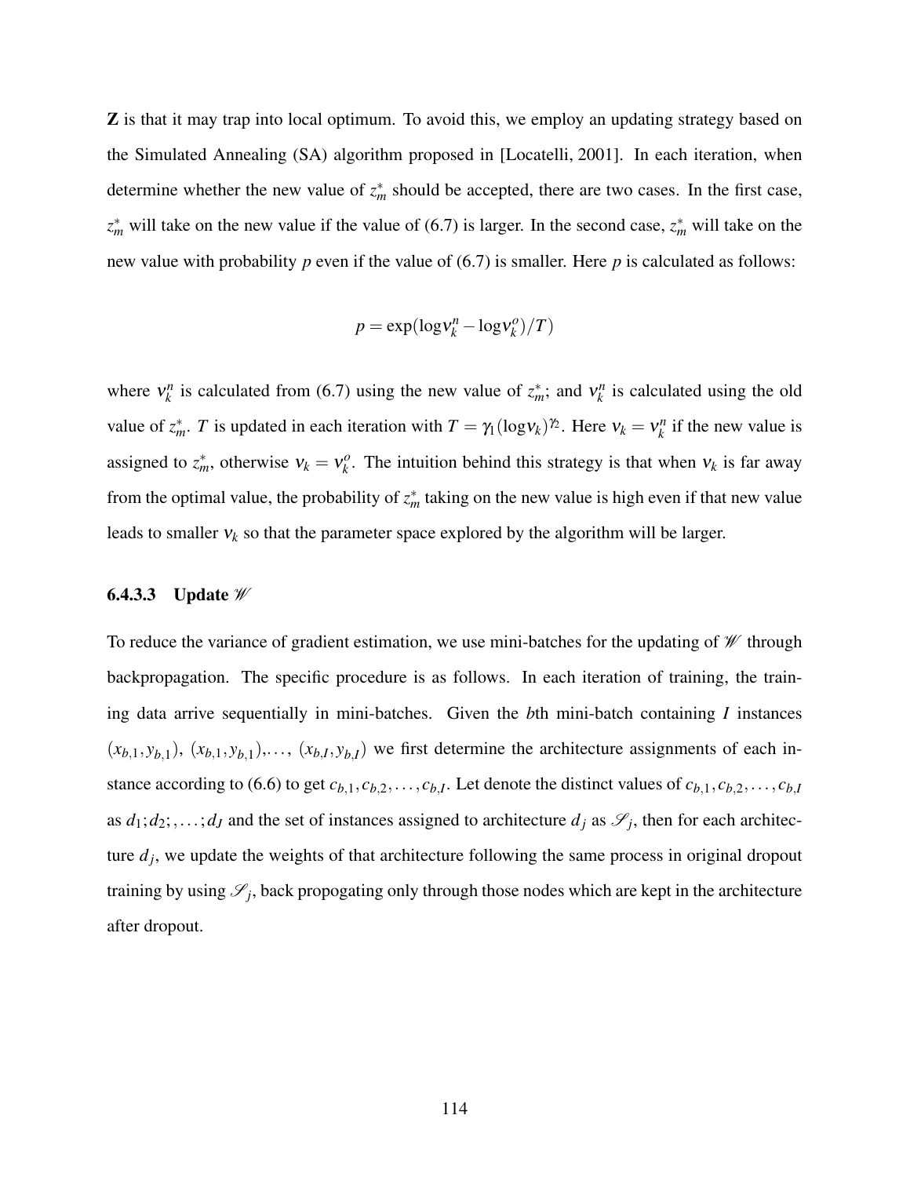**Z** is that it may trap into local optimum. To avoid this, we employ an updating strategy based on the Simulated Annealing (SA) algorithm proposed in [Locatelli, 2001]. In each iteration, when determine whether the new value of $z_m^*$ should be accepted, there are two cases. In the first case, $z_m^*$ will take on the new value if the value of (6.7) is larger. In the second case, $z_m^*$ will take on the new value with probability $p$ even if the value of (6.7) is smaller. Here $p$ is calculated as follows:

$$p = \exp(\log \nu_k^n - \log \nu_k^o)/T)$$

where $\nu_k^n$ is calculated from (6.7) using the new value of $z_m^*$; and $\nu_k^n$ is calculated using the old value of $z_m^*$. $T$ is updated in each iteration with $T = \gamma_1(\log \nu_k)^{\gamma_2}$. Here $\nu_k = \nu_k^n$ if the new value is assigned to $z_m^*$, otherwise $\nu_k = \nu_k^o$. The intuition behind this strategy is that when $\nu_k$ is far away from the optimal value, the probability of $z_m^*$ taking on the new value is high even if that new value leads to smaller $\nu_k$ so that the parameter space explored by the algorithm will be larger.

#### 6.4.3.3 Update $\mathscr{W}$

To reduce the variance of gradient estimation, we use mini-batches for the updating of $\mathscr{W}$ through backpropagation. The specific procedure is as follows. In each iteration of training, the training data arrive sequentially in mini-batches. Given the $b$th mini-batch containing $I$ instances $(x_{b,1}, y_{b,1})$, $(x_{b,1}, y_{b,1})$,..., $(x_{b,I}, y_{b,I})$ we first determine the architecture assignments of each instance according to (6.6) to get $c_{b,1}, c_{b,2}, \ldots, c_{b,I}$. Let denote the distinct values of $c_{b,1}, c_{b,2}, \ldots, c_{b,I}$ as $d_1; d_2; , \ldots; d_J$ and the set of instances assigned to architecture $d_j$ as $\mathscr{S}_j$, then for each architecture $d_j$, we update the weights of that architecture following the same process in original dropout training by using $\mathscr{S}_j$, back propogating only through those nodes which are kept in the architecture after dropout.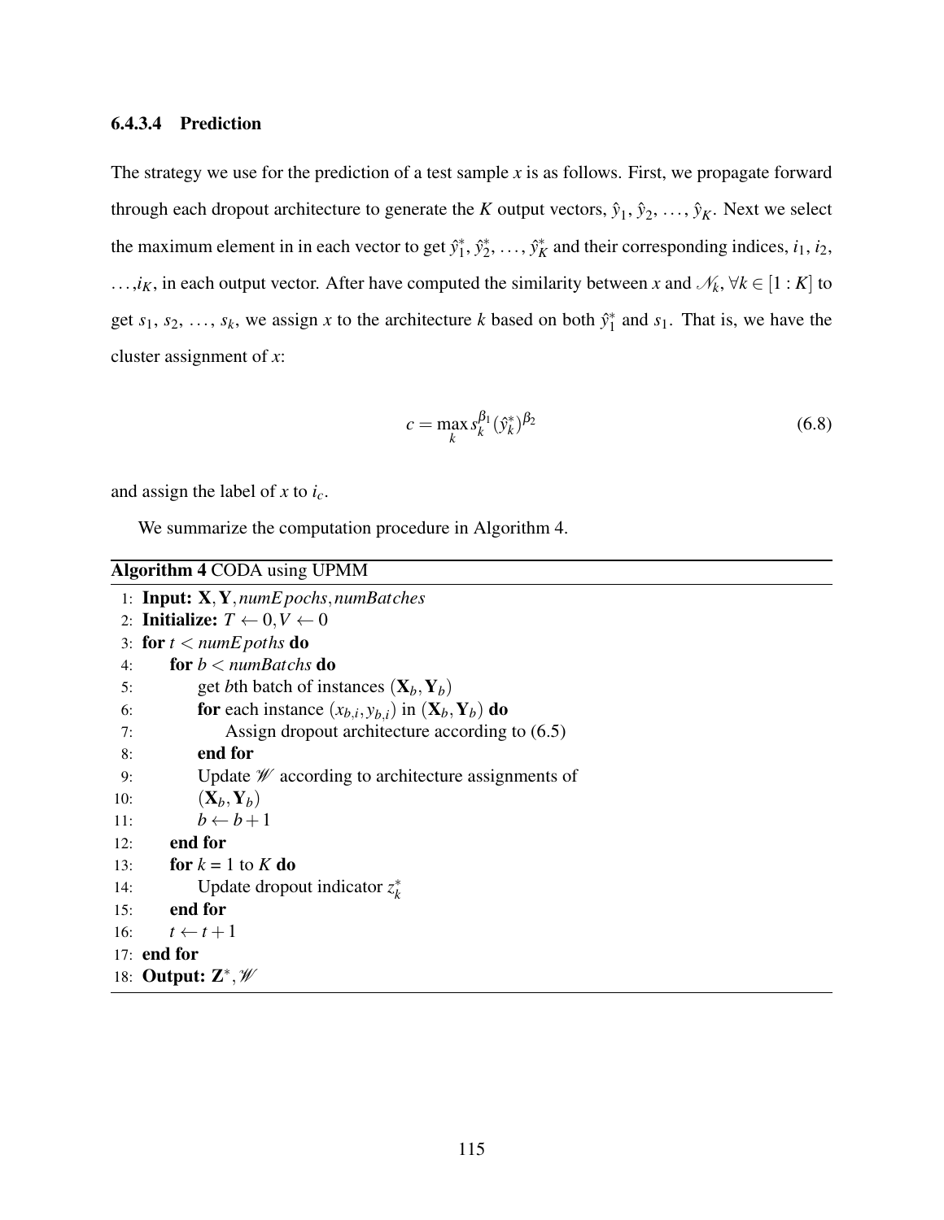#### 6.4.3.4 Prediction

The strategy we use for the prediction of a test sample $x$ is as follows. First, we propagate forward through each dropout architecture to generate the $K$ output vectors, $\hat{y}_1$, $\hat{y}_2$, ..., $\hat{y}_K$. Next we select the maximum element in in each vector to get $\hat{y}_1^*$, $\hat{y}_2^*$, ..., $\hat{y}_K^*$ and their corresponding indices, $i_1$, $i_2$, ...,$i_K$, in each output vector. After have computed the similarity between $x$ and $\mathcal{N}_k, \forall k \in [1:K]$ to get $s_1$, $s_2$, ..., $s_k$, we assign $x$ to the architecture $k$ based on both $\hat{y}_1^*$ and $s_1$. That is, we have the cluster assignment of $x$:

$$c = \max_k s_k^{\beta_1} (\hat{y}_k^*)^{\beta_2} \tag{6.8}$$

and assign the label of $x$ to $i_c$.

We summarize the computation procedure in Algorithm 4.

**Algorithm 4** CODA using UPMM

```
1:  Input: X, Y, numEpochs, numBatches
2:  Initialize: T ← 0, V ← 0
3:  for t < numEpoths do
4:      for b < numBatchs do
5:          get bth batch of instances (X_b, Y_b)
6:          for each instance (x_{b,i}, y_{b,i}) in (X_b, Y_b) do
7:              Assign dropout architecture according to (6.5)
8:          end for
9:          Update 𝒲 according to architecture assignments of
10:         (X_b, Y_b)
11:         b ← b + 1
12:     end for
13:     for k = 1 to K do
14:         Update dropout indicator z_k^*
15:     end for
16:     t ← t + 1
17: end for
18: Output: Z^*, 𝒲
```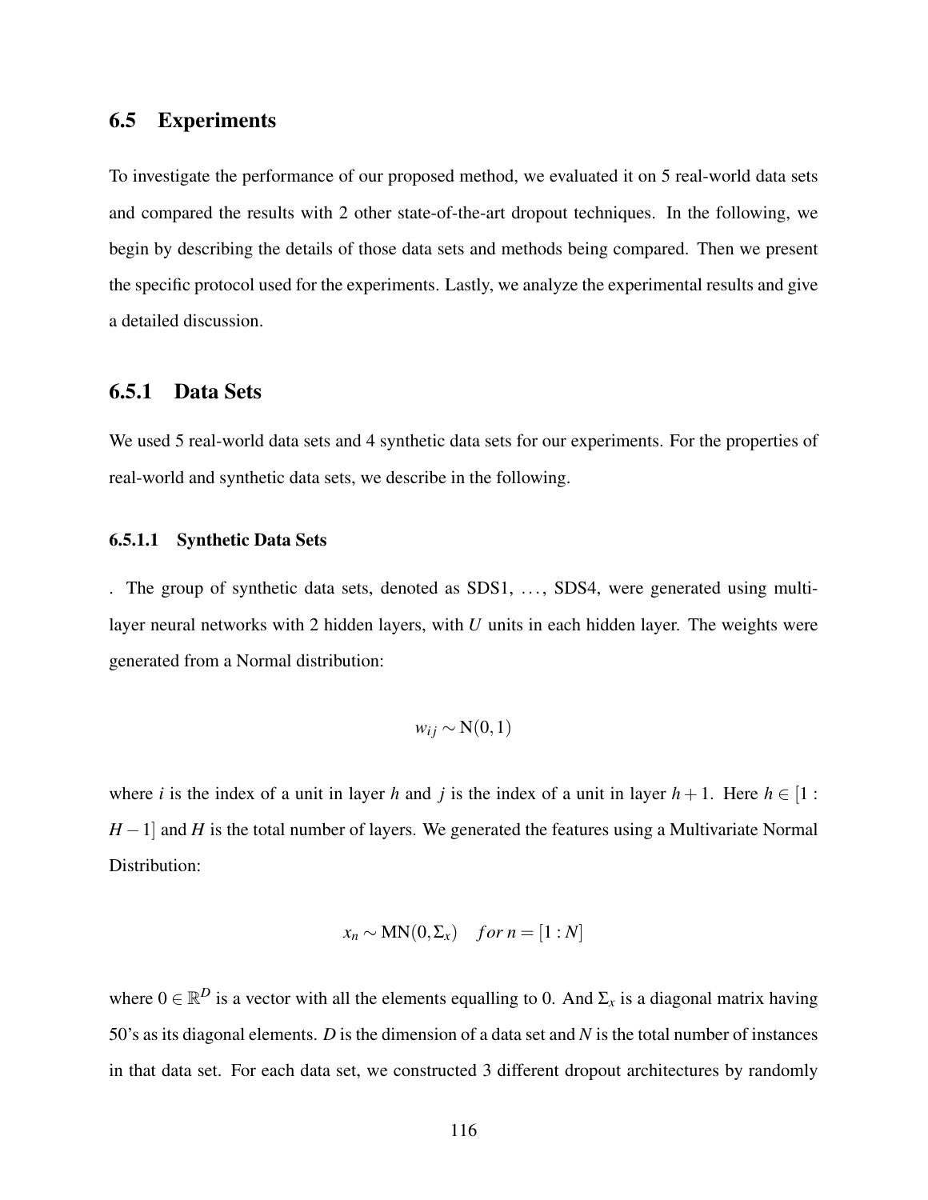## 6.5 Experiments

To investigate the performance of our proposed method, we evaluated it on 5 real-world data sets and compared the results with 2 other state-of-the-art dropout techniques. In the following, we begin by describing the details of those data sets and methods being compared. Then we present the specific protocol used for the experiments. Lastly, we analyze the experimental results and give a detailed discussion.

### 6.5.1 Data Sets

We used 5 real-world data sets and 4 synthetic data sets for our experiments. For the properties of real-world and synthetic data sets, we describe in the following.

#### 6.5.1.1 Synthetic Data Sets

. The group of synthetic data sets, denoted as SDS1, ..., SDS4, were generated using multi-layer neural networks with 2 hidden layers, with $U$ units in each hidden layer. The weights were generated from a Normal distribution:

$$w_{ij} \sim \mathrm{N}(0, 1)$$

where $i$ is the index of a unit in layer $h$ and $j$ is the index of a unit in layer $h+1$. Here $h \in [1 : H-1]$ and $H$ is the total number of layers. We generated the features using a Multivariate Normal Distribution:

$$x_n \sim \mathrm{MN}(0, \Sigma_x) \quad for\, n = [1 : N]$$

where $0 \in \mathbb{R}^D$ is a vector with all the elements equalling to 0. And $\Sigma_x$ is a diagonal matrix having 50's as its diagonal elements. $D$ is the dimension of a data set and $N$ is the total number of instances in that data set. For each data set, we constructed 3 different dropout architectures by randomly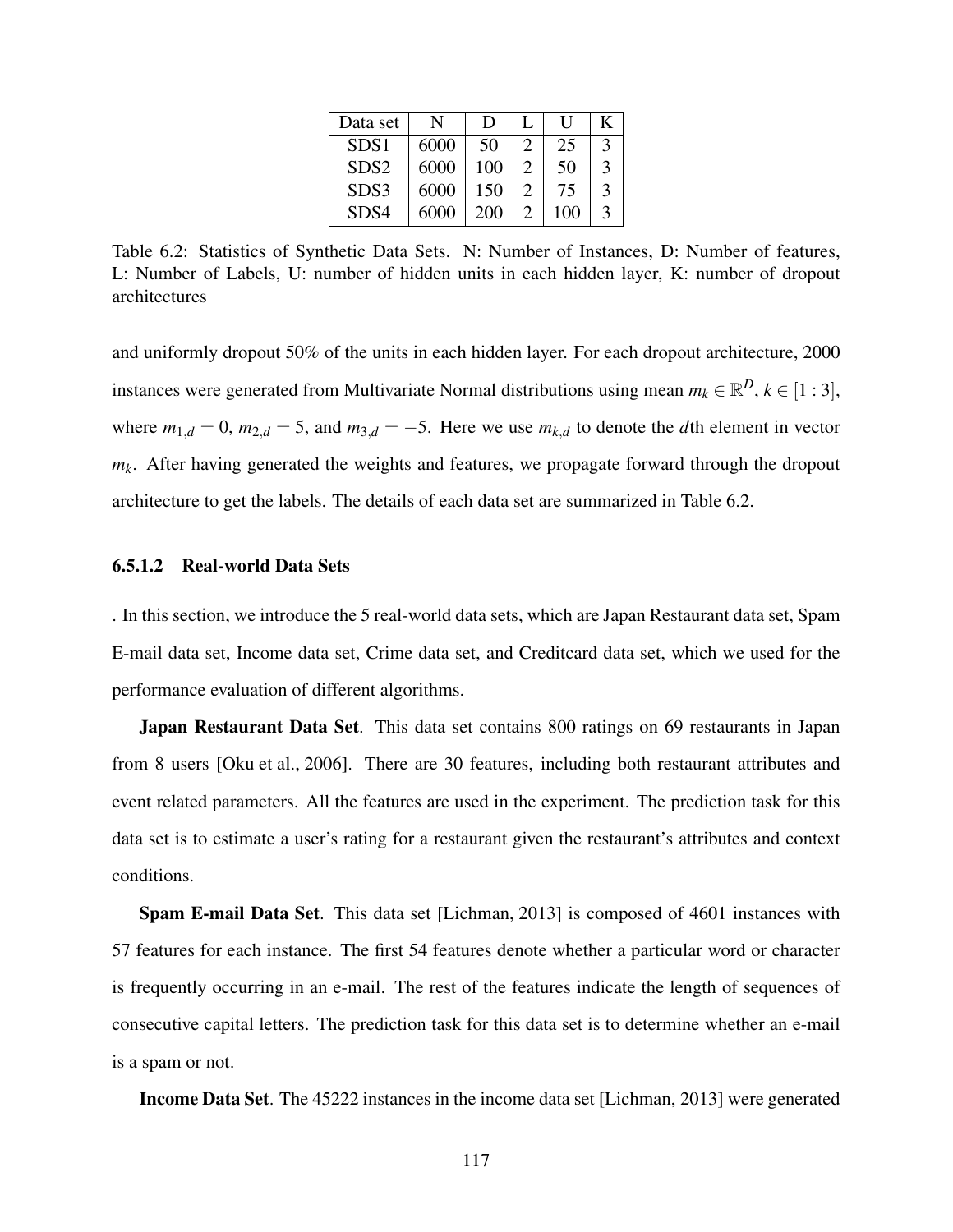| Data set | N | D | L | U | K |
|---|---|---|---|---|---|
| SDS1 | 6000 | 50 | 2 | 25 | 3 |
| SDS2 | 6000 | 100 | 2 | 50 | 3 |
| SDS3 | 6000 | 150 | 2 | 75 | 3 |
| SDS4 | 6000 | 200 | 2 | 100 | 3 |

Table 6.2: Statistics of Synthetic Data Sets. N: Number of Instances, D: Number of features, L: Number of Labels, U: number of hidden units in each hidden layer, K: number of dropout architectures

and uniformly dropout 50% of the units in each hidden layer. For each dropout architecture, 2000 instances were generated from Multivariate Normal distributions using mean $m_k \in \mathbb{R}^D$, $k \in [1:3]$, where $m_{1,d} = 0$, $m_{2,d} = 5$, and $m_{3,d} = -5$. Here we use $m_{k,d}$ to denote the $d$th element in vector $m_k$. After having generated the weights and features, we propagate forward through the dropout architecture to get the labels. The details of each data set are summarized in Table 6.2.

#### 6.5.1.2 Real-world Data Sets

. In this section, we introduce the 5 real-world data sets, which are Japan Restaurant data set, Spam E-mail data set, Income data set, Crime data set, and Creditcard data set, which we used for the performance evaluation of different algorithms.

**Japan Restaurant Data Set**. This data set contains 800 ratings on 69 restaurants in Japan from 8 users [Oku et al., 2006]. There are 30 features, including both restaurant attributes and event related parameters. All the features are used in the experiment. The prediction task for this data set is to estimate a user's rating for a restaurant given the restaurant's attributes and context conditions.

**Spam E-mail Data Set**. This data set [Lichman, 2013] is composed of 4601 instances with 57 features for each instance. The first 54 features denote whether a particular word or character is frequently occurring in an e-mail. The rest of the features indicate the length of sequences of consecutive capital letters. The prediction task for this data set is to determine whether an e-mail is a spam or not.

**Income Data Set**. The 45222 instances in the income data set [Lichman, 2013] were generated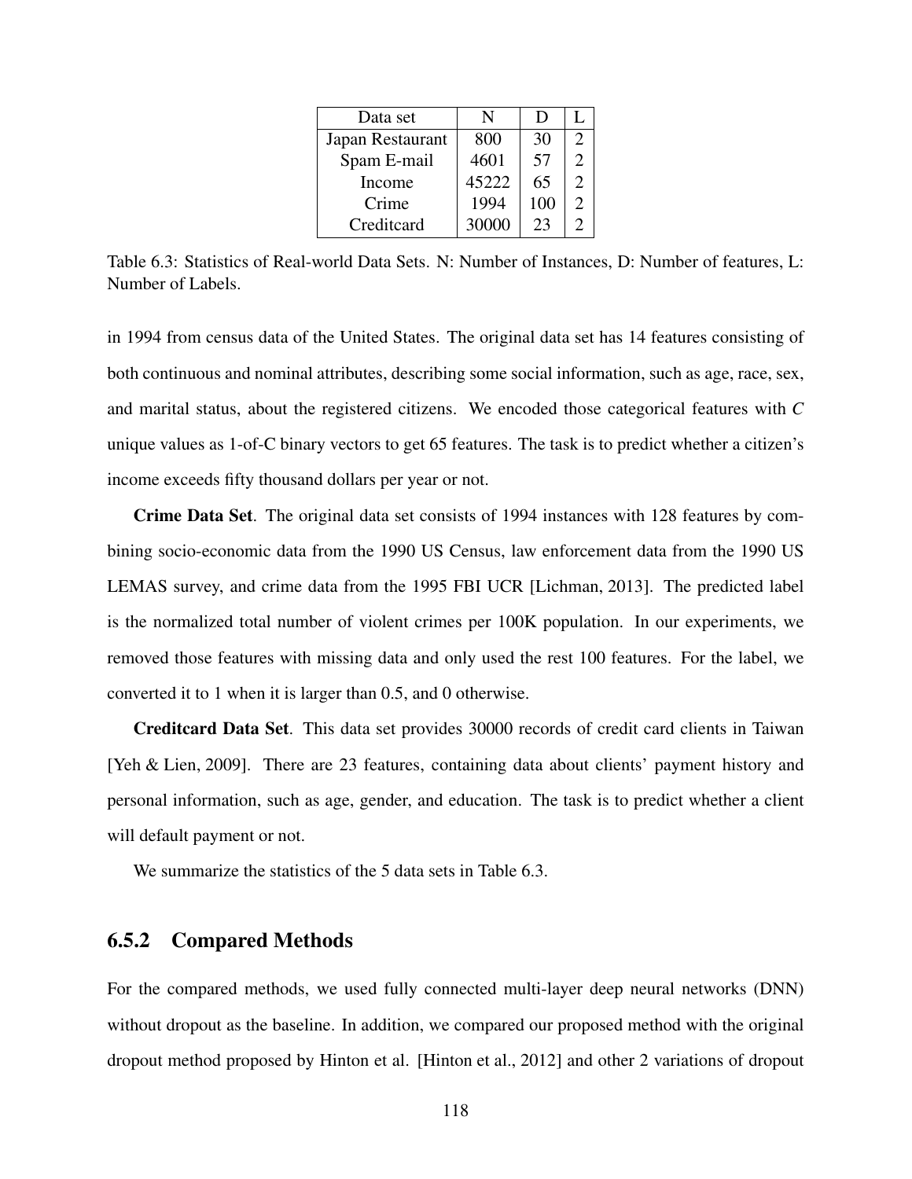| Data set | N | D | L |
|---|---|---|---|
| Japan Restaurant | 800 | 30 | 2 |
| Spam E-mail | 4601 | 57 | 2 |
| Income | 45222 | 65 | 2 |
| Crime | 1994 | 100 | 2 |
| Creditcard | 30000 | 23 | 2 |

Table 6.3: Statistics of Real-world Data Sets. N: Number of Instances, D: Number of features, L: Number of Labels.

in 1994 from census data of the United States. The original data set has 14 features consisting of both continuous and nominal attributes, describing some social information, such as age, race, sex, and marital status, about the registered citizens. We encoded those categorical features with $C$ unique values as 1-of-C binary vectors to get 65 features. The task is to predict whether a citizen's income exceeds fifty thousand dollars per year or not.

**Crime Data Set**. The original data set consists of 1994 instances with 128 features by combining socio-economic data from the 1990 US Census, law enforcement data from the 1990 US LEMAS survey, and crime data from the 1995 FBI UCR [Lichman, 2013]. The predicted label is the normalized total number of violent crimes per 100K population. In our experiments, we removed those features with missing data and only used the rest 100 features. For the label, we converted it to 1 when it is larger than 0.5, and 0 otherwise.

**Creditcard Data Set**. This data set provides 30000 records of credit card clients in Taiwan [Yeh & Lien, 2009]. There are 23 features, containing data about clients' payment history and personal information, such as age, gender, and education. The task is to predict whether a client will default payment or not.

We summarize the statistics of the 5 data sets in Table 6.3.

### 6.5.2 Compared Methods

For the compared methods, we used fully connected multi-layer deep neural networks (DNN) without dropout as the baseline. In addition, we compared our proposed method with the original dropout method proposed by Hinton et al. [Hinton et al., 2012] and other 2 variations of dropout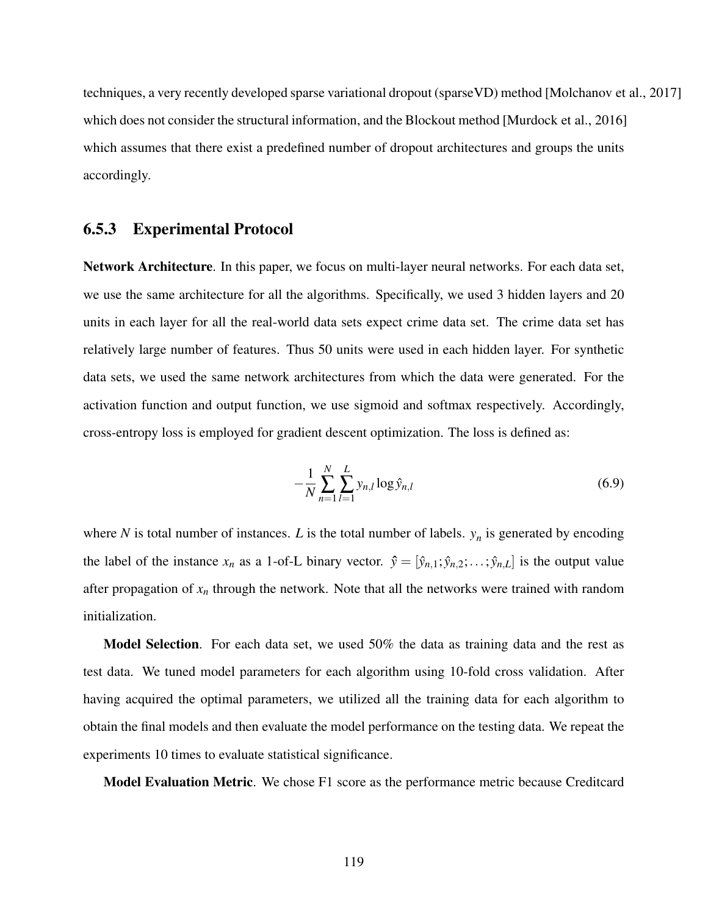techniques, a very recently developed sparse variational dropout (sparseVD) method [Molchanov et al., 2017] which does not consider the structural information, and the Blockout method [Murdock et al., 2016] which assumes that there exist a predefined number of dropout architectures and groups the units accordingly.

### 6.5.3 Experimental Protocol

**Network Architecture**. In this paper, we focus on multi-layer neural networks. For each data set, we use the same architecture for all the algorithms. Specifically, we used 3 hidden layers and 20 units in each layer for all the real-world data sets expect crime data set. The crime data set has relatively large number of features. Thus 50 units were used in each hidden layer. For synthetic data sets, we used the same network architectures from which the data were generated. For the activation function and output function, we use sigmoid and softmax respectively. Accordingly, cross-entropy loss is employed for gradient descent optimization. The loss is defined as:

$$-\frac{1}{N}\sum_{n=1}^{N}\sum_{l=1}^{L} y_{n,l}\log\hat{y}_{n,l} \tag{6.9}$$

where $N$ is total number of instances. $L$ is the total number of labels. $y_n$ is generated by encoding the label of the instance $x_n$ as a 1-of-L binary vector. $\hat{y} = [\hat{y}_{n,1}; \hat{y}_{n,2}; \ldots; \hat{y}_{n,L}]$ is the output value after propagation of $x_n$ through the network. Note that all the networks were trained with random initialization.

**Model Selection**. For each data set, we used 50% the data as training data and the rest as test data. We tuned model parameters for each algorithm using 10-fold cross validation. After having acquired the optimal parameters, we utilized all the training data for each algorithm to obtain the final models and then evaluate the model performance on the testing data. We repeat the experiments 10 times to evaluate statistical significance.

**Model Evaluation Metric**. We chose F1 score as the performance metric because Creditcard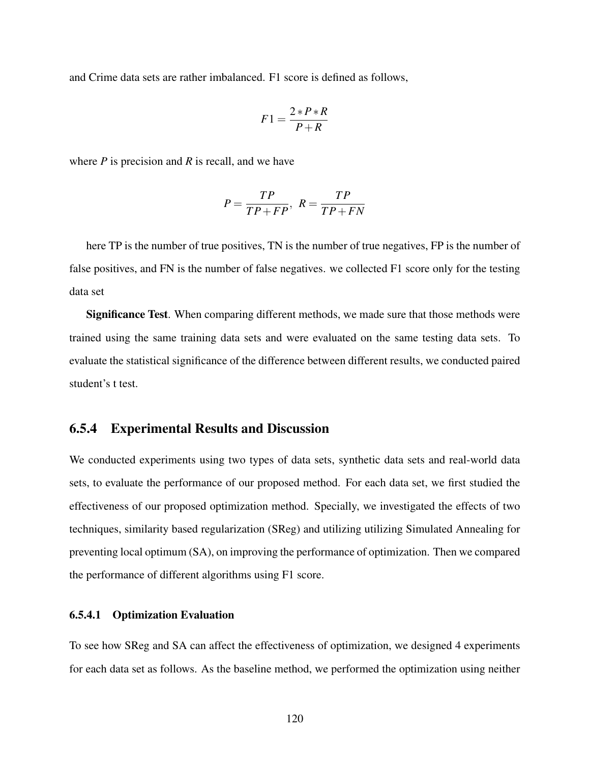and Crime data sets are rather imbalanced. F1 score is defined as follows,

$$F1 = \frac{2 * P * R}{P + R}$$

where $P$ is precision and $R$ is recall, and we have

$$P = \frac{TP}{TP + FP}, \ R = \frac{TP}{TP + FN}$$

here TP is the number of true positives, TN is the number of true negatives, FP is the number of false positives, and FN is the number of false negatives. we collected F1 score only for the testing data set

**Significance Test**. When comparing different methods, we made sure that those methods were trained using the same training data sets and were evaluated on the same testing data sets. To evaluate the statistical significance of the difference between different results, we conducted paired student's t test.

### 6.5.4 Experimental Results and Discussion

We conducted experiments using two types of data sets, synthetic data sets and real-world data sets, to evaluate the performance of our proposed method. For each data set, we first studied the effectiveness of our proposed optimization method. Specially, we investigated the effects of two techniques, similarity based regularization (SReg) and utilizing utilizing Simulated Annealing for preventing local optimum (SA), on improving the performance of optimization. Then we compared the performance of different algorithms using F1 score.

#### 6.5.4.1 Optimization Evaluation

To see how SReg and SA can affect the effectiveness of optimization, we designed 4 experiments for each data set as follows. As the baseline method, we performed the optimization using neither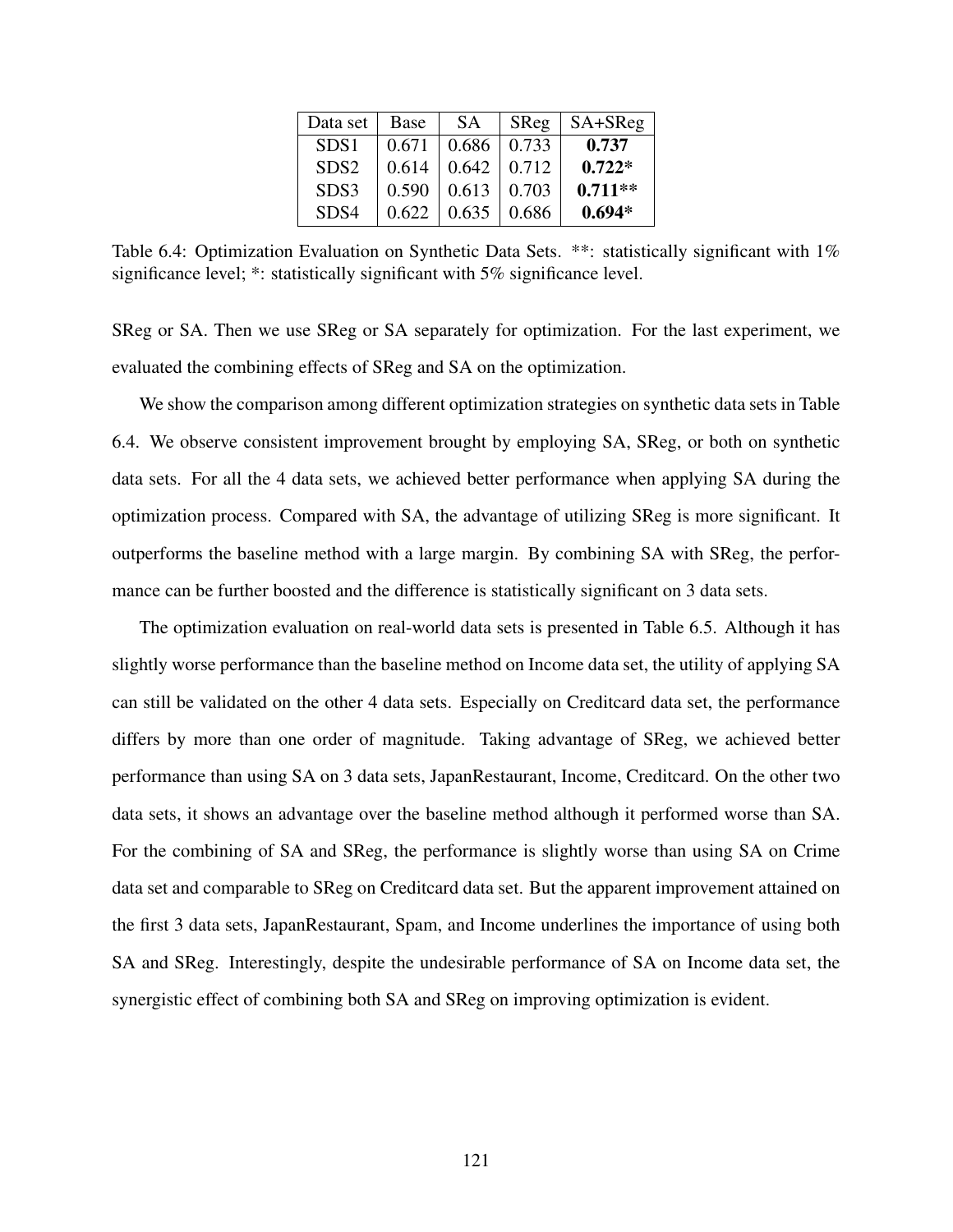| Data set | Base | SA | SReg | SA+SReg |
|---|---|---|---|---|
| SDS1 | 0.671 | 0.686 | 0.733 | **0.737** |
| SDS2 | 0.614 | 0.642 | 0.712 | **0.722*** |
| SDS3 | 0.590 | 0.613 | 0.703 | **0.711**** |
| SDS4 | 0.622 | 0.635 | 0.686 | **0.694*** |

Table 6.4: Optimization Evaluation on Synthetic Data Sets. **: statistically significant with 1% significance level; *: statistically significant with 5% significance level.

SReg or SA. Then we use SReg or SA separately for optimization. For the last experiment, we evaluated the combining effects of SReg and SA on the optimization.

We show the comparison among different optimization strategies on synthetic data sets in Table 6.4. We observe consistent improvement brought by employing SA, SReg, or both on synthetic data sets. For all the 4 data sets, we achieved better performance when applying SA during the optimization process. Compared with SA, the advantage of utilizing SReg is more significant. It outperforms the baseline method with a large margin. By combining SA with SReg, the performance can be further boosted and the difference is statistically significant on 3 data sets.

The optimization evaluation on real-world data sets is presented in Table 6.5. Although it has slightly worse performance than the baseline method on Income data set, the utility of applying SA can still be validated on the other 4 data sets. Especially on Creditcard data set, the performance differs by more than one order of magnitude. Taking advantage of SReg, we achieved better performance than using SA on 3 data sets, JapanRestaurant, Income, Creditcard. On the other two data sets, it shows an advantage over the baseline method although it performed worse than SA. For the combining of SA and SReg, the performance is slightly worse than using SA on Crime data set and comparable to SReg on Creditcard data set. But the apparent improvement attained on the first 3 data sets, JapanRestaurant, Spam, and Income underlines the importance of using both SA and SReg. Interestingly, despite the undesirable performance of SA on Income data set, the synergistic effect of combining both SA and SReg on improving optimization is evident.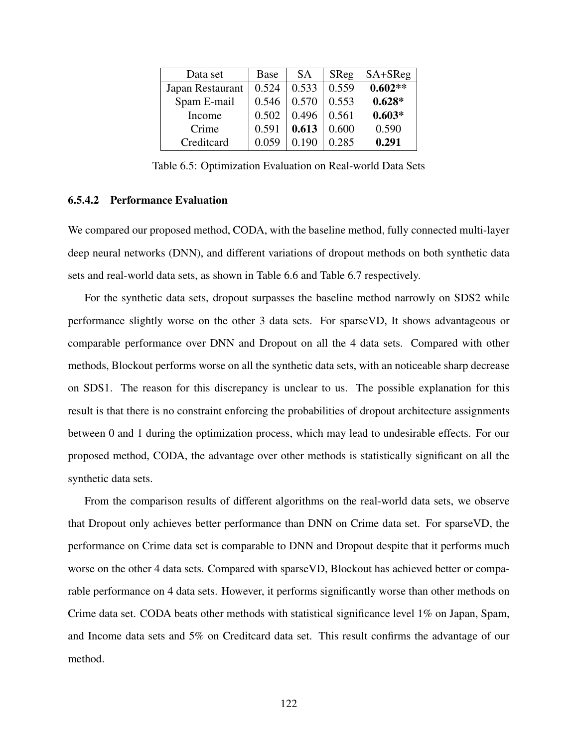| Data set | Base | SA | SReg | SA+SReg |
|---|---|---|---|---|
| Japan Restaurant | 0.524 | 0.533 | 0.559 | **0.602\*\*** |
| Spam E-mail | 0.546 | 0.570 | 0.553 | **0.628\*** |
| Income | 0.502 | 0.496 | 0.561 | **0.603\*** |
| Crime | 0.591 | **0.613** | 0.600 | 0.590 |
| Creditcard | 0.059 | 0.190 | 0.285 | **0.291** |

Table 6.5: Optimization Evaluation on Real-world Data Sets

#### 6.5.4.2 Performance Evaluation

We compared our proposed method, CODA, with the baseline method, fully connected multi-layer deep neural networks (DNN), and different variations of dropout methods on both synthetic data sets and real-world data sets, as shown in Table 6.6 and Table 6.7 respectively.

For the synthetic data sets, dropout surpasses the baseline method narrowly on SDS2 while performance slightly worse on the other 3 data sets. For sparseVD, It shows advantageous or comparable performance over DNN and Dropout on all the 4 data sets. Compared with other methods, Blockout performs worse on all the synthetic data sets, with an noticeable sharp decrease on SDS1. The reason for this discrepancy is unclear to us. The possible explanation for this result is that there is no constraint enforcing the probabilities of dropout architecture assignments between 0 and 1 during the optimization process, which may lead to undesirable effects. For our proposed method, CODA, the advantage over other methods is statistically significant on all the synthetic data sets.

From the comparison results of different algorithms on the real-world data sets, we observe that Dropout only achieves better performance than DNN on Crime data set. For sparseVD, the performance on Crime data set is comparable to DNN and Dropout despite that it performs much worse on the other 4 data sets. Compared with sparseVD, Blockout has achieved better or comparable performance on 4 data sets. However, it performs significantly worse than other methods on Crime data set. CODA beats other methods with statistical significance level 1% on Japan, Spam, and Income data sets and 5% on Creditcard data set. This result confirms the advantage of our method.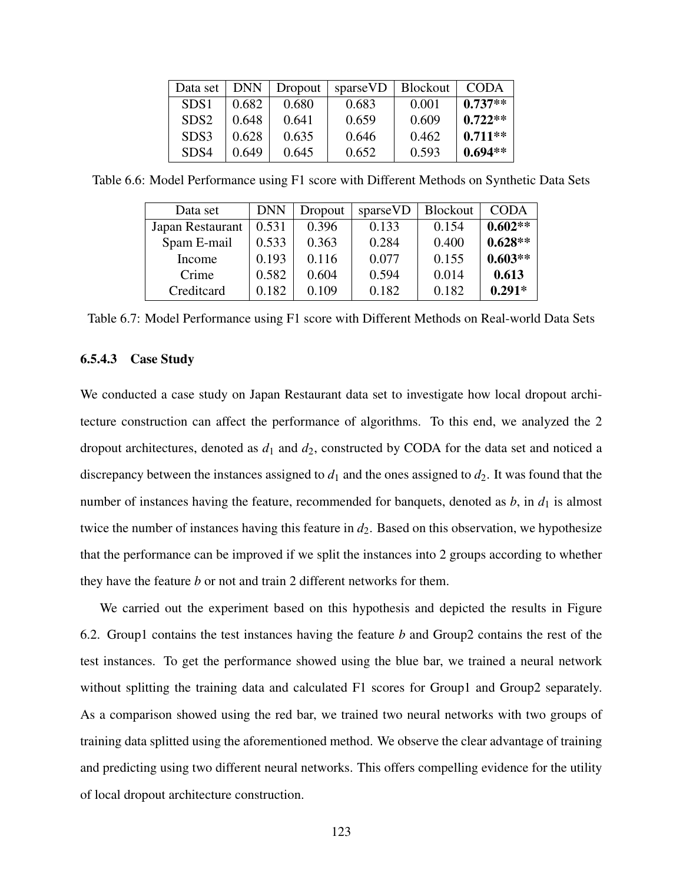| Data set | DNN | Dropout | sparseVD | Blockout | CODA |
|---|---|---|---|---|---|
| SDS1 | 0.682 | 0.680 | 0.683 | 0.001 | **0.737**** |
| SDS2 | 0.648 | 0.641 | 0.659 | 0.609 | **0.722**** |
| SDS3 | 0.628 | 0.635 | 0.646 | 0.462 | **0.711**** |
| SDS4 | 0.649 | 0.645 | 0.652 | 0.593 | **0.694**** |

Table 6.6: Model Performance using F1 score with Different Methods on Synthetic Data Sets

| Data set | DNN | Dropout | sparseVD | Blockout | CODA |
|---|---|---|---|---|---|
| Japan Restaurant | 0.531 | 0.396 | 0.133 | 0.154 | **0.602**** |
| Spam E-mail | 0.533 | 0.363 | 0.284 | 0.400 | **0.628**** |
| Income | 0.193 | 0.116 | 0.077 | 0.155 | **0.603**** |
| Crime | 0.582 | 0.604 | 0.594 | 0.014 | **0.613** |
| Creditcard | 0.182 | 0.109 | 0.182 | 0.182 | **0.291*** |

Table 6.7: Model Performance using F1 score with Different Methods on Real-world Data Sets

#### 6.5.4.3 Case Study

We conducted a case study on Japan Restaurant data set to investigate how local dropout architecture construction can affect the performance of algorithms. To this end, we analyzed the 2 dropout architectures, denoted as $d_1$ and $d_2$, constructed by CODA for the data set and noticed a discrepancy between the instances assigned to $d_1$ and the ones assigned to $d_2$. It was found that the number of instances having the feature, recommended for banquets, denoted as $b$, in $d_1$ is almost twice the number of instances having this feature in $d_2$. Based on this observation, we hypothesize that the performance can be improved if we split the instances into 2 groups according to whether they have the feature $b$ or not and train 2 different networks for them.

We carried out the experiment based on this hypothesis and depicted the results in Figure 6.2. Group1 contains the test instances having the feature $b$ and Group2 contains the rest of the test instances. To get the performance showed using the blue bar, we trained a neural network without splitting the training data and calculated F1 scores for Group1 and Group2 separately. As a comparison showed using the red bar, we trained two neural networks with two groups of training data splitted using the aforementioned method. We observe the clear advantage of training and predicting using two different neural networks. This offers compelling evidence for the utility of local dropout architecture construction.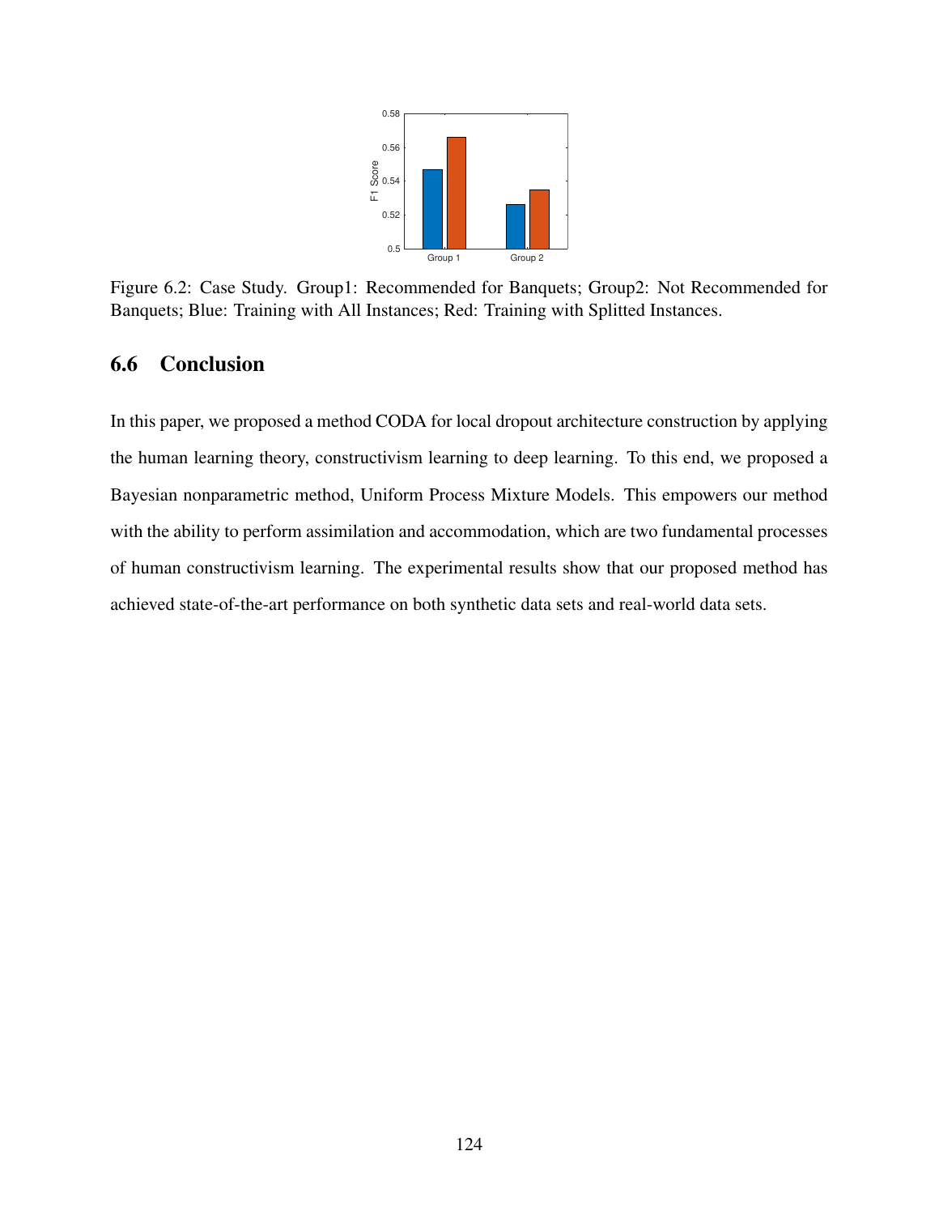Figure 6.2: Case Study. Group1: Recommended for Banquets; Group2: Not Recommended for Banquets; Blue: Training with All Instances; Red: Training with Splitted Instances.

## 6.6 Conclusion

In this paper, we proposed a method CODA for local dropout architecture construction by applying the human learning theory, constructivism learning to deep learning. To this end, we proposed a Bayesian nonparametric method, Uniform Process Mixture Models. This empowers our method with the ability to perform assimilation and accommodation, which are two fundamental processes of human constructivism learning. The experimental results show that our proposed method has achieved state-of-the-art performance on both synthetic data sets and real-world data sets.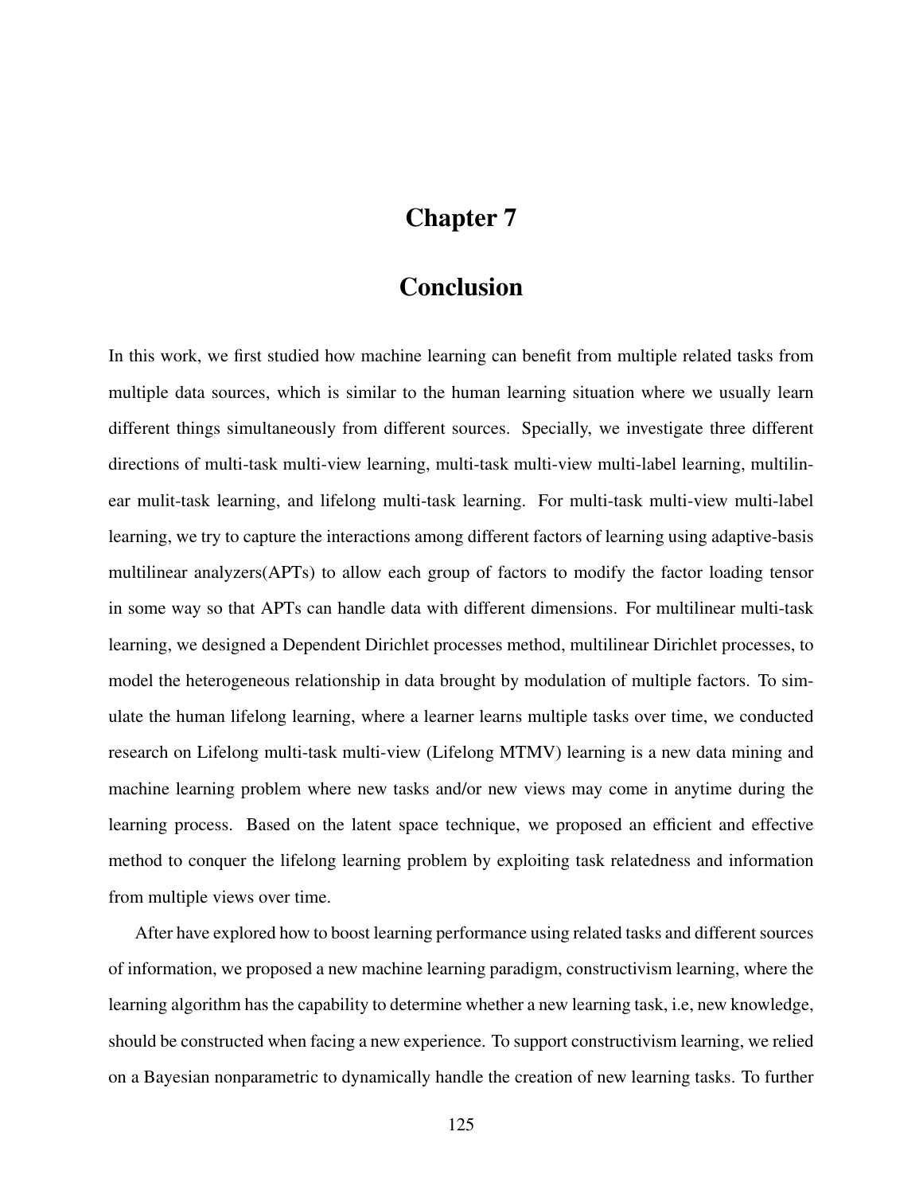# Chapter 7

# Conclusion

In this work, we first studied how machine learning can benefit from multiple related tasks from multiple data sources, which is similar to the human learning situation where we usually learn different things simultaneously from different sources. Specially, we investigate three different directions of multi-task multi-view learning, multi-task multi-view multi-label learning, multilinear mulit-task learning, and lifelong multi-task learning. For multi-task multi-view multi-label learning, we try to capture the interactions among different factors of learning using adaptive-basis multilinear analyzers(APTs) to allow each group of factors to modify the factor loading tensor in some way so that APTs can handle data with different dimensions. For multilinear multi-task learning, we designed a Dependent Dirichlet processes method, multilinear Dirichlet processes, to model the heterogeneous relationship in data brought by modulation of multiple factors. To simulate the human lifelong learning, where a learner learns multiple tasks over time, we conducted research on Lifelong multi-task multi-view (Lifelong MTMV) learning is a new data mining and machine learning problem where new tasks and/or new views may come in anytime during the learning process. Based on the latent space technique, we proposed an efficient and effective method to conquer the lifelong learning problem by exploiting task relatedness and information from multiple views over time.

After have explored how to boost learning performance using related tasks and different sources of information, we proposed a new machine learning paradigm, constructivism learning, where the learning algorithm has the capability to determine whether a new learning task, i.e, new knowledge, should be constructed when facing a new experience. To support constructivism learning, we relied on a Bayesian nonparametric to dynamically handle the creation of new learning tasks. To further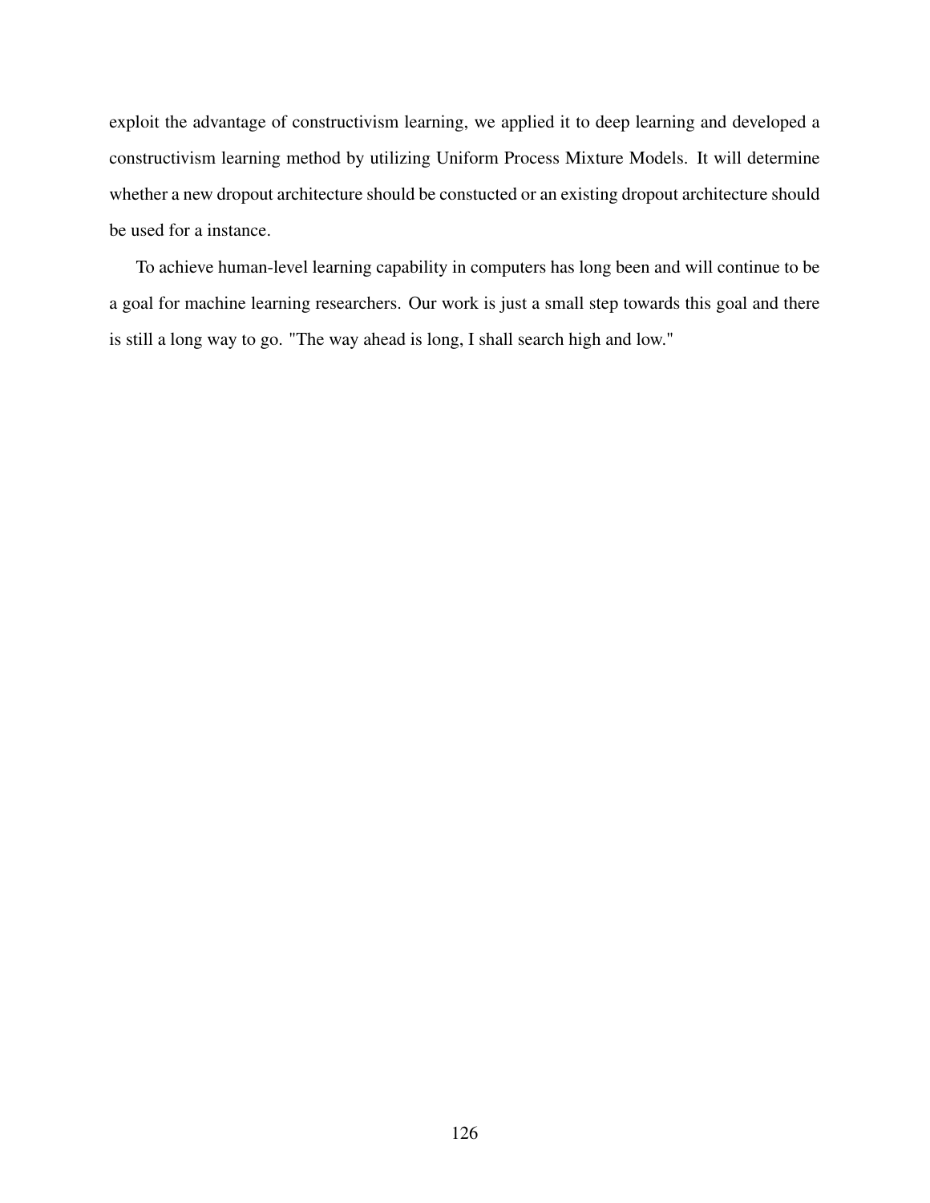exploit the advantage of constructivism learning, we applied it to deep learning and developed a constructivism learning method by utilizing Uniform Process Mixture Models. It will determine whether a new dropout architecture should be constucted or an existing dropout architecture should be used for a instance.

To achieve human-level learning capability in computers has long been and will continue to be a goal for machine learning researchers. Our work is just a small step towards this goal and there is still a long way to go. "The way ahead is long, I shall search high and low."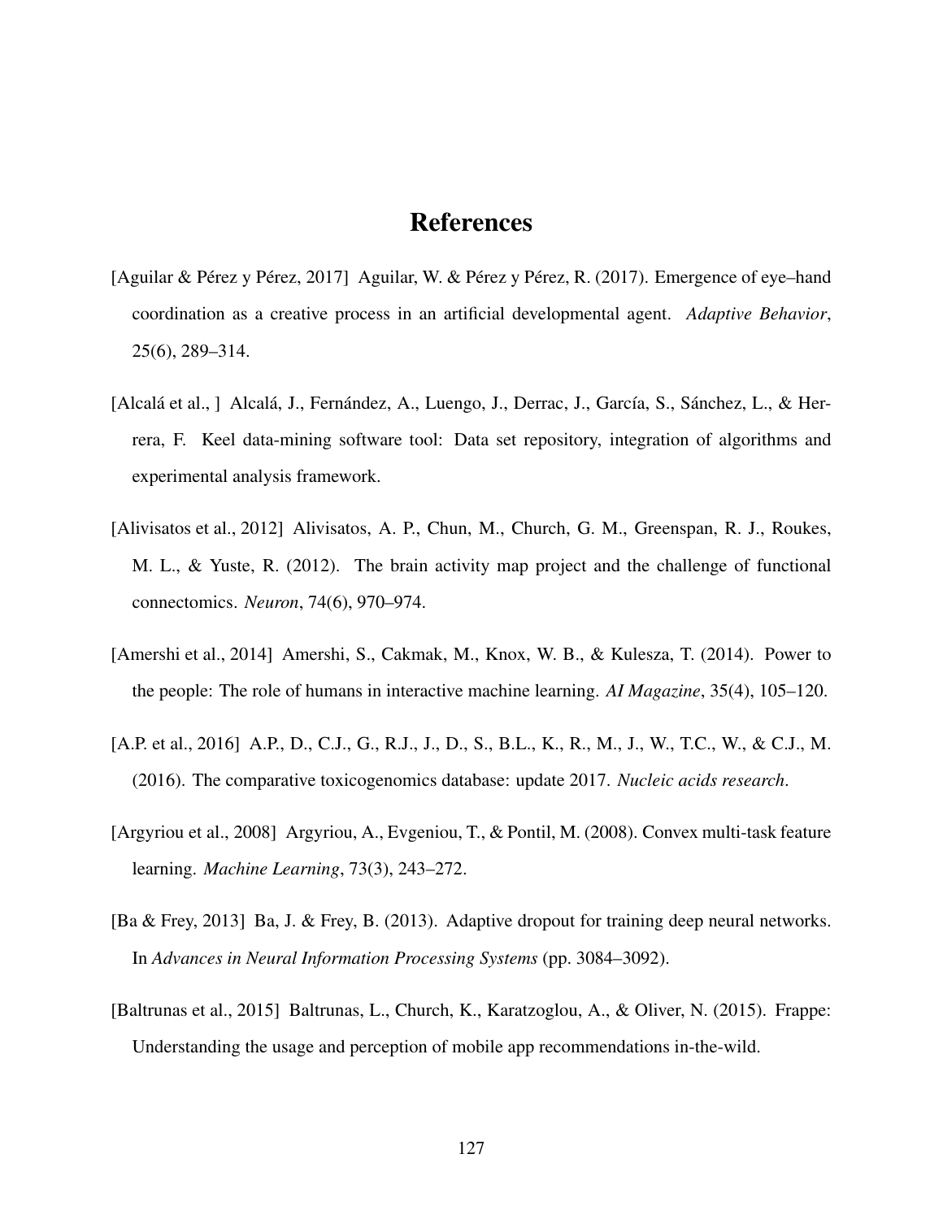# References

[Aguilar & Pérez y Pérez, 2017] Aguilar, W. & Pérez y Pérez, R. (2017). Emergence of eye–hand coordination as a creative process in an artificial developmental agent. *Adaptive Behavior*, 25(6), 289–314.

[Alcalá et al., ] Alcalá, J., Fernández, A., Luengo, J., Derrac, J., García, S., Sánchez, L., & Herrera, F. Keel data-mining software tool: Data set repository, integration of algorithms and experimental analysis framework.

[Alivisatos et al., 2012] Alivisatos, A. P., Chun, M., Church, G. M., Greenspan, R. J., Roukes, M. L., & Yuste, R. (2012). The brain activity map project and the challenge of functional connectomics. *Neuron*, 74(6), 970–974.

[Amershi et al., 2014] Amershi, S., Cakmak, M., Knox, W. B., & Kulesza, T. (2014). Power to the people: The role of humans in interactive machine learning. *AI Magazine*, 35(4), 105–120.

[A.P. et al., 2016] A.P., D., C.J., G., R.J., J., D., S., B.L., K., R., M., J., W., T.C., W., & C.J., M. (2016). The comparative toxicogenomics database: update 2017. *Nucleic acids research*.

[Argyriou et al., 2008] Argyriou, A., Evgeniou, T., & Pontil, M. (2008). Convex multi-task feature learning. *Machine Learning*, 73(3), 243–272.

[Ba & Frey, 2013] Ba, J. & Frey, B. (2013). Adaptive dropout for training deep neural networks. In *Advances in Neural Information Processing Systems* (pp. 3084–3092).

[Baltrunas et al., 2015] Baltrunas, L., Church, K., Karatzoglou, A., & Oliver, N. (2015). Frappe: Understanding the usage and perception of mobile app recommendations in-the-wild.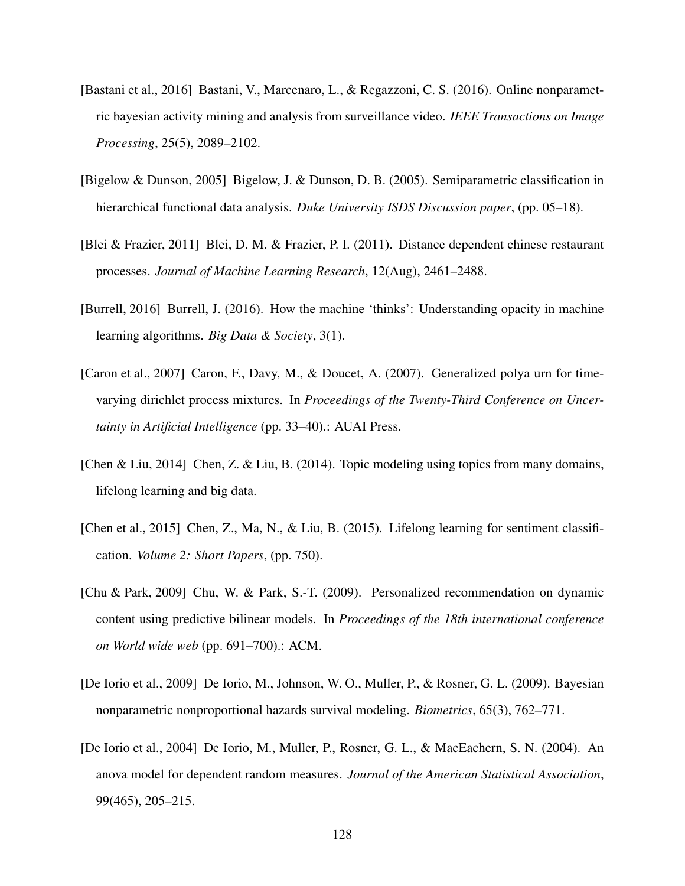[Bastani et al., 2016] Bastani, V., Marcenaro, L., & Regazzoni, C. S. (2016). Online nonparametric bayesian activity mining and analysis from surveillance video. *IEEE Transactions on Image Processing*, 25(5), 2089–2102.

[Bigelow & Dunson, 2005] Bigelow, J. & Dunson, D. B. (2005). Semiparametric classification in hierarchical functional data analysis. *Duke University ISDS Discussion paper*, (pp. 05–18).

[Blei & Frazier, 2011] Blei, D. M. & Frazier, P. I. (2011). Distance dependent chinese restaurant processes. *Journal of Machine Learning Research*, 12(Aug), 2461–2488.

[Burrell, 2016] Burrell, J. (2016). How the machine 'thinks': Understanding opacity in machine learning algorithms. *Big Data & Society*, 3(1).

[Caron et al., 2007] Caron, F., Davy, M., & Doucet, A. (2007). Generalized polya urn for time-varying dirichlet process mixtures. In *Proceedings of the Twenty-Third Conference on Uncertainty in Artificial Intelligence* (pp. 33–40).: AUAI Press.

[Chen & Liu, 2014] Chen, Z. & Liu, B. (2014). Topic modeling using topics from many domains, lifelong learning and big data.

[Chen et al., 2015] Chen, Z., Ma, N., & Liu, B. (2015). Lifelong learning for sentiment classification. *Volume 2: Short Papers*, (pp. 750).

[Chu & Park, 2009] Chu, W. & Park, S.-T. (2009). Personalized recommendation on dynamic content using predictive bilinear models. In *Proceedings of the 18th international conference on World wide web* (pp. 691–700).: ACM.

[De Iorio et al., 2009] De Iorio, M., Johnson, W. O., Muller, P., & Rosner, G. L. (2009). Bayesian nonparametric nonproportional hazards survival modeling. *Biometrics*, 65(3), 762–771.

[De Iorio et al., 2004] De Iorio, M., Muller, P., Rosner, G. L., & MacEachern, S. N. (2004). An anova model for dependent random measures. *Journal of the American Statistical Association*, 99(465), 205–215.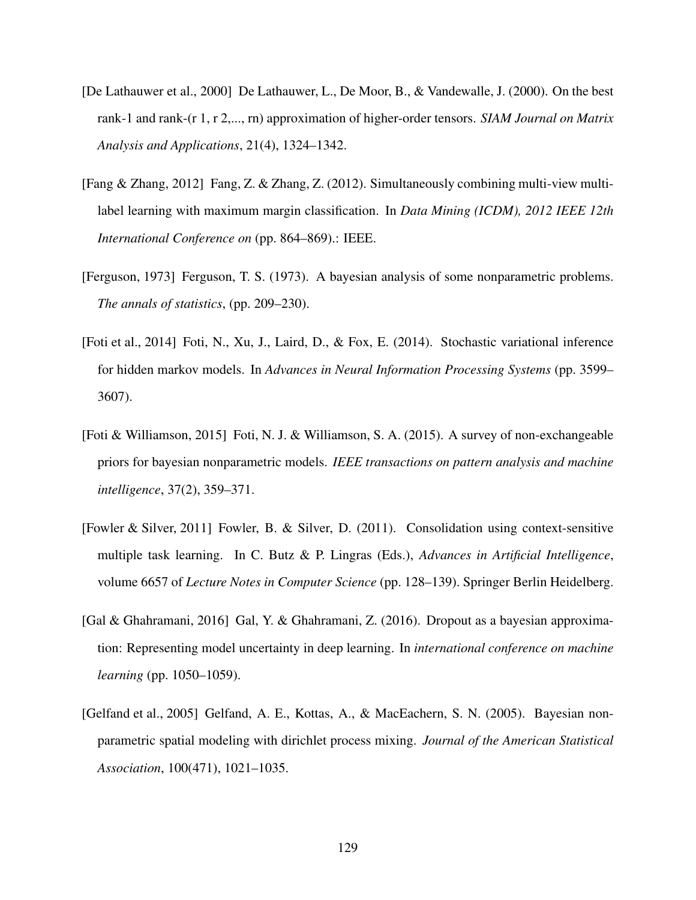[De Lathauwer et al., 2000] De Lathauwer, L., De Moor, B., & Vandewalle, J. (2000). On the best rank-1 and rank-(r 1, r 2,..., rn) approximation of higher-order tensors. *SIAM Journal on Matrix Analysis and Applications*, 21(4), 1324–1342.

[Fang & Zhang, 2012] Fang, Z. & Zhang, Z. (2012). Simultaneously combining multi-view multi-label learning with maximum margin classification. In *Data Mining (ICDM), 2012 IEEE 12th International Conference on* (pp. 864–869).: IEEE.

[Ferguson, 1973] Ferguson, T. S. (1973). A bayesian analysis of some nonparametric problems. *The annals of statistics*, (pp. 209–230).

[Foti et al., 2014] Foti, N., Xu, J., Laird, D., & Fox, E. (2014). Stochastic variational inference for hidden markov models. In *Advances in Neural Information Processing Systems* (pp. 3599–3607).

[Foti & Williamson, 2015] Foti, N. J. & Williamson, S. A. (2015). A survey of non-exchangeable priors for bayesian nonparametric models. *IEEE transactions on pattern analysis and machine intelligence*, 37(2), 359–371.

[Fowler & Silver, 2011] Fowler, B. & Silver, D. (2011). Consolidation using context-sensitive multiple task learning. In C. Butz & P. Lingras (Eds.), *Advances in Artificial Intelligence*, volume 6657 of *Lecture Notes in Computer Science* (pp. 128–139). Springer Berlin Heidelberg.

[Gal & Ghahramani, 2016] Gal, Y. & Ghahramani, Z. (2016). Dropout as a bayesian approximation: Representing model uncertainty in deep learning. In *international conference on machine learning* (pp. 1050–1059).

[Gelfand et al., 2005] Gelfand, A. E., Kottas, A., & MacEachern, S. N. (2005). Bayesian nonparametric spatial modeling with dirichlet process mixing. *Journal of the American Statistical Association*, 100(471), 1021–1035.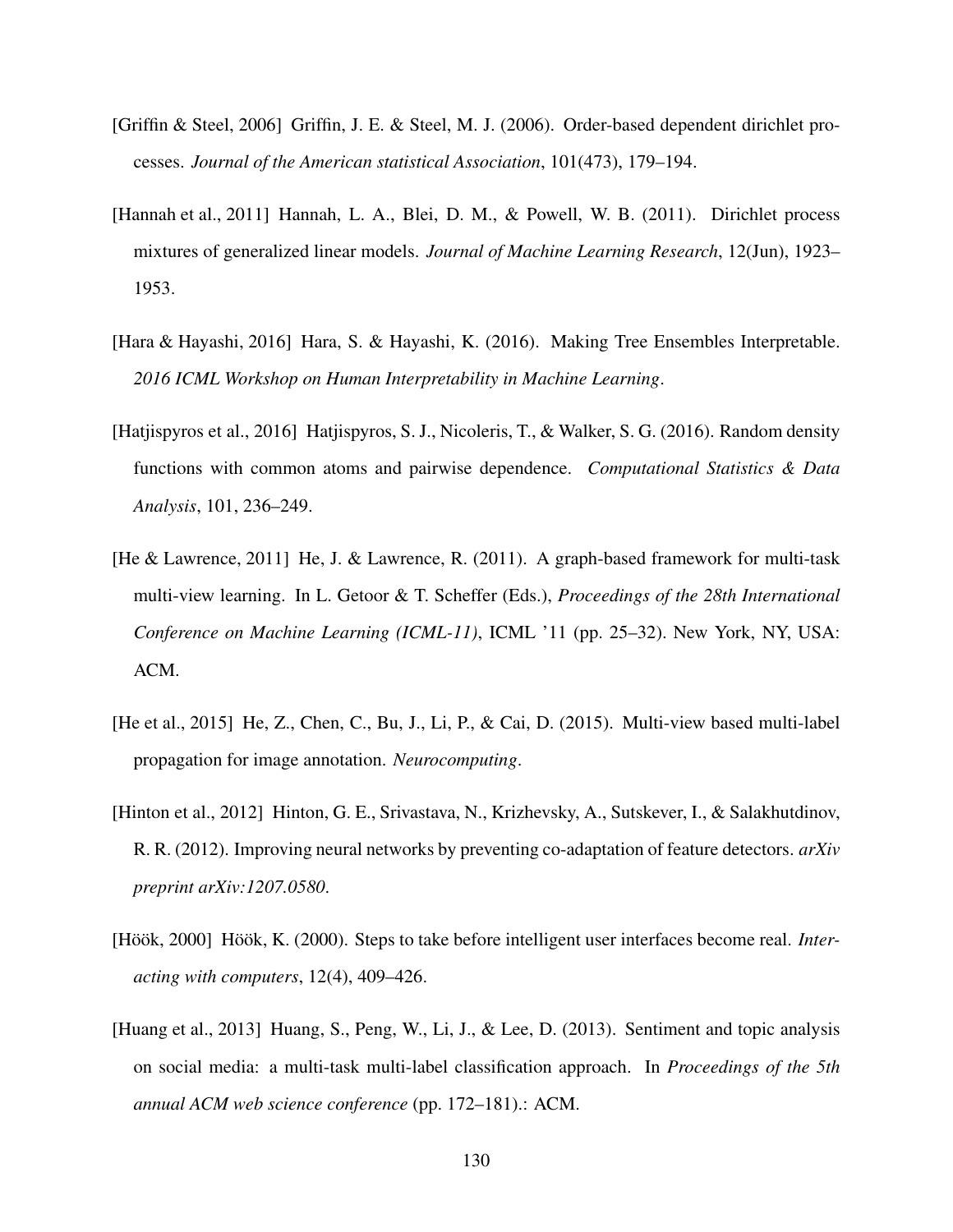[Griffin & Steel, 2006] Griffin, J. E. & Steel, M. J. (2006). Order-based dependent dirichlet processes. *Journal of the American statistical Association*, 101(473), 179–194.

[Hannah et al., 2011] Hannah, L. A., Blei, D. M., & Powell, W. B. (2011). Dirichlet process mixtures of generalized linear models. *Journal of Machine Learning Research*, 12(Jun), 1923–1953.

[Hara & Hayashi, 2016] Hara, S. & Hayashi, K. (2016). Making Tree Ensembles Interpretable. *2016 ICML Workshop on Human Interpretability in Machine Learning*.

[Hatjispyros et al., 2016] Hatjispyros, S. J., Nicoleris, T., & Walker, S. G. (2016). Random density functions with common atoms and pairwise dependence. *Computational Statistics & Data Analysis*, 101, 236–249.

[He & Lawrence, 2011] He, J. & Lawrence, R. (2011). A graph-based framework for multi-task multi-view learning. In L. Getoor & T. Scheffer (Eds.), *Proceedings of the 28th International Conference on Machine Learning (ICML-11)*, ICML '11 (pp. 25–32). New York, NY, USA: ACM.

[He et al., 2015] He, Z., Chen, C., Bu, J., Li, P., & Cai, D. (2015). Multi-view based multi-label propagation for image annotation. *Neurocomputing*.

[Hinton et al., 2012] Hinton, G. E., Srivastava, N., Krizhevsky, A., Sutskever, I., & Salakhutdinov, R. R. (2012). Improving neural networks by preventing co-adaptation of feature detectors. *arXiv preprint arXiv:1207.0580*.

[Höök, 2000] Höök, K. (2000). Steps to take before intelligent user interfaces become real. *Interacting with computers*, 12(4), 409–426.

[Huang et al., 2013] Huang, S., Peng, W., Li, J., & Lee, D. (2013). Sentiment and topic analysis on social media: a multi-task multi-label classification approach. In *Proceedings of the 5th annual ACM web science conference* (pp. 172–181).: ACM.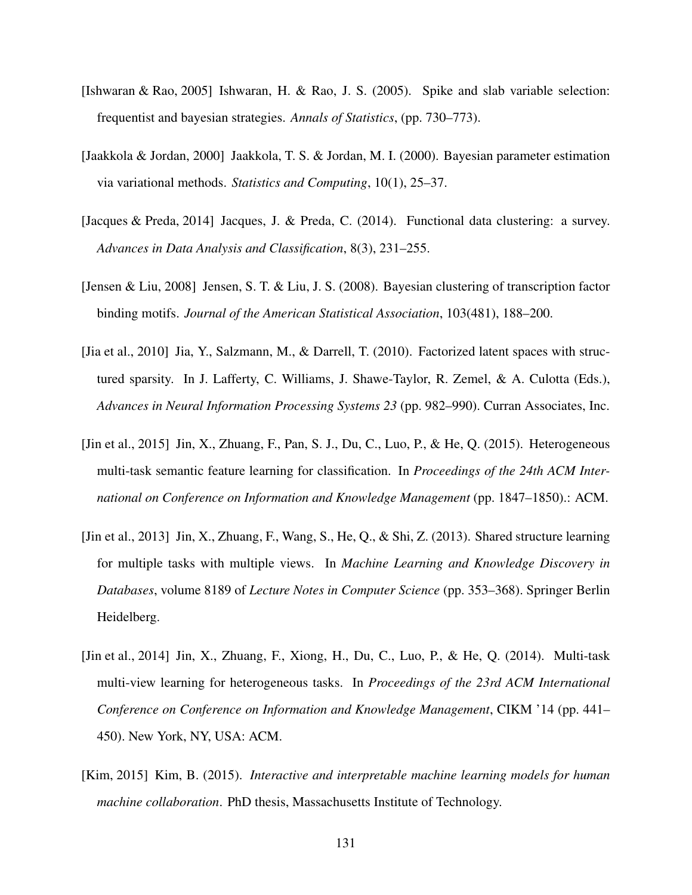[Ishwaran & Rao, 2005] Ishwaran, H. & Rao, J. S. (2005). Spike and slab variable selection: frequentist and bayesian strategies. *Annals of Statistics*, (pp. 730–773).

[Jaakkola & Jordan, 2000] Jaakkola, T. S. & Jordan, M. I. (2000). Bayesian parameter estimation via variational methods. *Statistics and Computing*, 10(1), 25–37.

[Jacques & Preda, 2014] Jacques, J. & Preda, C. (2014). Functional data clustering: a survey. *Advances in Data Analysis and Classification*, 8(3), 231–255.

[Jensen & Liu, 2008] Jensen, S. T. & Liu, J. S. (2008). Bayesian clustering of transcription factor binding motifs. *Journal of the American Statistical Association*, 103(481), 188–200.

[Jia et al., 2010] Jia, Y., Salzmann, M., & Darrell, T. (2010). Factorized latent spaces with structured sparsity. In J. Lafferty, C. Williams, J. Shawe-Taylor, R. Zemel, & A. Culotta (Eds.), *Advances in Neural Information Processing Systems 23* (pp. 982–990). Curran Associates, Inc.

[Jin et al., 2015] Jin, X., Zhuang, F., Pan, S. J., Du, C., Luo, P., & He, Q. (2015). Heterogeneous multi-task semantic feature learning for classification. In *Proceedings of the 24th ACM International on Conference on Information and Knowledge Management* (pp. 1847–1850).: ACM.

[Jin et al., 2013] Jin, X., Zhuang, F., Wang, S., He, Q., & Shi, Z. (2013). Shared structure learning for multiple tasks with multiple views. In *Machine Learning and Knowledge Discovery in Databases*, volume 8189 of *Lecture Notes in Computer Science* (pp. 353–368). Springer Berlin Heidelberg.

[Jin et al., 2014] Jin, X., Zhuang, F., Xiong, H., Du, C., Luo, P., & He, Q. (2014). Multi-task multi-view learning for heterogeneous tasks. In *Proceedings of the 23rd ACM International Conference on Conference on Information and Knowledge Management*, CIKM '14 (pp. 441–450). New York, NY, USA: ACM.

[Kim, 2015] Kim, B. (2015). *Interactive and interpretable machine learning models for human machine collaboration*. PhD thesis, Massachusetts Institute of Technology.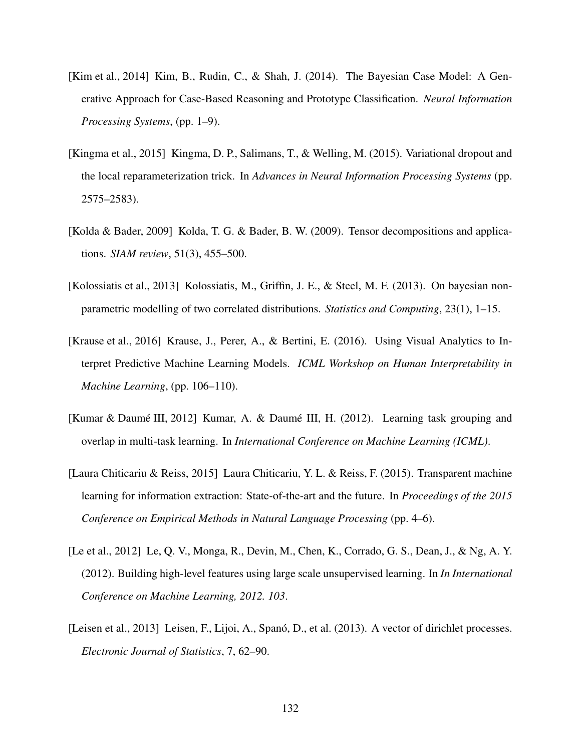[Kim et al., 2014] Kim, B., Rudin, C., & Shah, J. (2014). The Bayesian Case Model: A Generative Approach for Case-Based Reasoning and Prototype Classification. *Neural Information Processing Systems*, (pp. 1–9).

[Kingma et al., 2015] Kingma, D. P., Salimans, T., & Welling, M. (2015). Variational dropout and the local reparameterization trick. In *Advances in Neural Information Processing Systems* (pp. 2575–2583).

[Kolda & Bader, 2009] Kolda, T. G. & Bader, B. W. (2009). Tensor decompositions and applications. *SIAM review*, 51(3), 455–500.

[Kolossiatis et al., 2013] Kolossiatis, M., Griffin, J. E., & Steel, M. F. (2013). On bayesian nonparametric modelling of two correlated distributions. *Statistics and Computing*, 23(1), 1–15.

[Krause et al., 2016] Krause, J., Perer, A., & Bertini, E. (2016). Using Visual Analytics to Interpret Predictive Machine Learning Models. *ICML Workshop on Human Interpretability in Machine Learning*, (pp. 106–110).

[Kumar & Daumé III, 2012] Kumar, A. & Daumé III, H. (2012). Learning task grouping and overlap in multi-task learning. In *International Conference on Machine Learning (ICML)*.

[Laura Chiticariu & Reiss, 2015] Laura Chiticariu, Y. L. & Reiss, F. (2015). Transparent machine learning for information extraction: State-of-the-art and the future. In *Proceedings of the 2015 Conference on Empirical Methods in Natural Language Processing* (pp. 4–6).

[Le et al., 2012] Le, Q. V., Monga, R., Devin, M., Chen, K., Corrado, G. S., Dean, J., & Ng, A. Y. (2012). Building high-level features using large scale unsupervised learning. In *In International Conference on Machine Learning, 2012. 103*.

[Leisen et al., 2013] Leisen, F., Lijoi, A., Spanó, D., et al. (2013). A vector of dirichlet processes. *Electronic Journal of Statistics*, 7, 62–90.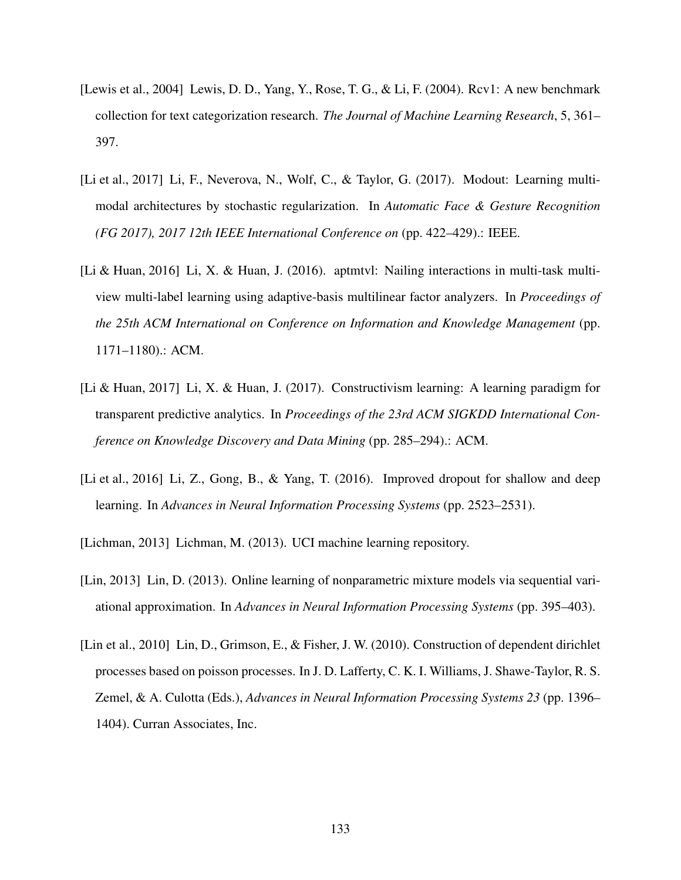[Lewis et al., 2004] Lewis, D. D., Yang, Y., Rose, T. G., & Li, F. (2004). Rcv1: A new benchmark collection for text categorization research. *The Journal of Machine Learning Research*, 5, 361–397.

[Li et al., 2017] Li, F., Neverova, N., Wolf, C., & Taylor, G. (2017). Modout: Learning multi-modal architectures by stochastic regularization. In *Automatic Face & Gesture Recognition (FG 2017), 2017 12th IEEE International Conference on* (pp. 422–429).: IEEE.

[Li & Huan, 2016] Li, X. & Huan, J. (2016). aptmtvl: Nailing interactions in multi-task multi-view multi-label learning using adaptive-basis multilinear factor analyzers. In *Proceedings of the 25th ACM International on Conference on Information and Knowledge Management* (pp. 1171–1180).: ACM.

[Li & Huan, 2017] Li, X. & Huan, J. (2017). Constructivism learning: A learning paradigm for transparent predictive analytics. In *Proceedings of the 23rd ACM SIGKDD International Conference on Knowledge Discovery and Data Mining* (pp. 285–294).: ACM.

[Li et al., 2016] Li, Z., Gong, B., & Yang, T. (2016). Improved dropout for shallow and deep learning. In *Advances in Neural Information Processing Systems* (pp. 2523–2531).

[Lichman, 2013] Lichman, M. (2013). UCI machine learning repository.

[Lin, 2013] Lin, D. (2013). Online learning of nonparametric mixture models via sequential variational approximation. In *Advances in Neural Information Processing Systems* (pp. 395–403).

[Lin et al., 2010] Lin, D., Grimson, E., & Fisher, J. W. (2010). Construction of dependent dirichlet processes based on poisson processes. In J. D. Lafferty, C. K. I. Williams, J. Shawe-Taylor, R. S. Zemel, & A. Culotta (Eds.), *Advances in Neural Information Processing Systems 23* (pp. 1396–1404). Curran Associates, Inc.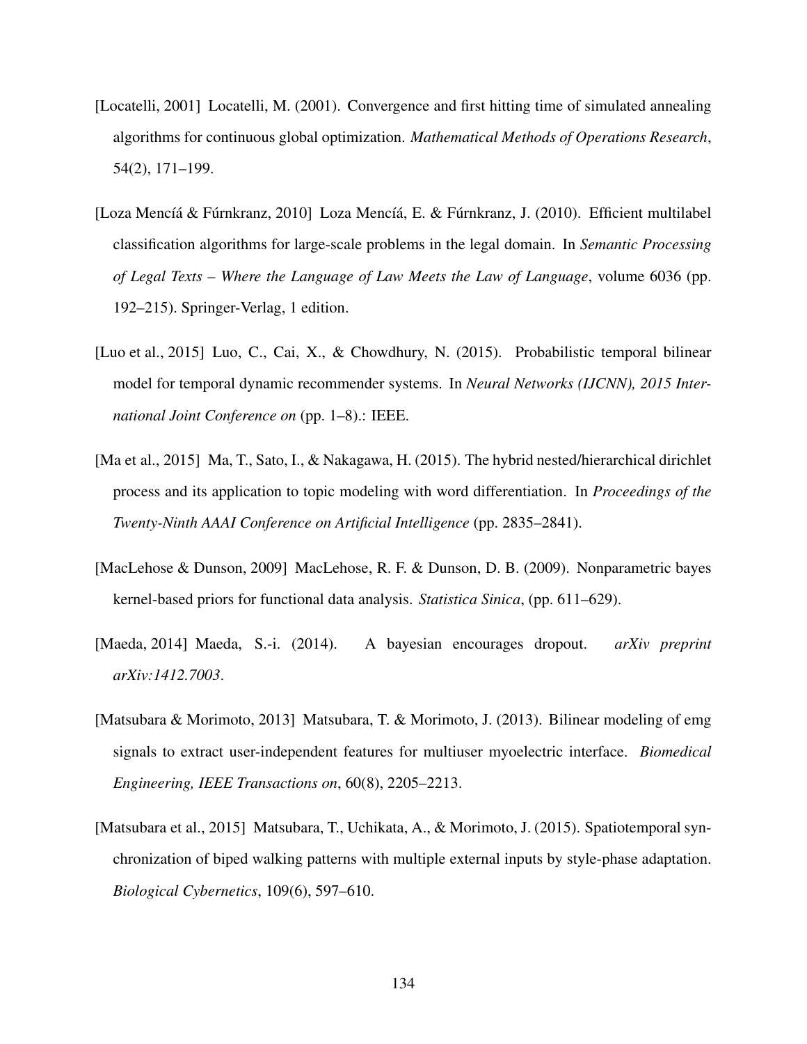[Locatelli, 2001] Locatelli, M. (2001). Convergence and first hitting time of simulated annealing algorithms for continuous global optimization. *Mathematical Methods of Operations Research*, 54(2), 171–199.

[Loza Mencíá & Fúrnkranz, 2010] Loza Mencíá, E. & Fúrnkranz, J. (2010). Efficient multilabel classification algorithms for large-scale problems in the legal domain. In *Semantic Processing of Legal Texts – Where the Language of Law Meets the Law of Language*, volume 6036 (pp. 192–215). Springer-Verlag, 1 edition.

[Luo et al., 2015] Luo, C., Cai, X., & Chowdhury, N. (2015). Probabilistic temporal bilinear model for temporal dynamic recommender systems. In *Neural Networks (IJCNN), 2015 International Joint Conference on* (pp. 1–8).: IEEE.

[Ma et al., 2015] Ma, T., Sato, I., & Nakagawa, H. (2015). The hybrid nested/hierarchical dirichlet process and its application to topic modeling with word differentiation. In *Proceedings of the Twenty-Ninth AAAI Conference on Artificial Intelligence* (pp. 2835–2841).

[MacLehose & Dunson, 2009] MacLehose, R. F. & Dunson, D. B. (2009). Nonparametric bayes kernel-based priors for functional data analysis. *Statistica Sinica*, (pp. 611–629).

[Maeda, 2014] Maeda, S.-i. (2014). A bayesian encourages dropout. *arXiv preprint arXiv:1412.7003*.

[Matsubara & Morimoto, 2013] Matsubara, T. & Morimoto, J. (2013). Bilinear modeling of emg signals to extract user-independent features for multiuser myoelectric interface. *Biomedical Engineering, IEEE Transactions on*, 60(8), 2205–2213.

[Matsubara et al., 2015] Matsubara, T., Uchikata, A., & Morimoto, J. (2015). Spatiotemporal synchronization of biped walking patterns with multiple external inputs by style-phase adaptation. *Biological Cybernetics*, 109(6), 597–610.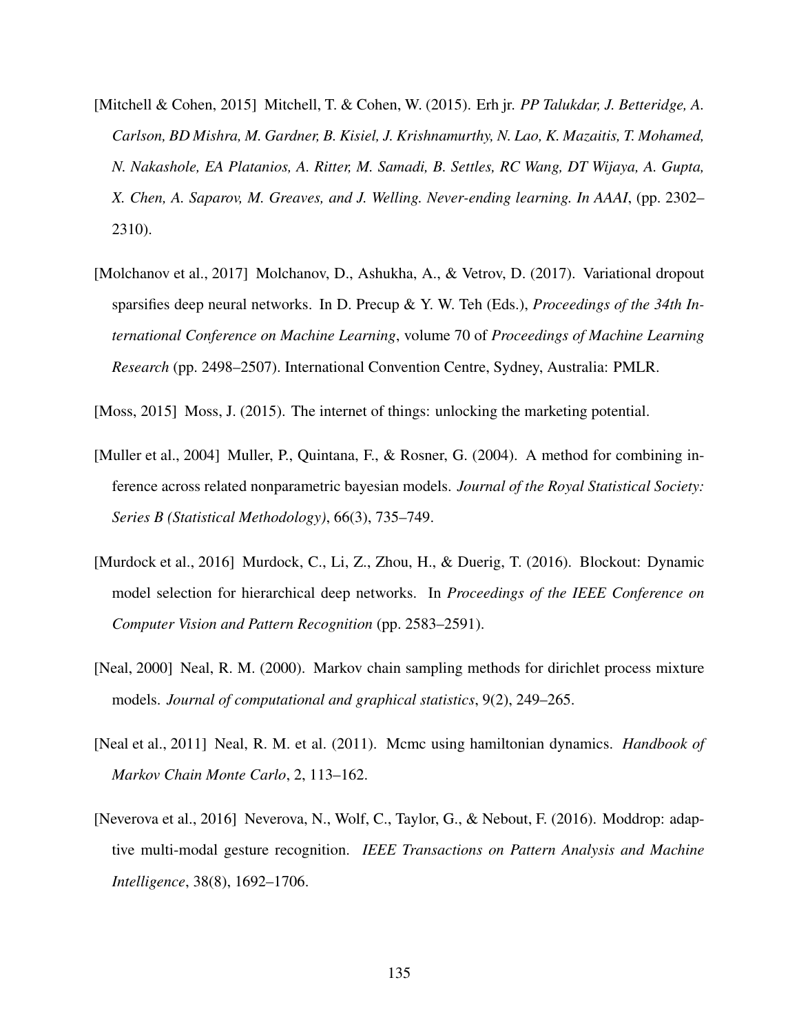[Mitchell & Cohen, 2015] Mitchell, T. & Cohen, W. (2015). Erh jr. *PP Talukdar, J. Betteridge, A. Carlson, BD Mishra, M. Gardner, B. Kisiel, J. Krishnamurthy, N. Lao, K. Mazaitis, T. Mohamed, N. Nakashole, EA Platanios, A. Ritter, M. Samadi, B. Settles, RC Wang, DT Wijaya, A. Gupta, X. Chen, A. Saparov, M. Greaves, and J. Welling. Never-ending learning. In AAAI*, (pp. 2302–2310).

[Molchanov et al., 2017] Molchanov, D., Ashukha, A., & Vetrov, D. (2017). Variational dropout sparsifies deep neural networks. In D. Precup & Y. W. Teh (Eds.), *Proceedings of the 34th International Conference on Machine Learning*, volume 70 of *Proceedings of Machine Learning Research* (pp. 2498–2507). International Convention Centre, Sydney, Australia: PMLR.

[Moss, 2015] Moss, J. (2015). The internet of things: unlocking the marketing potential.

[Muller et al., 2004] Muller, P., Quintana, F., & Rosner, G. (2004). A method for combining inference across related nonparametric bayesian models. *Journal of the Royal Statistical Society: Series B (Statistical Methodology)*, 66(3), 735–749.

[Murdock et al., 2016] Murdock, C., Li, Z., Zhou, H., & Duerig, T. (2016). Blockout: Dynamic model selection for hierarchical deep networks. In *Proceedings of the IEEE Conference on Computer Vision and Pattern Recognition* (pp. 2583–2591).

[Neal, 2000] Neal, R. M. (2000). Markov chain sampling methods for dirichlet process mixture models. *Journal of computational and graphical statistics*, 9(2), 249–265.

[Neal et al., 2011] Neal, R. M. et al. (2011). Mcmc using hamiltonian dynamics. *Handbook of Markov Chain Monte Carlo*, 2, 113–162.

[Neverova et al., 2016] Neverova, N., Wolf, C., Taylor, G., & Nebout, F. (2016). Moddrop: adaptive multi-modal gesture recognition. *IEEE Transactions on Pattern Analysis and Machine Intelligence*, 38(8), 1692–1706.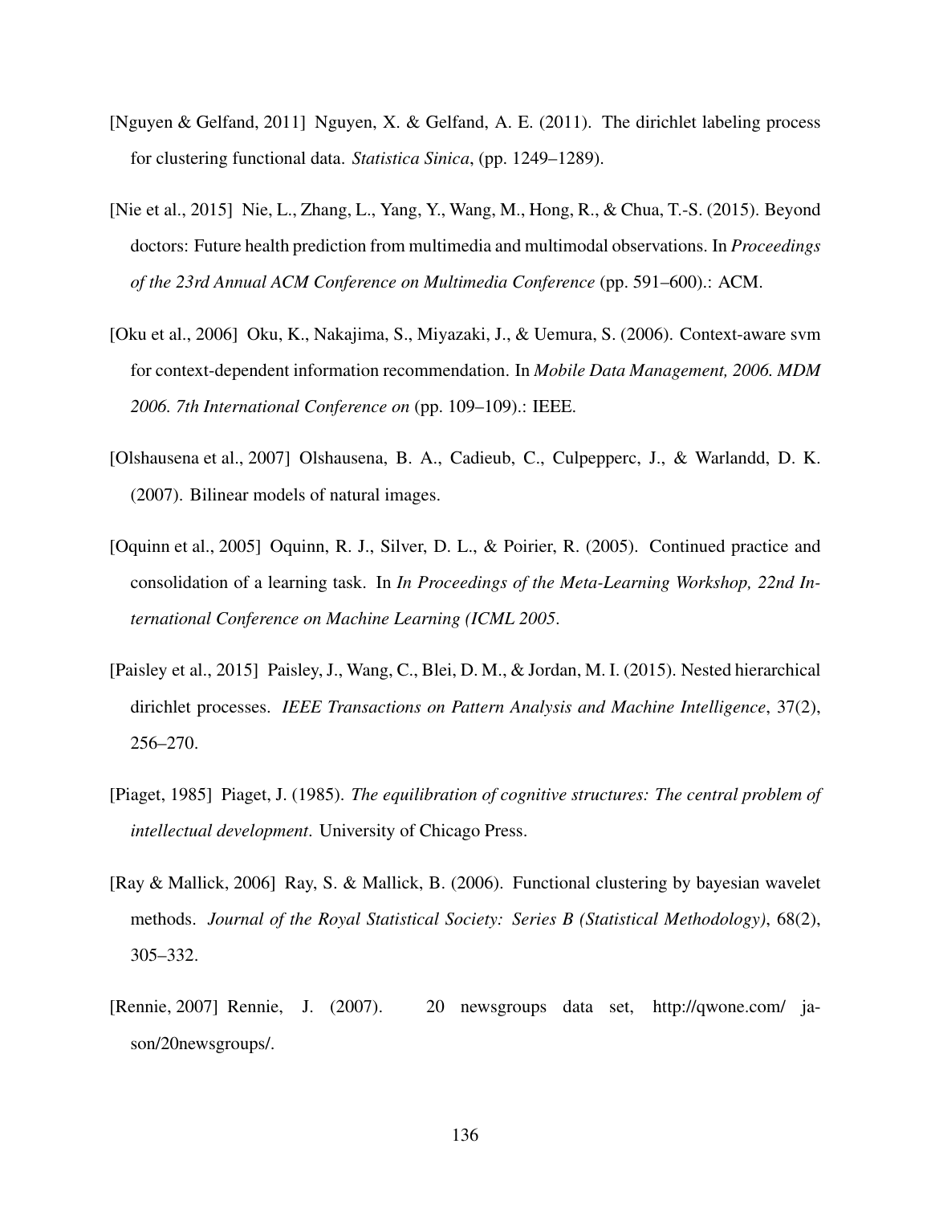[Nguyen & Gelfand, 2011] Nguyen, X. & Gelfand, A. E. (2011). The dirichlet labeling process for clustering functional data. *Statistica Sinica*, (pp. 1249–1289).

[Nie et al., 2015] Nie, L., Zhang, L., Yang, Y., Wang, M., Hong, R., & Chua, T.-S. (2015). Beyond doctors: Future health prediction from multimedia and multimodal observations. In *Proceedings of the 23rd Annual ACM Conference on Multimedia Conference* (pp. 591–600).: ACM.

[Oku et al., 2006] Oku, K., Nakajima, S., Miyazaki, J., & Uemura, S. (2006). Context-aware svm for context-dependent information recommendation. In *Mobile Data Management, 2006. MDM 2006. 7th International Conference on* (pp. 109–109).: IEEE.

[Olshausena et al., 2007] Olshausena, B. A., Cadieub, C., Culpepperc, J., & Warlandd, D. K. (2007). Bilinear models of natural images.

[Oquinn et al., 2005] Oquinn, R. J., Silver, D. L., & Poirier, R. (2005). Continued practice and consolidation of a learning task. In *In Proceedings of the Meta-Learning Workshop, 22nd International Conference on Machine Learning (ICML 2005*.

[Paisley et al., 2015] Paisley, J., Wang, C., Blei, D. M., & Jordan, M. I. (2015). Nested hierarchical dirichlet processes. *IEEE Transactions on Pattern Analysis and Machine Intelligence*, 37(2), 256–270.

[Piaget, 1985] Piaget, J. (1985). *The equilibration of cognitive structures: The central problem of intellectual development*. University of Chicago Press.

[Ray & Mallick, 2006] Ray, S. & Mallick, B. (2006). Functional clustering by bayesian wavelet methods. *Journal of the Royal Statistical Society: Series B (Statistical Methodology)*, 68(2), 305–332.

[Rennie, 2007] Rennie, J. (2007). 20 newsgroups data set, http://qwone.com/ jason/20newsgroups/.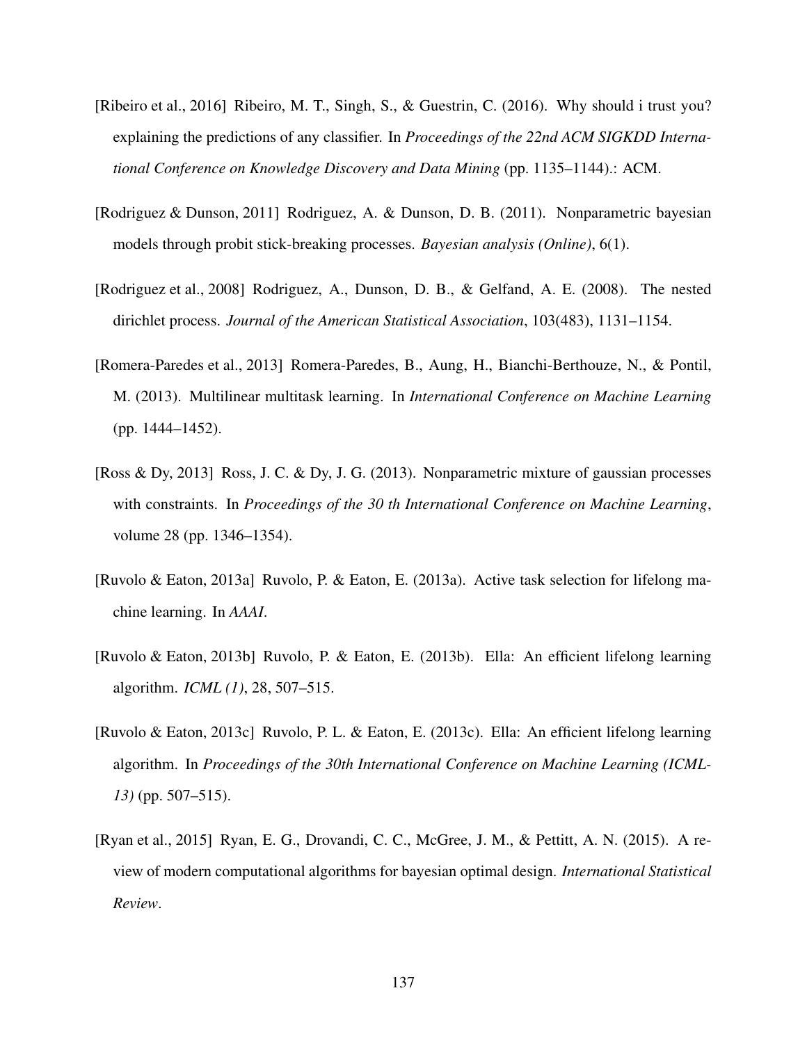[Ribeiro et al., 2016] Ribeiro, M. T., Singh, S., & Guestrin, C. (2016). Why should i trust you? explaining the predictions of any classifier. In *Proceedings of the 22nd ACM SIGKDD International Conference on Knowledge Discovery and Data Mining* (pp. 1135–1144).: ACM.

[Rodriguez & Dunson, 2011] Rodriguez, A. & Dunson, D. B. (2011). Nonparametric bayesian models through probit stick-breaking processes. *Bayesian analysis (Online)*, 6(1).

[Rodriguez et al., 2008] Rodriguez, A., Dunson, D. B., & Gelfand, A. E. (2008). The nested dirichlet process. *Journal of the American Statistical Association*, 103(483), 1131–1154.

[Romera-Paredes et al., 2013] Romera-Paredes, B., Aung, H., Bianchi-Berthouze, N., & Pontil, M. (2013). Multilinear multitask learning. In *International Conference on Machine Learning* (pp. 1444–1452).

[Ross & Dy, 2013] Ross, J. C. & Dy, J. G. (2013). Nonparametric mixture of gaussian processes with constraints. In *Proceedings of the 30 th International Conference on Machine Learning*, volume 28 (pp. 1346–1354).

[Ruvolo & Eaton, 2013a] Ruvolo, P. & Eaton, E. (2013a). Active task selection for lifelong machine learning. In *AAAI*.

[Ruvolo & Eaton, 2013b] Ruvolo, P. & Eaton, E. (2013b). Ella: An efficient lifelong learning algorithm. *ICML (1)*, 28, 507–515.

[Ruvolo & Eaton, 2013c] Ruvolo, P. L. & Eaton, E. (2013c). Ella: An efficient lifelong learning algorithm. In *Proceedings of the 30th International Conference on Machine Learning (ICML-13)* (pp. 507–515).

[Ryan et al., 2015] Ryan, E. G., Drovandi, C. C., McGree, J. M., & Pettitt, A. N. (2015). A review of modern computational algorithms for bayesian optimal design. *International Statistical Review*.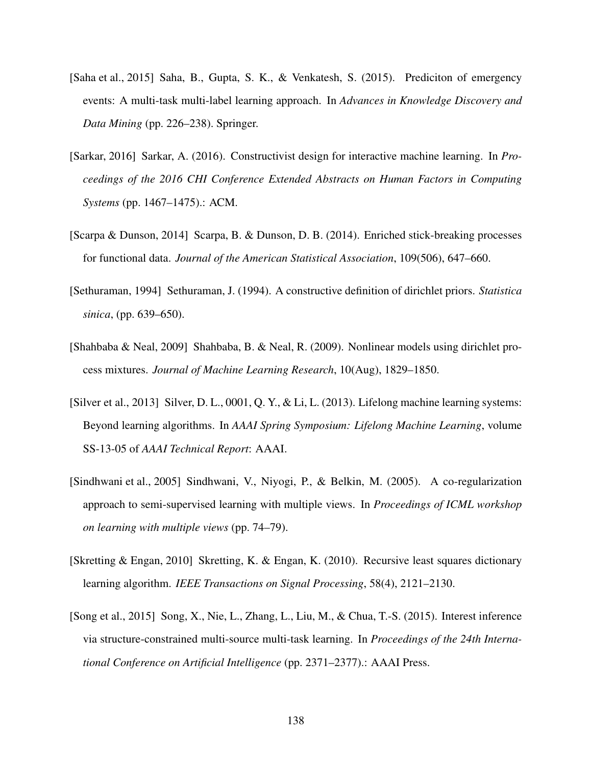[Saha et al., 2015] Saha, B., Gupta, S. K., & Venkatesh, S. (2015). Prediciton of emergency events: A multi-task multi-label learning approach. In *Advances in Knowledge Discovery and Data Mining* (pp. 226–238). Springer.

[Sarkar, 2016] Sarkar, A. (2016). Constructivist design for interactive machine learning. In *Proceedings of the 2016 CHI Conference Extended Abstracts on Human Factors in Computing Systems* (pp. 1467–1475).: ACM.

[Scarpa & Dunson, 2014] Scarpa, B. & Dunson, D. B. (2014). Enriched stick-breaking processes for functional data. *Journal of the American Statistical Association*, 109(506), 647–660.

[Sethuraman, 1994] Sethuraman, J. (1994). A constructive definition of dirichlet priors. *Statistica sinica*, (pp. 639–650).

[Shahbaba & Neal, 2009] Shahbaba, B. & Neal, R. (2009). Nonlinear models using dirichlet process mixtures. *Journal of Machine Learning Research*, 10(Aug), 1829–1850.

[Silver et al., 2013] Silver, D. L., 0001, Q. Y., & Li, L. (2013). Lifelong machine learning systems: Beyond learning algorithms. In *AAAI Spring Symposium: Lifelong Machine Learning*, volume SS-13-05 of *AAAI Technical Report*: AAAI.

[Sindhwani et al., 2005] Sindhwani, V., Niyogi, P., & Belkin, M. (2005). A co-regularization approach to semi-supervised learning with multiple views. In *Proceedings of ICML workshop on learning with multiple views* (pp. 74–79).

[Skretting & Engan, 2010] Skretting, K. & Engan, K. (2010). Recursive least squares dictionary learning algorithm. *IEEE Transactions on Signal Processing*, 58(4), 2121–2130.

[Song et al., 2015] Song, X., Nie, L., Zhang, L., Liu, M., & Chua, T.-S. (2015). Interest inference via structure-constrained multi-source multi-task learning. In *Proceedings of the 24th International Conference on Artificial Intelligence* (pp. 2371–2377).: AAAI Press.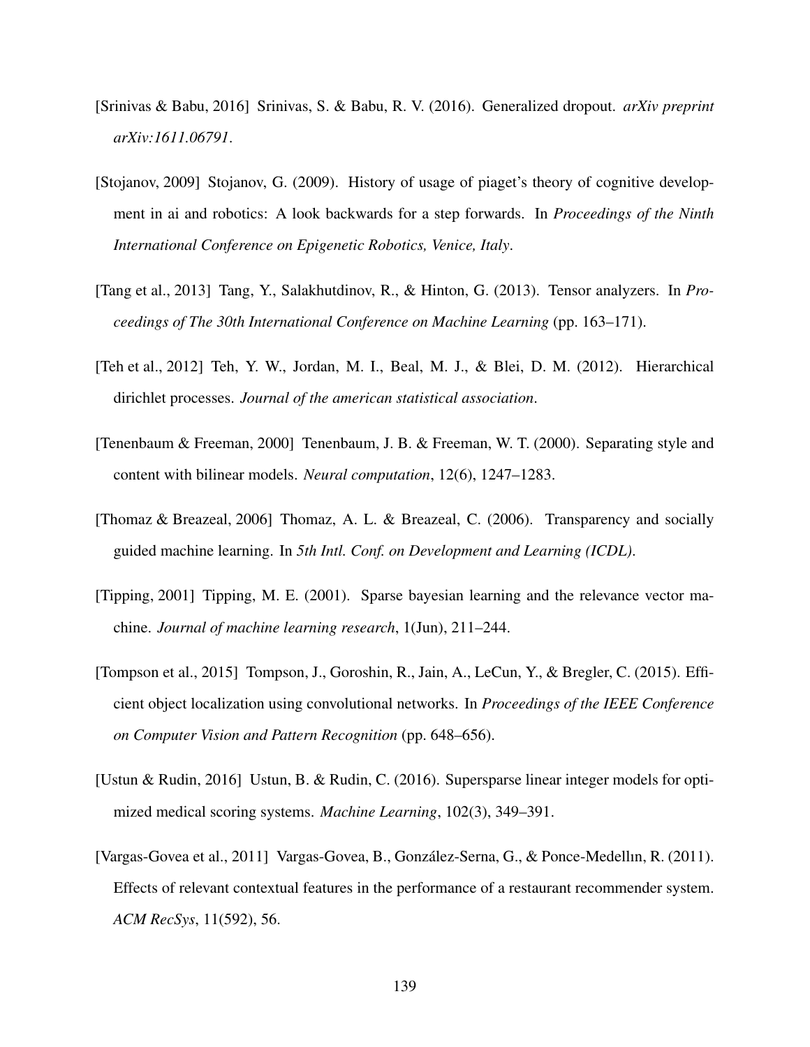[Srinivas & Babu, 2016] Srinivas, S. & Babu, R. V. (2016). Generalized dropout. *arXiv preprint arXiv:1611.06791*.

[Stojanov, 2009] Stojanov, G. (2009). History of usage of piaget's theory of cognitive development in ai and robotics: A look backwards for a step forwards. In *Proceedings of the Ninth International Conference on Epigenetic Robotics, Venice, Italy*.

[Tang et al., 2013] Tang, Y., Salakhutdinov, R., & Hinton, G. (2013). Tensor analyzers. In *Proceedings of The 30th International Conference on Machine Learning* (pp. 163–171).

[Teh et al., 2012] Teh, Y. W., Jordan, M. I., Beal, M. J., & Blei, D. M. (2012). Hierarchical dirichlet processes. *Journal of the american statistical association*.

[Tenenbaum & Freeman, 2000] Tenenbaum, J. B. & Freeman, W. T. (2000). Separating style and content with bilinear models. *Neural computation*, 12(6), 1247–1283.

[Thomaz & Breazeal, 2006] Thomaz, A. L. & Breazeal, C. (2006). Transparency and socially guided machine learning. In *5th Intl. Conf. on Development and Learning (ICDL)*.

[Tipping, 2001] Tipping, M. E. (2001). Sparse bayesian learning and the relevance vector machine. *Journal of machine learning research*, 1(Jun), 211–244.

[Tompson et al., 2015] Tompson, J., Goroshin, R., Jain, A., LeCun, Y., & Bregler, C. (2015). Efficient object localization using convolutional networks. In *Proceedings of the IEEE Conference on Computer Vision and Pattern Recognition* (pp. 648–656).

[Ustun & Rudin, 2016] Ustun, B. & Rudin, C. (2016). Supersparse linear integer models for optimized medical scoring systems. *Machine Learning*, 102(3), 349–391.

[Vargas-Govea et al., 2011] Vargas-Govea, B., González-Serna, G., & Ponce-Medellın, R. (2011). Effects of relevant contextual features in the performance of a restaurant recommender system. *ACM RecSys*, 11(592), 56.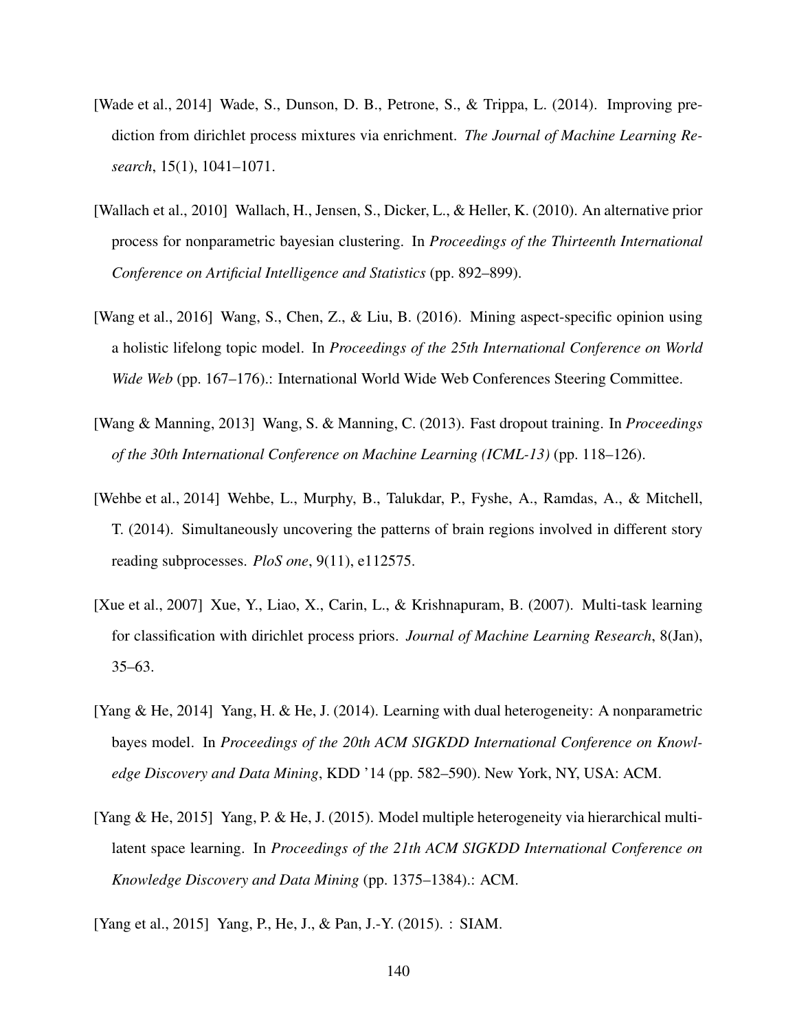[Wade et al., 2014] Wade, S., Dunson, D. B., Petrone, S., & Trippa, L. (2014). Improving prediction from dirichlet process mixtures via enrichment. *The Journal of Machine Learning Research*, 15(1), 1041–1071.

[Wallach et al., 2010] Wallach, H., Jensen, S., Dicker, L., & Heller, K. (2010). An alternative prior process for nonparametric bayesian clustering. In *Proceedings of the Thirteenth International Conference on Artificial Intelligence and Statistics* (pp. 892–899).

[Wang et al., 2016] Wang, S., Chen, Z., & Liu, B. (2016). Mining aspect-specific opinion using a holistic lifelong topic model. In *Proceedings of the 25th International Conference on World Wide Web* (pp. 167–176).: International World Wide Web Conferences Steering Committee.

[Wang & Manning, 2013] Wang, S. & Manning, C. (2013). Fast dropout training. In *Proceedings of the 30th International Conference on Machine Learning (ICML-13)* (pp. 118–126).

[Wehbe et al., 2014] Wehbe, L., Murphy, B., Talukdar, P., Fyshe, A., Ramdas, A., & Mitchell, T. (2014). Simultaneously uncovering the patterns of brain regions involved in different story reading subprocesses. *PloS one*, 9(11), e112575.

[Xue et al., 2007] Xue, Y., Liao, X., Carin, L., & Krishnapuram, B. (2007). Multi-task learning for classification with dirichlet process priors. *Journal of Machine Learning Research*, 8(Jan), 35–63.

[Yang & He, 2014] Yang, H. & He, J. (2014). Learning with dual heterogeneity: A nonparametric bayes model. In *Proceedings of the 20th ACM SIGKDD International Conference on Knowledge Discovery and Data Mining*, KDD '14 (pp. 582–590). New York, NY, USA: ACM.

[Yang & He, 2015] Yang, P. & He, J. (2015). Model multiple heterogeneity via hierarchical multi-latent space learning. In *Proceedings of the 21th ACM SIGKDD International Conference on Knowledge Discovery and Data Mining* (pp. 1375–1384).: ACM.

[Yang et al., 2015] Yang, P., He, J., & Pan, J.-Y. (2015). : SIAM.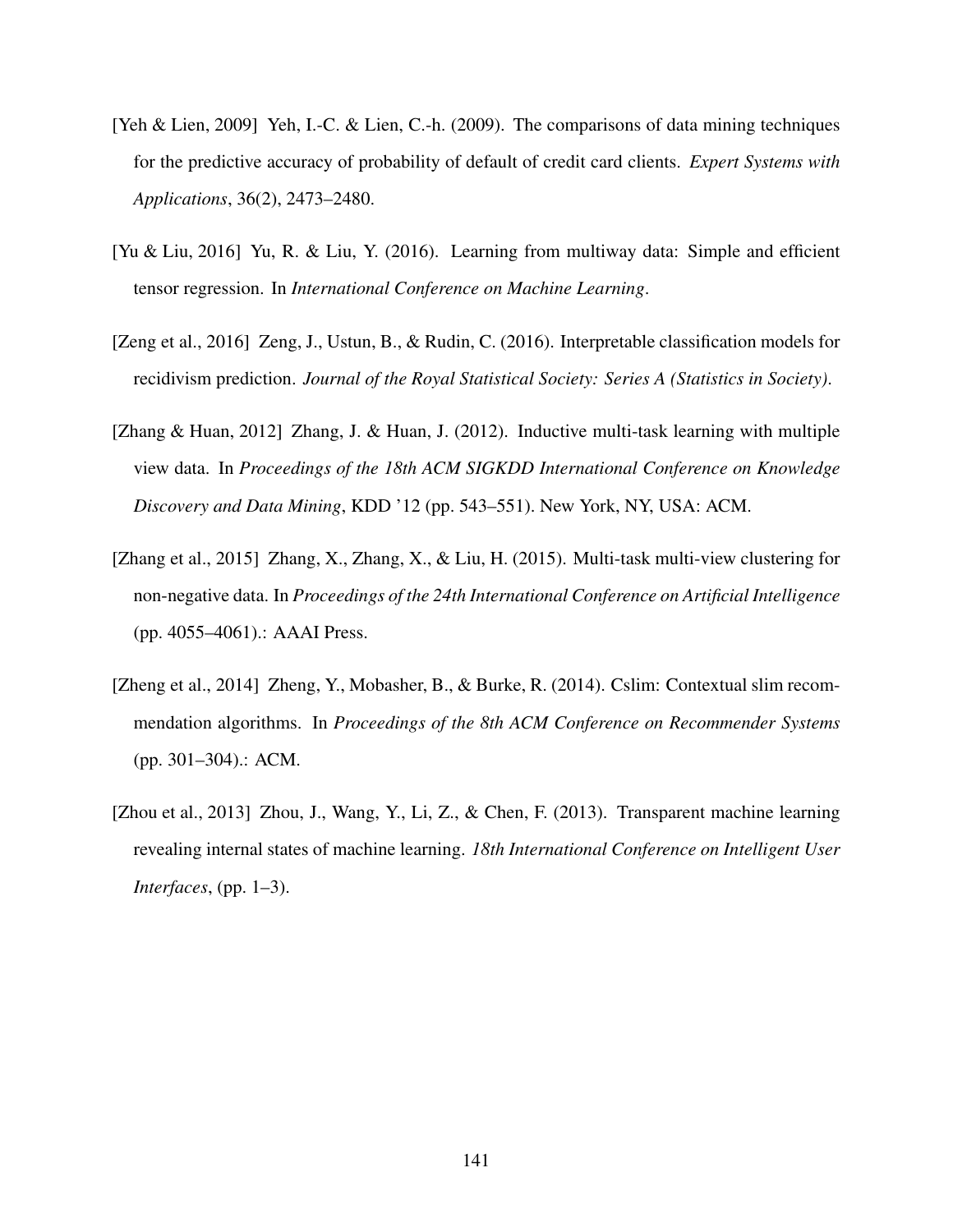[Yeh & Lien, 2009] Yeh, I.-C. & Lien, C.-h. (2009). The comparisons of data mining techniques for the predictive accuracy of probability of default of credit card clients. *Expert Systems with Applications*, 36(2), 2473–2480.

[Yu & Liu, 2016] Yu, R. & Liu, Y. (2016). Learning from multiway data: Simple and efficient tensor regression. In *International Conference on Machine Learning*.

[Zeng et al., 2016] Zeng, J., Ustun, B., & Rudin, C. (2016). Interpretable classification models for recidivism prediction. *Journal of the Royal Statistical Society: Series A (Statistics in Society)*.

[Zhang & Huan, 2012] Zhang, J. & Huan, J. (2012). Inductive multi-task learning with multiple view data. In *Proceedings of the 18th ACM SIGKDD International Conference on Knowledge Discovery and Data Mining*, KDD '12 (pp. 543–551). New York, NY, USA: ACM.

[Zhang et al., 2015] Zhang, X., Zhang, X., & Liu, H. (2015). Multi-task multi-view clustering for non-negative data. In *Proceedings of the 24th International Conference on Artificial Intelligence* (pp. 4055–4061).: AAAI Press.

[Zheng et al., 2014] Zheng, Y., Mobasher, B., & Burke, R. (2014). Cslim: Contextual slim recommendation algorithms. In *Proceedings of the 8th ACM Conference on Recommender Systems* (pp. 301–304).: ACM.

[Zhou et al., 2013] Zhou, J., Wang, Y., Li, Z., & Chen, F. (2013). Transparent machine learning revealing internal states of machine learning. *18th International Conference on Intelligent User Interfaces*, (pp. 1–3).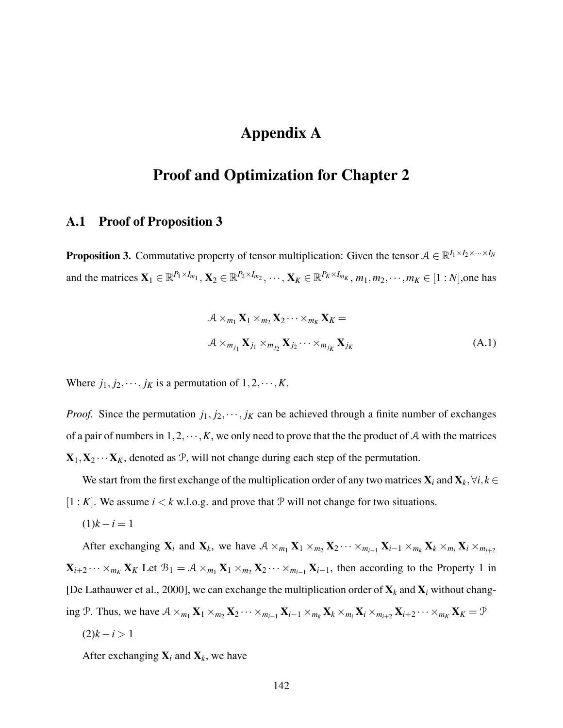# Appendix A

# Proof and Optimization for Chapter 2

## A.1 Proof of Proposition 3

**Proposition 3.** Commutative property of tensor multiplication: Given the tensor $\mathcal{A} \in \mathbb{R}^{I_1 \times I_2 \times \cdots \times I_N}$ and the matrices $\mathbf{X}_1 \in \mathbb{R}^{P_1 \times I_{m_1}}, \mathbf{X}_2 \in \mathbb{R}^{P_2 \times I_{m_2}}, \cdots, \mathbf{X}_K \in \mathbb{R}^{P_K \times I_{m_K}}, m_1, m_2, \cdots, m_K \in [1:N]$,one has

$$
\begin{aligned}
&\mathcal{A} \times_{m_1} \mathbf{X}_1 \times_{m_2} \mathbf{X}_2 \cdots \times_{m_K} \mathbf{X}_K = \\
&\mathcal{A} \times_{m_{j_1}} \mathbf{X}_{j_1} \times_{m_{j_2}} \mathbf{X}_{j_2} \cdots \times_{m_{j_K}} \mathbf{X}_{j_K}
\end{aligned} \tag{A.1}
$$

Where $j_1, j_2, \cdots, j_K$ is a permutation of $1, 2, \cdots, K$.

*Proof.* Since the permutation $j_1, j_2, \cdots, j_K$ can be achieved through a finite number of exchanges of a pair of numbers in $1, 2, \cdots, K$, we only need to prove that the the product of $\mathcal{A}$ with the matrices $\mathbf{X}_1, \mathbf{X}_2 \cdots \mathbf{X}_K$, denoted as $\mathcal{P}$, will not change during each step of the permutation.

We start from the first exchange of the multiplication order of any two matrices $\mathbf{X}_i$ and $\mathbf{X}_k, \forall i, k \in [1:K]$. We assume $i < k$ w.l.o.g. and prove that $\mathcal{P}$ will not change for two situations.

(1)$k - i = 1$

After exchanging $\mathbf{X}_i$ and $\mathbf{X}_k$, we have $\mathcal{A} \times_{m_1} \mathbf{X}_1 \times_{m_2} \mathbf{X}_2 \cdots \times_{m_{i-1}} \mathbf{X}_{i-1} \times_{m_k} \mathbf{X}_k \times_{m_i} \mathbf{X}_i \times_{m_{i+2}} \mathbf{X}_{i+2} \cdots \times_{m_K} \mathbf{X}_K$ Let $\mathcal{B}_1 = \mathcal{A} \times_{m_1} \mathbf{X}_1 \times_{m_2} \mathbf{X}_2 \cdots \times_{m_{i-1}} \mathbf{X}_{i-1}$, then according to the Property 1 in [De Lathauwer et al., 2000], we can exchange the multiplication order of $\mathbf{X}_k$ and $\mathbf{X}_i$ without changing $\mathcal{P}$. Thus, we have $\mathcal{A} \times_{m_1} \mathbf{X}_1 \times_{m_2} \mathbf{X}_2 \cdots \times_{m_{i-1}} \mathbf{X}_{i-1} \times_{m_k} \mathbf{X}_k \times_{m_i} \mathbf{X}_i \times_{m_{i+2}} \mathbf{X}_{i+2} \cdots \times_{m_K} \mathbf{X}_K = \mathcal{P}$

(2)$k - i > 1$

After exchanging $\mathbf{X}_i$ and $\mathbf{X}_k$, we have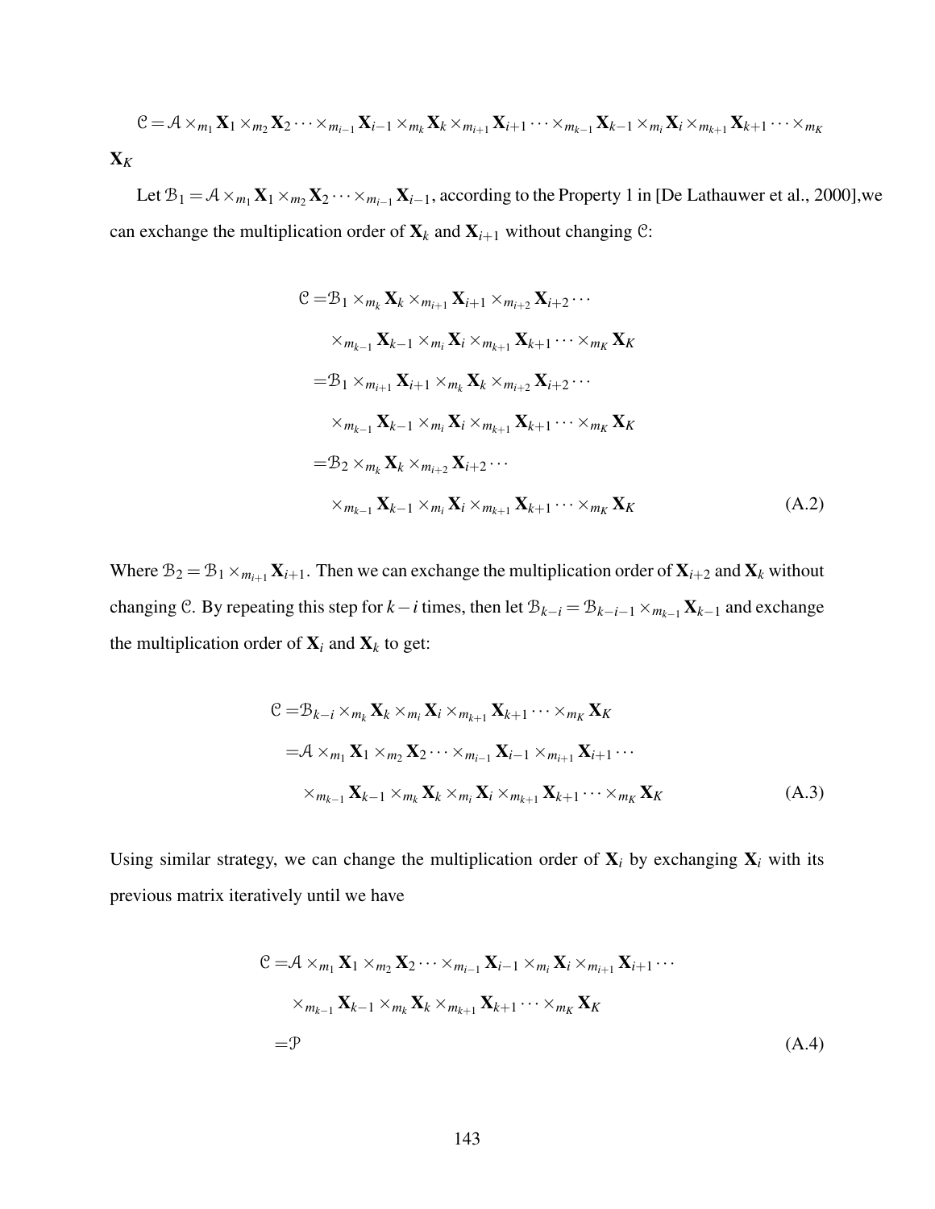$$\mathcal{C} = \mathcal{A} \times_{m_1} \mathbf{X}_1 \times_{m_2} \mathbf{X}_2 \cdots \times_{m_{i-1}} \mathbf{X}_{i-1} \times_{m_k} \mathbf{X}_k \times_{m_{i+1}} \mathbf{X}_{i+1} \cdots \times_{m_{k-1}} \mathbf{X}_{k-1} \times_{m_i} \mathbf{X}_i \times_{m_{k+1}} \mathbf{X}_{k+1} \cdots \times_{m_K} \mathbf{X}_K$$

Let $\mathcal{B}_1 = \mathcal{A} \times_{m_1} \mathbf{X}_1 \times_{m_2} \mathbf{X}_2 \cdots \times_{m_{i-1}} \mathbf{X}_{i-1}$, according to the Property 1 in [De Lathauwer et al., 2000],we can exchange the multiplication order of $\mathbf{X}_k$ and $\mathbf{X}_{i+1}$ without changing $\mathcal{C}$:

$$\begin{aligned}
\mathcal{C} =& \mathcal{B}_1 \times_{m_k} \mathbf{X}_k \times_{m_{i+1}} \mathbf{X}_{i+1} \times_{m_{i+2}} \mathbf{X}_{i+2} \cdots \\
& \times_{m_{k-1}} \mathbf{X}_{k-1} \times_{m_i} \mathbf{X}_i \times_{m_{k+1}} \mathbf{X}_{k+1} \cdots \times_{m_K} \mathbf{X}_K \\
=& \mathcal{B}_1 \times_{m_{i+1}} \mathbf{X}_{i+1} \times_{m_k} \mathbf{X}_k \times_{m_{i+2}} \mathbf{X}_{i+2} \cdots \\
& \times_{m_{k-1}} \mathbf{X}_{k-1} \times_{m_i} \mathbf{X}_i \times_{m_{k+1}} \mathbf{X}_{k+1} \cdots \times_{m_K} \mathbf{X}_K \\
=& \mathcal{B}_2 \times_{m_k} \mathbf{X}_k \times_{m_{i+2}} \mathbf{X}_{i+2} \cdots \\
& \times_{m_{k-1}} \mathbf{X}_{k-1} \times_{m_i} \mathbf{X}_i \times_{m_{k+1}} \mathbf{X}_{k+1} \cdots \times_{m_K} \mathbf{X}_K
\end{aligned} \tag{A.2}$$

Where $\mathcal{B}_2 = \mathcal{B}_1 \times_{m_{i+1}} \mathbf{X}_{i+1}$. Then we can exchange the multiplication order of $\mathbf{X}_{i+2}$ and $\mathbf{X}_k$ without changing $\mathcal{C}$. By repeating this step for $k-i$ times, then let $\mathcal{B}_{k-i} = \mathcal{B}_{k-i-1} \times_{m_{k-1}} \mathbf{X}_{k-1}$ and exchange the multiplication order of $\mathbf{X}_i$ and $\mathbf{X}_k$ to get:

$$\begin{aligned}
\mathcal{C} =& \mathcal{B}_{k-i} \times_{m_k} \mathbf{X}_k \times_{m_i} \mathbf{X}_i \times_{m_{k+1}} \mathbf{X}_{k+1} \cdots \times_{m_K} \mathbf{X}_K \\
=& \mathcal{A} \times_{m_1} \mathbf{X}_1 \times_{m_2} \mathbf{X}_2 \cdots \times_{m_{i-1}} \mathbf{X}_{i-1} \times_{m_{i+1}} \mathbf{X}_{i+1} \cdots \\
& \times_{m_{k-1}} \mathbf{X}_{k-1} \times_{m_k} \mathbf{X}_k \times_{m_i} \mathbf{X}_i \times_{m_{k+1}} \mathbf{X}_{k+1} \cdots \times_{m_K} \mathbf{X}_K
\end{aligned} \tag{A.3}$$

Using similar strategy, we can change the multiplication order of $\mathbf{X}_i$ by exchanging $\mathbf{X}_i$ with its previous matrix iteratively until we have

$$\begin{aligned}
\mathcal{C} =& \mathcal{A} \times_{m_1} \mathbf{X}_1 \times_{m_2} \mathbf{X}_2 \cdots \times_{m_{i-1}} \mathbf{X}_{i-1} \times_{m_i} \mathbf{X}_i \times_{m_{i+1}} \mathbf{X}_{i+1} \cdots \\
& \times_{m_{k-1}} \mathbf{X}_{k-1} \times_{m_k} \mathbf{X}_k \times_{m_{k+1}} \mathbf{X}_{k+1} \cdots \times_{m_K} \mathbf{X}_K \\
=& \mathcal{P}
\end{aligned} \tag{A.4}$$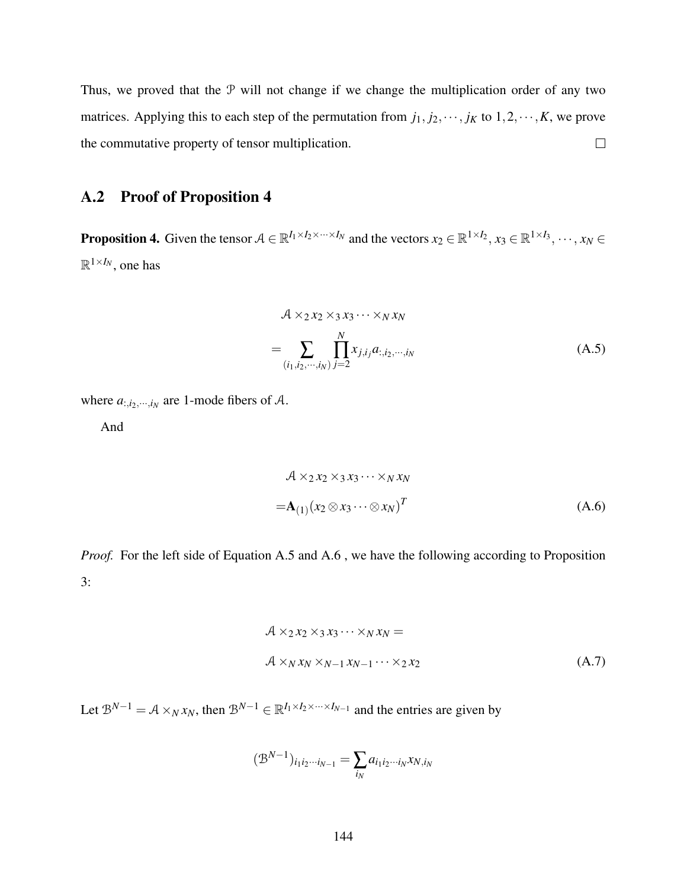Thus, we proved that the $\mathcal{P}$ will not change if we change the multiplication order of any two matrices. Applying this to each step of the permutation from $j_1, j_2, \cdots, j_K$ to $1, 2, \cdots, K$, we prove the commutative property of tensor multiplication. □

## A.2 Proof of Proposition 4

**Proposition 4.** Given the tensor $\mathcal{A} \in \mathbb{R}^{I_1 \times I_2 \times \cdots \times I_N}$ and the vectors $x_2 \in \mathbb{R}^{1 \times I_2}$, $x_3 \in \mathbb{R}^{1 \times I_3}$, $\cdots$, $x_N \in \mathbb{R}^{1 \times I_N}$, one has

$$
\begin{aligned}
&\mathcal{A} \times_2 x_2 \times_3 x_3 \cdots \times_N x_N \\
=&\sum_{(i_1, i_2, \cdots, i_N)} \prod_{j=2}^{N} x_{j, i_j} a_{:, i_2, \cdots, i_N}
\end{aligned}
\tag{A.5}
$$

where $a_{:, i_2, \cdots, i_N}$ are 1-mode fibers of $\mathcal{A}$.

And

$$
\begin{aligned}
&\mathcal{A} \times_2 x_2 \times_3 x_3 \cdots \times_N x_N \\
=&\mathbf{A}_{(1)} (x_2 \otimes x_3 \cdots \otimes x_N)^T
\end{aligned}
\tag{A.6}
$$

*Proof.* For the left side of Equation A.5 and A.6 , we have the following according to Proposition 3:

$$
\begin{aligned}
&\mathcal{A} \times_2 x_2 \times_3 x_3 \cdots \times_N x_N = \\
&\mathcal{A} \times_N x_N \times_{N-1} x_{N-1} \cdots \times_2 x_2
\end{aligned}
\tag{A.7}
$$

Let $\mathcal{B}^{N-1} = \mathcal{A} \times_N x_N$, then $\mathcal{B}^{N-1} \in \mathbb{R}^{I_1 \times I_2 \times \cdots \times I_{N-1}}$ and the entries are given by

$$
(\mathcal{B}^{N-1})_{i_1 i_2 \cdots i_{N-1}} = \sum_{i_N} a_{i_1 i_2 \cdots i_N} x_{N, i_N}
$$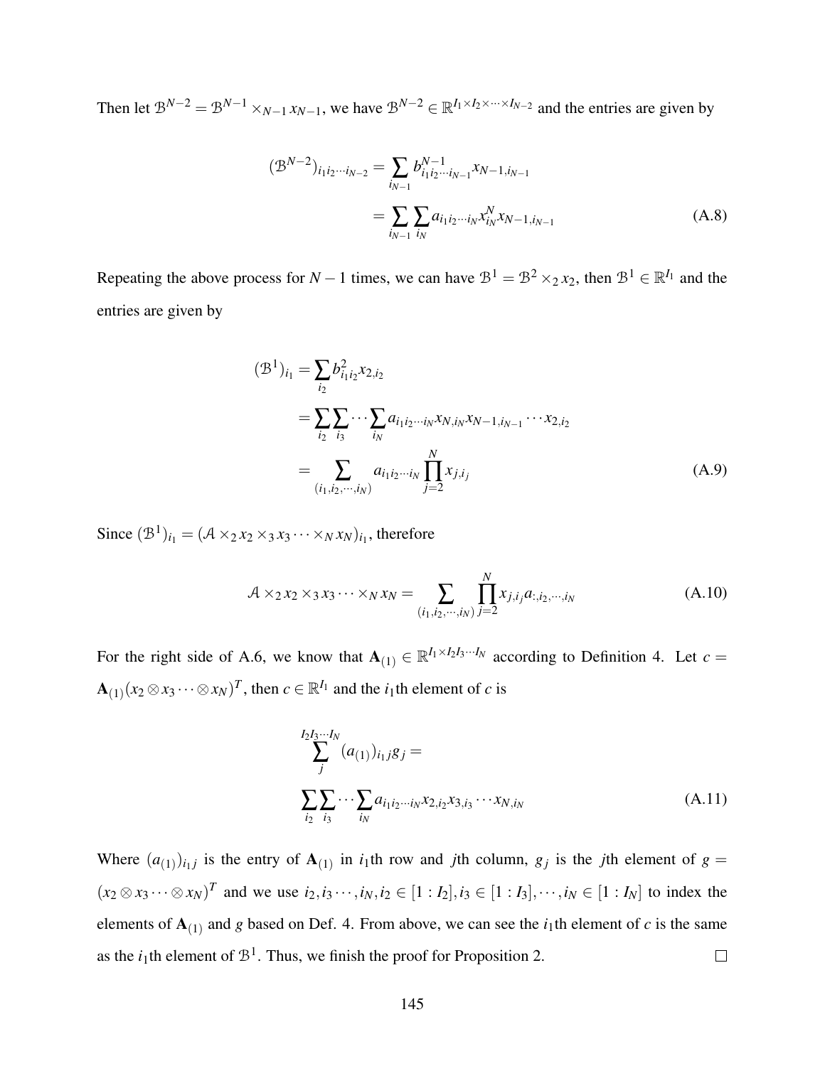Then let $\mathcal{B}^{N-2} = \mathcal{B}^{N-1} \times_{N-1} x_{N-1}$, we have $\mathcal{B}^{N-2} \in \mathbb{R}^{I_1 \times I_2 \times \cdots \times I_{N-2}}$ and the entries are given by

$$
\begin{aligned}
(\mathcal{B}^{N-2})_{i_1 i_2 \cdots i_{N-2}} &= \sum_{i_{N-1}} b^{N-1}_{i_1 i_2 \cdots i_{N-1}} x_{N-1, i_{N-1}} \\
&= \sum_{i_{N-1}} \sum_{i_N} a_{i_1 i_2 \cdots i_N} x^N_{i_N} x_{N-1, i_{N-1}}
\end{aligned}
\tag{A.8}
$$

Repeating the above process for $N-1$ times, we can have $\mathcal{B}^1 = \mathcal{B}^2 \times_2 x_2$, then $\mathcal{B}^1 \in \mathbb{R}^{I_1}$ and the entries are given by

$$
\begin{aligned}
(\mathcal{B}^1)_{i_1} &= \sum_{i_2} b^2_{i_1 i_2} x_{2, i_2} \\
&= \sum_{i_2} \sum_{i_3} \cdots \sum_{i_N} a_{i_1 i_2 \cdots i_N} x_{N, i_N} x_{N-1, i_{N-1}} \cdots x_{2, i_2} \\
&= \sum_{(i_1, i_2, \cdots, i_N)} a_{i_1 i_2 \cdots i_N} \prod_{j=2}^{N} x_{j, i_j}
\end{aligned}
\tag{A.9}
$$

Since $(\mathcal{B}^1)_{i_1} = (\mathcal{A} \times_2 x_2 \times_3 x_3 \cdots \times_N x_N)_{i_1}$, therefore

$$
\mathcal{A} \times_2 x_2 \times_3 x_3 \cdots \times_N x_N = \sum_{(i_1, i_2, \cdots, i_N)} \prod_{j=2}^{N} x_{j, i_j} a_{:, i_2, \cdots, i_N}
\tag{A.10}
$$

For the right side of A.6, we know that $\mathbf{A}_{(1)} \in \mathbb{R}^{I_1 \times I_2 I_3 \cdots I_N}$ according to Definition 4. Let $c = \mathbf{A}_{(1)} (x_2 \otimes x_3 \cdots \otimes x_N)^T$, then $c \in \mathbb{R}^{I_1}$ and the $i_1$th element of $c$ is

$$
\begin{aligned}
&\sum_{j}^{I_2 I_3 \cdots I_N} (a_{(1)})_{i_1 j} g_j = \\
&\sum_{i_2} \sum_{i_3} \cdots \sum_{i_N} a_{i_1 i_2 \cdots i_N} x_{2, i_2} x_{3, i_3} \cdots x_{N, i_N}
\end{aligned}
\tag{A.11}
$$

Where $(a_{(1)})_{i_1 j}$ is the entry of $\mathbf{A}_{(1)}$ in $i_1$th row and $j$th column, $g_j$ is the $j$th element of $g = (x_2 \otimes x_3 \cdots \otimes x_N)^T$ and we use $i_2, i_3 \cdots, i_N, i_2 \in [1 : I_2], i_3 \in [1 : I_3], \cdots, i_N \in [1 : I_N]$ to index the elements of $\mathbf{A}_{(1)}$ and $g$ based on Def. 4. From above, we can see the $i_1$th element of $c$ is the same as the $i_1$th element of $\mathcal{B}^1$. Thus, we finish the proof for Proposition 2. $\square$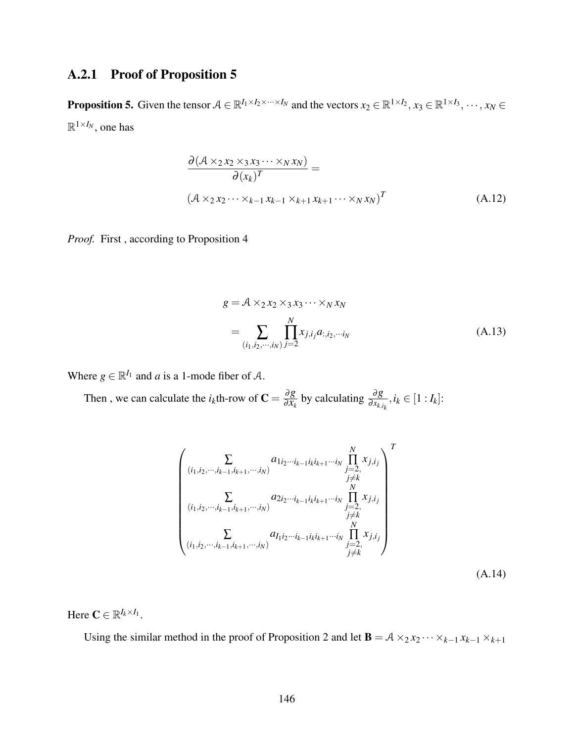### A.2.1 Proof of Proposition 5

**Proposition 5.** Given the tensor $\mathcal{A} \in \mathbb{R}^{I_1 \times I_2 \times \cdots \times I_N}$ and the vectors $x_2 \in \mathbb{R}^{1 \times I_2}$, $x_3 \in \mathbb{R}^{1 \times I_3}$, $\cdots$, $x_N \in \mathbb{R}^{1 \times I_N}$, one has

$$
\begin{aligned}
&\frac{\partial (\mathcal{A} \times_2 x_2 \times_3 x_3 \cdots \times_N x_N)}{\partial (x_k)^T} = \\
&(\mathcal{A} \times_2 x_2 \cdots \times_{k-1} x_{k-1} \times_{k+1} x_{k+1} \cdots \times_N x_N)^T
\end{aligned} \tag{A.12}
$$

*Proof.* First , according to Proposition 4

$$
\begin{aligned}
g &= \mathcal{A} \times_2 x_2 \times_3 x_3 \cdots \times_N x_N \\
&= \sum_{(i_1, i_2, \cdots, i_N)} \prod_{j=2}^{N} x_{j,i_j} a_{:,i_2,\cdots i_N}
\end{aligned} \tag{A.13}
$$

Where $g \in \mathbb{R}^{I_1}$ and $a$ is a 1-mode fiber of $\mathcal{A}$.

Then , we can calculate the $i_k$th-row of $\mathbf{C} = \frac{\partial g}{\partial x_k}$ by calculating $\frac{\partial g}{\partial x_{k,i_k}}, i_k \in [1 : I_k]$:

$$
\begin{pmatrix}
\sum\limits_{(i_1,i_2,\cdots,i_{k-1},i_{k+1},\cdots,i_N)} a_{1 i_2 \cdots i_{k-1} i_k i_{k+1} \cdots i_N} \prod\limits_{\substack{j=2,\\ j\neq k}}^{N} x_{j,i_j} \\
\sum\limits_{(i_1,i_2,\cdots,i_{k-1},i_{k+1},\cdots,i_N)} a_{2 i_2 \cdots i_{k-1} i_k i_{k+1} \cdots i_N} \prod\limits_{\substack{j=2,\\ j\neq k}}^{N} x_{j,i_j} \\
\sum\limits_{(i_1,i_2,\cdots,i_{k-1},i_{k+1},\cdots,i_N)} a_{I_1 i_2 \cdots i_{k-1} i_k i_{k+1} \cdots i_N} \prod\limits_{\substack{j=2,\\ j\neq k}}^{N} x_{j,i_j}
\end{pmatrix}^T
\tag{A.14}
$$

Here $\mathbf{C} \in \mathbb{R}^{I_k \times I_1}$.

Using the similar method in the proof of Proposition 2 and let $\mathbf{B} = \mathcal{A} \times_2 x_2 \cdots \times_{k-1} x_{k-1} \times_{k+1}$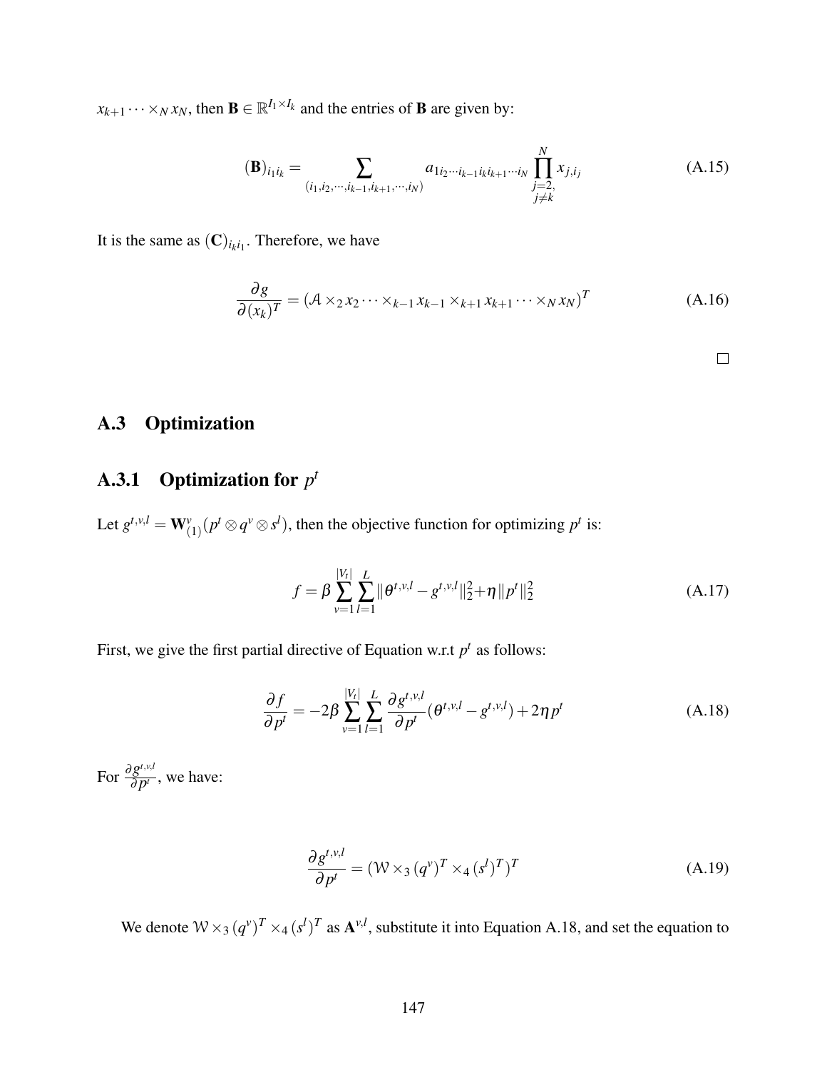$x_{k+1} \cdots \times_N x_N$, then $\mathbf{B} \in \mathbb{R}^{I_1 \times I_k}$ and the entries of $\mathbf{B}$ are given by:

$$(\mathbf{B})_{i_1 i_k} = \sum_{(i_1, i_2, \cdots, i_{k-1}, i_{k+1}, \cdots, i_N)} a_{1 i_2 \cdots i_{k-1} i_k i_{k+1} \cdots i_N} \prod_{\substack{j=2, \\ j \neq k}}^{N} x_{j, i_j} \tag{A.15}$$

It is the same as $(\mathbf{C})_{i_k i_1}$. Therefore, we have

$$\frac{\partial g}{\partial (x_k)^T} = (\mathcal{A} \times_2 x_2 \cdots \times_{k-1} x_{k-1} \times_{k+1} x_{k+1} \cdots \times_N x_N)^T \tag{A.16}$$

□

## A.3 Optimization

### A.3.1 Optimization for $p^t$

Let $g^{t,v,l} = \mathbf{W}^v_{(1)}(p^t \otimes q^v \otimes s^l)$, then the objective function for optimizing $p^t$ is:

$$f = \beta \sum_{v=1}^{|V_t|} \sum_{l=1}^{L} \|\theta^{t,v,l} - g^{t,v,l}\|_2^2 + \eta \|p^t\|_2^2 \tag{A.17}$$

First, we give the first partial directive of Equation w.r.t $p^t$ as follows:

$$\frac{\partial f}{\partial p^t} = -2\beta \sum_{v=1}^{|V_t|} \sum_{l=1}^{L} \frac{\partial g^{t,v,l}}{\partial p^t} (\theta^{t,v,l} - g^{t,v,l}) + 2\eta p^t \tag{A.18}$$

For $\frac{\partial g^{t,v,l}}{\partial p^t}$, we have:

$$\frac{\partial g^{t,v,l}}{\partial p^t} = (\mathcal{W} \times_3 (q^v)^T \times_4 (s^l)^T)^T \tag{A.19}$$

We denote $\mathcal{W} \times_3 (q^v)^T \times_4 (s^l)^T$ as $\mathbf{A}^{v,l}$, substitute it into Equation A.18, and set the equation to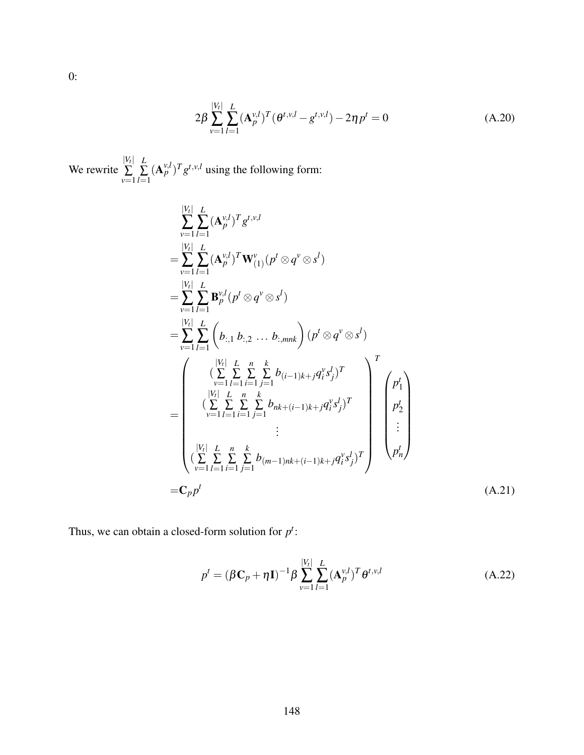0:

$$2\beta \sum_{v=1}^{|V_t|} \sum_{l=1}^{L} (\mathbf{A}_p^{v,l})^T (\theta^{t,v,l} - g^{t,v,l}) - 2\eta p^t = 0 \tag{A.20}$$

We rewrite $\sum_{v=1}^{|V_t|} \sum_{l=1}^{L} (\mathbf{A}_p^{v,l})^T g^{t,v,l}$ using the following form:

$$\begin{aligned}
&\sum_{v=1}^{|V_t|} \sum_{l=1}^{L} (\mathbf{A}_p^{v,l})^T g^{t,v,l} \\
=&\sum_{v=1}^{|V_t|} \sum_{l=1}^{L} (\mathbf{A}_p^{v,l})^T \mathbf{W}_{(1)}^{v} (p^t \otimes q^v \otimes s^l) \\
=&\sum_{v=1}^{|V_t|} \sum_{l=1}^{L} \mathbf{B}_p^{v,l} (p^t \otimes q^v \otimes s^l) \\
=&\sum_{v=1}^{|V_t|} \sum_{l=1}^{L} \begin{pmatrix} b_{:,1} \; b_{:,2} \; \dots \; b_{:,mnk} \end{pmatrix} (p^t \otimes q^v \otimes s^l) \\
=&\begin{pmatrix}
(\sum_{v=1}^{|V_t|} \sum_{l=1}^{L} \sum_{i=1}^{n} \sum_{j=1}^{k} b_{(i-1)k+j} q_i^v s_j^l)^T \\
(\sum_{v=1}^{|V_t|} \sum_{l=1}^{L} \sum_{i=1}^{n} \sum_{j=1}^{k} b_{nk+(i-1)k+j} q_i^v s_j^l)^T \\
\vdots \\
(\sum_{v=1}^{|V_t|} \sum_{l=1}^{L} \sum_{i=1}^{n} \sum_{j=1}^{k} b_{(m-1)nk+(i-1)k+j} q_i^v s_j^l)^T
\end{pmatrix}^T
\begin{pmatrix} p_1^t \\ p_2^t \\ \vdots \\ p_n^t \end{pmatrix} \\
=&\mathbf{C}_p p^t
\end{aligned} \tag{A.21}$$

Thus, we can obtain a closed-form solution for $p^t$:

$$p^t = (\beta \mathbf{C}_p + \eta \mathbf{I})^{-1} \beta \sum_{v=1}^{|V_t|} \sum_{l=1}^{L} (\mathbf{A}_p^{v,l})^T \theta^{t,v,l} \tag{A.22}$$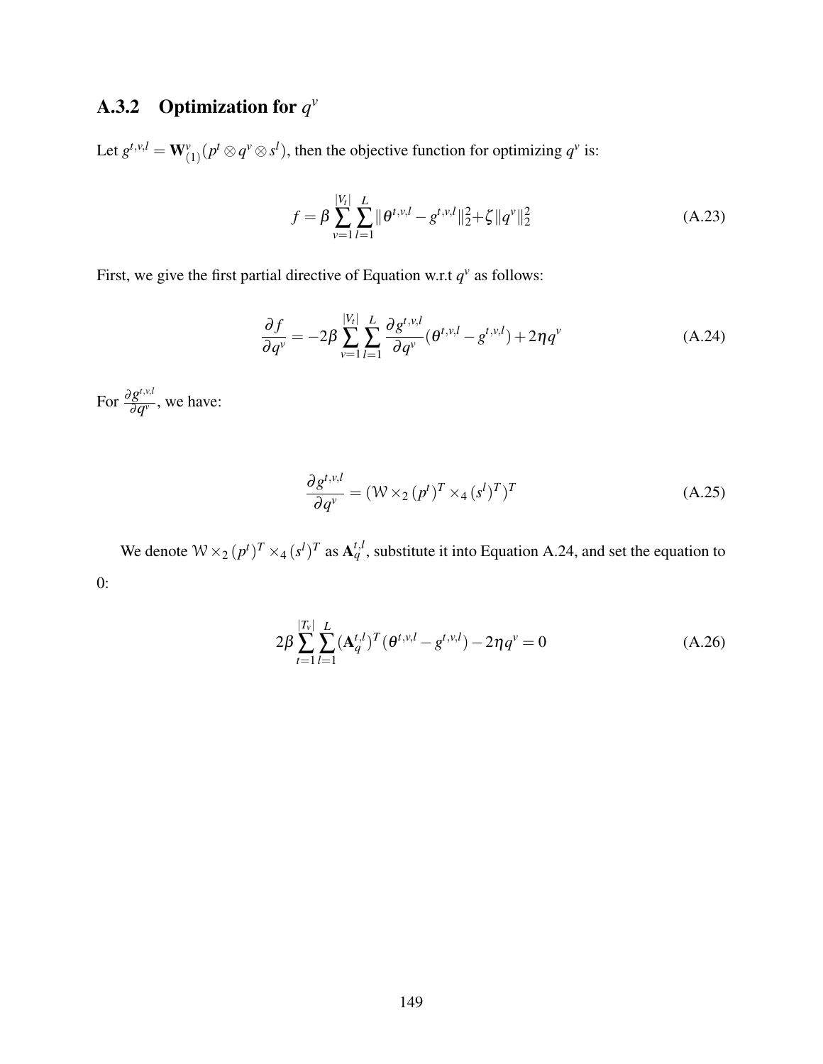### A.3.2 Optimization for $q^v$

Let $g^{t,v,l} = \mathbf{W}^v_{(1)}(p^t \otimes q^v \otimes s^l)$, then the objective function for optimizing $q^v$ is:

$$f = \beta \sum_{v=1}^{|V_t|} \sum_{l=1}^{L} \| \theta^{t,v,l} - g^{t,v,l} \|_2^2 + \zeta \| q^v \|_2^2 \tag{A.23}$$

First, we give the first partial directive of Equation w.r.t $q^v$ as follows:

$$\frac{\partial f}{\partial q^v} = -2\beta \sum_{v=1}^{|V_t|} \sum_{l=1}^{L} \frac{\partial g^{t,v,l}}{\partial q^v} (\theta^{t,v,l} - g^{t,v,l}) + 2\eta q^v \tag{A.24}$$

For $\frac{\partial g^{t,v,l}}{\partial q^v}$, we have:

$$\frac{\partial g^{t,v,l}}{\partial q^v} = (\mathcal{W} \times_2 (p^t)^T \times_4 (s^l)^T)^T \tag{A.25}$$

We denote $\mathcal{W} \times_2 (p^t)^T \times_4 (s^l)^T$ as $\mathbf{A}_q^{t,l}$, substitute it into Equation A.24, and set the equation to 0:

$$2\beta \sum_{t=1}^{|T_v|} \sum_{l=1}^{L} (\mathbf{A}_q^{t,l})^T (\theta^{t,v,l} - g^{t,v,l}) - 2\eta q^v = 0 \tag{A.26}$$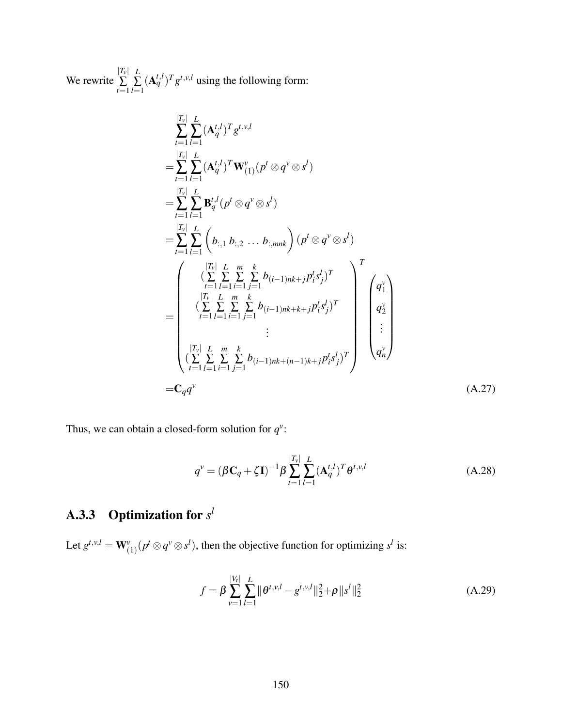We rewrite $\sum_{t=1}^{|T_v|}\sum_{l=1}^{L}(\mathbf{A}_q^{t,l})^T g^{t,v,l}$ using the following form:

$$
\begin{aligned}
&\sum_{t=1}^{|T_v|}\sum_{l=1}^{L}(\mathbf{A}_q^{t,l})^T g^{t,v,l} \\
=&\sum_{t=1}^{|T_v|}\sum_{l=1}^{L}(\mathbf{A}_q^{t,l})^T \mathbf{W}_{(1)}^{v}(p^t \otimes q^v \otimes s^l) \\
=&\sum_{t=1}^{|T_v|}\sum_{l=1}^{L}\mathbf{B}_q^{t,l}(p^t \otimes q^v \otimes s^l) \\
=&\sum_{t=1}^{|T_v|}\sum_{l=1}^{L}\begin{pmatrix} b_{:,1} \; b_{:,2} \; \dots \; b_{:,mnk} \end{pmatrix}(p^t \otimes q^v \otimes s^l) \\
=&\begin{pmatrix}
(\sum_{t=1}^{|T_v|}\sum_{l=1}^{L}\sum_{i=1}^{m}\sum_{j=1}^{k} b_{(i-1)nk+j}p_i^t s_j^l)^T \\
(\sum_{t=1}^{|T_v|}\sum_{l=1}^{L}\sum_{i=1}^{m}\sum_{j=1}^{k} b_{(i-1)nk+k+j}p_i^t s_j^l)^T \\
\vdots \\
(\sum_{t=1}^{|T_v|}\sum_{l=1}^{L}\sum_{i=1}^{m}\sum_{j=1}^{k} b_{(i-1)nk+(n-1)k+j}p_i^t s_j^l)^T
\end{pmatrix}^T
\begin{pmatrix} q_1^v \\ q_2^v \\ \vdots \\ q_n^v \end{pmatrix} \\
=&\mathbf{C}_q q^v
\end{aligned}
\tag{A.27}
$$

Thus, we can obtain a closed-form solution for $q^v$:

$$
q^v = (\beta \mathbf{C}_q + \zeta \mathbf{I})^{-1}\beta \sum_{t=1}^{|T_v|}\sum_{l=1}^{L}(\mathbf{A}_q^{t,l})^T \theta^{t,v,l} \tag{A.28}
$$

### A.3.3 Optimization for $s^l$

Let $g^{t,v,l} = \mathbf{W}_{(1)}^{v}(p^t \otimes q^v \otimes s^l)$, then the objective function for optimizing $s^l$ is:

$$
f = \beta \sum_{v=1}^{|V_t|}\sum_{l=1}^{L}\|\theta^{t,v,l} - g^{t,v,l}\|_2^2 + \rho\|s^l\|_2^2 \tag{A.29}
$$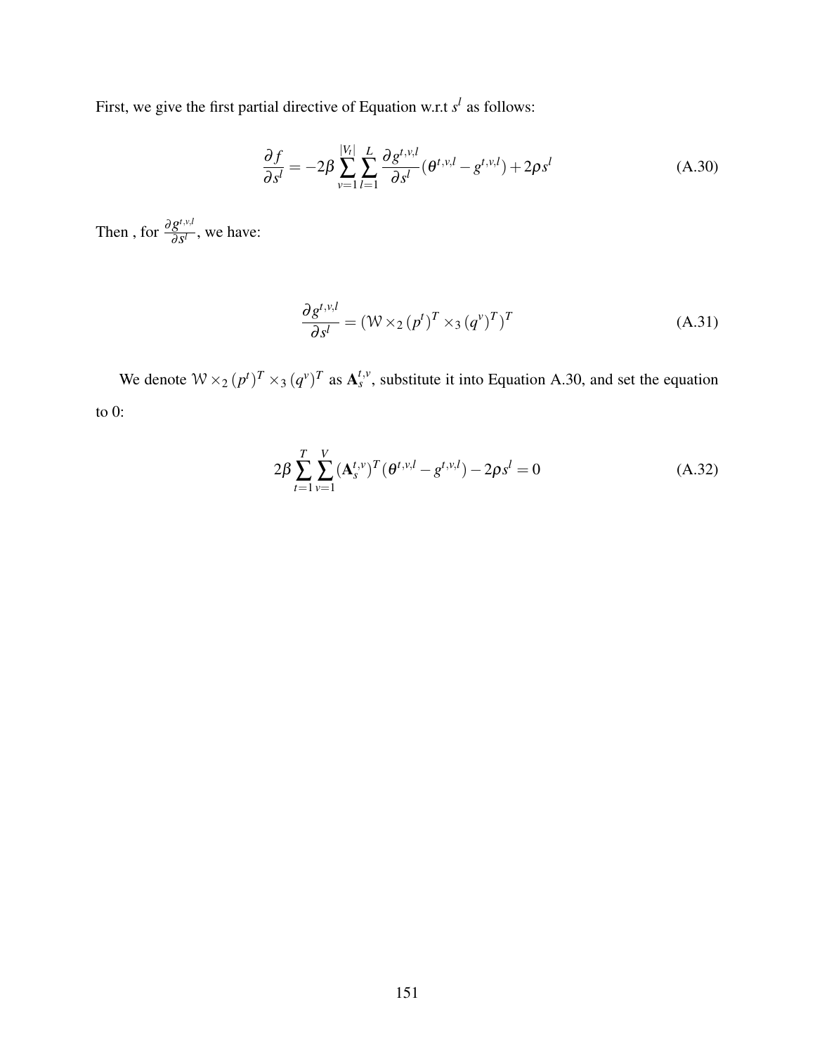First, we give the first partial directive of Equation w.r.t $s^l$ as follows:

$$\frac{\partial f}{\partial s^l} = -2\beta \sum_{v=1}^{|V_t|} \sum_{l=1}^{L} \frac{\partial g^{t,v,l}}{\partial s^l} (\theta^{t,v,l} - g^{t,v,l}) + 2\rho s^l \tag{A.30}$$

Then , for $\frac{\partial g^{t,v,l}}{\partial s^l}$, we have:

$$\frac{\partial g^{t,v,l}}{\partial s^l} = (\mathcal{W} \times_2 (p^t)^T \times_3 (q^v)^T)^T \tag{A.31}$$

We denote $\mathcal{W} \times_2 (p^t)^T \times_3 (q^v)^T$ as $\mathbf{A}_s^{t,v}$, substitute it into Equation A.30, and set the equation to 0:

$$2\beta \sum_{t=1}^{T} \sum_{v=1}^{V} (\mathbf{A}_s^{t,v})^T (\theta^{t,v,l} - g^{t,v,l}) - 2\rho s^l = 0 \tag{A.32}$$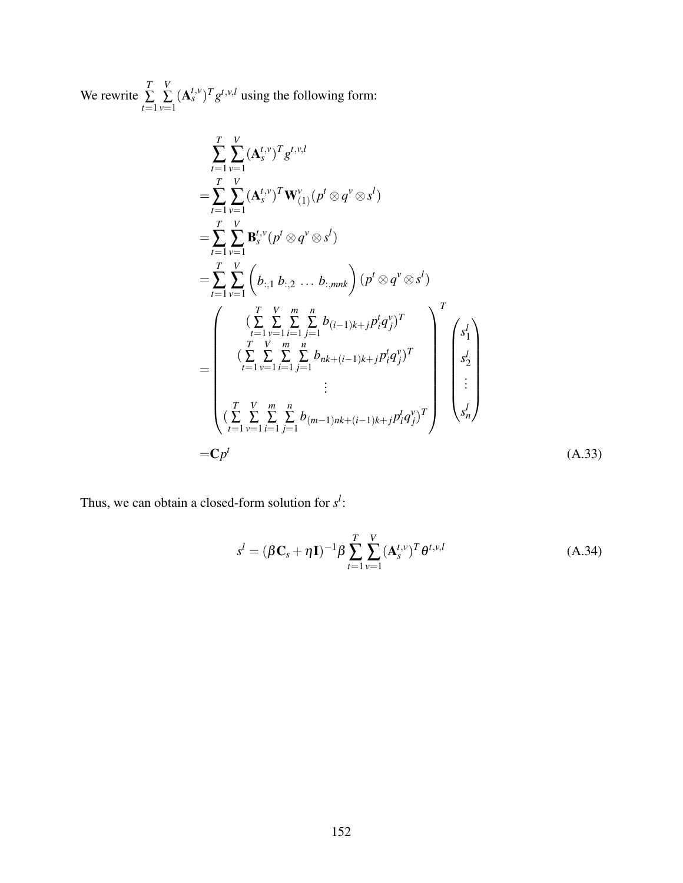We rewrite $\sum_{t=1}^{T}\sum_{v=1}^{V}(\mathbf{A}_s^{t,v})^T g^{t,v,l}$ using the following form:

$$
\begin{aligned}
&\sum_{t=1}^{T}\sum_{v=1}^{V}(\mathbf{A}_s^{t,v})^T g^{t,v,l} \\
=&\sum_{t=1}^{T}\sum_{v=1}^{V}(\mathbf{A}_s^{t,v})^T \mathbf{W}_{(1)}^{v}(p^t \otimes q^v \otimes s^l) \\
=&\sum_{t=1}^{T}\sum_{v=1}^{V}\mathbf{B}_s^{t,v}(p^t \otimes q^v \otimes s^l) \\
=&\sum_{t=1}^{T}\sum_{v=1}^{V}\begin{pmatrix} b_{:,1} \; b_{:,2} \; \ldots \; b_{:,mnk} \end{pmatrix}(p^t \otimes q^v \otimes s^l) \\
=&\begin{pmatrix}
(\sum_{t=1}^{T}\sum_{v=1}^{V}\sum_{i=1}^{m}\sum_{j=1}^{n} b_{(i-1)k+j}p_i^t q_j^v)^T \\
(\sum_{t=1}^{T}\sum_{v=1}^{V}\sum_{i=1}^{m}\sum_{j=1}^{n} b_{nk+(i-1)k+j}p_i^t q_j^v)^T \\
\vdots \\
(\sum_{t=1}^{T}\sum_{v=1}^{V}\sum_{i=1}^{m}\sum_{j=1}^{n} b_{(m-1)nk+(i-1)k+j}p_i^t q_j^v)^T
\end{pmatrix}^T
\begin{pmatrix} s_1^l \\ s_2^l \\ \vdots \\ s_n^l \end{pmatrix} \\
=&\mathbf{C}p^t
\end{aligned}
\tag{A.33}
$$

Thus, we can obtain a closed-form solution for $s^l$:

$$
s^l = (\beta \mathbf{C}_s + \eta \mathbf{I})^{-1}\beta \sum_{t=1}^{T}\sum_{v=1}^{V}(\mathbf{A}_s^{t,v})^T \theta^{t,v,l} \tag{A.34}
$$